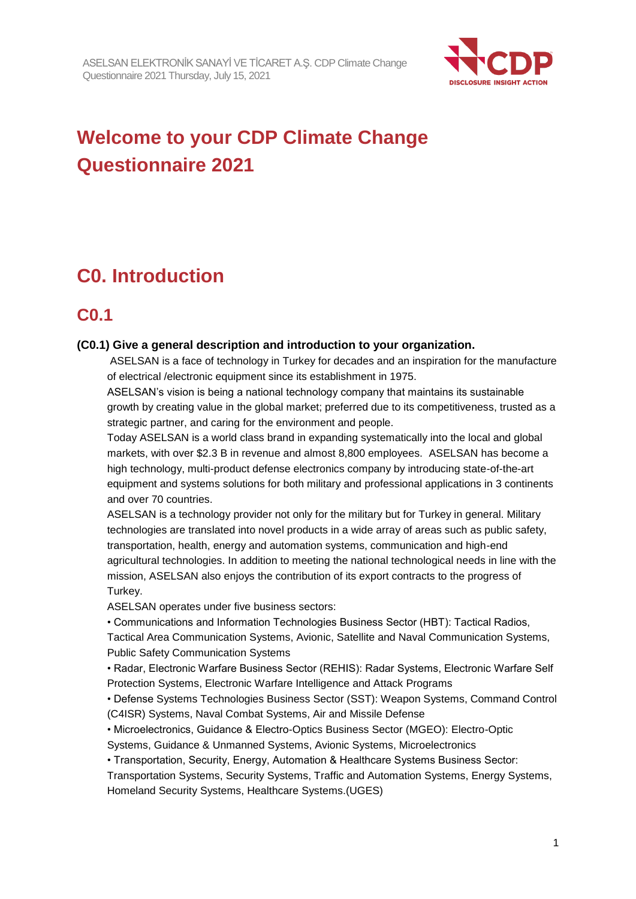# Welcome to your CDP Climate Change Questionnaire 2021

## C0. Introduction

### C0.1

**(C0.1) Give a general description and introduction to your organization.**

ASELSAN is a face of technology in Turkey for decades and an inspiration for the manufacture of electrical /electronic equipment since its establishment in 1975.

ASELSAN's vision is being a national technology company that maintains its sustainable growth by creating value in the global market; preferred due to its competitiveness, trusted as a strategic partner, and caring for the environment and people.

Today ASELSAN is a world class brand in expanding systematically into the local and global markets, with over $2.3 B in revenue and almost 8,800 employees. ASELSAN has become a high technology, multi-product defense electronics company by introducing state-of-the-art equipment and systems solutions for both military and professional applications in 3 continents and over 70 countries.

ASELSAN is a technology provider not only for the military but for Turkey in general. Military technologies are translated into novel products in a wide array of areas such as public safety, transportation, health, energy and automation systems, communication and high-end agricultural technologies. In addition to meeting the national technological needs in line with the mission, ASELSAN also enjoys the contribution of its export contracts to the progress of Turkey.

ASELSAN operates under five business sectors:

- Communications and Information Technologies Business Sector (HBT): Tactical Radios, Tactical Area Communication Systems, Avionic, Satellite and Naval Communication Systems, Public Safety Communication Systems
- Radar, Electronic Warfare Business Sector (REHIS): Radar Systems, Electronic Warfare Self Protection Systems, Electronic Warfare Intelligence and Attack Programs
- Defense Systems Technologies Business Sector (SST): Weapon Systems, Command Control (C4ISR) Systems, Naval Combat Systems, Air and Missile Defense
- Microelectronics, Guidance & Electro-Optics Business Sector (MGEO): Electro-Optic Systems, Guidance & Unmanned Systems, Avionic Systems, Microelectronics
- Transportation, Security, Energy, Automation & Healthcare Systems Business Sector: Transportation Systems, Security Systems, Traffic and Automation Systems, Energy Systems, Homeland Security Systems, Healthcare Systems.(UGES)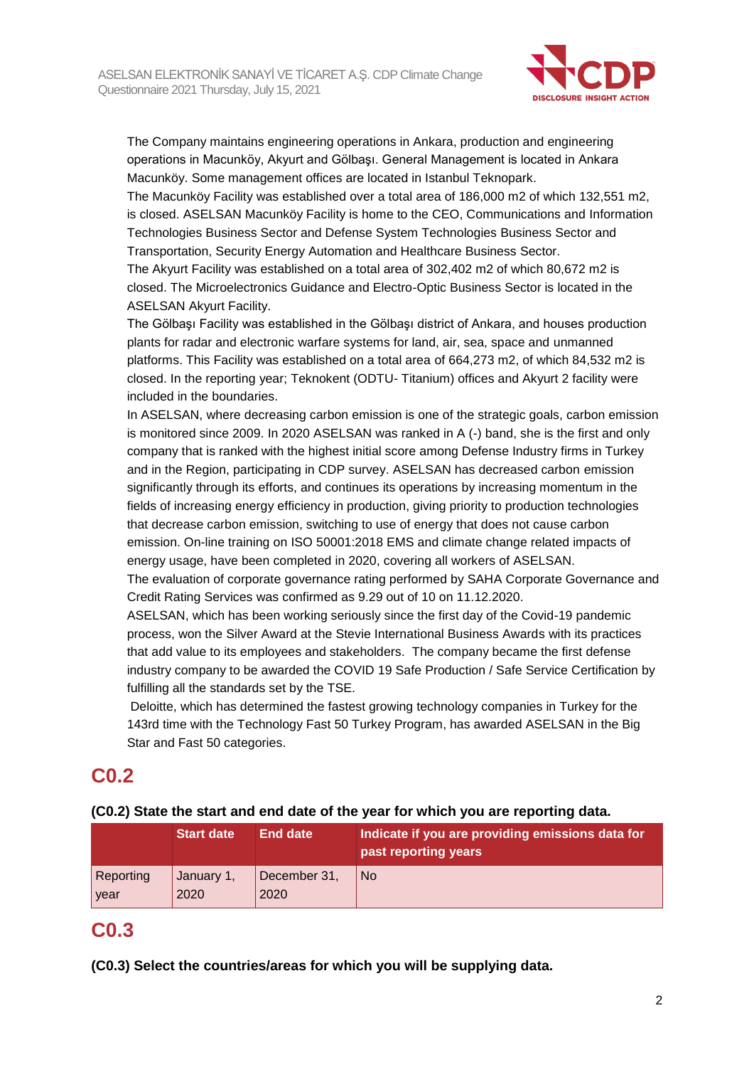The Company maintains engineering operations in Ankara, production and engineering operations in Macunköy, Akyurt and Gölbaşı. General Management is located in Ankara Macunköy. Some management offices are located in Istanbul Teknopark.
The Macunköy Facility was established over a total area of 186,000 m2 of which 132,551 m2, is closed. ASELSAN Macunköy Facility is home to the CEO, Communications and Information Technologies Business Sector and Defense System Technologies Business Sector and Transportation, Security Energy Automation and Healthcare Business Sector.
The Akyurt Facility was established on a total area of 302,402 m2 of which 80,672 m2 is closed. The Microelectronics Guidance and Electro-Optic Business Sector is located in the ASELSAN Akyurt Facility.
The Gölbaşı Facility was established in the Gölbaşı district of Ankara, and houses production plants for radar and electronic warfare systems for land, air, sea, space and unmanned platforms. This Facility was established on a total area of 664,273 m2, of which 84,532 m2 is closed. In the reporting year; Teknokent (ODTU- Titanium) offices and Akyurt 2 facility were included in the boundaries.
In ASELSAN, where decreasing carbon emission is one of the strategic goals, carbon emission is monitored since 2009. In 2020 ASELSAN was ranked in A (-) band, she is the first and only company that is ranked with the highest initial score among Defense Industry firms in Turkey and in the Region, participating in CDP survey. ASELSAN has decreased carbon emission significantly through its efforts, and continues its operations by increasing momentum in the fields of increasing energy efficiency in production, giving priority to production technologies that decrease carbon emission, switching to use of energy that does not cause carbon emission. On-line training on ISO 50001:2018 EMS and climate change related impacts of energy usage, have been completed in 2020, covering all workers of ASELSAN.
The evaluation of corporate governance rating performed by SAHA Corporate Governance and Credit Rating Services was confirmed as 9.29 out of 10 on 11.12.2020.
ASELSAN, which has been working seriously since the first day of the Covid-19 pandemic process, won the Silver Award at the Stevie International Business Awards with its practices that add value to its employees and stakeholders. The company became the first defense industry company to be awarded the COVID 19 Safe Production / Safe Service Certification by fulfilling all the standards set by the TSE.
Deloitte, which has determined the fastest growing technology companies in Turkey for the 143rd time with the Technology Fast 50 Turkey Program, has awarded ASELSAN in the Big Star and Fast 50 categories.

## C0.2

**(C0.2) State the start and end date of the year for which you are reporting data.**

| | Start date | End date | Indicate if you are providing emissions data for past reporting years |
|---|---|---|---|
| Reporting year | January 1, 2020 | December 31, 2020 | No |

## C0.3

**(C0.3) Select the countries/areas for which you will be supplying data.**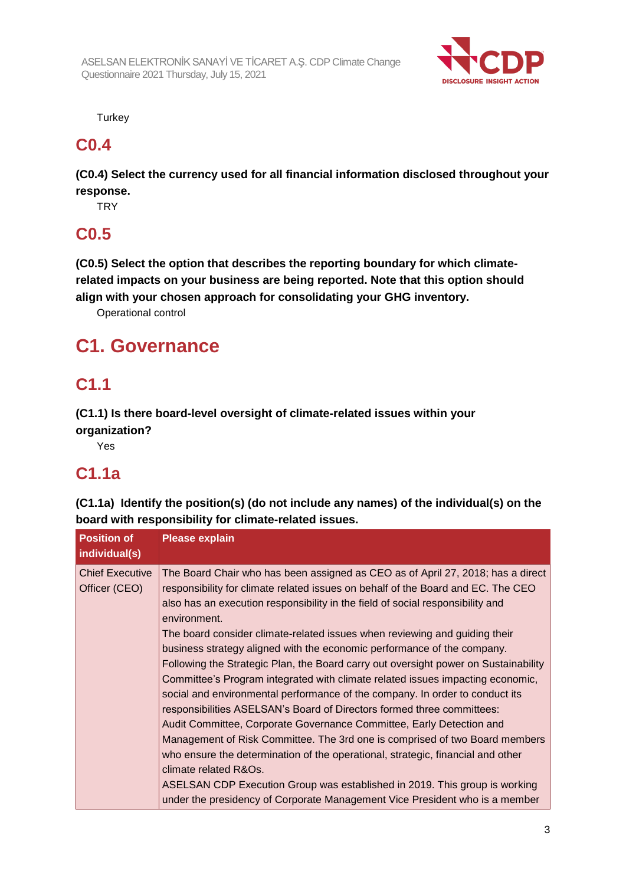Turkey

## C0.4

**(C0.4) Select the currency used for all financial information disclosed throughout your response.**

TRY

## C0.5

**(C0.5) Select the option that describes the reporting boundary for which climate-related impacts on your business are being reported. Note that this option should align with your chosen approach for consolidating your GHG inventory.**

Operational control

# C1. Governance

## C1.1

**(C1.1) Is there board-level oversight of climate-related issues within your organization?**

Yes

## C1.1a

**(C1.1a) Identify the position(s) (do not include any names) of the individual(s) on the board with responsibility for climate-related issues.**

| Position of individual(s) | Please explain |
| --- | --- |
| Chief Executive Officer (CEO) | The Board Chair who has been assigned as CEO as of April 27, 2018; has a direct responsibility for climate related issues on behalf of the Board and EC. The CEO also has an execution responsibility in the field of social responsibility and environment.<br>The board consider climate-related issues when reviewing and guiding their business strategy aligned with the economic performance of the company. Following the Strategic Plan, the Board carry out oversight power on Sustainability Committee's Program integrated with climate related issues impacting economic, social and environmental performance of the company. In order to conduct its responsibilities ASELSAN's Board of Directors formed three committees: Audit Committee, Corporate Governance Committee, Early Detection and Management of Risk Committee. The 3rd one is comprised of two Board members who ensure the determination of the operational, strategic, financial and other climate related R&Os.<br>ASELSAN CDP Execution Group was established in 2019. This group is working under the presidency of Corporate Management Vice President who is a member |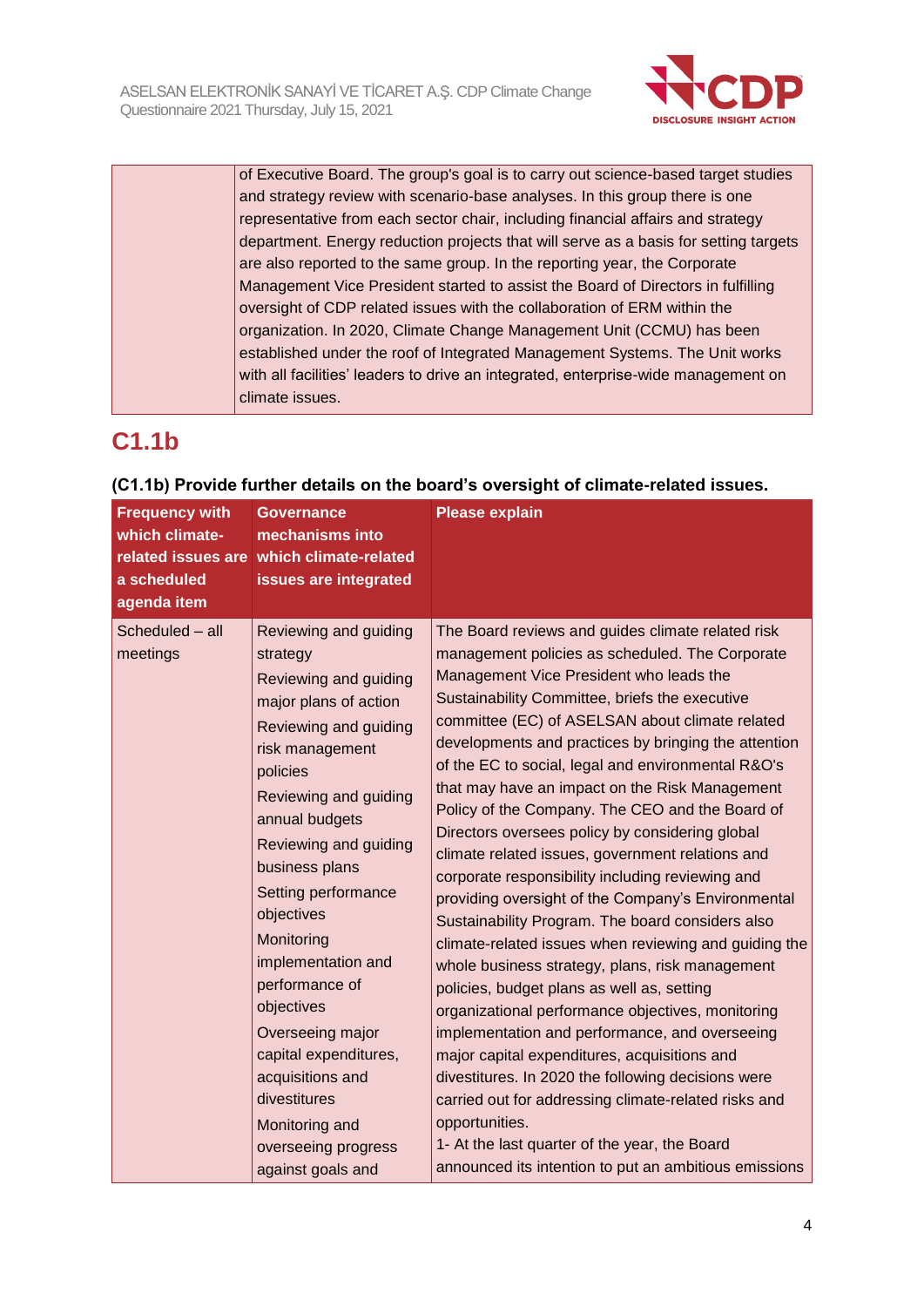| | of Executive Board. The group's goal is to carry out science-based target studies and strategy review with scenario-base analyses. In this group there is one representative from each sector chair, including financial affairs and strategy department. Energy reduction projects that will serve as a basis for setting targets are also reported to the same group. In the reporting year, the Corporate Management Vice President started to assist the Board of Directors in fulfilling oversight of CDP related issues with the collaboration of ERM within the organization. In 2020, Climate Change Management Unit (CCMU) has been established under the roof of Integrated Management Systems. The Unit works with all facilities' leaders to drive an integrated, enterprise-wide management on climate issues. |
|---|---|

## C1.1b

**(C1.1b) Provide further details on the board's oversight of climate-related issues.**

| Frequency with which climate-related issues are a scheduled agenda item | Governance mechanisms into which climate-related issues are integrated | Please explain |
|---|---|---|
| Scheduled – all meetings | Reviewing and guiding strategy<br>Reviewing and guiding major plans of action<br>Reviewing and guiding risk management policies<br>Reviewing and guiding annual budgets<br>Reviewing and guiding business plans<br>Setting performance objectives<br>Monitoring implementation and performance of objectives<br>Overseeing major capital expenditures, acquisitions and divestitures<br>Monitoring and overseeing progress against goals and | The Board reviews and guides climate related risk management policies as scheduled. The Corporate Management Vice President who leads the Sustainability Committee, briefs the executive committee (EC) of ASELSAN about climate related developments and practices by bringing the attention of the EC to social, legal and environmental R&O's that may have an impact on the Risk Management Policy of the Company. The CEO and the Board of Directors oversees policy by considering global climate related issues, government relations and corporate responsibility including reviewing and providing oversight of the Company's Environmental Sustainability Program. The board considers also climate-related issues when reviewing and guiding the whole business strategy, plans, risk management policies, budget plans as well as, setting organizational performance objectives, monitoring implementation and performance, and overseeing major capital expenditures, acquisitions and divestitures. In 2020 the following decisions were carried out for addressing climate-related risks and opportunities.<br>1- At the last quarter of the year, the Board announced its intention to put an ambitious emissions |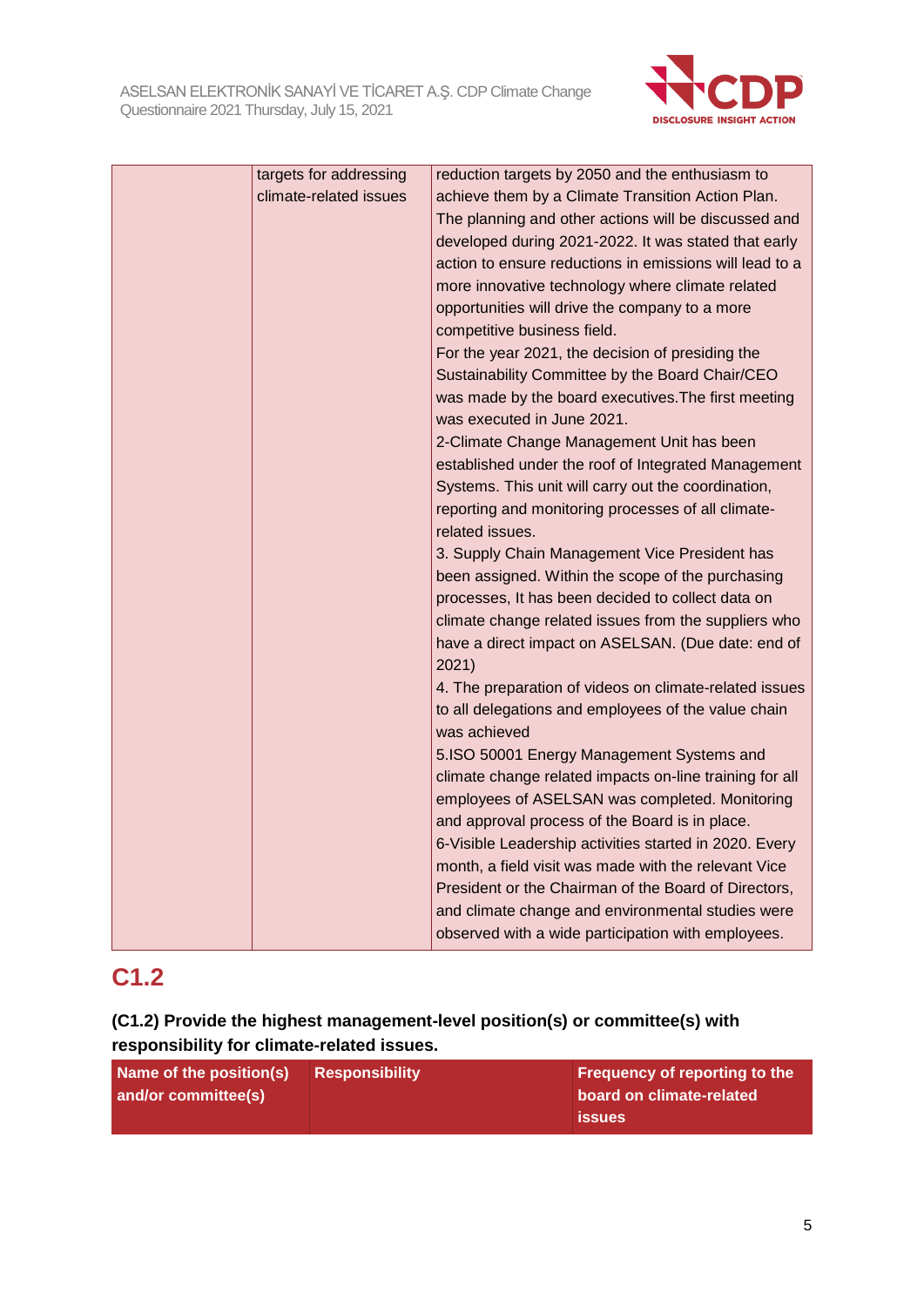| | targets for addressing climate-related issues | reduction targets by 2050 and the enthusiasm to achieve them by a Climate Transition Action Plan. The planning and other actions will be discussed and developed during 2021-2022. It was stated that early action to ensure reductions in emissions will lead to a more innovative technology where climate related opportunities will drive the company to a more competitive business field.<br>For the year 2021, the decision of presiding the Sustainability Committee by the Board Chair/CEO was made by the board executives.The first meeting was executed in June 2021.<br>2-Climate Change Management Unit has been established under the roof of Integrated Management Systems. This unit will carry out the coordination, reporting and monitoring processes of all climate-related issues.<br>3. Supply Chain Management Vice President has been assigned. Within the scope of the purchasing processes, It has been decided to collect data on climate change related issues from the suppliers who have a direct impact on ASELSAN. (Due date: end of 2021)<br>4. The preparation of videos on climate-related issues to all delegations and employees of the value chain was achieved<br>5.ISO 50001 Energy Management Systems and climate change related impacts on-line training for all employees of ASELSAN was completed. Monitoring and approval process of the Board is in place.<br>6-Visible Leadership activities started in 2020. Every month, a field visit was made with the relevant Vice President or the Chairman of the Board of Directors, and climate change and environmental studies were observed with a wide participation with employees. |
|---|---|---|

## C1.2

**(C1.2) Provide the highest management-level position(s) or committee(s) with responsibility for climate-related issues.**

| Name of the position(s) and/or committee(s) | Responsibility | Frequency of reporting to the board on climate-related issues |
|---|---|---|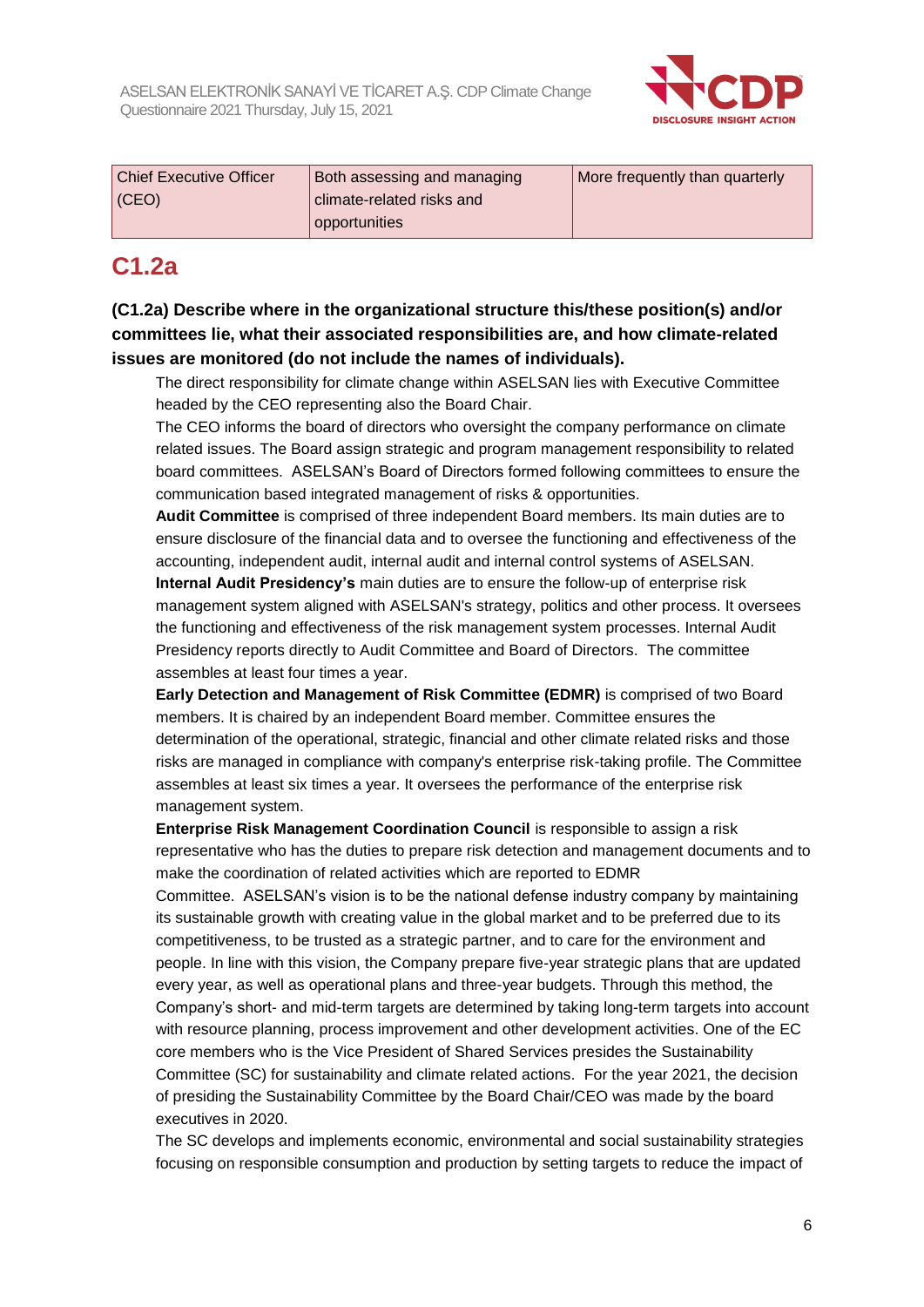| Chief Executive Officer (CEO) | Both assessing and managing climate-related risks and opportunities | More frequently than quarterly |
|---|---|---|

## C1.2a

**(C1.2a) Describe where in the organizational structure this/these position(s) and/or committees lie, what their associated responsibilities are, and how climate-related issues are monitored (do not include the names of individuals).**

The direct responsibility for climate change within ASELSAN lies with Executive Committee headed by the CEO representing also the Board Chair.

The CEO informs the board of directors who oversight the company performance on climate related issues. The Board assign strategic and program management responsibility to related board committees. ASELSAN's Board of Directors formed following committees to ensure the communication based integrated management of risks & opportunities.

**Audit Committee** is comprised of three independent Board members. Its main duties are to ensure disclosure of the financial data and to oversee the functioning and effectiveness of the accounting, independent audit, internal audit and internal control systems of ASELSAN.

**Internal Audit Presidency's** main duties are to ensure the follow-up of enterprise risk management system aligned with ASELSAN's strategy, politics and other process. It oversees the functioning and effectiveness of the risk management system processes. Internal Audit Presidency reports directly to Audit Committee and Board of Directors. The committee assembles at least four times a year.

**Early Detection and Management of Risk Committee (EDMR)** is comprised of two Board members. It is chaired by an independent Board member. Committee ensures the determination of the operational, strategic, financial and other climate related risks and those risks are managed in compliance with company's enterprise risk-taking profile. The Committee assembles at least six times a year. It oversees the performance of the enterprise risk management system.

**Enterprise Risk Management Coordination Council** is responsible to assign a risk representative who has the duties to prepare risk detection and management documents and to make the coordination of related activities which are reported to EDMR Committee. ASELSAN's vision is to be the national defense industry company by maintaining its sustainable growth with creating value in the global market and to be preferred due to its competitiveness, to be trusted as a strategic partner, and to care for the environment and people. In line with this vision, the Company prepare five-year strategic plans that are updated every year, as well as operational plans and three-year budgets. Through this method, the Company's short- and mid-term targets are determined by taking long-term targets into account with resource planning, process improvement and other development activities. One of the EC core members who is the Vice President of Shared Services presides the Sustainability Committee (SC) for sustainability and climate related actions. For the year 2021, the decision of presiding the Sustainability Committee by the Board Chair/CEO was made by the board executives in 2020.

The SC develops and implements economic, environmental and social sustainability strategies focusing on responsible consumption and production by setting targets to reduce the impact of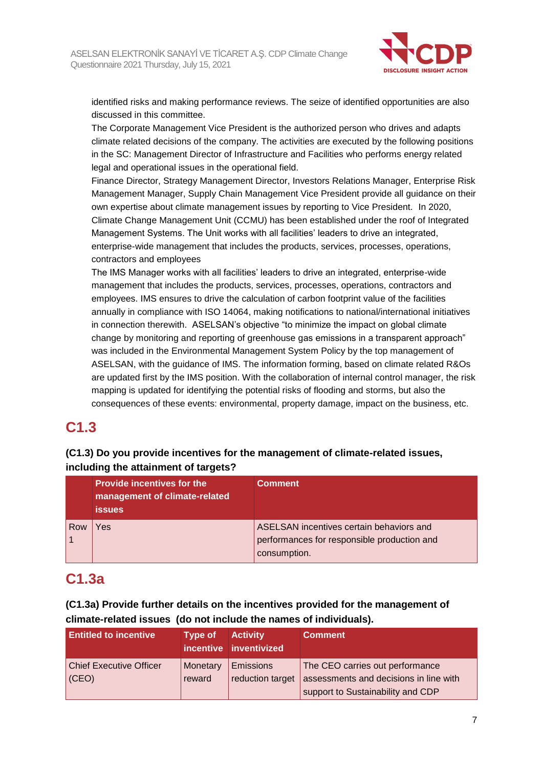identified risks and making performance reviews. The seize of identified opportunities are also discussed in this committee.

The Corporate Management Vice President is the authorized person who drives and adapts climate related decisions of the company. The activities are executed by the following positions in the SC: Management Director of Infrastructure and Facilities who performs energy related legal and operational issues in the operational field.

Finance Director, Strategy Management Director, Investors Relations Manager, Enterprise Risk Management Manager, Supply Chain Management Vice President provide all guidance on their own expertise about climate management issues by reporting to Vice President.  In 2020, Climate Change Management Unit (CCMU) has been established under the roof of Integrated Management Systems. The Unit works with all facilities' leaders to drive an integrated, enterprise-wide management that includes the products, services, processes, operations, contractors and employees

The IMS Manager works with all facilities' leaders to drive an integrated, enterprise-wide management that includes the products, services, processes, operations, contractors and employees. IMS ensures to drive the calculation of carbon footprint value of the facilities annually in compliance with ISO 14064, making notifications to national/international initiatives in connection therewith.  ASELSAN's objective "to minimize the impact on global climate change by monitoring and reporting of greenhouse gas emissions in a transparent approach" was included in the Environmental Management System Policy by the top management of ASELSAN, with the guidance of IMS. The information forming, based on climate related R&Os are updated first by the IMS position. With the collaboration of internal control manager, the risk mapping is updated for identifying the potential risks of flooding and storms, but also the consequences of these events: environmental, property damage, impact on the business, etc.

## C1.3

**(C1.3) Do you provide incentives for the management of climate-related issues, including the attainment of targets?**

| | Provide incentives for the management of climate-related issues | Comment |
|---|---|---|
| Row 1 | Yes | ASELSAN incentives certain behaviors and performances for responsible production and consumption. |

## C1.3a

**(C1.3a) Provide further details on the incentives provided for the management of climate-related issues  (do not include the names of individuals).**

| Entitled to incentive | Type of incentive | Activity inventivized | Comment |
|---|---|---|---|
| Chief Executive Officer (CEO) | Monetary reward | Emissions reduction target | The CEO carries out performance assessments and decisions in line with support to Sustainability and CDP |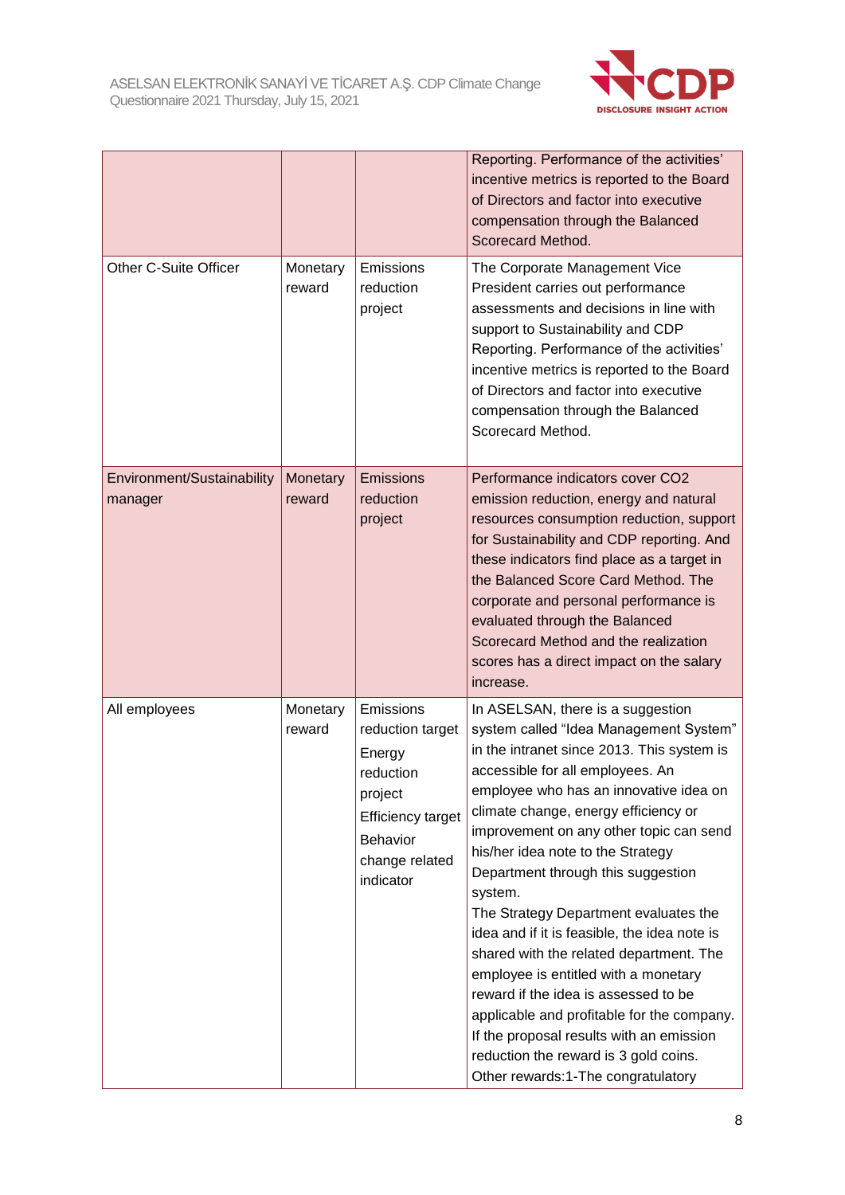| | | | |
|---|---|---|---|
| | | | Reporting. Performance of the activities' incentive metrics is reported to the Board of Directors and factor into executive compensation through the Balanced Scorecard Method. |
| Other C-Suite Officer | Monetary reward | Emissions reduction project | The Corporate Management Vice President carries out performance assessments and decisions in line with support to Sustainability and CDP Reporting. Performance of the activities' incentive metrics is reported to the Board of Directors and factor into executive compensation through the Balanced Scorecard Method. |
| Environment/Sustainability manager | Monetary reward | Emissions reduction project | Performance indicators cover CO2 emission reduction, energy and natural resources consumption reduction, support for Sustainability and CDP reporting. And these indicators find place as a target in the Balanced Score Card Method. The corporate and personal performance is evaluated through the Balanced Scorecard Method and the realization scores has a direct impact on the salary increase. |
| All employees | Monetary reward | Emissions reduction target<br>Energy reduction project<br>Efficiency target<br>Behavior change related indicator | In ASELSAN, there is a suggestion system called "Idea Management System" in the intranet since 2013. This system is accessible for all employees. An employee who has an innovative idea on climate change, energy efficiency or improvement on any other topic can send his/her idea note to the Strategy Department through this suggestion system.<br>The Strategy Department evaluates the idea and if it is feasible, the idea note is shared with the related department. The employee is entitled with a monetary reward if the idea is assessed to be applicable and profitable for the company. If the proposal results with an emission reduction the reward is 3 gold coins.<br>Other rewards:1-The congratulatory |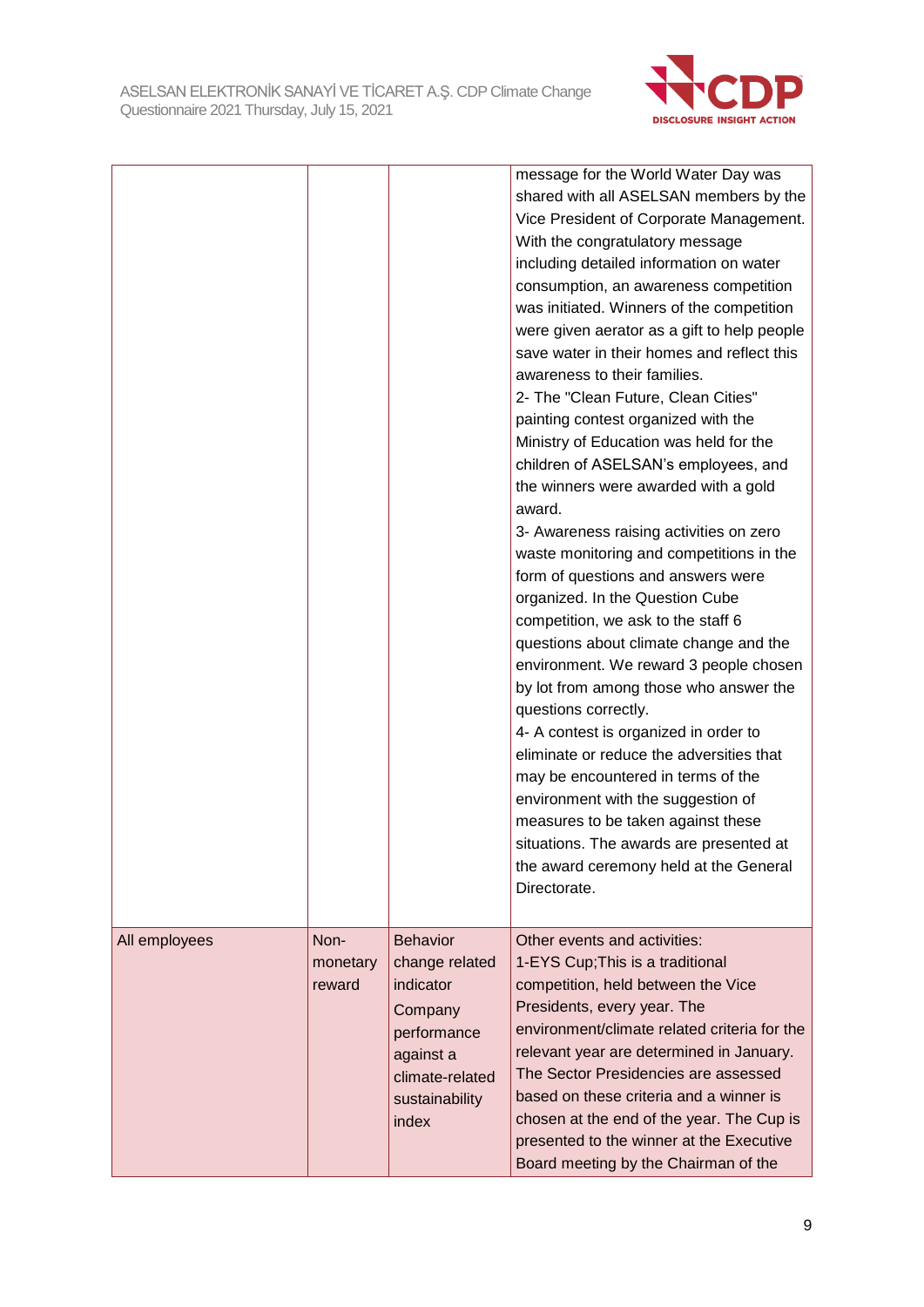| | | | |
|---|---|---|---|
| | | | message for the World Water Day was shared with all ASELSAN members by the Vice President of Corporate Management. With the congratulatory message including detailed information on water consumption, an awareness competition was initiated. Winners of the competition were given aerator as a gift to help people save water in their homes and reflect this awareness to their families.<br>2- The "Clean Future, Clean Cities" painting contest organized with the Ministry of Education was held for the children of ASELSAN's employees, and the winners were awarded with a gold award.<br>3- Awareness raising activities on zero waste monitoring and competitions in the form of questions and answers were organized. In the Question Cube competition, we ask to the staff 6 questions about climate change and the environment. We reward 3 people chosen by lot from among those who answer the questions correctly.<br>4- A contest is organized in order to eliminate or reduce the adversities that may be encountered in terms of the environment with the suggestion of measures to be taken against these situations. The awards are presented at the award ceremony held at the General Directorate. |
| All employees | Non-monetary reward | Behavior change related indicator<br>Company performance against a climate-related sustainability index | Other events and activities:<br>1-EYS Cup;This is a traditional competition, held between the Vice Presidents, every year. The environment/climate related criteria for the relevant year are determined in January. The Sector Presidencies are assessed based on these criteria and a winner is chosen at the end of the year. The Cup is presented to the winner at the Executive Board meeting by the Chairman of the |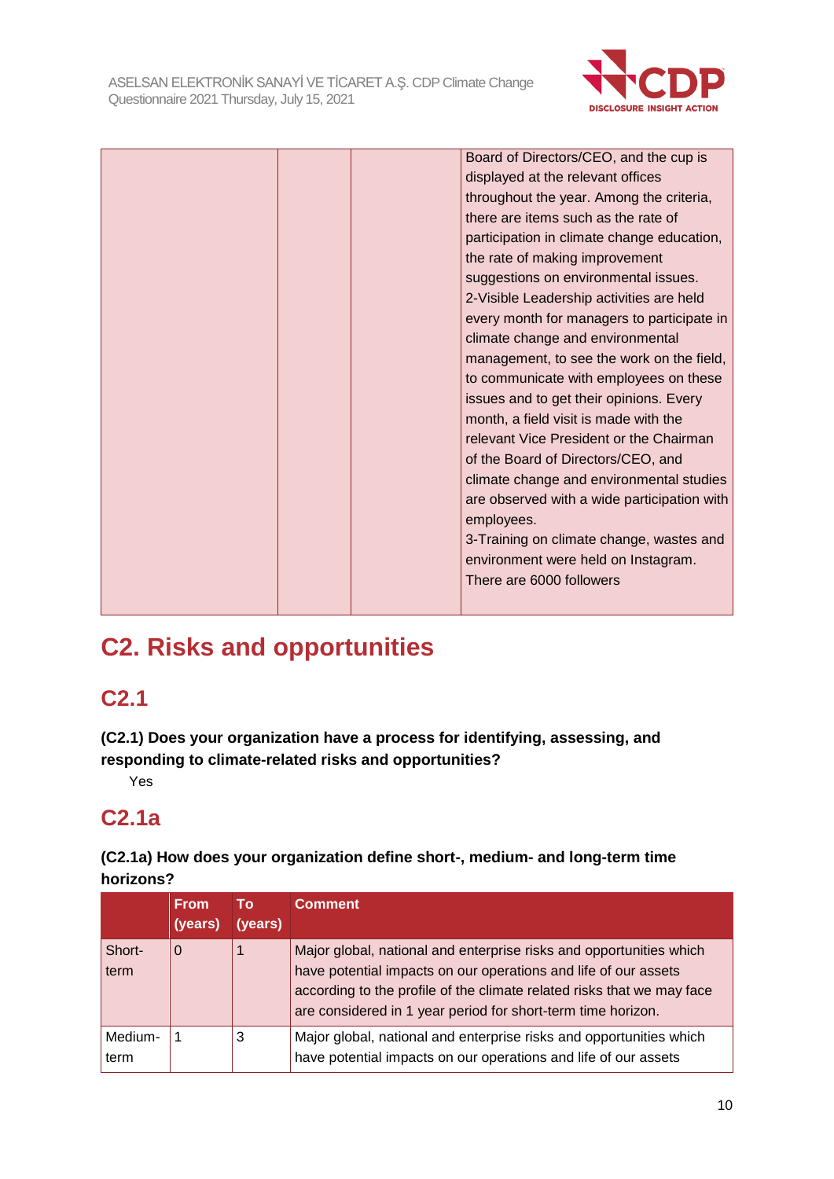| | | | Board of Directors/CEO, and the cup is displayed at the relevant offices throughout the year. Among the criteria, there are items such as the rate of participation in climate change education, the rate of making improvement suggestions on environmental issues.<br>2-Visible Leadership activities are held every month for managers to participate in climate change and environmental management, to see the work on the field, to communicate with employees on these issues and to get their opinions. Every month, a field visit is made with the relevant Vice President or the Chairman of the Board of Directors/CEO, and climate change and environmental studies are observed with a wide participation with employees.<br>3-Training on climate change, wastes and environment were held on Instagram. There are 6000 followers |
|---|---|---|---|

# C2. Risks and opportunities

## C2.1

**(C2.1) Does your organization have a process for identifying, assessing, and responding to climate-related risks and opportunities?**

Yes

## C2.1a

**(C2.1a) How does your organization define short-, medium- and long-term time horizons?**

| | From (years) | To (years) | Comment |
|---|---|---|---|
| Short-term | 0 | 1 | Major global, national and enterprise risks and opportunities which have potential impacts on our operations and life of our assets according to the profile of the climate related risks that we may face are considered in 1 year period for short-term time horizon. |
| Medium-term | 1 | 3 | Major global, national and enterprise risks and opportunities which have potential impacts on our operations and life of our assets |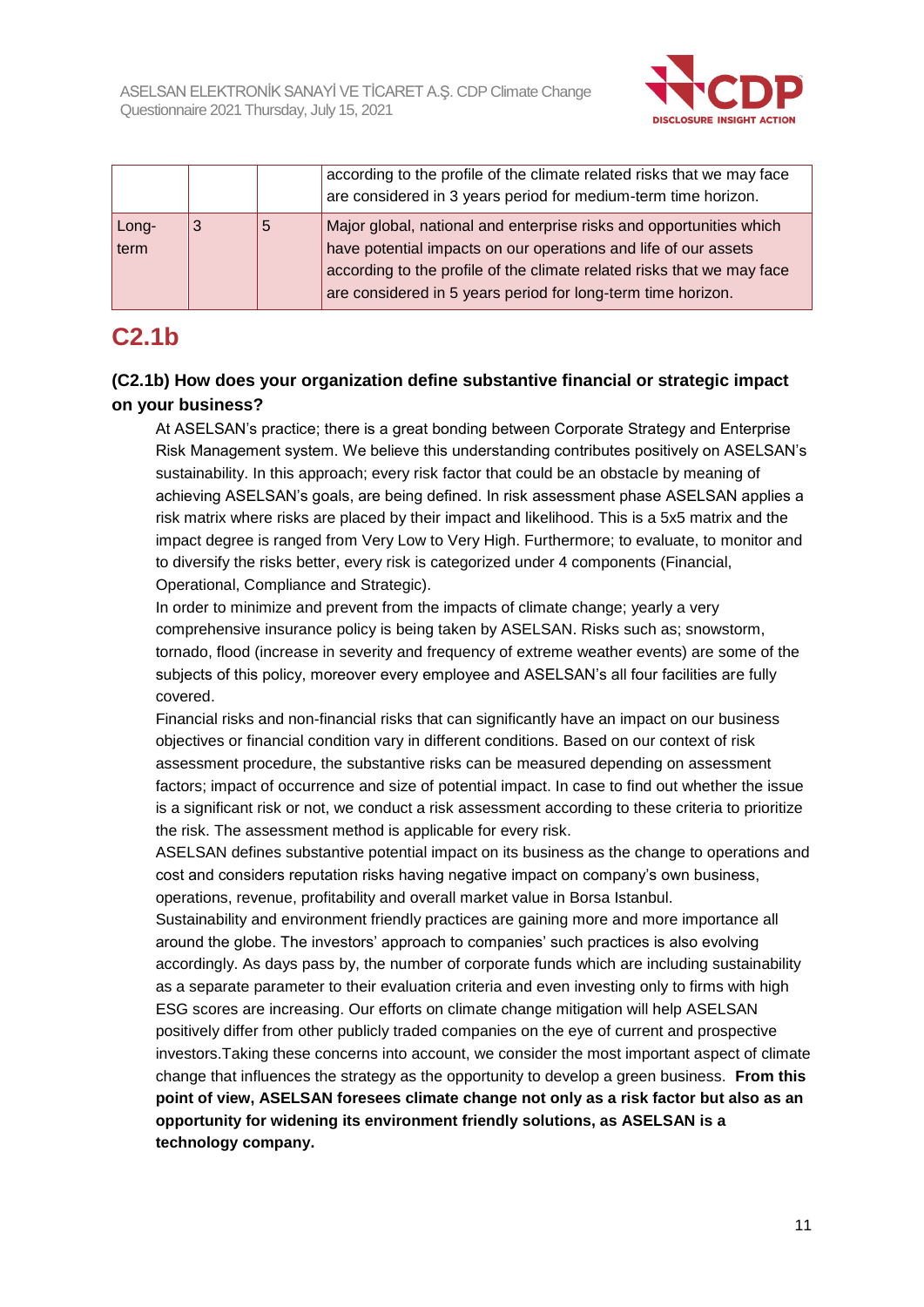| | | | |
|---|---|---|---|
| | | | according to the profile of the climate related risks that we may face are considered in 3 years period for medium-term time horizon. |
| Long-term | 3 | 5 | Major global, national and enterprise risks and opportunities which have potential impacts on our operations and life of our assets according to the profile of the climate related risks that we may face are considered in 5 years period for long-term time horizon. |

## C2.1b

**(C2.1b) How does your organization define substantive financial or strategic impact on your business?**

At ASELSAN's practice; there is a great bonding between Corporate Strategy and Enterprise Risk Management system. We believe this understanding contributes positively on ASELSAN's sustainability. In this approach; every risk factor that could be an obstacle by meaning of achieving ASELSAN's goals, are being defined. In risk assessment phase ASELSAN applies a risk matrix where risks are placed by their impact and likelihood. This is a 5x5 matrix and the impact degree is ranged from Very Low to Very High. Furthermore; to evaluate, to monitor and to diversify the risks better, every risk is categorized under 4 components (Financial, Operational, Compliance and Strategic).

In order to minimize and prevent from the impacts of climate change; yearly a very comprehensive insurance policy is being taken by ASELSAN. Risks such as; snowstorm, tornado, flood (increase in severity and frequency of extreme weather events) are some of the subjects of this policy, moreover every employee and ASELSAN's all four facilities are fully covered.

Financial risks and non-financial risks that can significantly have an impact on our business objectives or financial condition vary in different conditions. Based on our context of risk assessment procedure, the substantive risks can be measured depending on assessment factors; impact of occurrence and size of potential impact. In case to find out whether the issue is a significant risk or not, we conduct a risk assessment according to these criteria to prioritize the risk. The assessment method is applicable for every risk.

ASELSAN defines substantive potential impact on its business as the change to operations and cost and considers reputation risks having negative impact on company's own business, operations, revenue, profitability and overall market value in Borsa Istanbul.

Sustainability and environment friendly practices are gaining more and more importance all around the globe. The investors' approach to companies' such practices is also evolving accordingly. As days pass by, the number of corporate funds which are including sustainability as a separate parameter to their evaluation criteria and even investing only to firms with high ESG scores are increasing. Our efforts on climate change mitigation will help ASELSAN positively differ from other publicly traded companies on the eye of current and prospective investors.Taking these concerns into account, we consider the most important aspect of climate change that influences the strategy as the opportunity to develop a green business. **From this point of view, ASELSAN foresees climate change not only as a risk factor but also as an opportunity for widening its environment friendly solutions, as ASELSAN is a technology company.**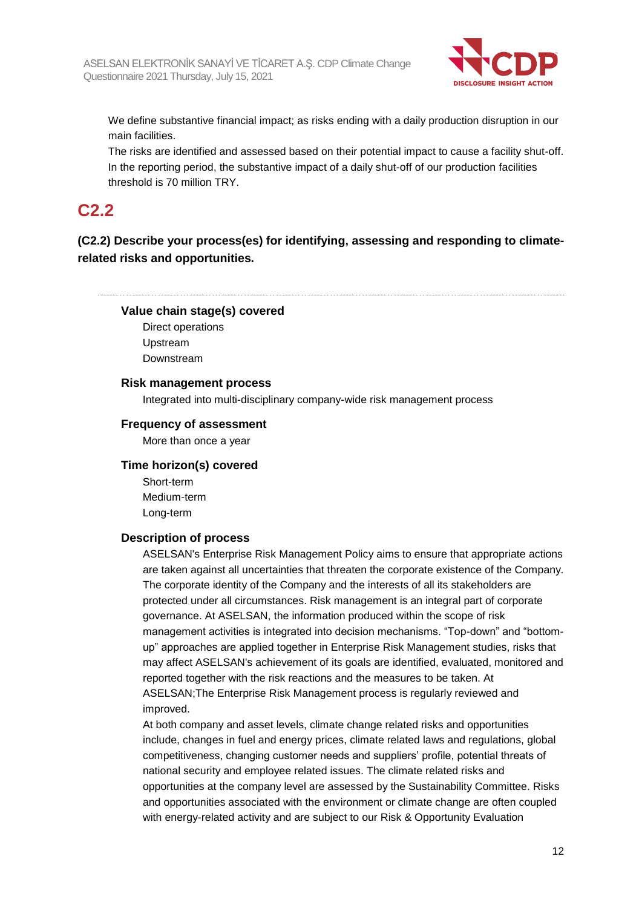We define substantive financial impact; as risks ending with a daily production disruption in our main facilities.
The risks are identified and assessed based on their potential impact to cause a facility shut-off.
In the reporting period, the substantive impact of a daily shut-off of our production facilities threshold is 70 million TRY.

## C2.2

**(C2.2) Describe your process(es) for identifying, assessing and responding to climate-related risks and opportunities.**

**Value chain stage(s) covered**

Direct operations
Upstream
Downstream

**Risk management process**

Integrated into multi-disciplinary company-wide risk management process

**Frequency of assessment**

More than once a year

**Time horizon(s) covered**

Short-term
Medium-term
Long-term

**Description of process**

ASELSAN's Enterprise Risk Management Policy aims to ensure that appropriate actions are taken against all uncertainties that threaten the corporate existence of the Company. The corporate identity of the Company and the interests of all its stakeholders are protected under all circumstances. Risk management is an integral part of corporate governance. At ASELSAN, the information produced within the scope of risk management activities is integrated into decision mechanisms. "Top-down" and "bottom-up" approaches are applied together in Enterprise Risk Management studies, risks that may affect ASELSAN's achievement of its goals are identified, evaluated, monitored and reported together with the risk reactions and the measures to be taken. At ASELSAN;The Enterprise Risk Management process is regularly reviewed and improved.
At both company and asset levels, climate change related risks and opportunities include, changes in fuel and energy prices, climate related laws and regulations, global competitiveness, changing customer needs and suppliers' profile, potential threats of national security and employee related issues. The climate related risks and opportunities at the company level are assessed by the Sustainability Committee. Risks and opportunities associated with the environment or climate change are often coupled with energy-related activity and are subject to our Risk & Opportunity Evaluation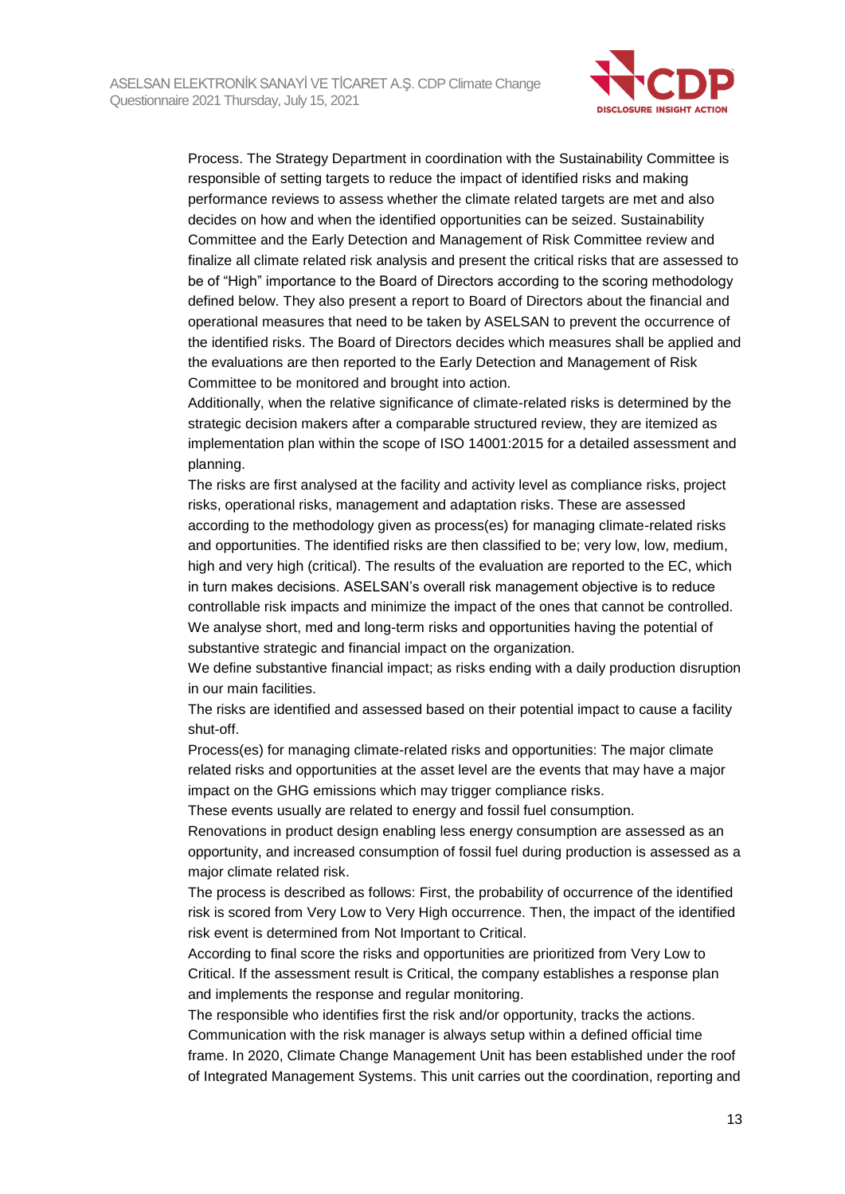Process. The Strategy Department in coordination with the Sustainability Committee is responsible of setting targets to reduce the impact of identified risks and making performance reviews to assess whether the climate related targets are met and also decides on how and when the identified opportunities can be seized. Sustainability Committee and the Early Detection and Management of Risk Committee review and finalize all climate related risk analysis and present the critical risks that are assessed to be of "High" importance to the Board of Directors according to the scoring methodology defined below. They also present a report to Board of Directors about the financial and operational measures that need to be taken by ASELSAN to prevent the occurrence of the identified risks. The Board of Directors decides which measures shall be applied and the evaluations are then reported to the Early Detection and Management of Risk Committee to be monitored and brought into action.

Additionally, when the relative significance of climate-related risks is determined by the strategic decision makers after a comparable structured review, they are itemized as implementation plan within the scope of ISO 14001:2015 for a detailed assessment and planning.

The risks are first analysed at the facility and activity level as compliance risks, project risks, operational risks, management and adaptation risks. These are assessed according to the methodology given as process(es) for managing climate-related risks and opportunities. The identified risks are then classified to be; very low, low, medium, high and very high (critical). The results of the evaluation are reported to the EC, which in turn makes decisions. ASELSAN's overall risk management objective is to reduce controllable risk impacts and minimize the impact of the ones that cannot be controlled.

We analyse short, med and long-term risks and opportunities having the potential of substantive strategic and financial impact on the organization.

We define substantive financial impact; as risks ending with a daily production disruption in our main facilities.

The risks are identified and assessed based on their potential impact to cause a facility shut-off.

Process(es) for managing climate-related risks and opportunities: The major climate related risks and opportunities at the asset level are the events that may have a major impact on the GHG emissions which may trigger compliance risks.

These events usually are related to energy and fossil fuel consumption.

Renovations in product design enabling less energy consumption are assessed as an opportunity, and increased consumption of fossil fuel during production is assessed as a major climate related risk.

The process is described as follows: First, the probability of occurrence of the identified risk is scored from Very Low to Very High occurrence. Then, the impact of the identified risk event is determined from Not Important to Critical.

According to final score the risks and opportunities are prioritized from Very Low to Critical. If the assessment result is Critical, the company establishes a response plan and implements the response and regular monitoring.

The responsible who identifies first the risk and/or opportunity, tracks the actions. Communication with the risk manager is always setup within a defined official time frame. In 2020, Climate Change Management Unit has been established under the roof of Integrated Management Systems. This unit carries out the coordination, reporting and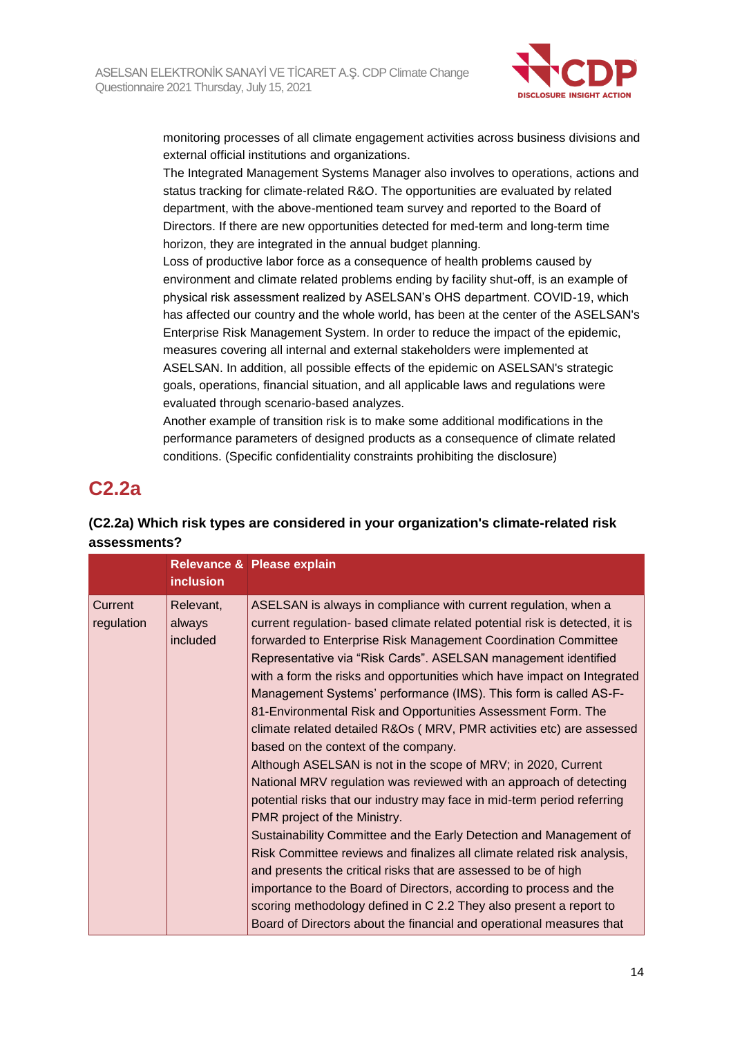monitoring processes of all climate engagement activities across business divisions and external official institutions and organizations.
The Integrated Management Systems Manager also involves to operations, actions and status tracking for climate-related R&O. The opportunities are evaluated by related department, with the above-mentioned team survey and reported to the Board of Directors. If there are new opportunities detected for med-term and long-term time horizon, they are integrated in the annual budget planning.
Loss of productive labor force as a consequence of health problems caused by environment and climate related problems ending by facility shut-off, is an example of physical risk assessment realized by ASELSAN's OHS department. COVID-19, which has affected our country and the whole world, has been at the center of the ASELSAN's Enterprise Risk Management System. In order to reduce the impact of the epidemic, measures covering all internal and external stakeholders were implemented at ASELSAN. In addition, all possible effects of the epidemic on ASELSAN's strategic goals, operations, financial situation, and all applicable laws and regulations were evaluated through scenario-based analyzes.
Another example of transition risk is to make some additional modifications in the performance parameters of designed products as a consequence of climate related conditions. (Specific confidentiality constraints prohibiting the disclosure)

## C2.2a

**(C2.2a) Which risk types are considered in your organization's climate-related risk assessments?**

| | Relevance & inclusion | Please explain |
|---|---|---|
| Current regulation | Relevant, always included | ASELSAN is always in compliance with current regulation, when a current regulation- based climate related potential risk is detected, it is forwarded to Enterprise Risk Management Coordination Committee Representative via "Risk Cards". ASELSAN management identified with a form the risks and opportunities which have impact on Integrated Management Systems' performance (IMS). This form is called AS-F-81-Environmental Risk and Opportunities Assessment Form. The climate related detailed R&Os ( MRV, PMR activities etc) are assessed based on the context of the company.<br>Although ASELSAN is not in the scope of MRV; in 2020, Current National MRV regulation was reviewed with an approach of detecting potential risks that our industry may face in mid-term period referring PMR project of the Ministry.<br>Sustainability Committee and the Early Detection and Management of Risk Committee reviews and finalizes all climate related risk analysis, and presents the critical risks that are assessed to be of high importance to the Board of Directors, according to process and the scoring methodology defined in C 2.2 They also present a report to Board of Directors about the financial and operational measures that |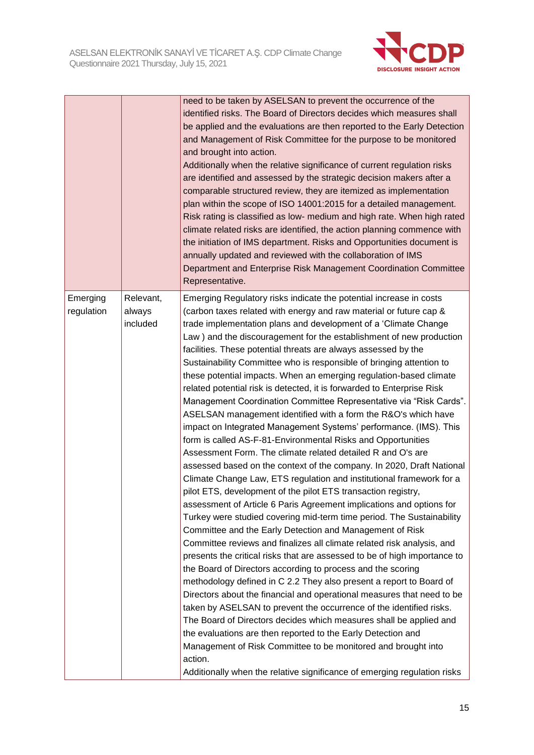| | | |
|---|---|---|
| | | need to be taken by ASELSAN to prevent the occurrence of the identified risks. The Board of Directors decides which measures shall be applied and the evaluations are then reported to the Early Detection and Management of Risk Committee for the purpose to be monitored and brought into action.<br>Additionally when the relative significance of current regulation risks are identified and assessed by the strategic decision makers after a comparable structured review, they are itemized as implementation plan within the scope of ISO 14001:2015 for a detailed management. Risk rating is classified as low- medium and high rate. When high rated climate related risks are identified, the action planning commence with the initiation of IMS department. Risks and Opportunities document is annually updated and reviewed with the collaboration of IMS Department and Enterprise Risk Management Coordination Committee Representative. |
| Emerging regulation | Relevant, always included | Emerging Regulatory risks indicate the potential increase in costs (carbon taxes related with energy and raw material or future cap & trade implementation plans and development of a 'Climate Change Law ) and the discouragement for the establishment of new production facilities. These potential threats are always assessed by the Sustainability Committee who is responsible of bringing attention to these potential impacts. When an emerging regulation-based climate related potential risk is detected, it is forwarded to Enterprise Risk Management Coordination Committee Representative via "Risk Cards". ASELSAN management identified with a form the R&O's which have impact on Integrated Management Systems' performance. (IMS). This form is called AS-F-81-Environmental Risks and Opportunities Assessment Form. The climate related detailed R and O's are assessed based on the context of the company. In 2020, Draft National Climate Change Law, ETS regulation and institutional framework for a pilot ETS, development of the pilot ETS transaction registry, assessment of Article 6 Paris Agreement implications and options for Turkey were studied covering mid-term time period. The Sustainability Committee and the Early Detection and Management of Risk Committee reviews and finalizes all climate related risk analysis, and presents the critical risks that are assessed to be of high importance to the Board of Directors according to process and the scoring methodology defined in C 2.2 They also present a report to Board of Directors about the financial and operational measures that need to be taken by ASELSAN to prevent the occurrence of the identified risks. The Board of Directors decides which measures shall be applied and the evaluations are then reported to the Early Detection and Management of Risk Committee to be monitored and brought into action.<br>Additionally when the relative significance of emerging regulation risks |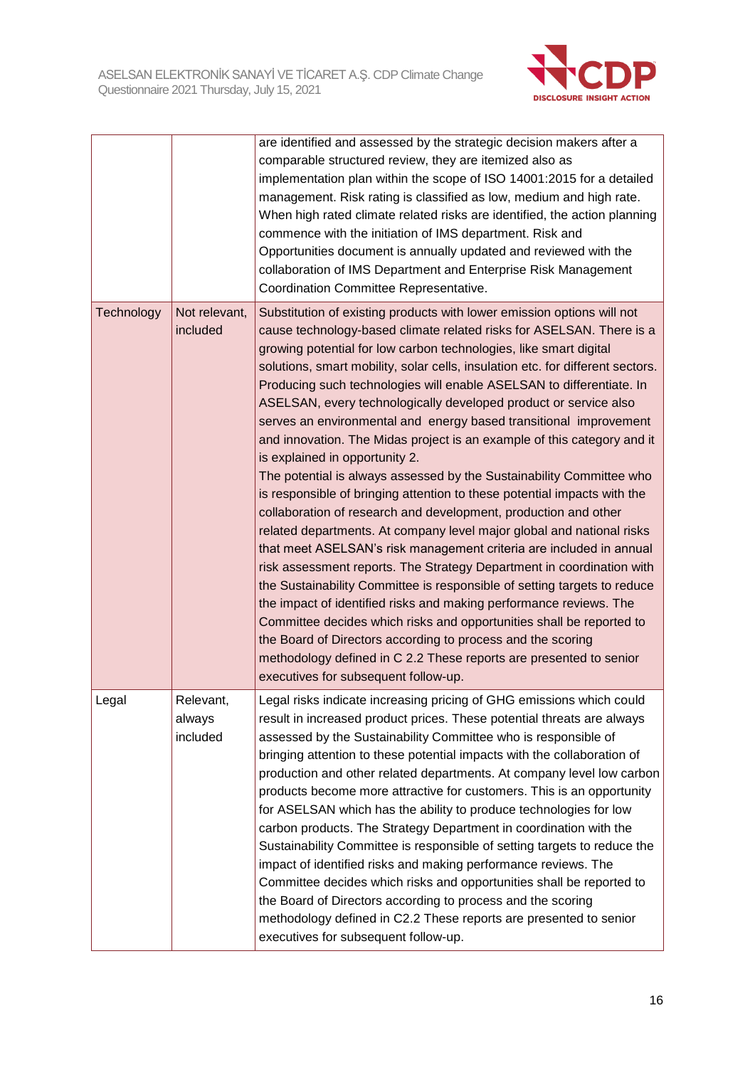| | | |
|---|---|---|
| | | are identified and assessed by the strategic decision makers after a comparable structured review, they are itemized also as implementation plan within the scope of ISO 14001:2015 for a detailed management. Risk rating is classified as low, medium and high rate. When high rated climate related risks are identified, the action planning commence with the initiation of IMS department. Risk and Opportunities document is annually updated and reviewed with the collaboration of IMS Department and Enterprise Risk Management Coordination Committee Representative. |
| Technology | Not relevant, included | Substitution of existing products with lower emission options will not cause technology-based climate related risks for ASELSAN. There is a growing potential for low carbon technologies, like smart digital solutions, smart mobility, solar cells, insulation etc. for different sectors. Producing such technologies will enable ASELSAN to differentiate. In ASELSAN, every technologically developed product or service also serves an environmental and energy based transitional improvement and innovation. The Midas project is an example of this category and it is explained in opportunity 2.<br>The potential is always assessed by the Sustainability Committee who is responsible of bringing attention to these potential impacts with the collaboration of research and development, production and other related departments. At company level major global and national risks that meet ASELSAN's risk management criteria are included in annual risk assessment reports. The Strategy Department in coordination with the Sustainability Committee is responsible of setting targets to reduce the impact of identified risks and making performance reviews. The Committee decides which risks and opportunities shall be reported to the Board of Directors according to process and the scoring methodology defined in C 2.2 These reports are presented to senior executives for subsequent follow-up. |
| Legal | Relevant, always included | Legal risks indicate increasing pricing of GHG emissions which could result in increased product prices. These potential threats are always assessed by the Sustainability Committee who is responsible of bringing attention to these potential impacts with the collaboration of production and other related departments. At company level low carbon products become more attractive for customers. This is an opportunity for ASELSAN which has the ability to produce technologies for low carbon products. The Strategy Department in coordination with the Sustainability Committee is responsible of setting targets to reduce the impact of identified risks and making performance reviews. The Committee decides which risks and opportunities shall be reported to the Board of Directors according to process and the scoring methodology defined in C2.2 These reports are presented to senior executives for subsequent follow-up. |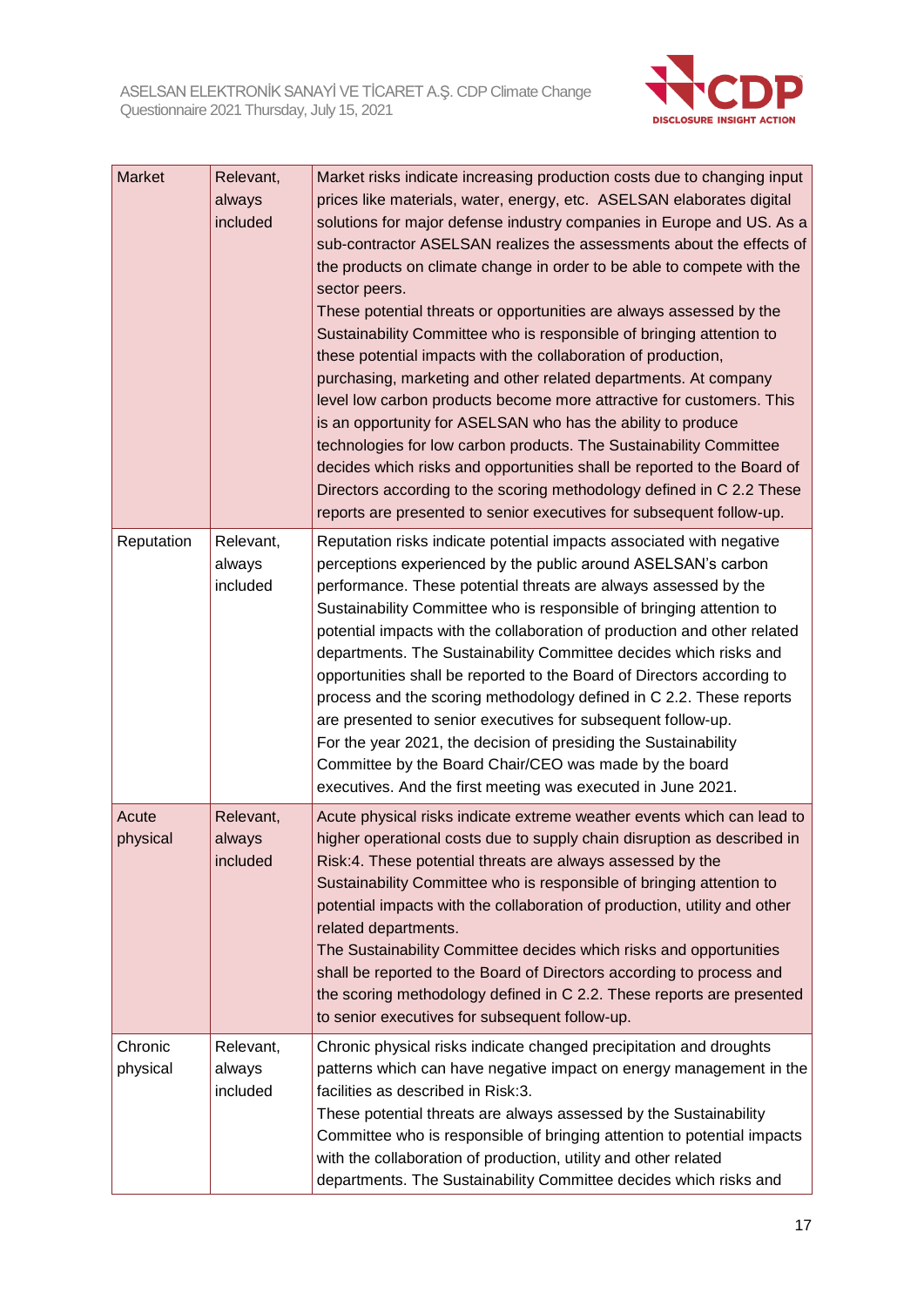| Market | Relevant, always included | Market risks indicate increasing production costs due to changing input prices like materials, water, energy, etc. ASELSAN elaborates digital solutions for major defense industry companies in Europe and US. As a sub-contractor ASELSAN realizes the assessments about the effects of the products on climate change in order to be able to compete with the sector peers.<br>These potential threats or opportunities are always assessed by the Sustainability Committee who is responsible of bringing attention to these potential impacts with the collaboration of production, purchasing, marketing and other related departments. At company level low carbon products become more attractive for customers. This is an opportunity for ASELSAN who has the ability to produce technologies for low carbon products. The Sustainability Committee decides which risks and opportunities shall be reported to the Board of Directors according to the scoring methodology defined in C 2.2 These reports are presented to senior executives for subsequent follow-up. |
|---|---|---|
| Reputation | Relevant, always included | Reputation risks indicate potential impacts associated with negative perceptions experienced by the public around ASELSAN's carbon performance. These potential threats are always assessed by the Sustainability Committee who is responsible of bringing attention to potential impacts with the collaboration of production and other related departments. The Sustainability Committee decides which risks and opportunities shall be reported to the Board of Directors according to process and the scoring methodology defined in C 2.2. These reports are presented to senior executives for subsequent follow-up.<br>For the year 2021, the decision of presiding the Sustainability Committee by the Board Chair/CEO was made by the board executives. And the first meeting was executed in June 2021. |
| Acute physical | Relevant, always included | Acute physical risks indicate extreme weather events which can lead to higher operational costs due to supply chain disruption as described in Risk:4. These potential threats are always assessed by the Sustainability Committee who is responsible of bringing attention to potential impacts with the collaboration of production, utility and other related departments.<br>The Sustainability Committee decides which risks and opportunities shall be reported to the Board of Directors according to process and the scoring methodology defined in C 2.2. These reports are presented to senior executives for subsequent follow-up. |
| Chronic physical | Relevant, always included | Chronic physical risks indicate changed precipitation and droughts patterns which can have negative impact on energy management in the facilities as described in Risk:3.<br>These potential threats are always assessed by the Sustainability Committee who is responsible of bringing attention to potential impacts with the collaboration of production, utility and other related departments. The Sustainability Committee decides which risks and |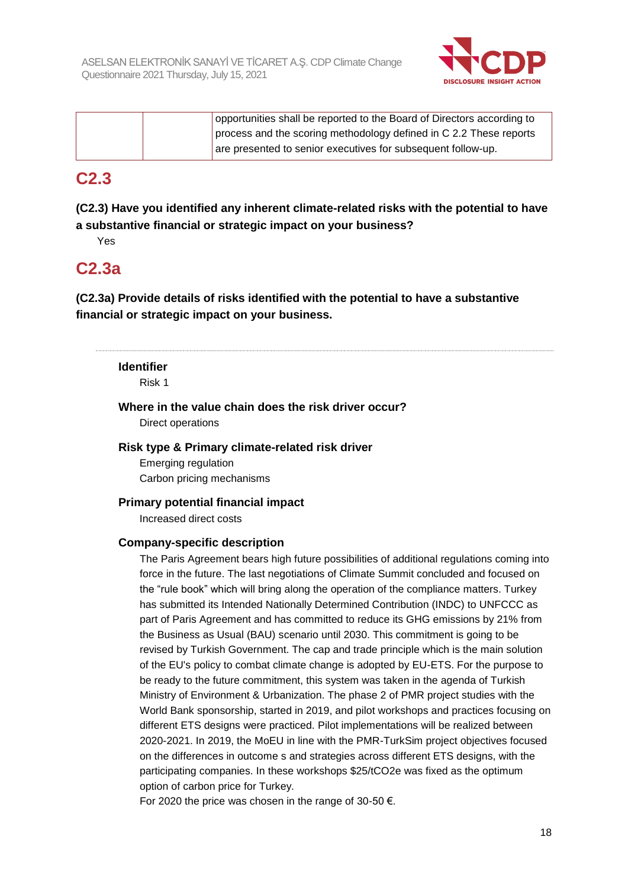| | | opportunities shall be reported to the Board of Directors according to process and the scoring methodology defined in C 2.2 These reports are presented to senior executives for subsequent follow-up. |
|---|---|---|

## C2.3

**(C2.3) Have you identified any inherent climate-related risks with the potential to have a substantive financial or strategic impact on your business?**

Yes

## C2.3a

**(C2.3a) Provide details of risks identified with the potential to have a substantive financial or strategic impact on your business.**

---

**Identifier**

Risk 1

**Where in the value chain does the risk driver occur?**

Direct operations

**Risk type & Primary climate-related risk driver**

Emerging regulation
Carbon pricing mechanisms

**Primary potential financial impact**

Increased direct costs

**Company-specific description**

The Paris Agreement bears high future possibilities of additional regulations coming into force in the future. The last negotiations of Climate Summit concluded and focused on the “rule book” which will bring along the operation of the compliance matters. Turkey has submitted its Intended Nationally Determined Contribution (INDC) to UNFCCC as part of Paris Agreement and has committed to reduce its GHG emissions by 21% from the Business as Usual (BAU) scenario until 2030. This commitment is going to be revised by Turkish Government. The cap and trade principle which is the main solution of the EU's policy to combat climate change is adopted by EU-ETS. For the purpose to be ready to the future commitment, this system was taken in the agenda of Turkish Ministry of Environment & Urbanization. The phase 2 of PMR project studies with the World Bank sponsorship, started in 2019, and pilot workshops and practices focusing on different ETS designs were practiced. Pilot implementations will be realized between 2020-2021. In 2019, the MoEU in line with the PMR-TurkSim project objectives focused on the differences in outcome s and strategies across different ETS designs, with the participating companies. In these workshops \$25/tCO2e was fixed as the optimum option of carbon price for Turkey.

For 2020 the price was chosen in the range of 30-50 €.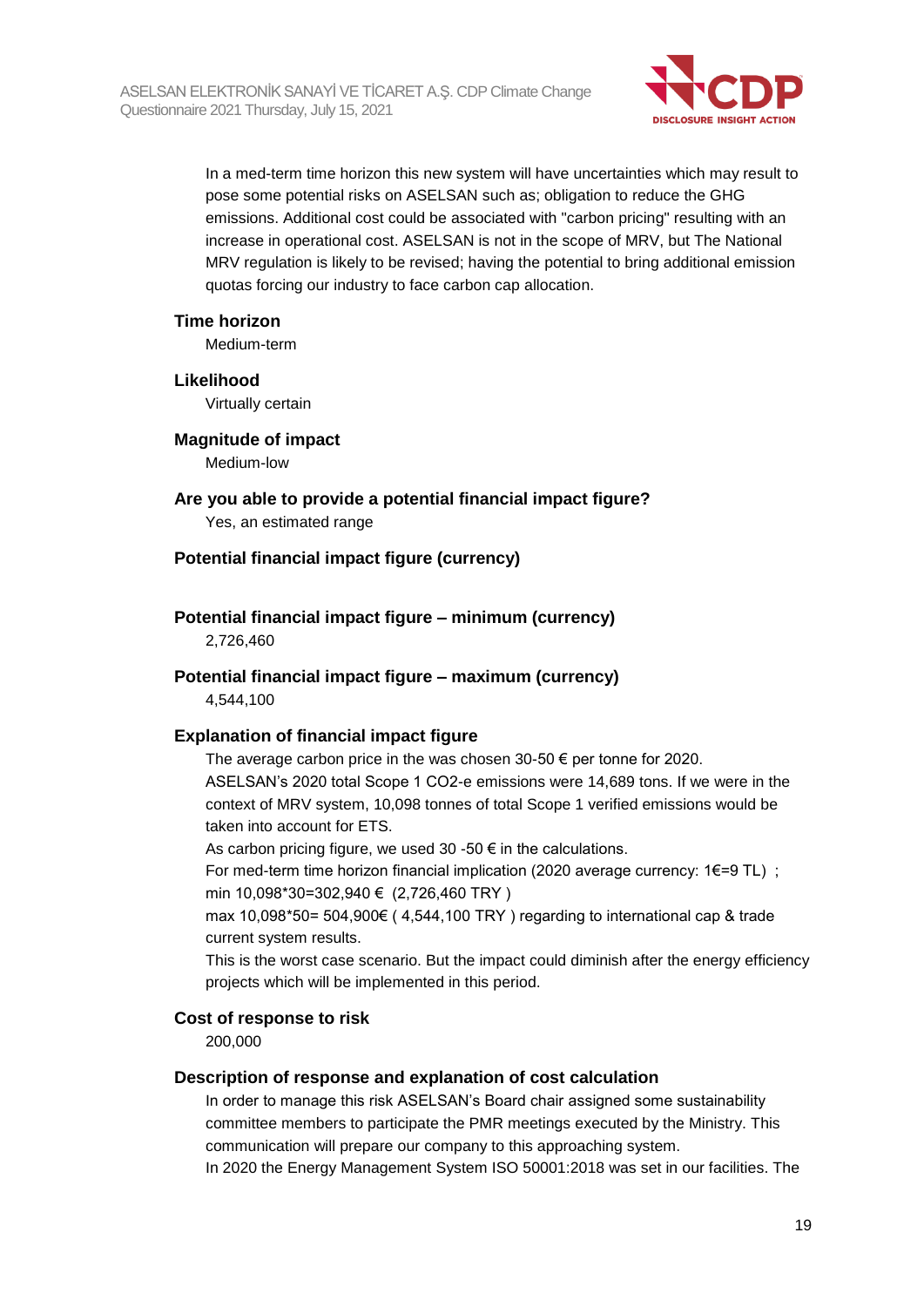In a med-term time horizon this new system will have uncertainties which may result to pose some potential risks on ASELSAN such as; obligation to reduce the GHG emissions. Additional cost could be associated with "carbon pricing" resulting with an increase in operational cost. ASELSAN is not in the scope of MRV, but The National MRV regulation is likely to be revised; having the potential to bring additional emission quotas forcing our industry to face carbon cap allocation.

**Time horizon**

Medium-term

**Likelihood**

Virtually certain

**Magnitude of impact**

Medium-low

**Are you able to provide a potential financial impact figure?**

Yes, an estimated range

**Potential financial impact figure (currency)**

**Potential financial impact figure – minimum (currency)**

2,726,460

**Potential financial impact figure – maximum (currency)**

4,544,100

**Explanation of financial impact figure**

The average carbon price in the was chosen 30-50 € per tonne for 2020.
ASELSAN's 2020 total Scope 1 CO2-e emissions were 14,689 tons. If we were in the context of MRV system, 10,098 tonnes of total Scope 1 verified emissions would be taken into account for ETS.
As carbon pricing figure, we used 30 -50 € in the calculations.
For med-term time horizon financial implication (2020 average currency: 1€=9 TL) ;
min 10,098*30=302,940 € (2,726,460 TRY )
max 10,098*50= 504,900€ ( 4,544,100 TRY ) regarding to international cap & trade current system results.
This is the worst case scenario. But the impact could diminish after the energy efficiency projects which will be implemented in this period.

**Cost of response to risk**

200,000

**Description of response and explanation of cost calculation**

In order to manage this risk ASELSAN's Board chair assigned some sustainability committee members to participate the PMR meetings executed by the Ministry. This communication will prepare our company to this approaching system.
In 2020 the Energy Management System ISO 50001:2018 was set in our facilities. The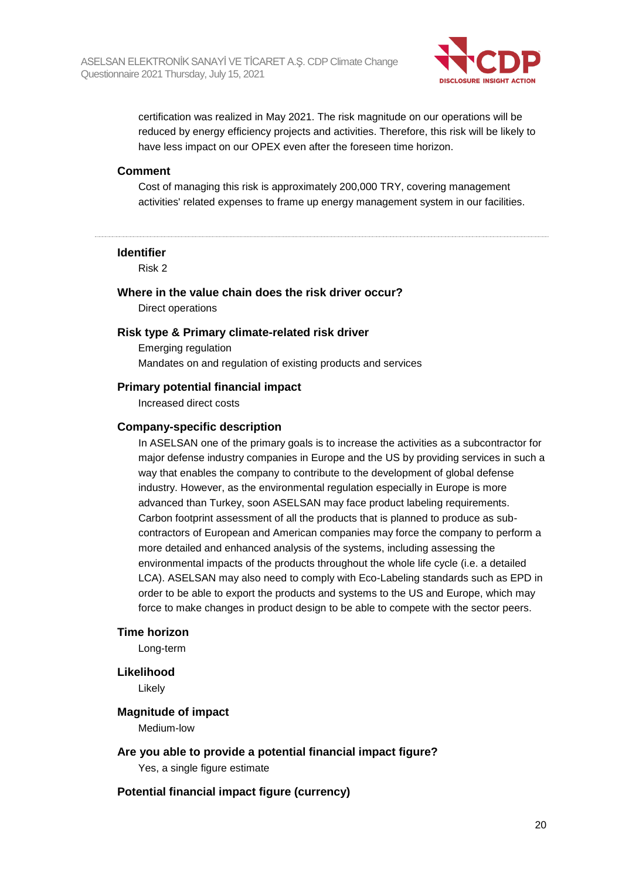certification was realized in May 2021. The risk magnitude on our operations will be reduced by energy efficiency projects and activities. Therefore, this risk will be likely to have less impact on our OPEX even after the foreseen time horizon.

**Comment**

Cost of managing this risk is approximately 200,000 TRY, covering management activities' related expenses to frame up energy management system in our facilities.

---

**Identifier**

Risk 2

**Where in the value chain does the risk driver occur?**

Direct operations

**Risk type & Primary climate-related risk driver**

Emerging regulation

Mandates on and regulation of existing products and services

**Primary potential financial impact**

Increased direct costs

**Company-specific description**

In ASELSAN one of the primary goals is to increase the activities as a subcontractor for major defense industry companies in Europe and the US by providing services in such a way that enables the company to contribute to the development of global defense industry. However, as the environmental regulation especially in Europe is more advanced than Turkey, soon ASELSAN may face product labeling requirements. Carbon footprint assessment of all the products that is planned to produce as sub-contractors of European and American companies may force the company to perform a more detailed and enhanced analysis of the systems, including assessing the environmental impacts of the products throughout the whole life cycle (i.e. a detailed LCA). ASELSAN may also need to comply with Eco-Labeling standards such as EPD in order to be able to export the products and systems to the US and Europe, which may force to make changes in product design to be able to compete with the sector peers.

**Time horizon**

Long-term

**Likelihood**

Likely

**Magnitude of impact**

Medium-low

**Are you able to provide a potential financial impact figure?**

Yes, a single figure estimate

**Potential financial impact figure (currency)**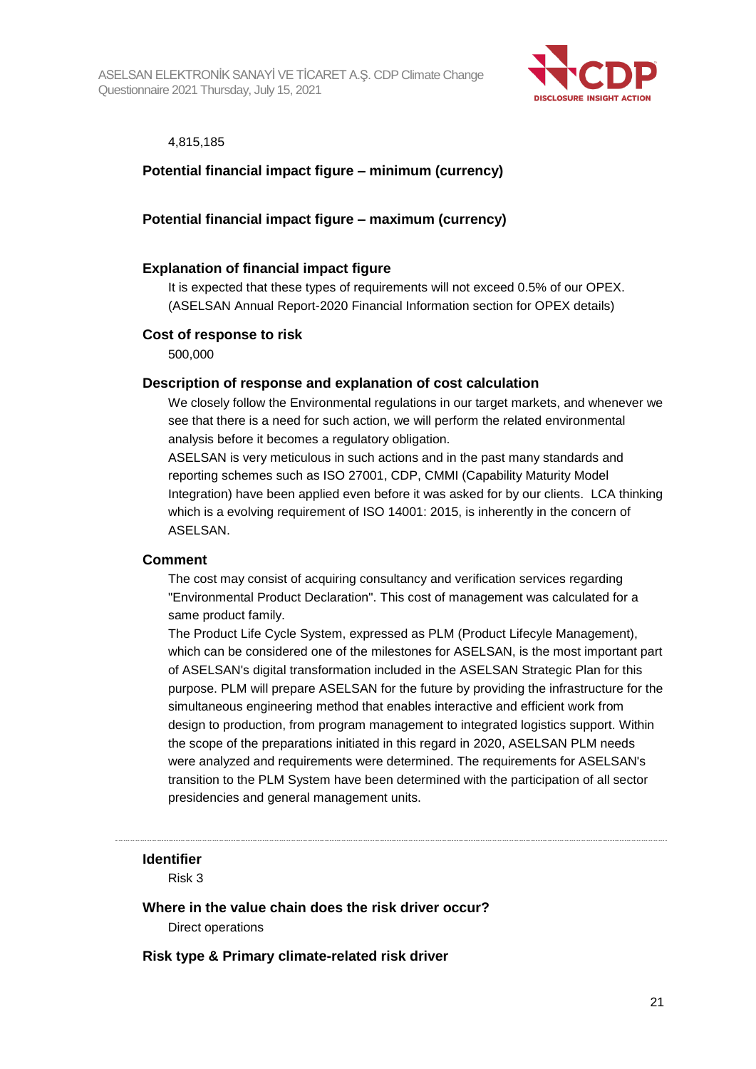4,815,185

**Potential financial impact figure – minimum (currency)**

**Potential financial impact figure – maximum (currency)**

**Explanation of financial impact figure**

It is expected that these types of requirements will not exceed 0.5% of our OPEX. (ASELSAN Annual Report-2020 Financial Information section for OPEX details)

**Cost of response to risk**

500,000

**Description of response and explanation of cost calculation**

We closely follow the Environmental regulations in our target markets, and whenever we see that there is a need for such action, we will perform the related environmental analysis before it becomes a regulatory obligation.

ASELSAN is very meticulous in such actions and in the past many standards and reporting schemes such as ISO 27001, CDP, CMMI (Capability Maturity Model Integration) have been applied even before it was asked for by our clients. LCA thinking which is a evolving requirement of ISO 14001: 2015, is inherently in the concern of ASELSAN.

**Comment**

The cost may consist of acquiring consultancy and verification services regarding "Environmental Product Declaration". This cost of management was calculated for a same product family.

The Product Life Cycle System, expressed as PLM (Product Lifecyle Management), which can be considered one of the milestones for ASELSAN, is the most important part of ASELSAN's digital transformation included in the ASELSAN Strategic Plan for this purpose. PLM will prepare ASELSAN for the future by providing the infrastructure for the simultaneous engineering method that enables interactive and efficient work from design to production, from program management to integrated logistics support. Within the scope of the preparations initiated in this regard in 2020, ASELSAN PLM needs were analyzed and requirements were determined. The requirements for ASELSAN's transition to the PLM System have been determined with the participation of all sector presidencies and general management units.

---

**Identifier**

Risk 3

**Where in the value chain does the risk driver occur?**

Direct operations

**Risk type & Primary climate-related risk driver**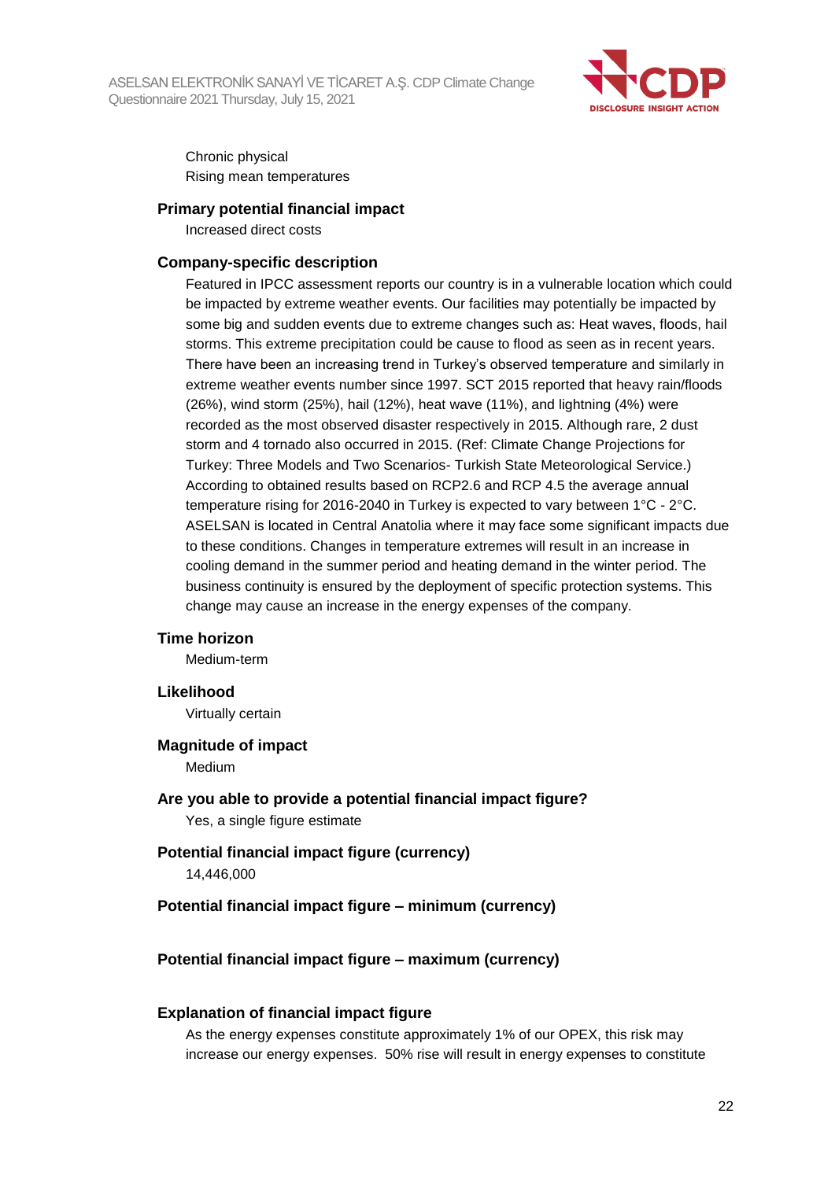Chronic physical
Rising mean temperatures

### Primary potential financial impact

Increased direct costs

### Company-specific description

Featured in IPCC assessment reports our country is in a vulnerable location which could be impacted by extreme weather events. Our facilities may potentially be impacted by some big and sudden events due to extreme changes such as: Heat waves, floods, hail storms. This extreme precipitation could be cause to flood as seen as in recent years. There have been an increasing trend in Turkey's observed temperature and similarly in extreme weather events number since 1997. SCT 2015 reported that heavy rain/floods (26%), wind storm (25%), hail (12%), heat wave (11%), and lightning (4%) were recorded as the most observed disaster respectively in 2015. Although rare, 2 dust storm and 4 tornado also occurred in 2015. (Ref: Climate Change Projections for Turkey: Three Models and Two Scenarios- Turkish State Meteorological Service.) According to obtained results based on RCP2.6 and RCP 4.5 the average annual temperature rising for 2016-2040 in Turkey is expected to vary between 1°C - 2°C. ASELSAN is located in Central Anatolia where it may face some significant impacts due to these conditions. Changes in temperature extremes will result in an increase in cooling demand in the summer period and heating demand in the winter period. The business continuity is ensured by the deployment of specific protection systems. This change may cause an increase in the energy expenses of the company.

### Time horizon

Medium-term

### Likelihood

Virtually certain

### Magnitude of impact

Medium

### Are you able to provide a potential financial impact figure?

Yes, a single figure estimate

### Potential financial impact figure (currency)

14,446,000

### Potential financial impact figure – minimum (currency)

### Potential financial impact figure – maximum (currency)

### Explanation of financial impact figure

As the energy expenses constitute approximately 1% of our OPEX, this risk may increase our energy expenses. 50% rise will result in energy expenses to constitute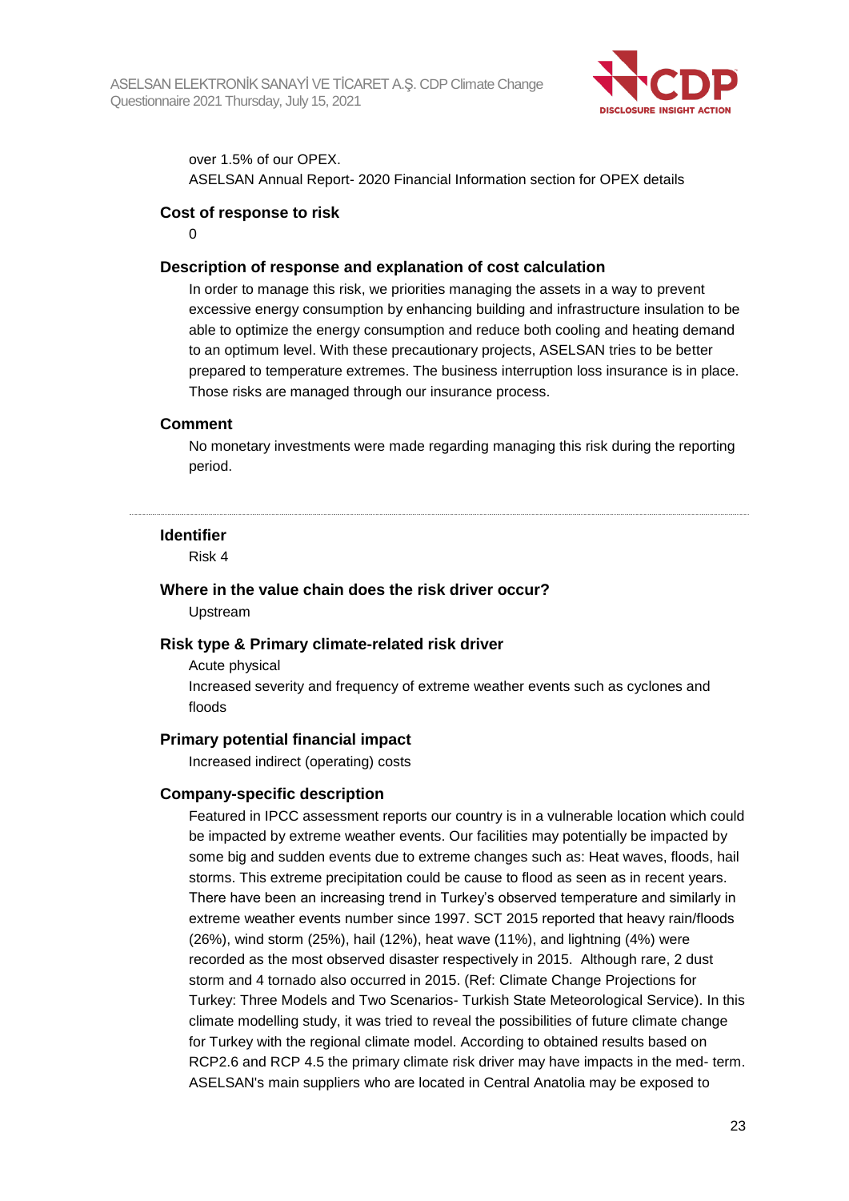over 1.5% of our OPEX.

ASELSAN Annual Report- 2020 Financial Information section for OPEX details

**Cost of response to risk**

0

**Description of response and explanation of cost calculation**

In order to manage this risk, we priorities managing the assets in a way to prevent excessive energy consumption by enhancing building and infrastructure insulation to be able to optimize the energy consumption and reduce both cooling and heating demand to an optimum level. With these precautionary projects, ASELSAN tries to be better prepared to temperature extremes. The business interruption loss insurance is in place. Those risks are managed through our insurance process.

**Comment**

No monetary investments were made regarding managing this risk during the reporting period.

---

**Identifier**

Risk 4

**Where in the value chain does the risk driver occur?**

Upstream

**Risk type & Primary climate-related risk driver**

Acute physical

Increased severity and frequency of extreme weather events such as cyclones and floods

**Primary potential financial impact**

Increased indirect (operating) costs

**Company-specific description**

Featured in IPCC assessment reports our country is in a vulnerable location which could be impacted by extreme weather events. Our facilities may potentially be impacted by some big and sudden events due to extreme changes such as: Heat waves, floods, hail storms. This extreme precipitation could be cause to flood as seen as in recent years. There have been an increasing trend in Turkey's observed temperature and similarly in extreme weather events number since 1997. SCT 2015 reported that heavy rain/floods (26%), wind storm (25%), hail (12%), heat wave (11%), and lightning (4%) were recorded as the most observed disaster respectively in 2015. Although rare, 2 dust storm and 4 tornado also occurred in 2015. (Ref: Climate Change Projections for Turkey: Three Models and Two Scenarios- Turkish State Meteorological Service). In this climate modelling study, it was tried to reveal the possibilities of future climate change for Turkey with the regional climate model. According to obtained results based on RCP2.6 and RCP 4.5 the primary climate risk driver may have impacts in the med- term. ASELSAN's main suppliers who are located in Central Anatolia may be exposed to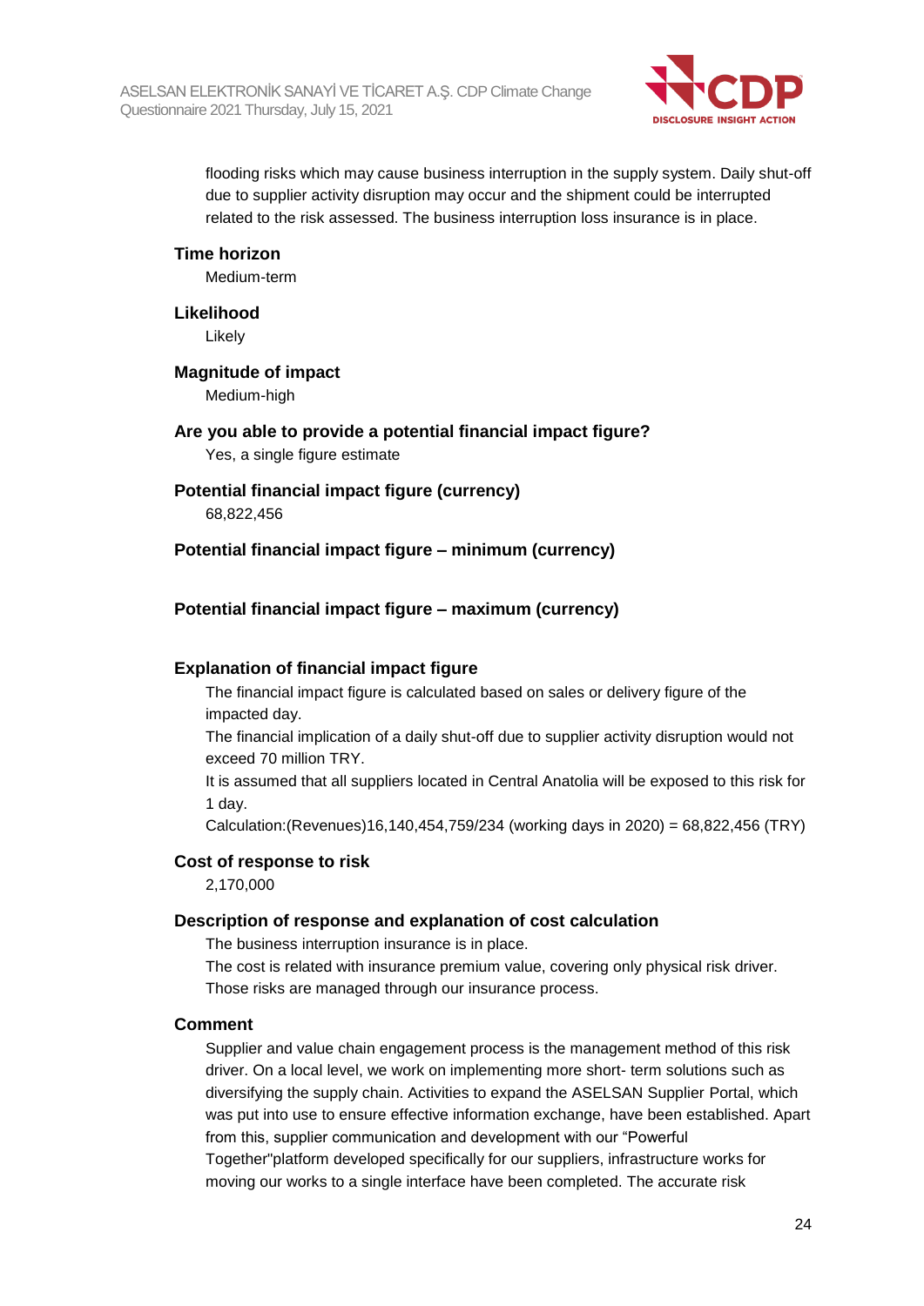flooding risks which may cause business interruption in the supply system. Daily shut-off due to supplier activity disruption may occur and the shipment could be interrupted related to the risk assessed. The business interruption loss insurance is in place.

**Time horizon**

Medium-term

**Likelihood**

Likely

**Magnitude of impact**

Medium-high

**Are you able to provide a potential financial impact figure?**

Yes, a single figure estimate

**Potential financial impact figure (currency)**

68,822,456

**Potential financial impact figure – minimum (currency)**

**Potential financial impact figure – maximum (currency)**

**Explanation of financial impact figure**

The financial impact figure is calculated based on sales or delivery figure of the impacted day.

The financial implication of a daily shut-off due to supplier activity disruption would not exceed 70 million TRY.

It is assumed that all suppliers located in Central Anatolia will be exposed to this risk for 1 day.

Calculation:(Revenues)16,140,454,759/234 (working days in 2020) = 68,822,456 (TRY)

**Cost of response to risk**

2,170,000

**Description of response and explanation of cost calculation**

The business interruption insurance is in place.

The cost is related with insurance premium value, covering only physical risk driver.

Those risks are managed through our insurance process.

**Comment**

Supplier and value chain engagement process is the management method of this risk driver. On a local level, we work on implementing more short- term solutions such as diversifying the supply chain. Activities to expand the ASELSAN Supplier Portal, which was put into use to ensure effective information exchange, have been established. Apart from this, supplier communication and development with our "Powerful Together"platform developed specifically for our suppliers, infrastructure works for moving our works to a single interface have been completed. The accurate risk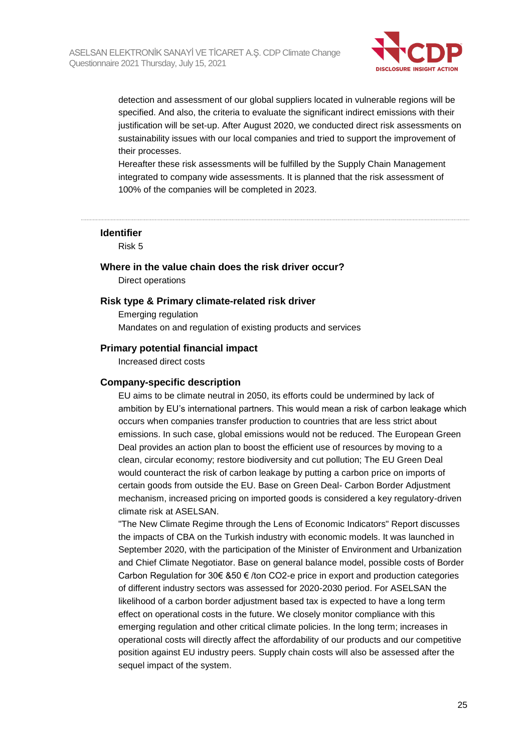detection and assessment of our global suppliers located in vulnerable regions will be specified. And also, the criteria to evaluate the significant indirect emissions with their justification will be set-up. After August 2020, we conducted direct risk assessments on sustainability issues with our local companies and tried to support the improvement of their processes.

Hereafter these risk assessments will be fulfilled by the Supply Chain Management integrated to company wide assessments. It is planned that the risk assessment of 100% of the companies will be completed in 2023.

---

**Identifier**

Risk 5

**Where in the value chain does the risk driver occur?**

Direct operations

**Risk type & Primary climate-related risk driver**

Emerging regulation

Mandates on and regulation of existing products and services

**Primary potential financial impact**

Increased direct costs

**Company-specific description**

EU aims to be climate neutral in 2050, its efforts could be undermined by lack of ambition by EU's international partners. This would mean a risk of carbon leakage which occurs when companies transfer production to countries that are less strict about emissions. In such case, global emissions would not be reduced. The European Green Deal provides an action plan to boost the efficient use of resources by moving to a clean, circular economy; restore biodiversity and cut pollution; The EU Green Deal would counteract the risk of carbon leakage by putting a carbon price on imports of certain goods from outside the EU. Base on Green Deal- Carbon Border Adjustment mechanism, increased pricing on imported goods is considered a key regulatory-driven climate risk at ASELSAN.

"The New Climate Regime through the Lens of Economic Indicators" Report discusses the impacts of CBA on the Turkish industry with economic models. It was launched in September 2020, with the participation of the Minister of Environment and Urbanization and Chief Climate Negotiator. Base on general balance model, possible costs of Border Carbon Regulation for 30€ &50 € /ton CO2-e price in export and production categories of different industry sectors was assessed for 2020-2030 period. For ASELSAN the likelihood of a carbon border adjustment based tax is expected to have a long term effect on operational costs in the future. We closely monitor compliance with this emerging regulation and other critical climate policies. In the long term; increases in operational costs will directly affect the affordability of our products and our competitive position against EU industry peers. Supply chain costs will also be assessed after the sequel impact of the system.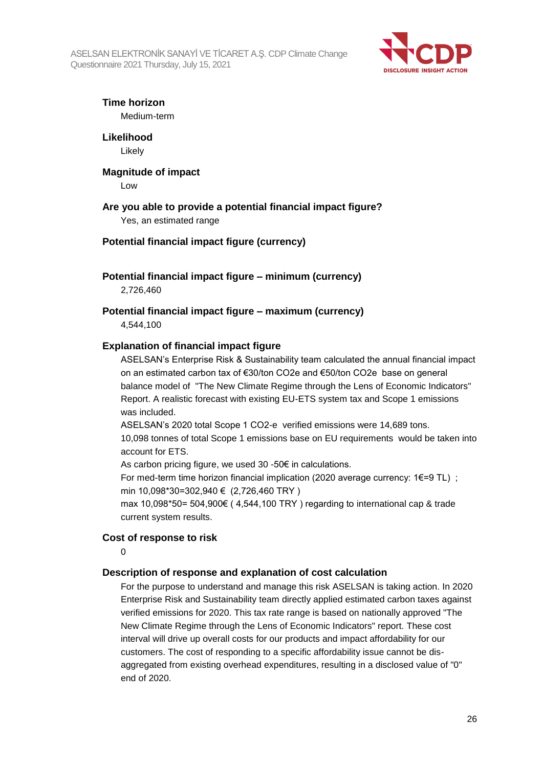**Time horizon**

Medium-term

**Likelihood**

Likely

**Magnitude of impact**

Low

**Are you able to provide a potential financial impact figure?**

Yes, an estimated range

**Potential financial impact figure (currency)**

**Potential financial impact figure – minimum (currency)**

2,726,460

**Potential financial impact figure – maximum (currency)**

4,544,100

**Explanation of financial impact figure**

ASELSAN's Enterprise Risk & Sustainability team calculated the annual financial impact on an estimated carbon tax of €30/ton CO2e and €50/ton CO2e base on general balance model of "The New Climate Regime through the Lens of Economic Indicators" Report. A realistic forecast with existing EU-ETS system tax and Scope 1 emissions was included.

ASELSAN's 2020 total Scope 1 CO2-e verified emissions were 14,689 tons.

10,098 tonnes of total Scope 1 emissions base on EU requirements would be taken into account for ETS.

As carbon pricing figure, we used 30 -50€ in calculations.

For med-term time horizon financial implication (2020 average currency: 1€=9 TL) ;

min 10,098*30=302,940 € (2,726,460 TRY )

max 10,098*50= 504,900€ ( 4,544,100 TRY ) regarding to international cap & trade current system results.

**Cost of response to risk**

0

**Description of response and explanation of cost calculation**

For the purpose to understand and manage this risk ASELSAN is taking action. In 2020 Enterprise Risk and Sustainability team directly applied estimated carbon taxes against verified emissions for 2020. This tax rate range is based on nationally approved "The New Climate Regime through the Lens of Economic Indicators" report. These cost interval will drive up overall costs for our products and impact affordability for our customers. The cost of responding to a specific affordability issue cannot be dis-aggregated from existing overhead expenditures, resulting in a disclosed value of "0" end of 2020.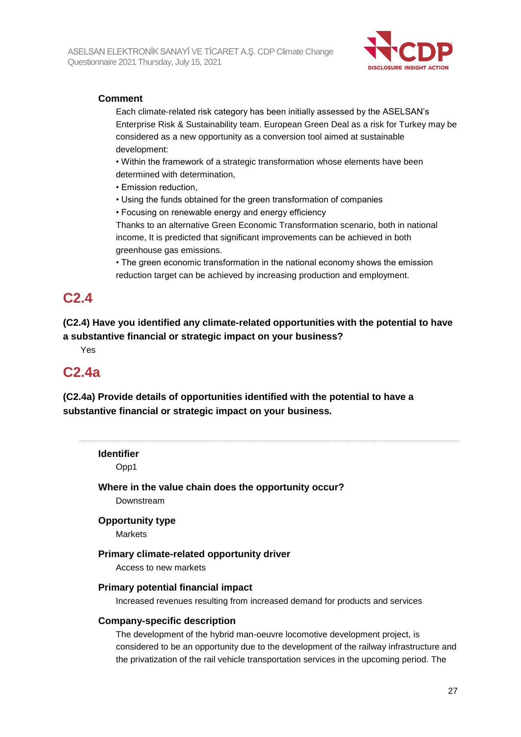**Comment**

Each climate-related risk category has been initially assessed by the ASELSAN's Enterprise Risk & Sustainability team. European Green Deal as a risk for Turkey may be considered as a new opportunity as a conversion tool aimed at sustainable development:

• Within the framework of a strategic transformation whose elements have been determined with determination,

• Emission reduction,

• Using the funds obtained for the green transformation of companies

• Focusing on renewable energy and energy efficiency

Thanks to an alternative Green Economic Transformation scenario, both in national income, It is predicted that significant improvements can be achieved in both greenhouse gas emissions.

• The green economic transformation in the national economy shows the emission reduction target can be achieved by increasing production and employment.

## C2.4

**(C2.4) Have you identified any climate-related opportunities with the potential to have a substantive financial or strategic impact on your business?**

Yes

## C2.4a

**(C2.4a) Provide details of opportunities identified with the potential to have a substantive financial or strategic impact on your business.**

---

**Identifier**

Opp1

**Where in the value chain does the opportunity occur?**

Downstream

**Opportunity type**

Markets

**Primary climate-related opportunity driver**

Access to new markets

**Primary potential financial impact**

Increased revenues resulting from increased demand for products and services

**Company-specific description**

The development of the hybrid man-oeuvre locomotive development project, is considered to be an opportunity due to the development of the railway infrastructure and the privatization of the rail vehicle transportation services in the upcoming period. The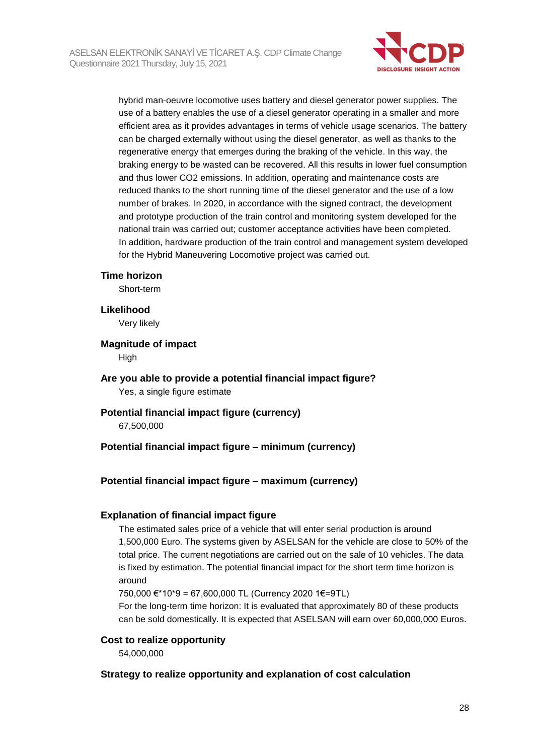hybrid man-oeuvre locomotive uses battery and diesel generator power supplies. The use of a battery enables the use of a diesel generator operating in a smaller and more efficient area as it provides advantages in terms of vehicle usage scenarios. The battery can be charged externally without using the diesel generator, as well as thanks to the regenerative energy that emerges during the braking of the vehicle. In this way, the braking energy to be wasted can be recovered. All this results in lower fuel consumption and thus lower $CO_2$ emissions. In addition, operating and maintenance costs are reduced thanks to the short running time of the diesel generator and the use of a low number of brakes. In 2020, in accordance with the signed contract, the development and prototype production of the train control and monitoring system developed for the national train was carried out; customer acceptance activities have been completed. In addition, hardware production of the train control and management system developed for the Hybrid Maneuvering Locomotive project was carried out.

**Time horizon**

Short-term

**Likelihood**

Very likely

**Magnitude of impact**

High

**Are you able to provide a potential financial impact figure?**

Yes, a single figure estimate

**Potential financial impact figure (currency)**

67,500,000

**Potential financial impact figure – minimum (currency)**

**Potential financial impact figure – maximum (currency)**

**Explanation of financial impact figure**

The estimated sales price of a vehicle that will enter serial production is around 1,500,000 Euro. The systems given by ASELSAN for the vehicle are close to 50% of the total price. The current negotiations are carried out on the sale of 10 vehicles. The data is fixed by estimation. The potential financial impact for the short term time horizon is around

750,000 €*10*9 = 67,600,000 TL (Currency 2020 1€=9TL)

For the long-term time horizon: It is evaluated that approximately 80 of these products can be sold domestically. It is expected that ASELSAN will earn over 60,000,000 Euros.

**Cost to realize opportunity**

54,000,000

**Strategy to realize opportunity and explanation of cost calculation**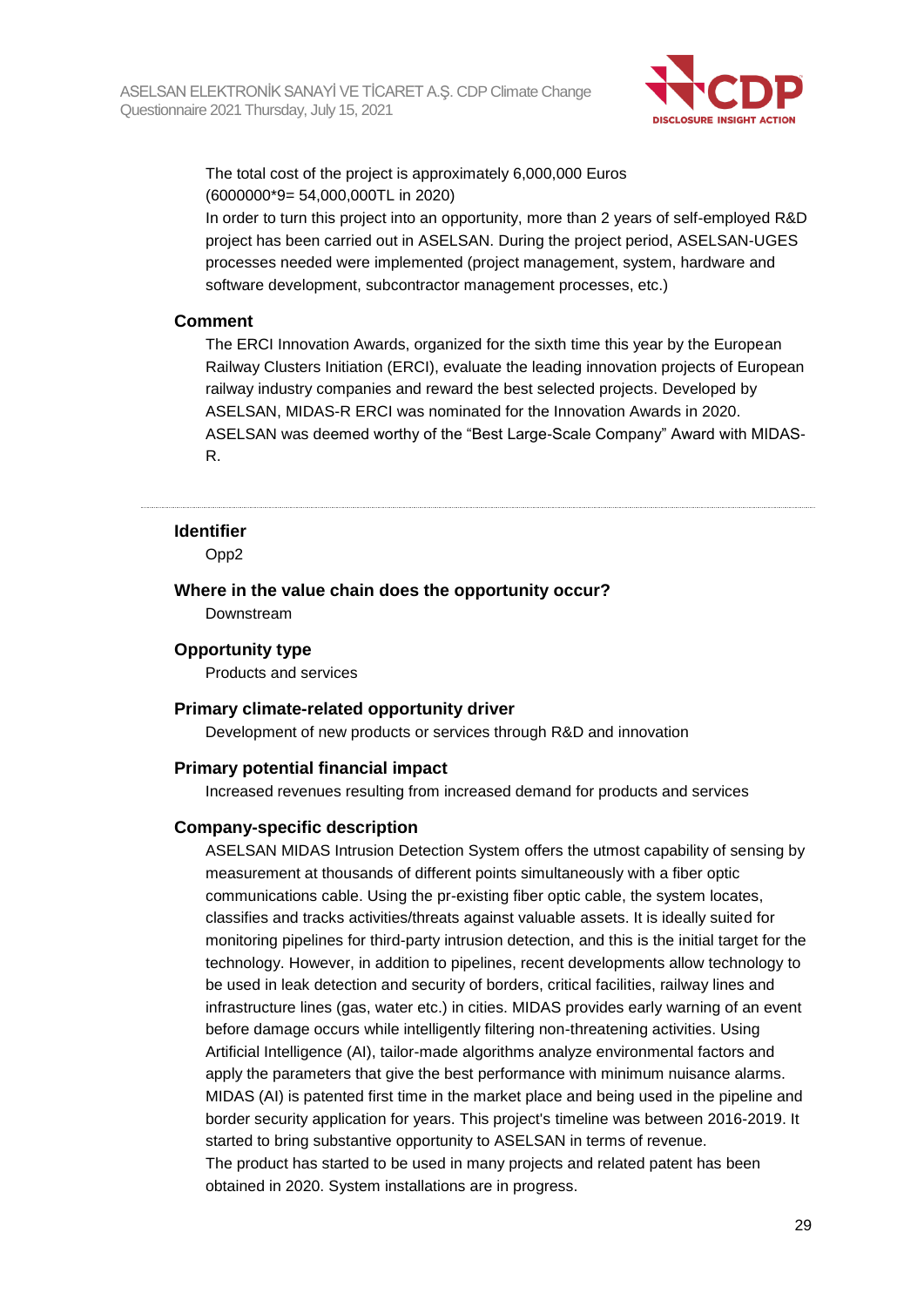The total cost of the project is approximately 6,000,000 Euros
(6000000*9= 54,000,000TL in 2020)
In order to turn this project into an opportunity, more than 2 years of self-employed R&D project has been carried out in ASELSAN. During the project period, ASELSAN-UGES processes needed were implemented (project management, system, hardware and software development, subcontractor management processes, etc.)

### Comment

The ERCI Innovation Awards, organized for the sixth time this year by the European Railway Clusters Initiation (ERCI), evaluate the leading innovation projects of European railway industry companies and reward the best selected projects. Developed by ASELSAN, MIDAS-R ERCI was nominated for the Innovation Awards in 2020. ASELSAN was deemed worthy of the "Best Large-Scale Company" Award with MIDAS-R.

---

### Identifier

Opp2

### Where in the value chain does the opportunity occur?

Downstream

### Opportunity type

Products and services

### Primary climate-related opportunity driver

Development of new products or services through R&D and innovation

### Primary potential financial impact

Increased revenues resulting from increased demand for products and services

### Company-specific description

ASELSAN MIDAS Intrusion Detection System offers the utmost capability of sensing by measurement at thousands of different points simultaneously with a fiber optic communications cable. Using the pr-existing fiber optic cable, the system locates, classifies and tracks activities/threats against valuable assets. It is ideally suited for monitoring pipelines for third-party intrusion detection, and this is the initial target for the technology. However, in addition to pipelines, recent developments allow technology to be used in leak detection and security of borders, critical facilities, railway lines and infrastructure lines (gas, water etc.) in cities. MIDAS provides early warning of an event before damage occurs while intelligently filtering non-threatening activities. Using Artificial Intelligence (AI), tailor-made algorithms analyze environmental factors and apply the parameters that give the best performance with minimum nuisance alarms. MIDAS (AI) is patented first time in the market place and being used in the pipeline and border security application for years. This project's timeline was between 2016-2019. It started to bring substantive opportunity to ASELSAN in terms of revenue.
The product has started to be used in many projects and related patent has been obtained in 2020. System installations are in progress.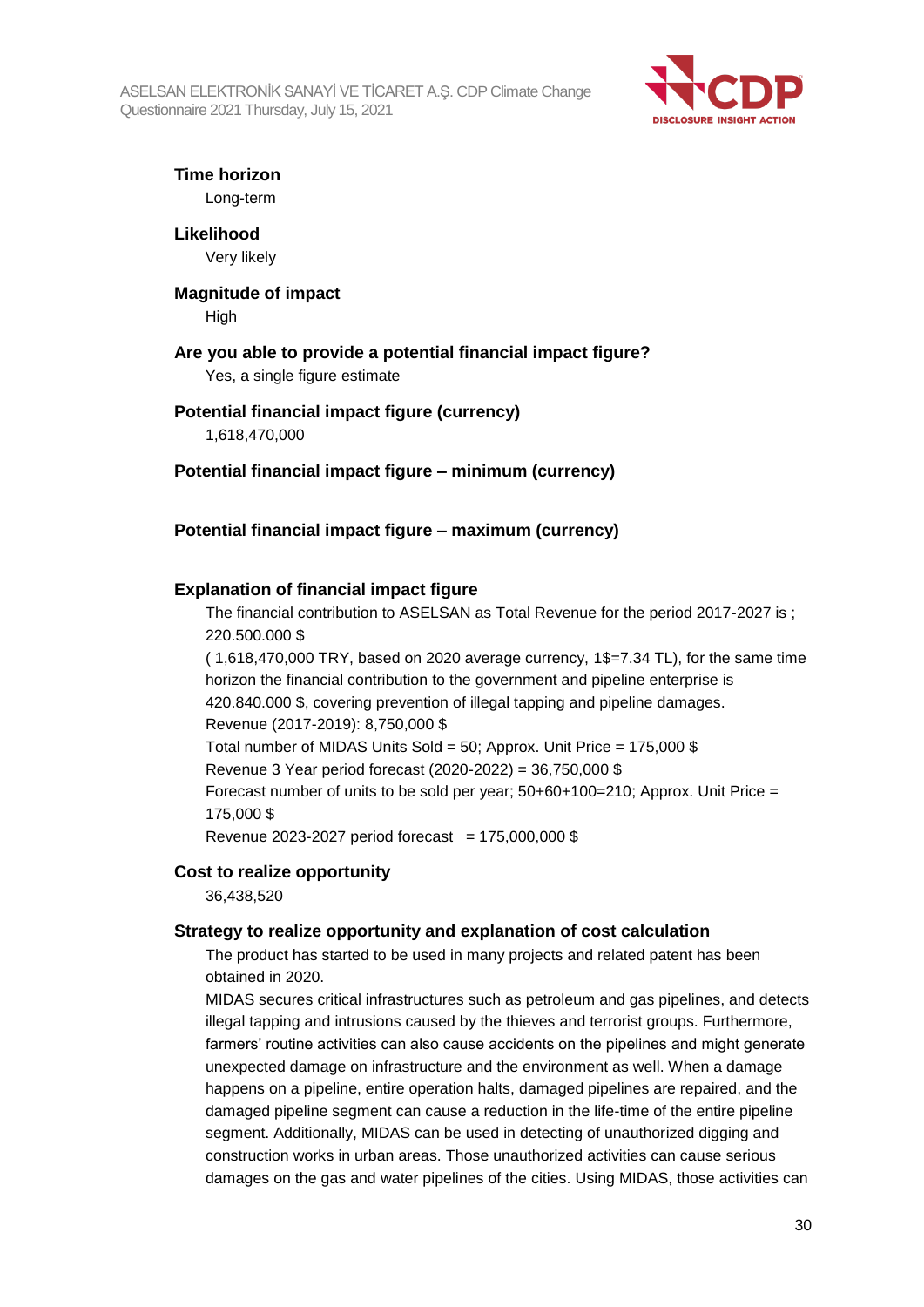**Time horizon**
Long-term

**Likelihood**
Very likely

**Magnitude of impact**
High

**Are you able to provide a potential financial impact figure?**
Yes, a single figure estimate

**Potential financial impact figure (currency)**
1,618,470,000

**Potential financial impact figure – minimum (currency)**

**Potential financial impact figure – maximum (currency)**

**Explanation of financial impact figure**
The financial contribution to ASELSAN as Total Revenue for the period 2017-2027 is ; 220.500.000 $
( 1,618,470,000 TRY, based on 2020 average currency, 1$=7.34 TL), for the same time horizon the financial contribution to the government and pipeline enterprise is 420.840.000 $, covering prevention of illegal tapping and pipeline damages.
Revenue (2017-2019): 8,750,000 $
Total number of MIDAS Units Sold = 50; Approx. Unit Price = 175,000 $
Revenue 3 Year period forecast (2020-2022) = 36,750,000 $
Forecast number of units to be sold per year; 50+60+100=210; Approx. Unit Price = 175,000 $
Revenue 2023-2027 period forecast = 175,000,000 $

**Cost to realize opportunity**
36,438,520

**Strategy to realize opportunity and explanation of cost calculation**
The product has started to be used in many projects and related patent has been obtained in 2020.
MIDAS secures critical infrastructures such as petroleum and gas pipelines, and detects illegal tapping and intrusions caused by the thieves and terrorist groups. Furthermore, farmers' routine activities can also cause accidents on the pipelines and might generate unexpected damage on infrastructure and the environment as well. When a damage happens on a pipeline, entire operation halts, damaged pipelines are repaired, and the damaged pipeline segment can cause a reduction in the life-time of the entire pipeline segment. Additionally, MIDAS can be used in detecting of unauthorized digging and construction works in urban areas. Those unauthorized activities can cause serious damages on the gas and water pipelines of the cities. Using MIDAS, those activities can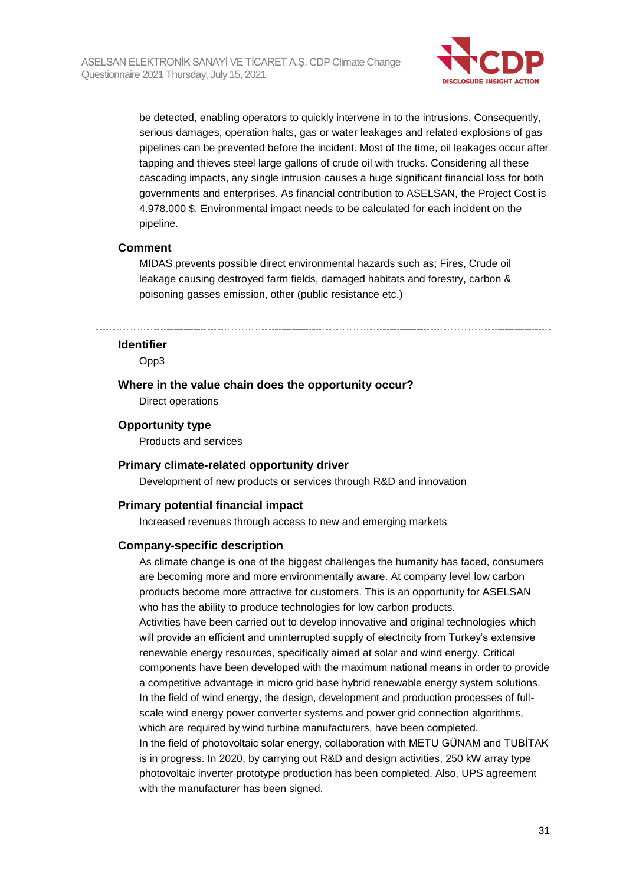be detected, enabling operators to quickly intervene in to the intrusions. Consequently, serious damages, operation halts, gas or water leakages and related explosions of gas pipelines can be prevented before the incident. Most of the time, oil leakages occur after tapping and thieves steel large gallons of crude oil with trucks. Considering all these cascading impacts, any single intrusion causes a huge significant financial loss for both governments and enterprises. As financial contribution to ASELSAN, the Project Cost is 4.978.000 $. Environmental impact needs to be calculated for each incident on the pipeline.

**Comment**

MIDAS prevents possible direct environmental hazards such as; Fires, Crude oil leakage causing destroyed farm fields, damaged habitats and forestry, carbon & poisoning gasses emission, other (public resistance etc.)

---

**Identifier**

Opp3

**Where in the value chain does the opportunity occur?**

Direct operations

**Opportunity type**

Products and services

**Primary climate-related opportunity driver**

Development of new products or services through R&D and innovation

**Primary potential financial impact**

Increased revenues through access to new and emerging markets

**Company-specific description**

As climate change is one of the biggest challenges the humanity has faced, consumers are becoming more and more environmentally aware. At company level low carbon products become more attractive for customers. This is an opportunity for ASELSAN who has the ability to produce technologies for low carbon products.
Activities have been carried out to develop innovative and original technologies which will provide an efficient and uninterrupted supply of electricity from Turkey's extensive renewable energy resources, specifically aimed at solar and wind energy. Critical components have been developed with the maximum national means in order to provide a competitive advantage in micro grid base hybrid renewable energy system solutions.
In the field of wind energy, the design, development and production processes of full-scale wind energy power converter systems and power grid connection algorithms, which are required by wind turbine manufacturers, have been completed.
In the field of photovoltaic solar energy, collaboration with METU GÜNAM and TUBİTAK is in progress. In 2020, by carrying out R&D and design activities, 250 kW array type photovoltaic inverter prototype production has been completed. Also, UPS agreement with the manufacturer has been signed.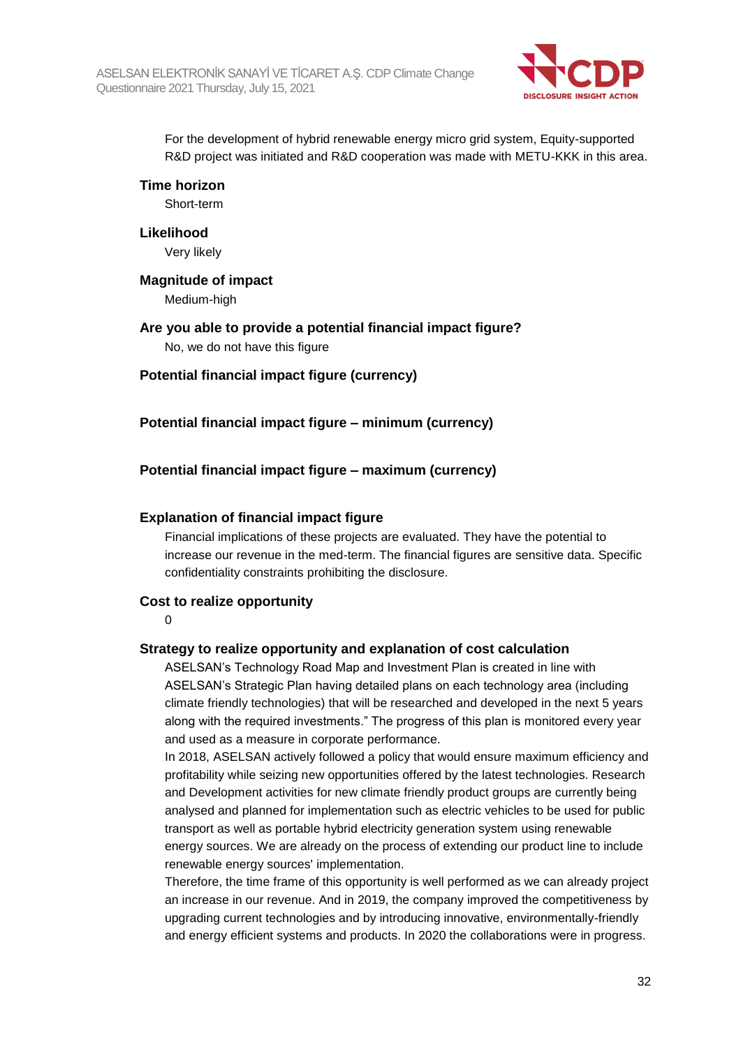For the development of hybrid renewable energy micro grid system, Equity-supported R&D project was initiated and R&D cooperation was made with METU-KKK in this area.

**Time horizon**

Short-term

**Likelihood**

Very likely

**Magnitude of impact**

Medium-high

**Are you able to provide a potential financial impact figure?**

No, we do not have this figure

**Potential financial impact figure (currency)**

**Potential financial impact figure – minimum (currency)**

**Potential financial impact figure – maximum (currency)**

**Explanation of financial impact figure**

Financial implications of these projects are evaluated. They have the potential to increase our revenue in the med-term. The financial figures are sensitive data. Specific confidentiality constraints prohibiting the disclosure.

**Cost to realize opportunity**

0

**Strategy to realize opportunity and explanation of cost calculation**

ASELSAN's Technology Road Map and Investment Plan is created in line with ASELSAN's Strategic Plan having detailed plans on each technology area (including climate friendly technologies) that will be researched and developed in the next 5 years along with the required investments." The progress of this plan is monitored every year and used as a measure in corporate performance.

In 2018, ASELSAN actively followed a policy that would ensure maximum efficiency and profitability while seizing new opportunities offered by the latest technologies. Research and Development activities for new climate friendly product groups are currently being analysed and planned for implementation such as electric vehicles to be used for public transport as well as portable hybrid electricity generation system using renewable energy sources. We are already on the process of extending our product line to include renewable energy sources' implementation.

Therefore, the time frame of this opportunity is well performed as we can already project an increase in our revenue. And in 2019, the company improved the competitiveness by upgrading current technologies and by introducing innovative, environmentally-friendly and energy efficient systems and products. In 2020 the collaborations were in progress.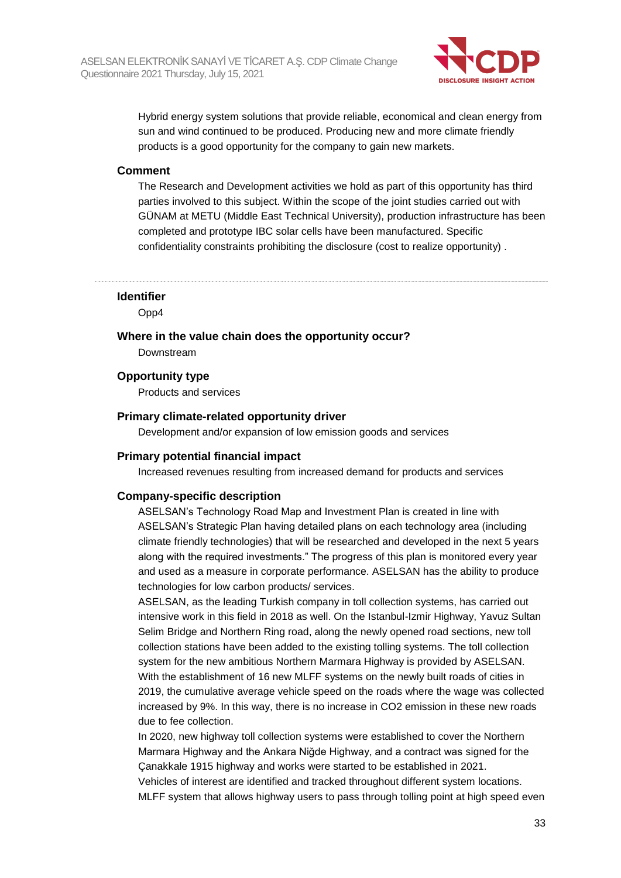Hybrid energy system solutions that provide reliable, economical and clean energy from sun and wind continued to be produced. Producing new and more climate friendly products is a good opportunity for the company to gain new markets.

### Comment

The Research and Development activities we hold as part of this opportunity has third parties involved to this subject. Within the scope of the joint studies carried out with GÜNAM at METU (Middle East Technical University), production infrastructure has been completed and prototype IBC solar cells have been manufactured. Specific confidentiality constraints prohibiting the disclosure (cost to realize opportunity) .

---

### Identifier

Opp4

### Where in the value chain does the opportunity occur?

Downstream

### Opportunity type

Products and services

### Primary climate-related opportunity driver

Development and/or expansion of low emission goods and services

### Primary potential financial impact

Increased revenues resulting from increased demand for products and services

### Company-specific description

ASELSAN's Technology Road Map and Investment Plan is created in line with ASELSAN's Strategic Plan having detailed plans on each technology area (including climate friendly technologies) that will be researched and developed in the next 5 years along with the required investments." The progress of this plan is monitored every year and used as a measure in corporate performance. ASELSAN has the ability to produce technologies for low carbon products/ services.

ASELSAN, as the leading Turkish company in toll collection systems, has carried out intensive work in this field in 2018 as well. On the Istanbul-Izmir Highway, Yavuz Sultan Selim Bridge and Northern Ring road, along the newly opened road sections, new toll collection stations have been added to the existing tolling systems. The toll collection system for the new ambitious Northern Marmara Highway is provided by ASELSAN. With the establishment of 16 new MLFF systems on the newly built roads of cities in 2019, the cumulative average vehicle speed on the roads where the wage was collected increased by 9%. In this way, there is no increase in $CO_2$ emission in these new roads due to fee collection.

In 2020, new highway toll collection systems were established to cover the Northern Marmara Highway and the Ankara Niğde Highway, and a contract was signed for the Çanakkale 1915 highway and works were started to be established in 2021.

Vehicles of interest are identified and tracked throughout different system locations. MLFF system that allows highway users to pass through tolling point at high speed even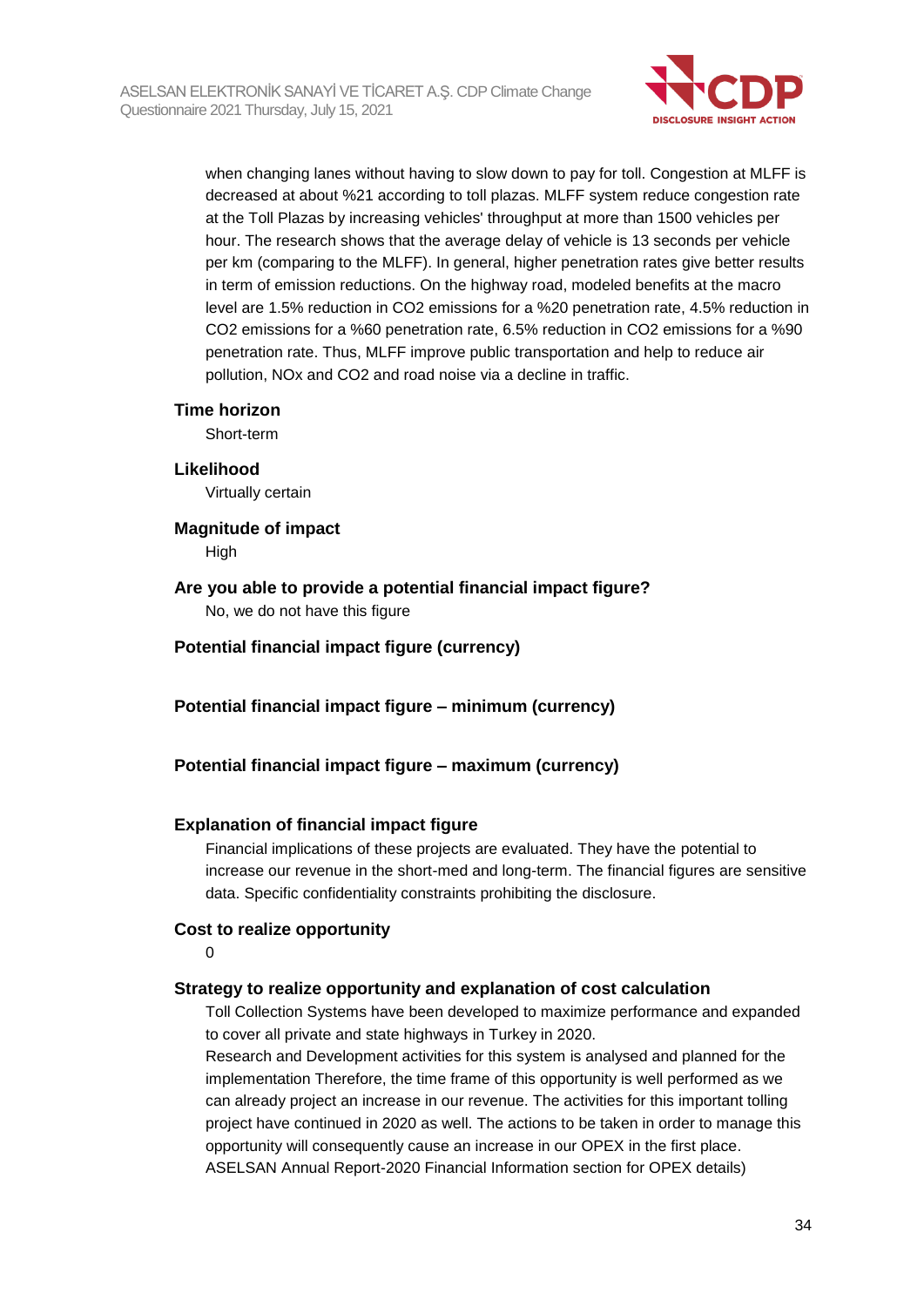when changing lanes without having to slow down to pay for toll. Congestion at MLFF is decreased at about %21 according to toll plazas. MLFF system reduce congestion rate at the Toll Plazas by increasing vehicles' throughput at more than 1500 vehicles per hour. The research shows that the average delay of vehicle is 13 seconds per vehicle per km (comparing to the MLFF). In general, higher penetration rates give better results in term of emission reductions. On the highway road, modeled benefits at the macro level are 1.5% reduction in $CO_2$ emissions for a %20 penetration rate, 4.5% reduction in $CO_2$ emissions for a %60 penetration rate, 6.5% reduction in $CO_2$ emissions for a %90 penetration rate. Thus, MLFF improve public transportation and help to reduce air pollution, NOx and $CO_2$ and road noise via a decline in traffic.

**Time horizon**

Short-term

**Likelihood**

Virtually certain

**Magnitude of impact**

High

**Are you able to provide a potential financial impact figure?**

No, we do not have this figure

**Potential financial impact figure (currency)**

**Potential financial impact figure – minimum (currency)**

**Potential financial impact figure – maximum (currency)**

**Explanation of financial impact figure**

Financial implications of these projects are evaluated. They have the potential to increase our revenue in the short-med and long-term. The financial figures are sensitive data. Specific confidentiality constraints prohibiting the disclosure.

**Cost to realize opportunity**

0

**Strategy to realize opportunity and explanation of cost calculation**

Toll Collection Systems have been developed to maximize performance and expanded to cover all private and state highways in Turkey in 2020.
Research and Development activities for this system is analysed and planned for the implementation Therefore, the time frame of this opportunity is well performed as we can already project an increase in our revenue. The activities for this important tolling project have continued in 2020 as well. The actions to be taken in order to manage this opportunity will consequently cause an increase in our OPEX in the first place.
ASELSAN Annual Report-2020 Financial Information section for OPEX details)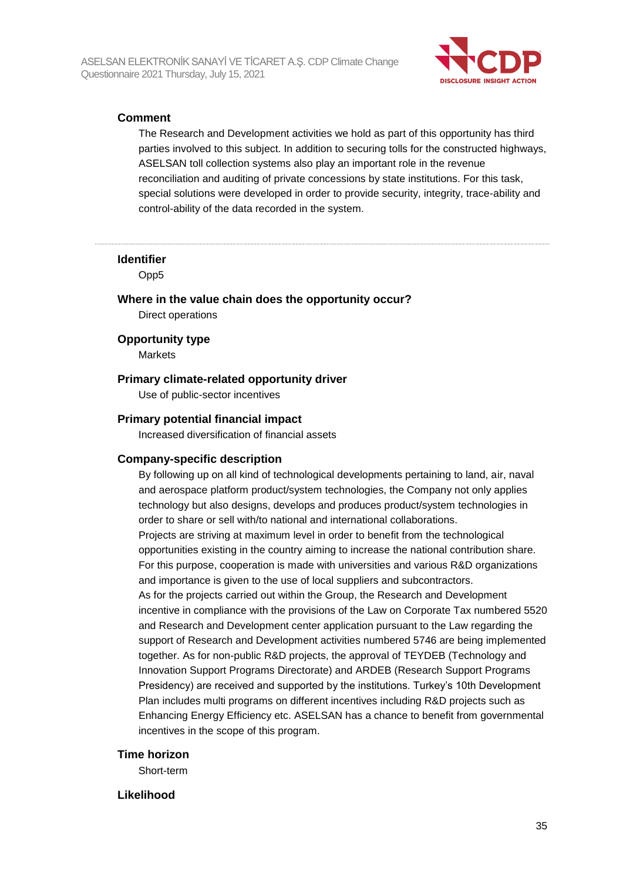### Comment

The Research and Development activities we hold as part of this opportunity has third parties involved to this subject. In addition to securing tolls for the constructed highways, ASELSAN toll collection systems also play an important role in the revenue reconciliation and auditing of private concessions by state institutions. For this task, special solutions were developed in order to provide security, integrity, trace-ability and control-ability of the data recorded in the system.

---

### Identifier

Opp5

### Where in the value chain does the opportunity occur?

Direct operations

### Opportunity type

Markets

### Primary climate-related opportunity driver

Use of public-sector incentives

### Primary potential financial impact

Increased diversification of financial assets

### Company-specific description

By following up on all kind of technological developments pertaining to land, air, naval and aerospace platform product/system technologies, the Company not only applies technology but also designs, develops and produces product/system technologies in order to share or sell with/to national and international collaborations.

Projects are striving at maximum level in order to benefit from the technological opportunities existing in the country aiming to increase the national contribution share. For this purpose, cooperation is made with universities and various R&D organizations and importance is given to the use of local suppliers and subcontractors.

As for the projects carried out within the Group, the Research and Development incentive in compliance with the provisions of the Law on Corporate Tax numbered 5520 and Research and Development center application pursuant to the Law regarding the support of Research and Development activities numbered 5746 are being implemented together. As for non-public R&D projects, the approval of TEYDEB (Technology and Innovation Support Programs Directorate) and ARDEB (Research Support Programs Presidency) are received and supported by the institutions. Turkey's 10th Development Plan includes multi programs on different incentives including R&D projects such as Enhancing Energy Efficiency etc. ASELSAN has a chance to benefit from governmental incentives in the scope of this program.

### Time horizon

Short-term

### Likelihood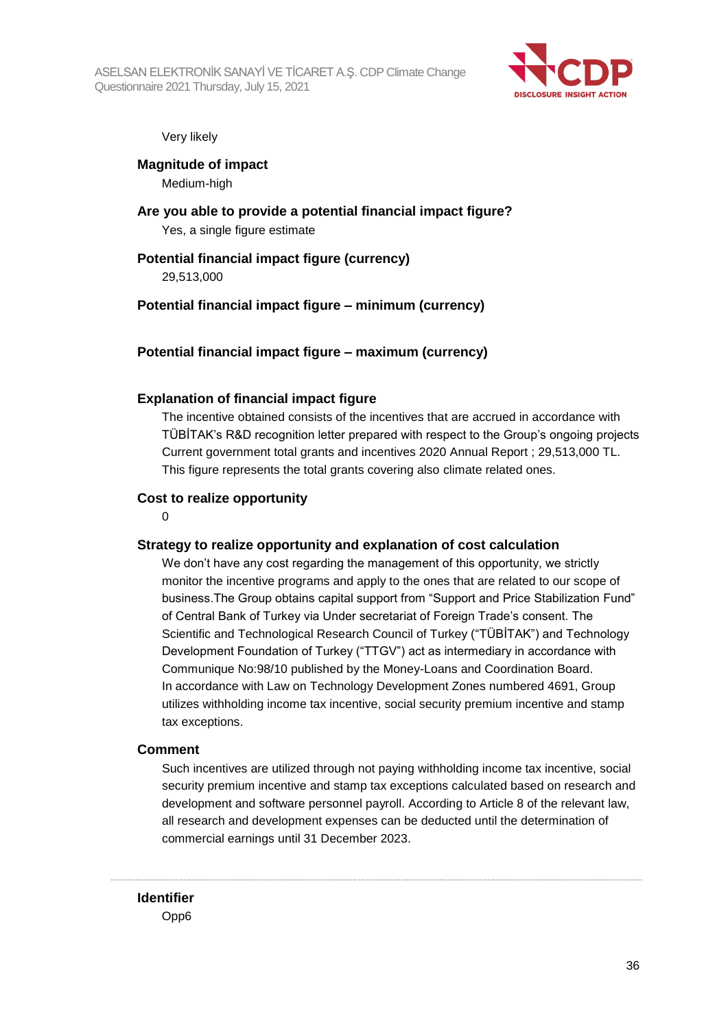Very likely

**Magnitude of impact**

Medium-high

**Are you able to provide a potential financial impact figure?**

Yes, a single figure estimate

**Potential financial impact figure (currency)**

29,513,000

**Potential financial impact figure – minimum (currency)**

**Potential financial impact figure – maximum (currency)**

**Explanation of financial impact figure**

The incentive obtained consists of the incentives that are accrued in accordance with TÜBİTAK's R&D recognition letter prepared with respect to the Group's ongoing projects Current government total grants and incentives 2020 Annual Report ; 29,513,000 TL. This figure represents the total grants covering also climate related ones.

**Cost to realize opportunity**

0

**Strategy to realize opportunity and explanation of cost calculation**

We don't have any cost regarding the management of this opportunity, we strictly monitor the incentive programs and apply to the ones that are related to our scope of business.The Group obtains capital support from "Support and Price Stabilization Fund" of Central Bank of Turkey via Under secretariat of Foreign Trade's consent. The Scientific and Technological Research Council of Turkey ("TÜBİTAK") and Technology Development Foundation of Turkey ("TTGV") act as intermediary in accordance with Communique No:98/10 published by the Money-Loans and Coordination Board. In accordance with Law on Technology Development Zones numbered 4691, Group utilizes withholding income tax incentive, social security premium incentive and stamp tax exceptions.

**Comment**

Such incentives are utilized through not paying withholding income tax incentive, social security premium incentive and stamp tax exceptions calculated based on research and development and software personnel payroll. According to Article 8 of the relevant law, all research and development expenses can be deducted until the determination of commercial earnings until 31 December 2023.

---

**Identifier**

Opp6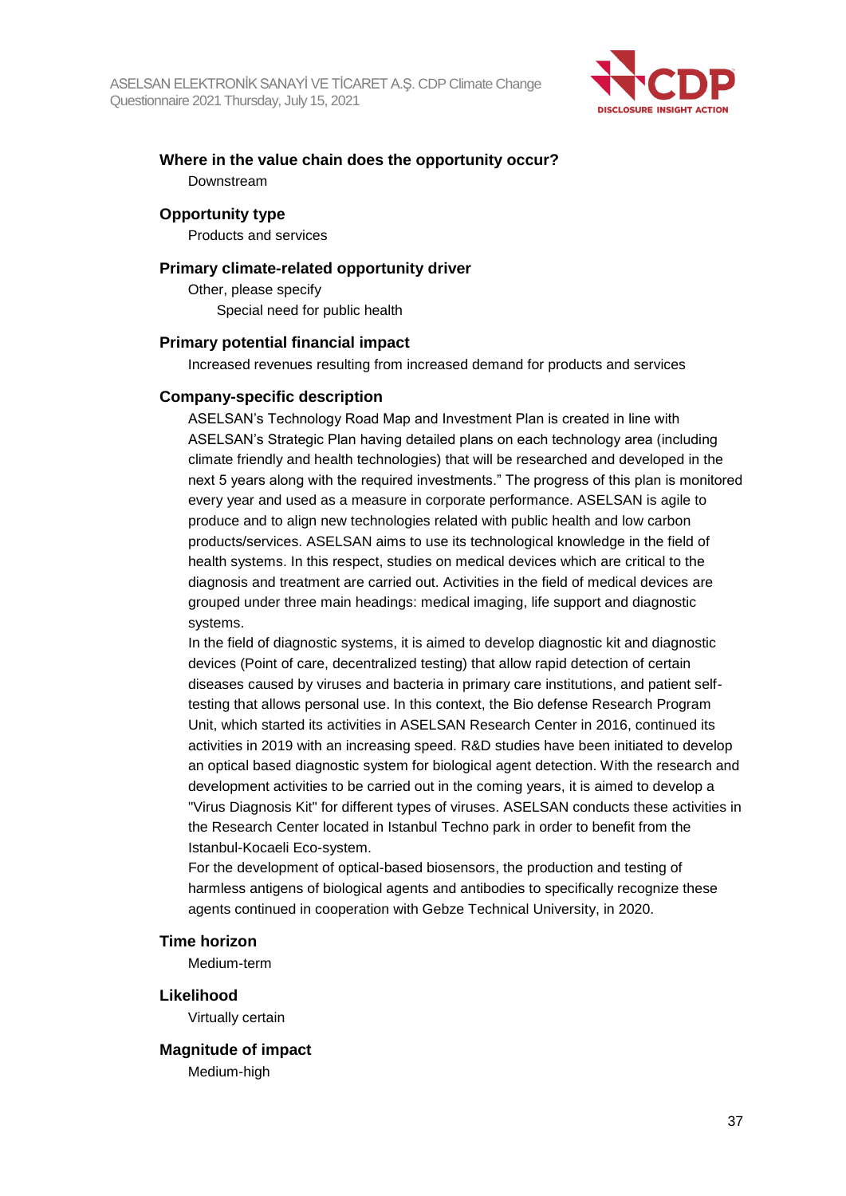**Where in the value chain does the opportunity occur?**

Downstream

**Opportunity type**

Products and services

**Primary climate-related opportunity driver**

Other, please specify

Special need for public health

**Primary potential financial impact**

Increased revenues resulting from increased demand for products and services

**Company-specific description**

ASELSAN's Technology Road Map and Investment Plan is created in line with ASELSAN's Strategic Plan having detailed plans on each technology area (including climate friendly and health technologies) that will be researched and developed in the next 5 years along with the required investments." The progress of this plan is monitored every year and used as a measure in corporate performance. ASELSAN is agile to produce and to align new technologies related with public health and low carbon products/services. ASELSAN aims to use its technological knowledge in the field of health systems. In this respect, studies on medical devices which are critical to the diagnosis and treatment are carried out. Activities in the field of medical devices are grouped under three main headings: medical imaging, life support and diagnostic systems.

In the field of diagnostic systems, it is aimed to develop diagnostic kit and diagnostic devices (Point of care, decentralized testing) that allow rapid detection of certain diseases caused by viruses and bacteria in primary care institutions, and patient self-testing that allows personal use. In this context, the Bio defense Research Program Unit, which started its activities in ASELSAN Research Center in 2016, continued its activities in 2019 with an increasing speed. R&D studies have been initiated to develop an optical based diagnostic system for biological agent detection. With the research and development activities to be carried out in the coming years, it is aimed to develop a "Virus Diagnosis Kit" for different types of viruses. ASELSAN conducts these activities in the Research Center located in Istanbul Techno park in order to benefit from the Istanbul-Kocaeli Eco-system.

For the development of optical-based biosensors, the production and testing of harmless antigens of biological agents and antibodies to specifically recognize these agents continued in cooperation with Gebze Technical University, in 2020.

**Time horizon**

Medium-term

**Likelihood**

Virtually certain

**Magnitude of impact**

Medium-high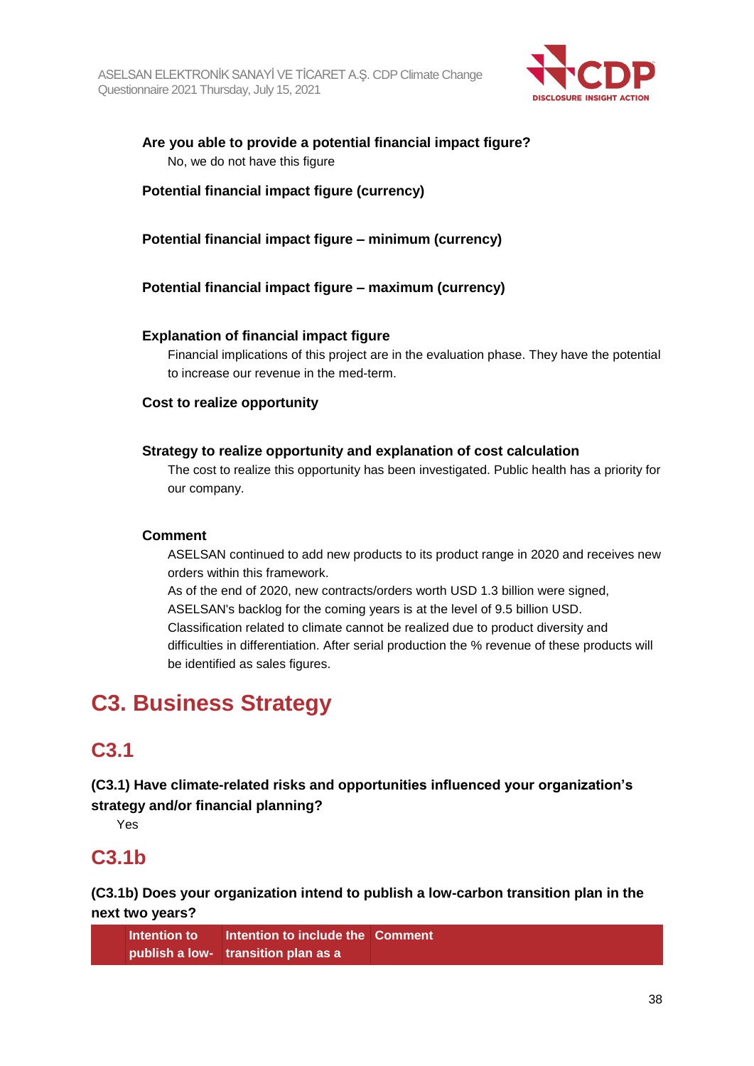**Are you able to provide a potential financial impact figure?**

No, we do not have this figure

**Potential financial impact figure (currency)**

**Potential financial impact figure – minimum (currency)**

**Potential financial impact figure – maximum (currency)**

**Explanation of financial impact figure**

Financial implications of this project are in the evaluation phase. They have the potential to increase our revenue in the med-term.

**Cost to realize opportunity**

**Strategy to realize opportunity and explanation of cost calculation**

The cost to realize this opportunity has been investigated. Public health has a priority for our company.

**Comment**

ASELSAN continued to add new products to its product range in 2020 and receives new orders within this framework.
As of the end of 2020, new contracts/orders worth USD 1.3 billion were signed, ASELSAN's backlog for the coming years is at the level of 9.5 billion USD.
Classification related to climate cannot be realized due to product diversity and difficulties in differentiation. After serial production the % revenue of these products will be identified as sales figures.

# C3. Business Strategy

## C3.1

**(C3.1) Have climate-related risks and opportunities influenced your organization's strategy and/or financial planning?**

Yes

## C3.1b

**(C3.1b) Does your organization intend to publish a low-carbon transition plan in the next two years?**

| | Intention to publish a low- | Intention to include the transition plan as a | Comment |
|---|---|---|---|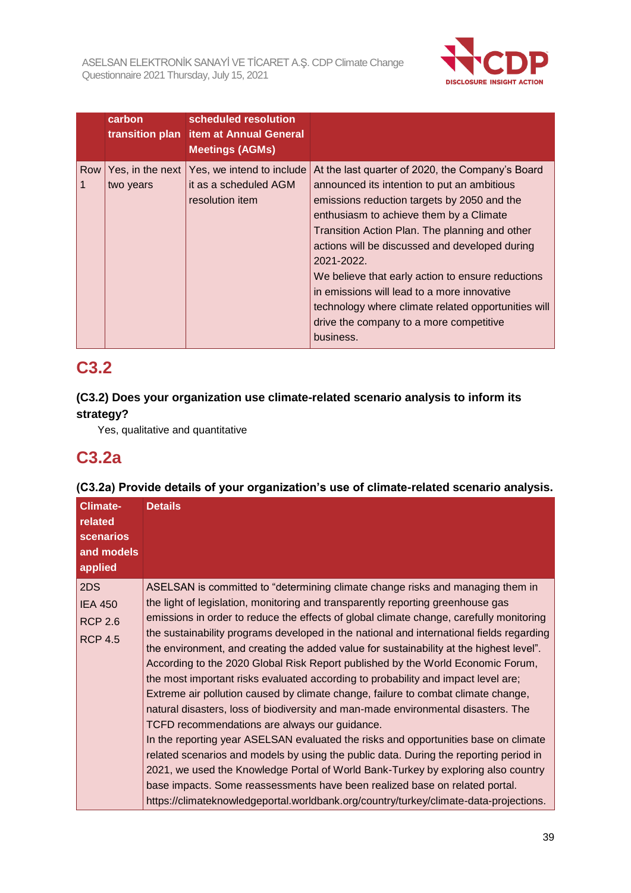| | carbon transition plan | scheduled resolution item at Annual General Meetings (AGMs) | |
|---|---|---|---|
| Row 1 | Yes, in the next two years | Yes, we intend to include it as a scheduled AGM resolution item | At the last quarter of 2020, the Company's Board announced its intention to put an ambitious emissions reduction targets by 2050 and the enthusiasm to achieve them by a Climate Transition Action Plan. The planning and other actions will be discussed and developed during 2021-2022.<br>We believe that early action to ensure reductions in emissions will lead to a more innovative technology where climate related opportunities will drive the company to a more competitive business. |

## C3.2

**(C3.2) Does your organization use climate-related scenario analysis to inform its strategy?**

Yes, qualitative and quantitative

## C3.2a

**(C3.2a) Provide details of your organization's use of climate-related scenario analysis.**

| Climate-related scenarios and models applied | Details |
|---|---|
| 2DS<br>IEA 450<br>RCP 2.6<br>RCP 4.5 | ASELSAN is committed to "determining climate change risks and managing them in the light of legislation, monitoring and transparently reporting greenhouse gas emissions in order to reduce the effects of global climate change, carefully monitoring the sustainability programs developed in the national and international fields regarding the environment, and creating the added value for sustainability at the highest level". According to the 2020 Global Risk Report published by the World Economic Forum, the most important risks evaluated according to probability and impact level are; Extreme air pollution caused by climate change, failure to combat climate change, natural disasters, loss of biodiversity and man-made environmental disasters. The TCFD recommendations are always our guidance.<br>In the reporting year ASELSAN evaluated the risks and opportunities base on climate related scenarios and models by using the public data. During the reporting period in 2021, we used the Knowledge Portal of World Bank-Turkey by exploring also country base impacts. Some reassessments have been realized base on related portal. https://climateknowledgeportal.worldbank.org/country/turkey/climate-data-projections. |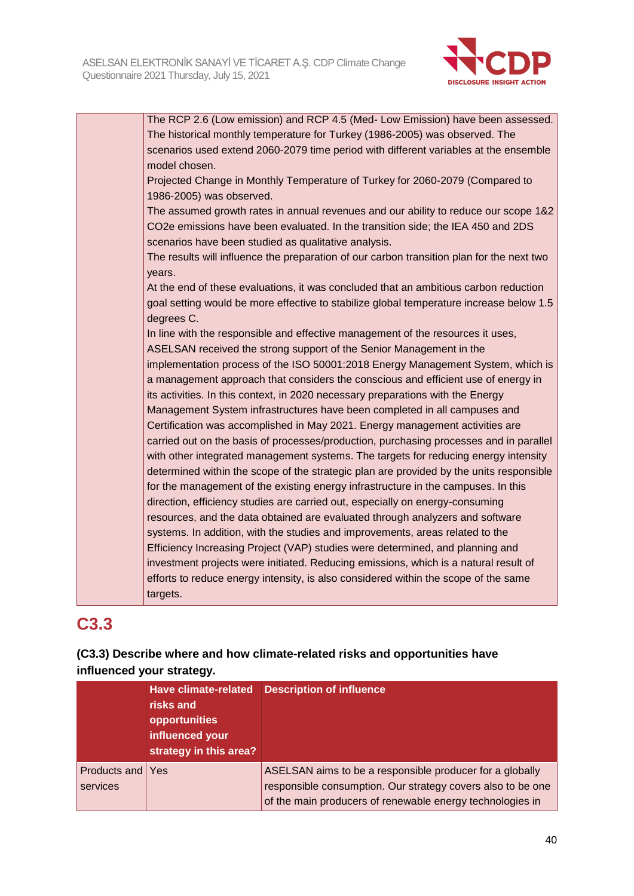| | |
|---|---|
| | The RCP 2.6 (Low emission) and RCP 4.5 (Med- Low Emission) have been assessed. The historical monthly temperature for Turkey (1986-2005) was observed. The scenarios used extend 2060-2079 time period with different variables at the ensemble model chosen.<br>Projected Change in Monthly Temperature of Turkey for 2060-2079 (Compared to 1986-2005) was observed.<br>The assumed growth rates in annual revenues and our ability to reduce our scope 1&2 CO2e emissions have been evaluated. In the transition side; the IEA 450 and 2DS scenarios have been studied as qualitative analysis.<br>The results will influence the preparation of our carbon transition plan for the next two years.<br>At the end of these evaluations, it was concluded that an ambitious carbon reduction goal setting would be more effective to stabilize global temperature increase below 1.5 degrees C.<br>In line with the responsible and effective management of the resources it uses, ASELSAN received the strong support of the Senior Management in the implementation process of the ISO 50001:2018 Energy Management System, which is a management approach that considers the conscious and efficient use of energy in its activities. In this context, in 2020 necessary preparations with the Energy Management System infrastructures have been completed in all campuses and Certification was accomplished in May 2021. Energy management activities are carried out on the basis of processes/production, purchasing processes and in parallel with other integrated management systems. The targets for reducing energy intensity determined within the scope of the strategic plan are provided by the units responsible for the management of the existing energy infrastructure in the campuses. In this direction, efficiency studies are carried out, especially on energy-consuming resources, and the data obtained are evaluated through analyzers and software systems. In addition, with the studies and improvements, areas related to the Efficiency Increasing Project (VAP) studies were determined, and planning and investment projects were initiated. Reducing emissions, which is a natural result of efforts to reduce energy intensity, is also considered within the scope of the same targets. |

## C3.3

**(C3.3) Describe where and how climate-related risks and opportunities have influenced your strategy.**

| | Have climate-related risks and opportunities influenced your strategy in this area? | Description of influence |
|---|---|---|
| Products and services | Yes | ASELSAN aims to be a responsible producer for a globally responsible consumption. Our strategy covers also to be one of the main producers of renewable energy technologies in |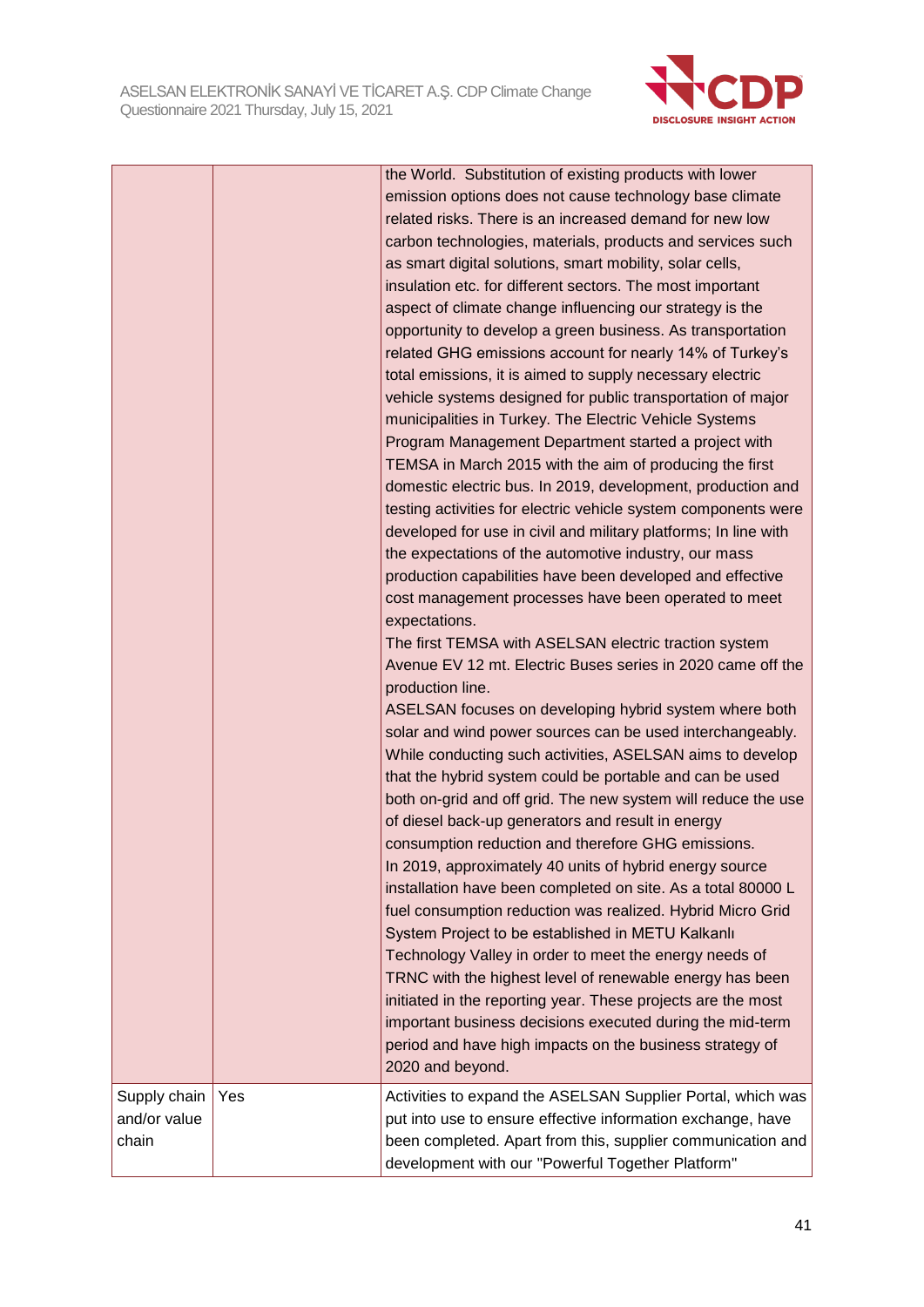|  |  |  |
|---|---|---|
|  |  | the World. Substitution of existing products with lower emission options does not cause technology base climate related risks. There is an increased demand for new low carbon technologies, materials, products and services such as smart digital solutions, smart mobility, solar cells, insulation etc. for different sectors. The most important aspect of climate change influencing our strategy is the opportunity to develop a green business. As transportation related GHG emissions account for nearly 14% of Turkey's total emissions, it is aimed to supply necessary electric vehicle systems designed for public transportation of major municipalities in Turkey. The Electric Vehicle Systems Program Management Department started a project with TEMSA in March 2015 with the aim of producing the first domestic electric bus. In 2019, development, production and testing activities for electric vehicle system components were developed for use in civil and military platforms; In line with the expectations of the automotive industry, our mass production capabilities have been developed and effective cost management processes have been operated to meet expectations.<br>The first TEMSA with ASELSAN electric traction system Avenue EV 12 mt. Electric Buses series in 2020 came off the production line.<br>ASELSAN focuses on developing hybrid system where both solar and wind power sources can be used interchangeably. While conducting such activities, ASELSAN aims to develop that the hybrid system could be portable and can be used both on-grid and off grid. The new system will reduce the use of diesel back-up generators and result in energy consumption reduction and therefore GHG emissions.<br>In 2019, approximately 40 units of hybrid energy source installation have been completed on site. As a total 80000 L fuel consumption reduction was realized. Hybrid Micro Grid System Project to be established in METU Kalkanlı Technology Valley in order to meet the energy needs of TRNC with the highest level of renewable energy has been initiated in the reporting year. These projects are the most important business decisions executed during the mid-term period and have high impacts on the business strategy of 2020 and beyond. |
| Supply chain and/or value chain | Yes | Activities to expand the ASELSAN Supplier Portal, which was put into use to ensure effective information exchange, have been completed. Apart from this, supplier communication and development with our "Powerful Together Platform" |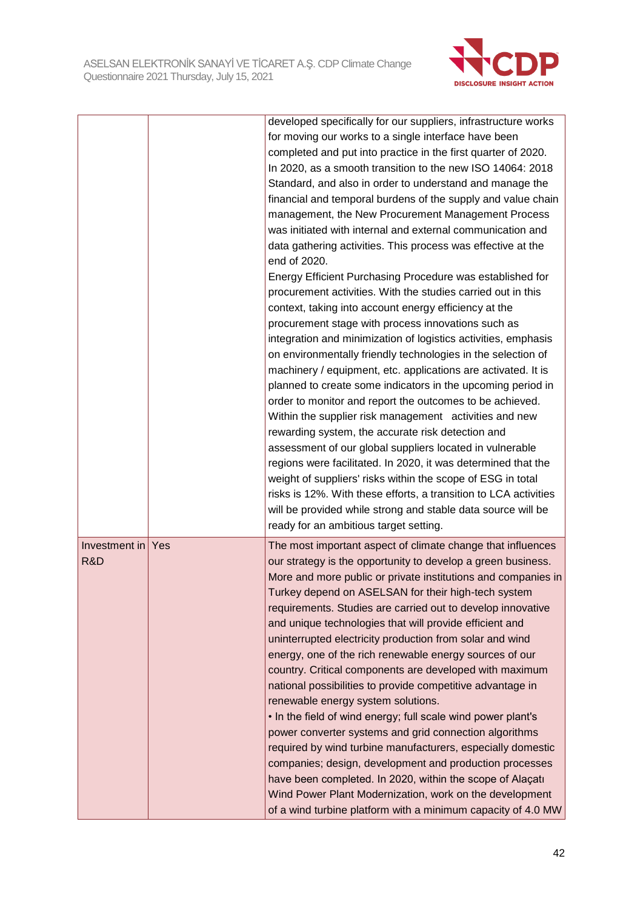| | | |
|---|---|---|
| | | developed specifically for our suppliers, infrastructure works for moving our works to a single interface have been completed and put into practice in the first quarter of 2020. In 2020, as a smooth transition to the new ISO 14064: 2018 Standard, and also in order to understand and manage the financial and temporal burdens of the supply and value chain management, the New Procurement Management Process was initiated with internal and external communication and data gathering activities. This process was effective at the end of 2020.<br>Energy Efficient Purchasing Procedure was established for procurement activities. With the studies carried out in this context, taking into account energy efficiency at the procurement stage with process innovations such as integration and minimization of logistics activities, emphasis on environmentally friendly technologies in the selection of machinery / equipment, etc. applications are activated. It is planned to create some indicators in the upcoming period in order to monitor and report the outcomes to be achieved.<br>Within the supplier risk management activities and new rewarding system, the accurate risk detection and assessment of our global suppliers located in vulnerable regions were facilitated. In 2020, it was determined that the weight of suppliers' risks within the scope of ESG in total risks is 12%. With these efforts, a transition to LCA activities will be provided while strong and stable data source will be ready for an ambitious target setting. |
| Investment in R&D | Yes | The most important aspect of climate change that influences our strategy is the opportunity to develop a green business. More and more public or private institutions and companies in Turkey depend on ASELSAN for their high-tech system requirements. Studies are carried out to develop innovative and unique technologies that will provide efficient and uninterrupted electricity production from solar and wind energy, one of the rich renewable energy sources of our country. Critical components are developed with maximum national possibilities to provide competitive advantage in renewable energy system solutions.<br>• In the field of wind energy; full scale wind power plant's power converter systems and grid connection algorithms required by wind turbine manufacturers, especially domestic companies; design, development and production processes have been completed. In 2020, within the scope of Alaçatı Wind Power Plant Modernization, work on the development of a wind turbine platform with a minimum capacity of 4.0 MW |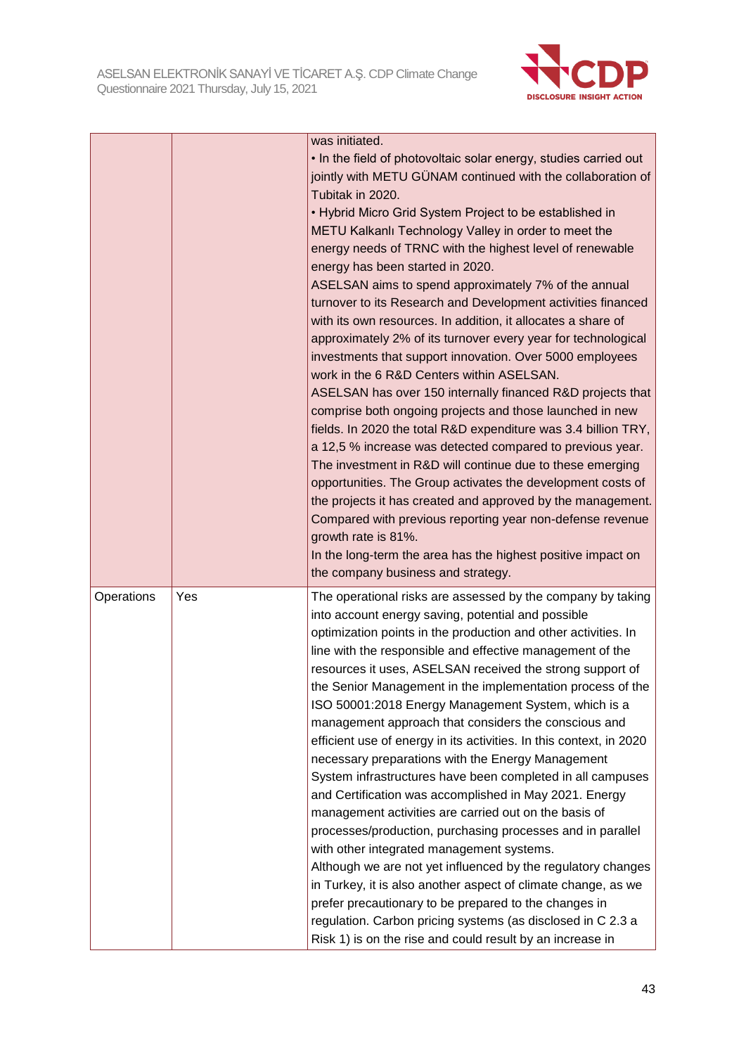| | | |
|---|---|---|
| | | was initiated.<br>• In the field of photovoltaic solar energy, studies carried out jointly with METU GÜNAM continued with the collaboration of Tubitak in 2020.<br>• Hybrid Micro Grid System Project to be established in METU Kalkanlı Technology Valley in order to meet the energy needs of TRNC with the highest level of renewable energy has been started in 2020.<br>ASELSAN aims to spend approximately 7% of the annual turnover to its Research and Development activities financed with its own resources. In addition, it allocates a share of approximately 2% of its turnover every year for technological investments that support innovation. Over 5000 employees work in the 6 R&D Centers within ASELSAN.<br>ASELSAN has over 150 internally financed R&D projects that comprise both ongoing projects and those launched in new fields. In 2020 the total R&D expenditure was 3.4 billion TRY, a 12,5 % increase was detected compared to previous year. The investment in R&D will continue due to these emerging opportunities. The Group activates the development costs of the projects it has created and approved by the management. Compared with previous reporting year non-defense revenue growth rate is 81%.<br>In the long-term the area has the highest positive impact on the company business and strategy. |
| Operations | Yes | The operational risks are assessed by the company by taking into account energy saving, potential and possible optimization points in the production and other activities. In line with the responsible and effective management of the resources it uses, ASELSAN received the strong support of the Senior Management in the implementation process of the ISO 50001:2018 Energy Management System, which is a management approach that considers the conscious and efficient use of energy in its activities. In this context, in 2020 necessary preparations with the Energy Management System infrastructures have been completed in all campuses and Certification was accomplished in May 2021. Energy management activities are carried out on the basis of processes/production, purchasing processes and in parallel with other integrated management systems.<br>Although we are not yet influenced by the regulatory changes in Turkey, it is also another aspect of climate change, as we prefer precautionary to be prepared to the changes in regulation. Carbon pricing systems (as disclosed in C 2.3 a Risk 1) is on the rise and could result by an increase in |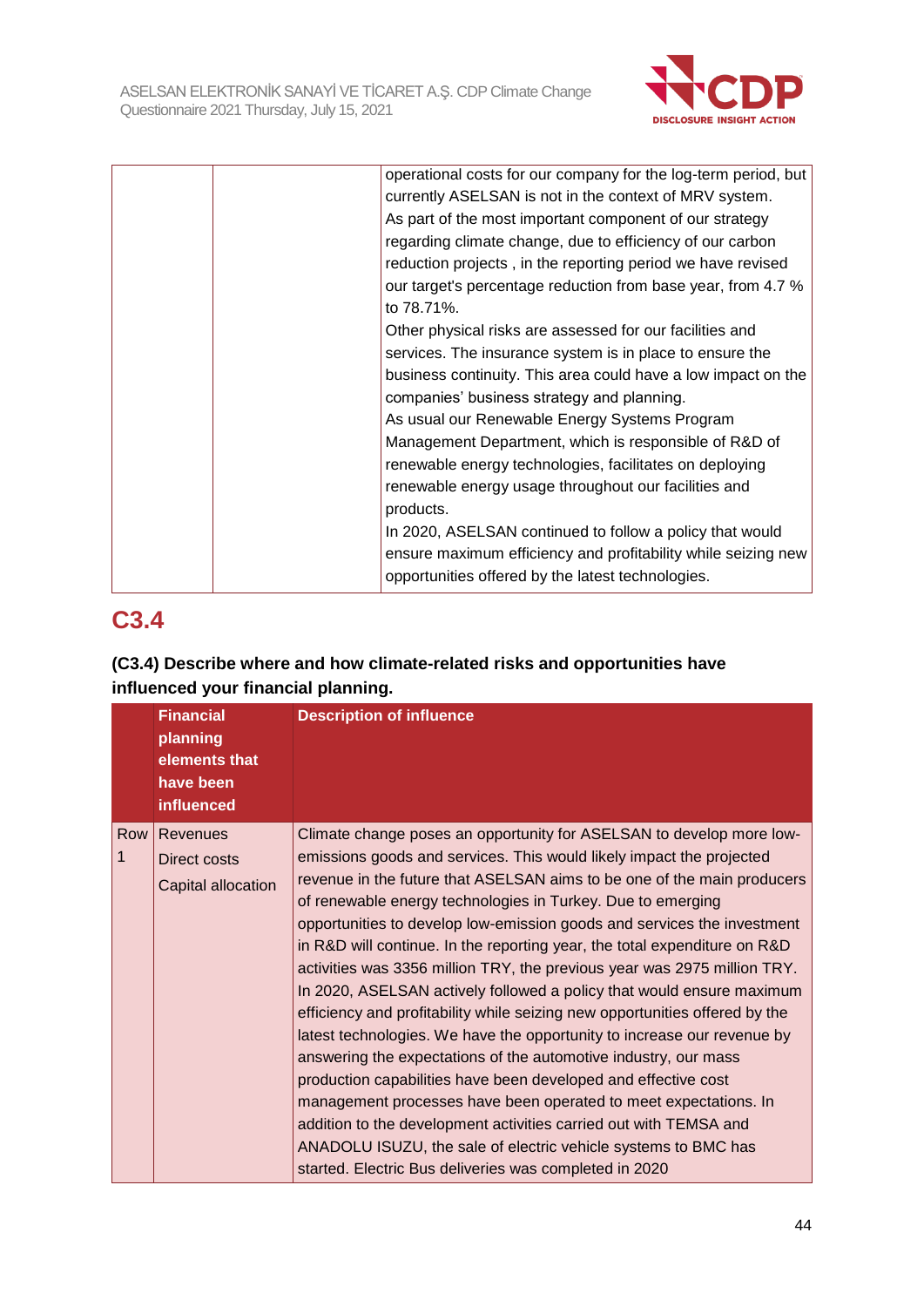| | | |
|---|---|---|
| | | operational costs for our company for the log-term period, but currently ASELSAN is not in the context of MRV system.<br>As part of the most important component of our strategy regarding climate change, due to efficiency of our carbon reduction projects , in the reporting period we have revised our target's percentage reduction from base year, from 4.7 % to 78.71%.<br>Other physical risks are assessed for our facilities and services. The insurance system is in place to ensure the business continuity. This area could have a low impact on the companies' business strategy and planning.<br>As usual our Renewable Energy Systems Program Management Department, which is responsible of R&D of renewable energy technologies, facilitates on deploying renewable energy usage throughout our facilities and products.<br>In 2020, ASELSAN continued to follow a policy that would ensure maximum efficiency and profitability while seizing new opportunities offered by the latest technologies. |

## C3.4

**(C3.4) Describe where and how climate-related risks and opportunities have influenced your financial planning.**

| | Financial planning elements that have been influenced | Description of influence |
|---|---|---|
| Row 1 | Revenues<br>Direct costs<br>Capital allocation | Climate change poses an opportunity for ASELSAN to develop more low-emissions goods and services. This would likely impact the projected revenue in the future that ASELSAN aims to be one of the main producers of renewable energy technologies in Turkey. Due to emerging opportunities to develop low-emission goods and services the investment in R&D will continue. In the reporting year, the total expenditure on R&D activities was 3356 million TRY, the previous year was 2975 million TRY. In 2020, ASELSAN actively followed a policy that would ensure maximum efficiency and profitability while seizing new opportunities offered by the latest technologies. We have the opportunity to increase our revenue by answering the expectations of the automotive industry, our mass production capabilities have been developed and effective cost management processes have been operated to meet expectations. In addition to the development activities carried out with TEMSA and ANADOLU ISUZU, the sale of electric vehicle systems to BMC has started. Electric Bus deliveries was completed in 2020 |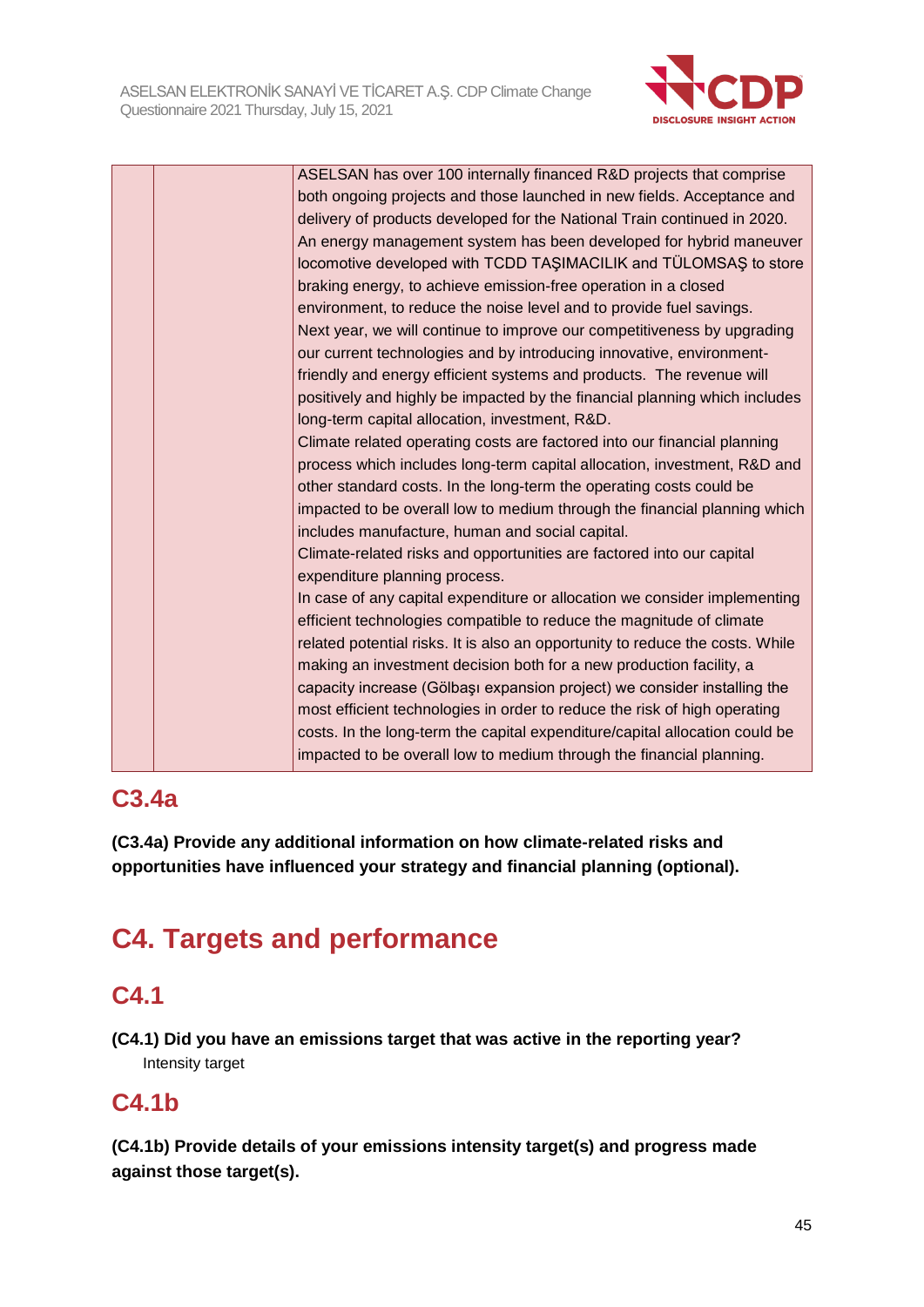| | | |
|---|---|---|
| | | ASELSAN has over 100 internally financed R&D projects that comprise both ongoing projects and those launched in new fields. Acceptance and delivery of products developed for the National Train continued in 2020. An energy management system has been developed for hybrid maneuver locomotive developed with TCDD TAŞIMACILIK and TÜLOMSAŞ to store braking energy, to achieve emission-free operation in a closed environment, to reduce the noise level and to provide fuel savings.<br>Next year, we will continue to improve our competitiveness by upgrading our current technologies and by introducing innovative, environment-friendly and energy efficient systems and products. The revenue will positively and highly be impacted by the financial planning which includes long-term capital allocation, investment, R&D.<br>Climate related operating costs are factored into our financial planning process which includes long-term capital allocation, investment, R&D and other standard costs. In the long-term the operating costs could be impacted to be overall low to medium through the financial planning which includes manufacture, human and social capital.<br>Climate-related risks and opportunities are factored into our capital expenditure planning process.<br>In case of any capital expenditure or allocation we consider implementing efficient technologies compatible to reduce the magnitude of climate related potential risks. It is also an opportunity to reduce the costs. While making an investment decision both for a new production facility, a capacity increase (Gölbaşı expansion project) we consider installing the most efficient technologies in order to reduce the risk of high operating costs. In the long-term the capital expenditure/capital allocation could be impacted to be overall low to medium through the financial planning. |

## C3.4a

**(C3.4a) Provide any additional information on how climate-related risks and opportunities have influenced your strategy and financial planning (optional).**

# C4. Targets and performance

## C4.1

**(C4.1) Did you have an emissions target that was active in the reporting year?**

Intensity target

## C4.1b

**(C4.1b) Provide details of your emissions intensity target(s) and progress made against those target(s).**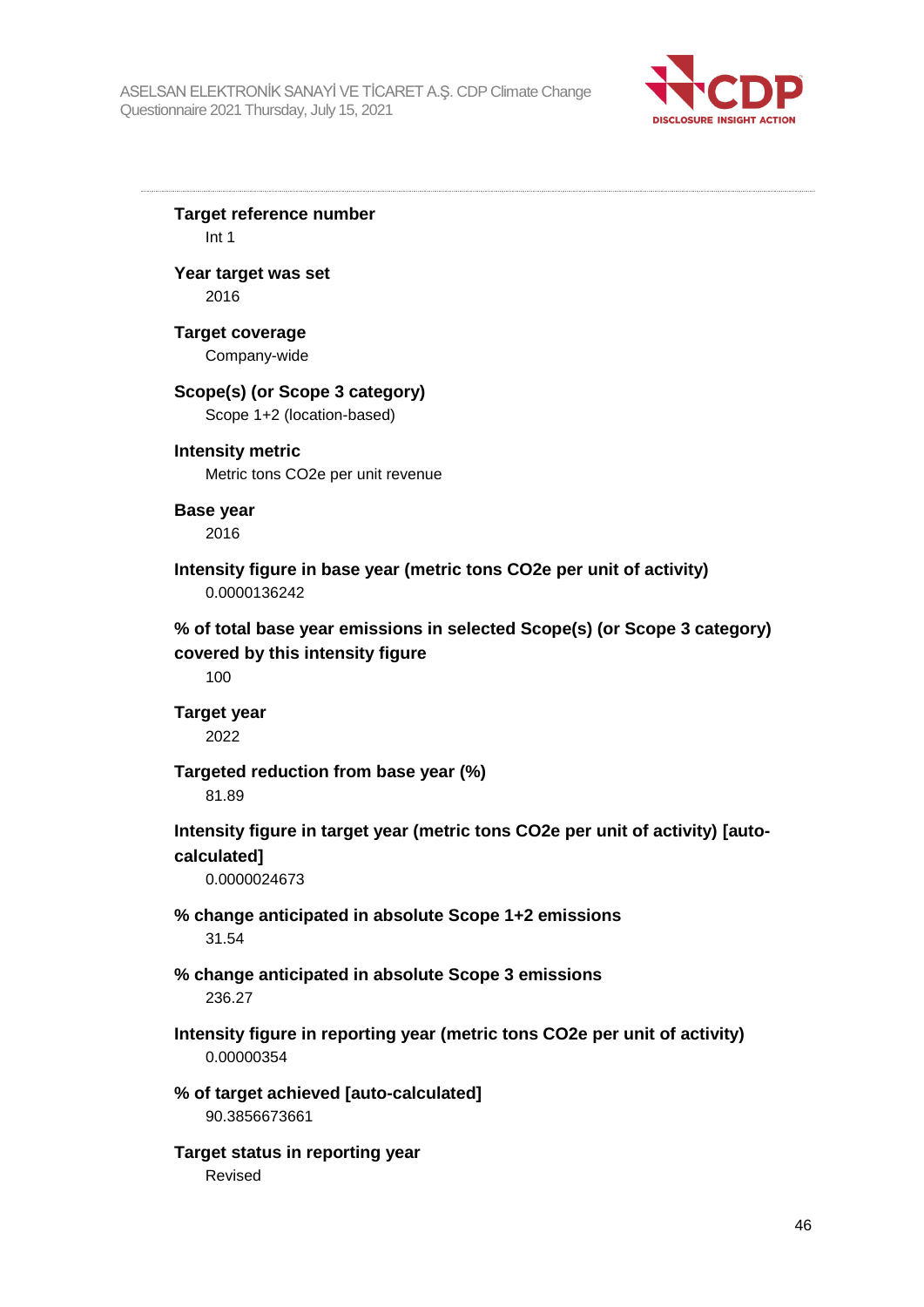**Target reference number**

Int 1

**Year target was set**

2016

**Target coverage**

Company-wide

**Scope(s) (or Scope 3 category)**

Scope 1+2 (location-based)

**Intensity metric**

Metric tons CO2e per unit revenue

**Base year**

2016

**Intensity figure in base year (metric tons CO2e per unit of activity)**

0.0000136242

**% of total base year emissions in selected Scope(s) (or Scope 3 category) covered by this intensity figure**

100

**Target year**

2022

**Targeted reduction from base year (%)**

81.89

**Intensity figure in target year (metric tons CO2e per unit of activity) [auto-calculated]**

0.0000024673

**% change anticipated in absolute Scope 1+2 emissions**

31.54

**% change anticipated in absolute Scope 3 emissions**

236.27

**Intensity figure in reporting year (metric tons CO2e per unit of activity)**

0.00000354

**% of target achieved [auto-calculated]**

90.3856673661

**Target status in reporting year**

Revised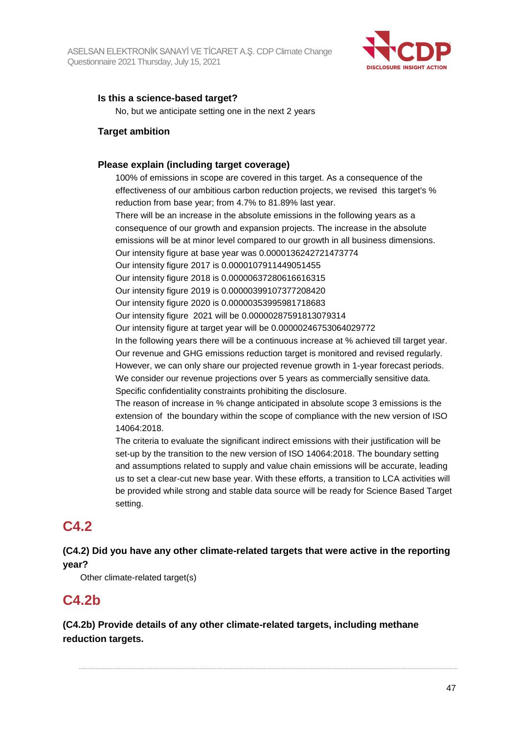**Is this a science-based target?**

No, but we anticipate setting one in the next 2 years

**Target ambition**

**Please explain (including target coverage)**

100% of emissions in scope are covered in this target. As a consequence of the effectiveness of our ambitious carbon reduction projects, we revised this target's % reduction from base year; from 4.7% to 81.89% last year.
There will be an increase in the absolute emissions in the following years as a consequence of our growth and expansion projects. The increase in the absolute emissions will be at minor level compared to our growth in all business dimensions.
Our intensity figure at base year was 0.0000136242721473774
Our intensity figure 2017 is 0.0000107911449051455
Our intensity figure 2018 is 0.00000637280616616315
Our intensity figure 2019 is 0.00000399107377208420
Our intensity figure 2020 is 0.00000353995981718683
Our intensity figure 2021 will be 0.00000287591813079314
Our intensity figure at target year will be 0.00000246753064029772
In the following years there will be a continuous increase at % achieved till target year.
Our revenue and GHG emissions reduction target is monitored and revised regularly.
However, we can only share our projected revenue growth in 1-year forecast periods.
We consider our revenue projections over 5 years as commercially sensitive data.
Specific confidentiality constraints prohibiting the disclosure.
The reason of increase in % change anticipated in absolute scope 3 emissions is the extension of the boundary within the scope of compliance with the new version of ISO 14064:2018.
The criteria to evaluate the significant indirect emissions with their justification will be set-up by the transition to the new version of ISO 14064:2018. The boundary setting and assumptions related to supply and value chain emissions will be accurate, leading us to set a clear-cut new base year. With these efforts, a transition to LCA activities will be provided while strong and stable data source will be ready for Science Based Target setting.

## C4.2

**(C4.2) Did you have any other climate-related targets that were active in the reporting year?**

Other climate-related target(s)

## C4.2b

**(C4.2b) Provide details of any other climate-related targets, including methane reduction targets.**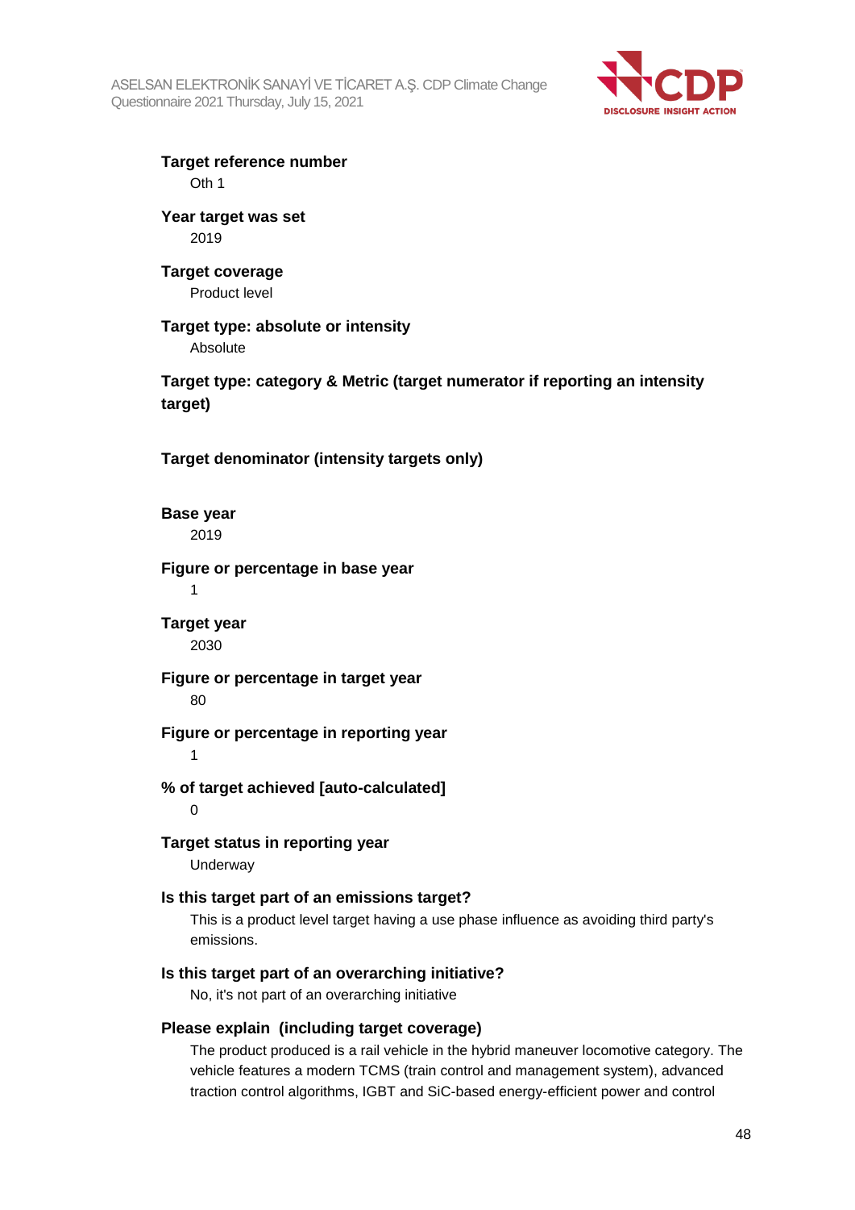**Target reference number**

Oth 1

**Year target was set**

2019

**Target coverage**

Product level

**Target type: absolute or intensity**

Absolute

**Target type: category & Metric (target numerator if reporting an intensity target)**

**Target denominator (intensity targets only)**

**Base year**

2019

**Figure or percentage in base year**

1

**Target year**

2030

**Figure or percentage in target year**

80

**Figure or percentage in reporting year**

1

**% of target achieved [auto-calculated]**

0

**Target status in reporting year**

Underway

**Is this target part of an emissions target?**

This is a product level target having a use phase influence as avoiding third party's emissions.

**Is this target part of an overarching initiative?**

No, it's not part of an overarching initiative

**Please explain (including target coverage)**

The product produced is a rail vehicle in the hybrid maneuver locomotive category. The vehicle features a modern TCMS (train control and management system), advanced traction control algorithms, IGBT and SiC-based energy-efficient power and control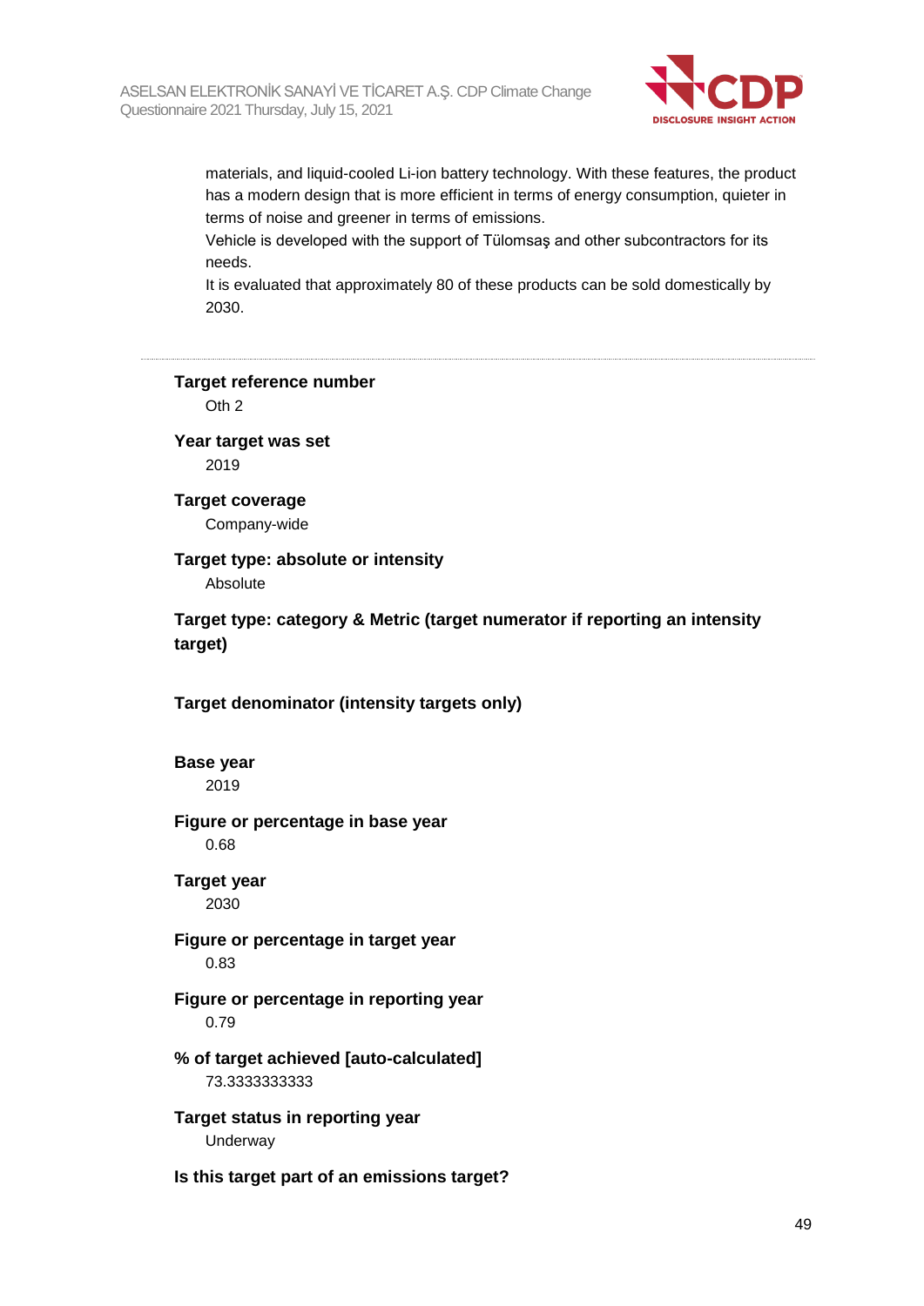materials, and liquid-cooled Li-ion battery technology. With these features, the product has a modern design that is more efficient in terms of energy consumption, quieter in terms of noise and greener in terms of emissions.
Vehicle is developed with the support of Tülomsaş and other subcontractors for its needs.
It is evaluated that approximately 80 of these products can be sold domestically by 2030.

---

**Target reference number**
Oth 2

**Year target was set**
2019

**Target coverage**
Company-wide

**Target type: absolute or intensity**
Absolute

**Target type: category & Metric (target numerator if reporting an intensity target)**

**Target denominator (intensity targets only)**

**Base year**
2019

**Figure or percentage in base year**
0.68

**Target year**
2030

**Figure or percentage in target year**
0.83

**Figure or percentage in reporting year**
0.79

**% of target achieved [auto-calculated]**
73.3333333333

**Target status in reporting year**
Underway

**Is this target part of an emissions target?**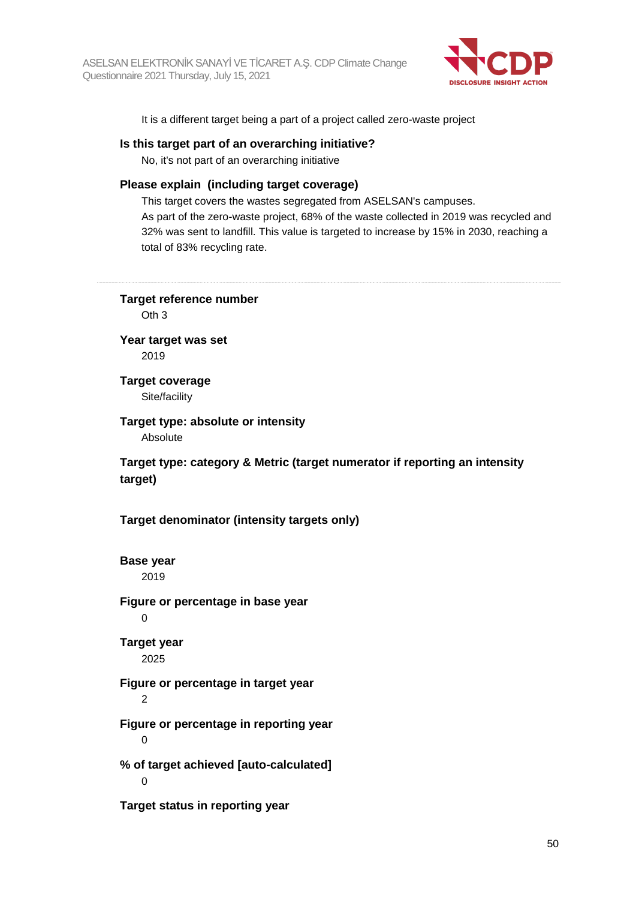It is a different target being a part of a project called zero-waste project

**Is this target part of an overarching initiative?**

No, it's not part of an overarching initiative

**Please explain (including target coverage)**

This target covers the wastes segregated from ASELSAN's campuses.
As part of the zero-waste project, 68% of the waste collected in 2019 was recycled and 32% was sent to landfill. This value is targeted to increase by 15% in 2030, reaching a total of 83% recycling rate.

---

**Target reference number**

Oth 3

**Year target was set**

2019

**Target coverage**

Site/facility

**Target type: absolute or intensity**

Absolute

**Target type: category & Metric (target numerator if reporting an intensity target)**

**Target denominator (intensity targets only)**

**Base year**

2019

**Figure or percentage in base year**

0

**Target year**

2025

**Figure or percentage in target year**

2

**Figure or percentage in reporting year**

0

**% of target achieved [auto-calculated]**

0

**Target status in reporting year**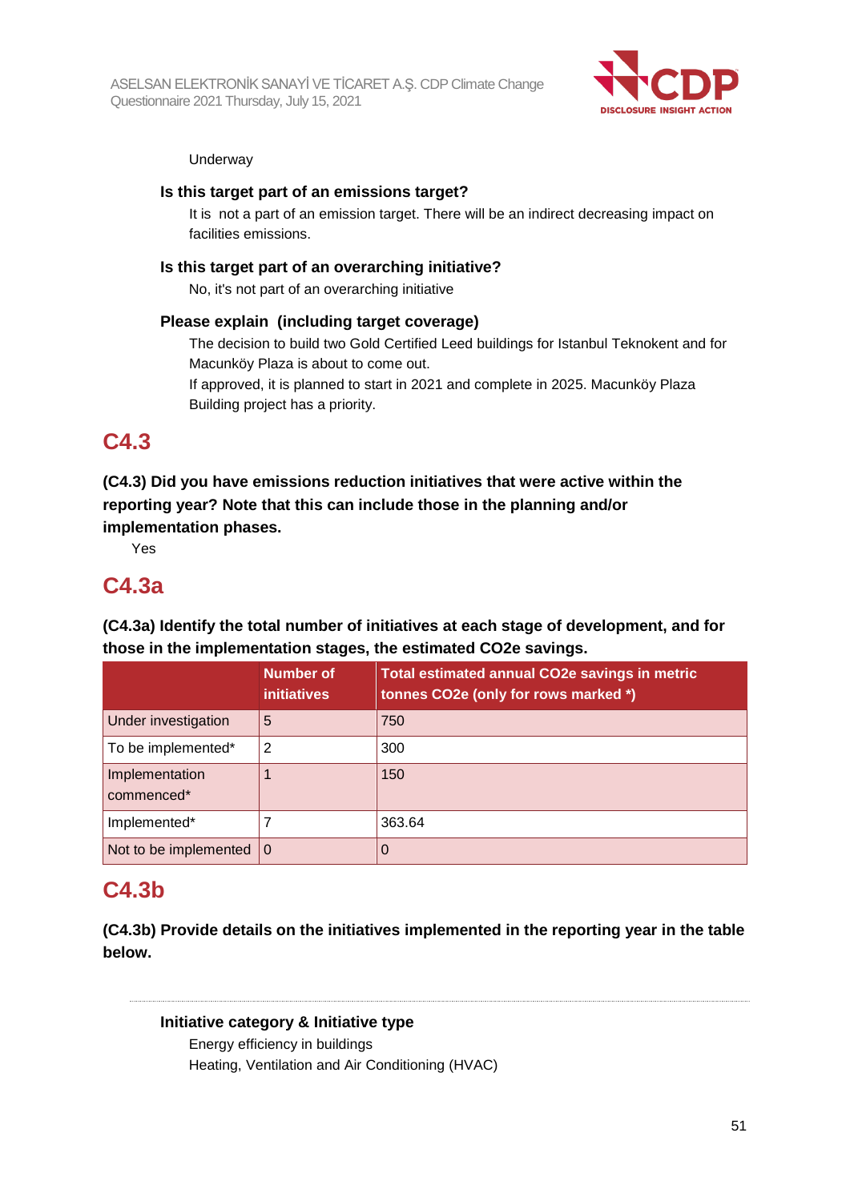Underway

**Is this target part of an emissions target?**

It is  not a part of an emission target. There will be an indirect decreasing impact on facilities emissions.

**Is this target part of an overarching initiative?**

No, it's not part of an overarching initiative

**Please explain  (including target coverage)**

The decision to build two Gold Certified Leed buildings for Istanbul Teknokent and for Macunköy Plaza is about to come out.
If approved, it is planned to start in 2021 and complete in 2025. Macunköy Plaza Building project has a priority.

## C4.3

**(C4.3) Did you have emissions reduction initiatives that were active within the reporting year? Note that this can include those in the planning and/or implementation phases.**

Yes

## C4.3a

**(C4.3a) Identify the total number of initiatives at each stage of development, and for those in the implementation stages, the estimated CO2e savings.**

| | Number of initiatives | Total estimated annual CO2e savings in metric tonnes CO2e (only for rows marked *) |
|---|---|---|
| Under investigation | 5 | 750 |
| To be implemented* | 2 | 300 |
| Implementation commenced* | 1 | 150 |
| Implemented* | 7 | 363.64 |
| Not to be implemented | 0 | 0 |

## C4.3b

**(C4.3b) Provide details on the initiatives implemented in the reporting year in the table below.**

---

**Initiative category & Initiative type**

Energy efficiency in buildings
Heating, Ventilation and Air Conditioning (HVAC)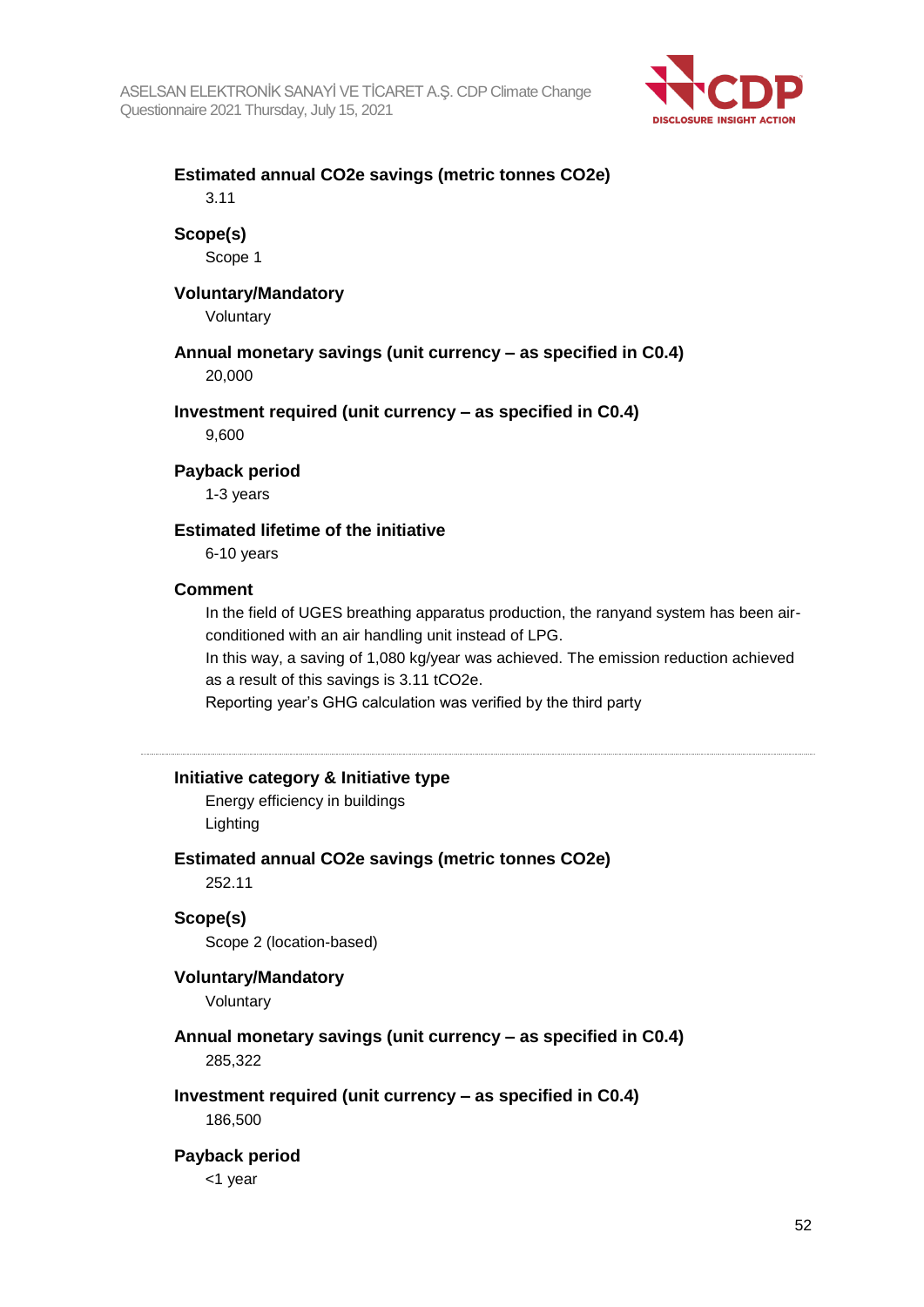**Estimated annual CO2e savings (metric tonnes CO2e)**

3.11

**Scope(s)**

Scope 1

**Voluntary/Mandatory**

Voluntary

**Annual monetary savings (unit currency – as specified in C0.4)**

20,000

**Investment required (unit currency – as specified in C0.4)**

9,600

**Payback period**

1-3 years

**Estimated lifetime of the initiative**

6-10 years

**Comment**

In the field of UGES breathing apparatus production, the ranyand system has been air-conditioned with an air handling unit instead of LPG.
In this way, a saving of 1,080 kg/year was achieved. The emission reduction achieved as a result of this savings is 3.11 tCO2e.
Reporting year's GHG calculation was verified by the third party

---

**Initiative category & Initiative type**

Energy efficiency in buildings
Lighting

**Estimated annual CO2e savings (metric tonnes CO2e)**

252.11

**Scope(s)**

Scope 2 (location-based)

**Voluntary/Mandatory**

Voluntary

**Annual monetary savings (unit currency – as specified in C0.4)**

285,322

**Investment required (unit currency – as specified in C0.4)**

186,500

**Payback period**

<1 year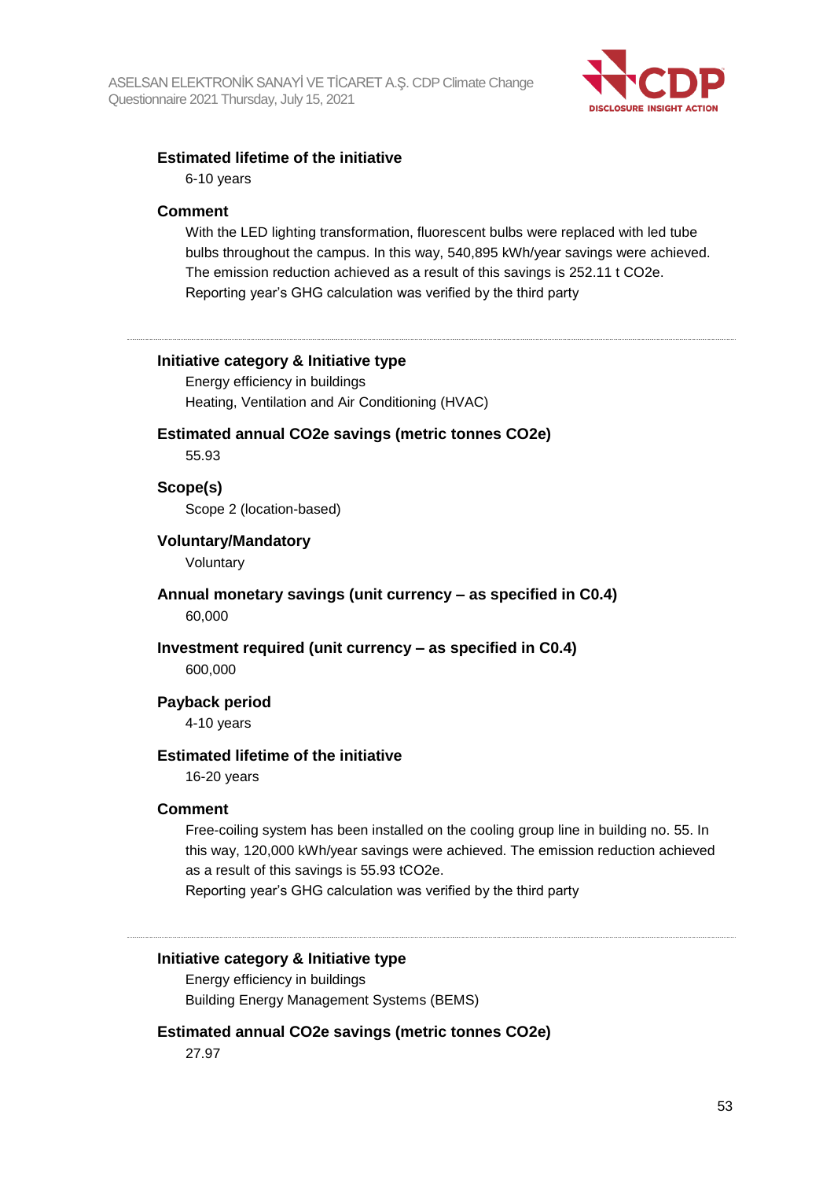**Estimated lifetime of the initiative**

6-10 years

**Comment**

With the LED lighting transformation, fluorescent bulbs were replaced with led tube bulbs throughout the campus. In this way, 540,895 kWh/year savings were achieved. The emission reduction achieved as a result of this savings is 252.11 t CO2e.
Reporting year's GHG calculation was verified by the third party

---

**Initiative category & Initiative type**

Energy efficiency in buildings
Heating, Ventilation and Air Conditioning (HVAC)

**Estimated annual CO2e savings (metric tonnes CO2e)**

55.93

**Scope(s)**

Scope 2 (location-based)

**Voluntary/Mandatory**

Voluntary

**Annual monetary savings (unit currency – as specified in C0.4)**

60,000

**Investment required (unit currency – as specified in C0.4)**

600,000

**Payback period**

4-10 years

**Estimated lifetime of the initiative**

16-20 years

**Comment**

Free-coiling system has been installed on the cooling group line in building no. 55. In this way, 120,000 kWh/year savings were achieved. The emission reduction achieved as a result of this savings is 55.93 tCO2e.
Reporting year's GHG calculation was verified by the third party

---

**Initiative category & Initiative type**

Energy efficiency in buildings
Building Energy Management Systems (BEMS)

**Estimated annual CO2e savings (metric tonnes CO2e)**

27.97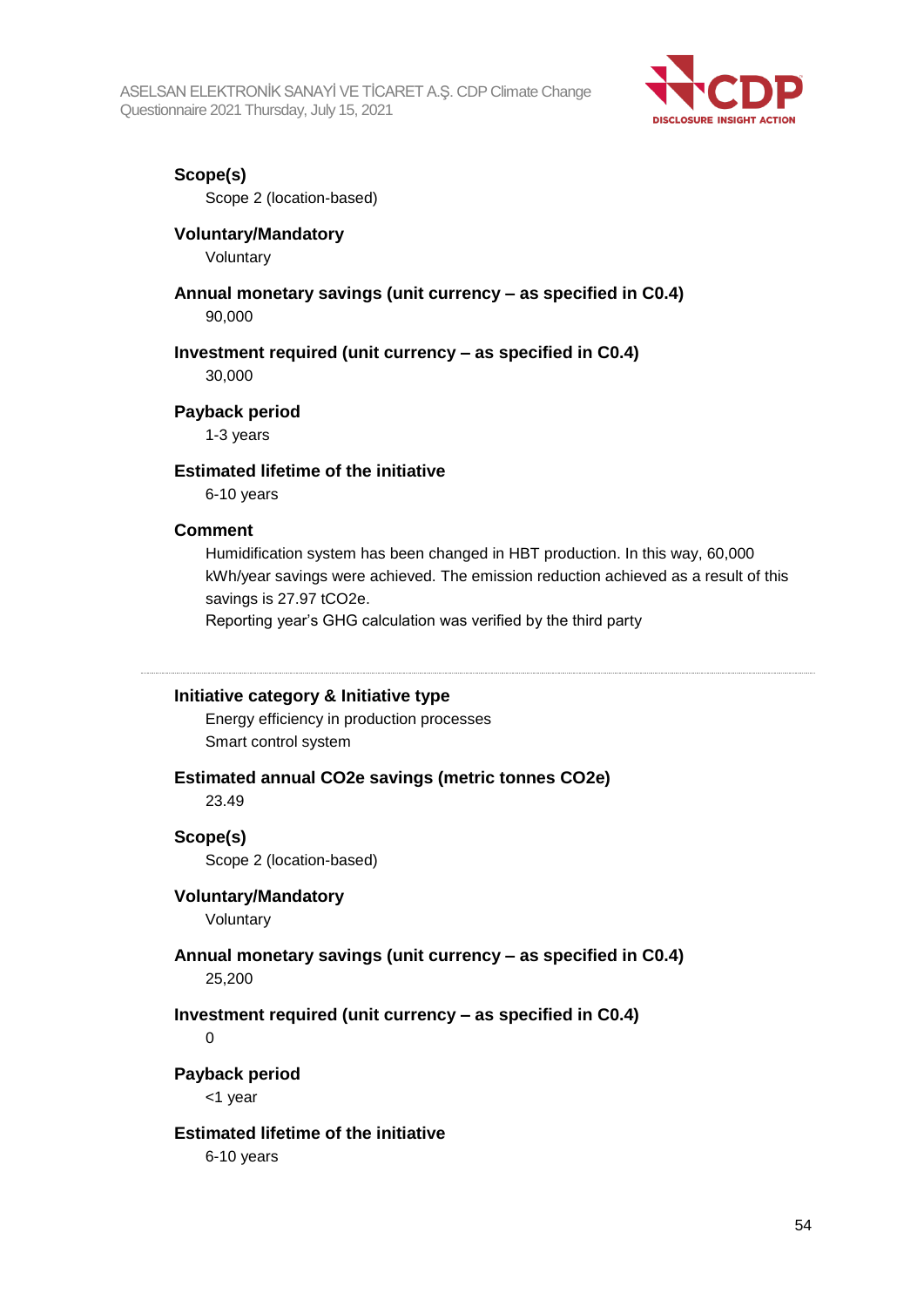**Scope(s)**

Scope 2 (location-based)

**Voluntary/Mandatory**

Voluntary

**Annual monetary savings (unit currency – as specified in C0.4)**

90,000

**Investment required (unit currency – as specified in C0.4)**

30,000

**Payback period**

1-3 years

**Estimated lifetime of the initiative**

6-10 years

**Comment**

Humidification system has been changed in HBT production. In this way, 60,000 kWh/year savings were achieved. The emission reduction achieved as a result of this savings is 27.97 tCO2e.
Reporting year's GHG calculation was verified by the third party

---

**Initiative category & Initiative type**

Energy efficiency in production processes
Smart control system

**Estimated annual CO2e savings (metric tonnes CO2e)**

23.49

**Scope(s)**

Scope 2 (location-based)

**Voluntary/Mandatory**

Voluntary

**Annual monetary savings (unit currency – as specified in C0.4)**

25,200

**Investment required (unit currency – as specified in C0.4)**

0

**Payback period**

<1 year

**Estimated lifetime of the initiative**

6-10 years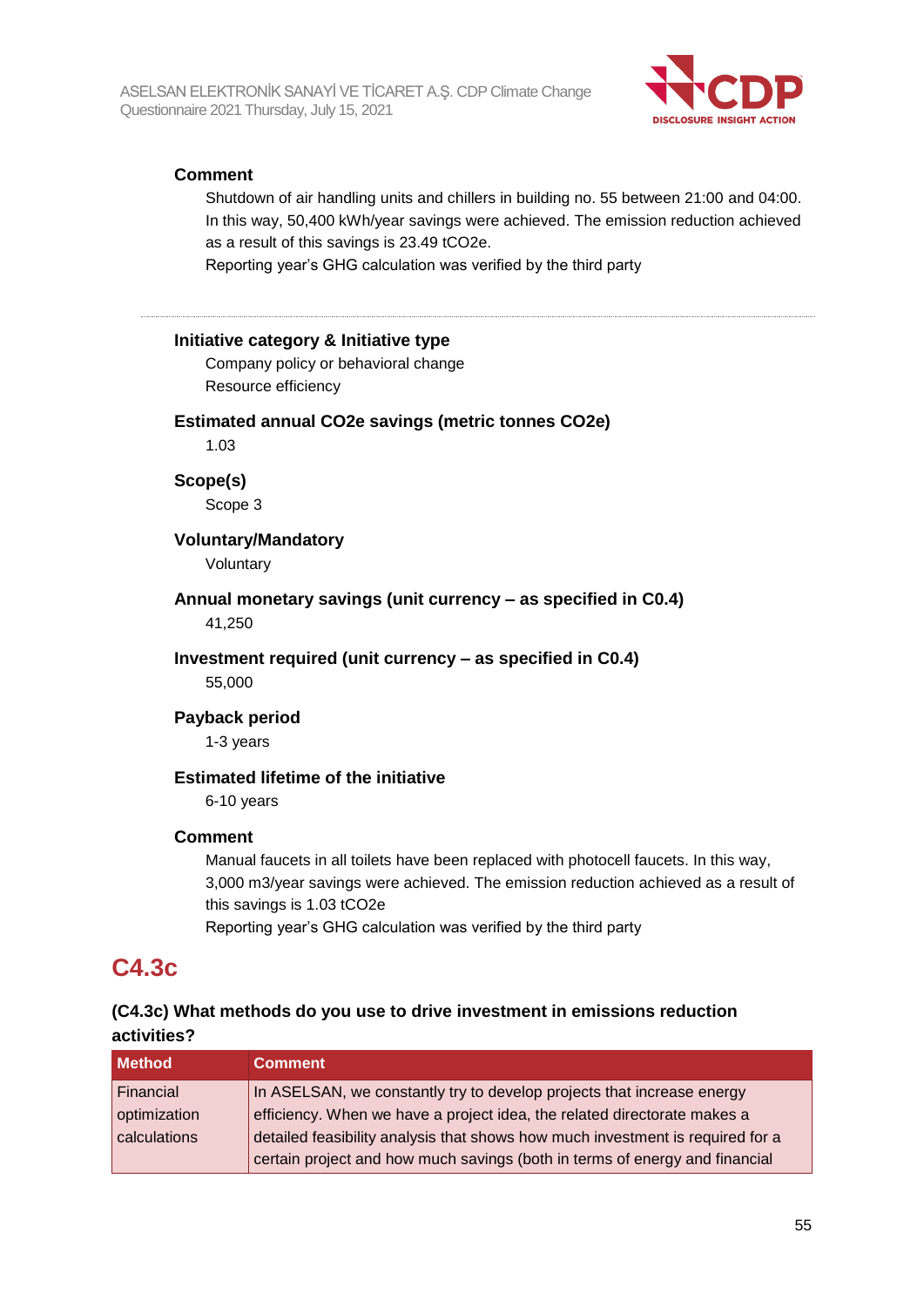**Comment**

Shutdown of air handling units and chillers in building no. 55 between 21:00 and 04:00. In this way, 50,400 kWh/year savings were achieved. The emission reduction achieved as a result of this savings is 23.49 tCO2e.
Reporting year's GHG calculation was verified by the third party

---

**Initiative category & Initiative type**

Company policy or behavioral change
Resource efficiency

**Estimated annual CO2e savings (metric tonnes CO2e)**

1.03

**Scope(s)**

Scope 3

**Voluntary/Mandatory**

Voluntary

**Annual monetary savings (unit currency – as specified in C0.4)**

41,250

**Investment required (unit currency – as specified in C0.4)**

55,000

**Payback period**

1-3 years

**Estimated lifetime of the initiative**

6-10 years

**Comment**

Manual faucets in all toilets have been replaced with photocell faucets. In this way, 3,000 m3/year savings were achieved. The emission reduction achieved as a result of this savings is 1.03 tCO2e
Reporting year's GHG calculation was verified by the third party

## C4.3c

### (C4.3c) What methods do you use to drive investment in emissions reduction activities?

| Method | Comment |
|---|---|
| Financial optimization calculations | In ASELSAN, we constantly try to develop projects that increase energy efficiency. When we have a project idea, the related directorate makes a detailed feasibility analysis that shows how much investment is required for a certain project and how much savings (both in terms of energy and financial |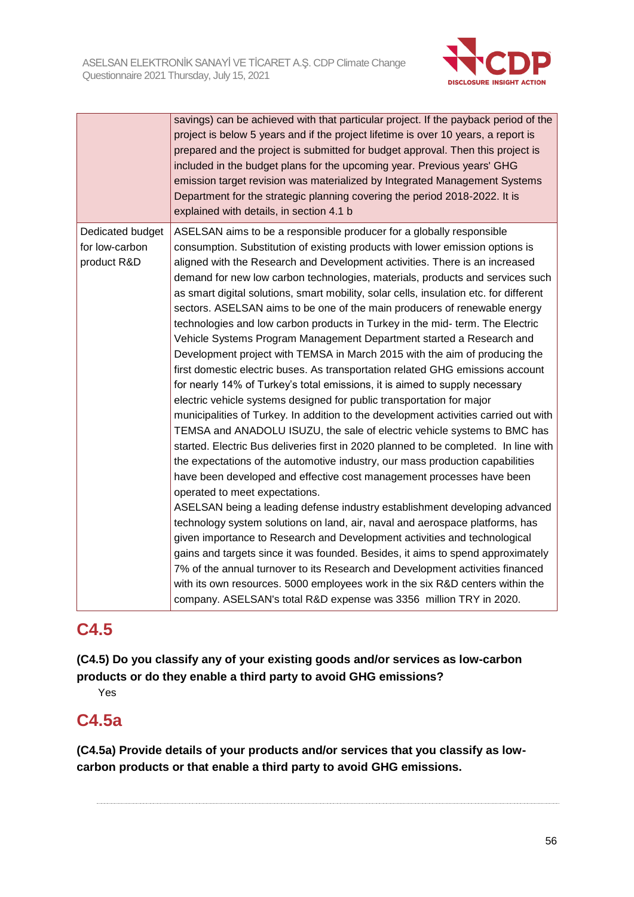| | |
|---|---|
| | savings) can be achieved with that particular project. If the payback period of the project is below 5 years and if the project lifetime is over 10 years, a report is prepared and the project is submitted for budget approval. Then this project is included in the budget plans for the upcoming year. Previous years' GHG emission target revision was materialized by Integrated Management Systems Department for the strategic planning covering the period 2018-2022. It is explained with details, in section 4.1 b |
| Dedicated budget for low-carbon product R&D | ASELSAN aims to be a responsible producer for a globally responsible consumption. Substitution of existing products with lower emission options is aligned with the Research and Development activities. There is an increased demand for new low carbon technologies, materials, products and services such as smart digital solutions, smart mobility, solar cells, insulation etc. for different sectors. ASELSAN aims to be one of the main producers of renewable energy technologies and low carbon products in Turkey in the mid- term. The Electric Vehicle Systems Program Management Department started a Research and Development project with TEMSA in March 2015 with the aim of producing the first domestic electric buses. As transportation related GHG emissions account for nearly 14% of Turkey's total emissions, it is aimed to supply necessary electric vehicle systems designed for public transportation for major municipalities of Turkey. In addition to the development activities carried out with TEMSA and ANADOLU ISUZU, the sale of electric vehicle systems to BMC has started. Electric Bus deliveries first in 2020 planned to be completed. In line with the expectations of the automotive industry, our mass production capabilities have been developed and effective cost management processes have been operated to meet expectations.<br>ASELSAN being a leading defense industry establishment developing advanced technology system solutions on land, air, naval and aerospace platforms, has given importance to Research and Development activities and technological gains and targets since it was founded. Besides, it aims to spend approximately 7% of the annual turnover to its Research and Development activities financed with its own resources. 5000 employees work in the six R&D centers within the company. ASELSAN's total R&D expense was 3356 million TRY in 2020. |

## C4.5

**(C4.5) Do you classify any of your existing goods and/or services as low-carbon products or do they enable a third party to avoid GHG emissions?**

Yes

## C4.5a

**(C4.5a) Provide details of your products and/or services that you classify as low-carbon products or that enable a third party to avoid GHG emissions.**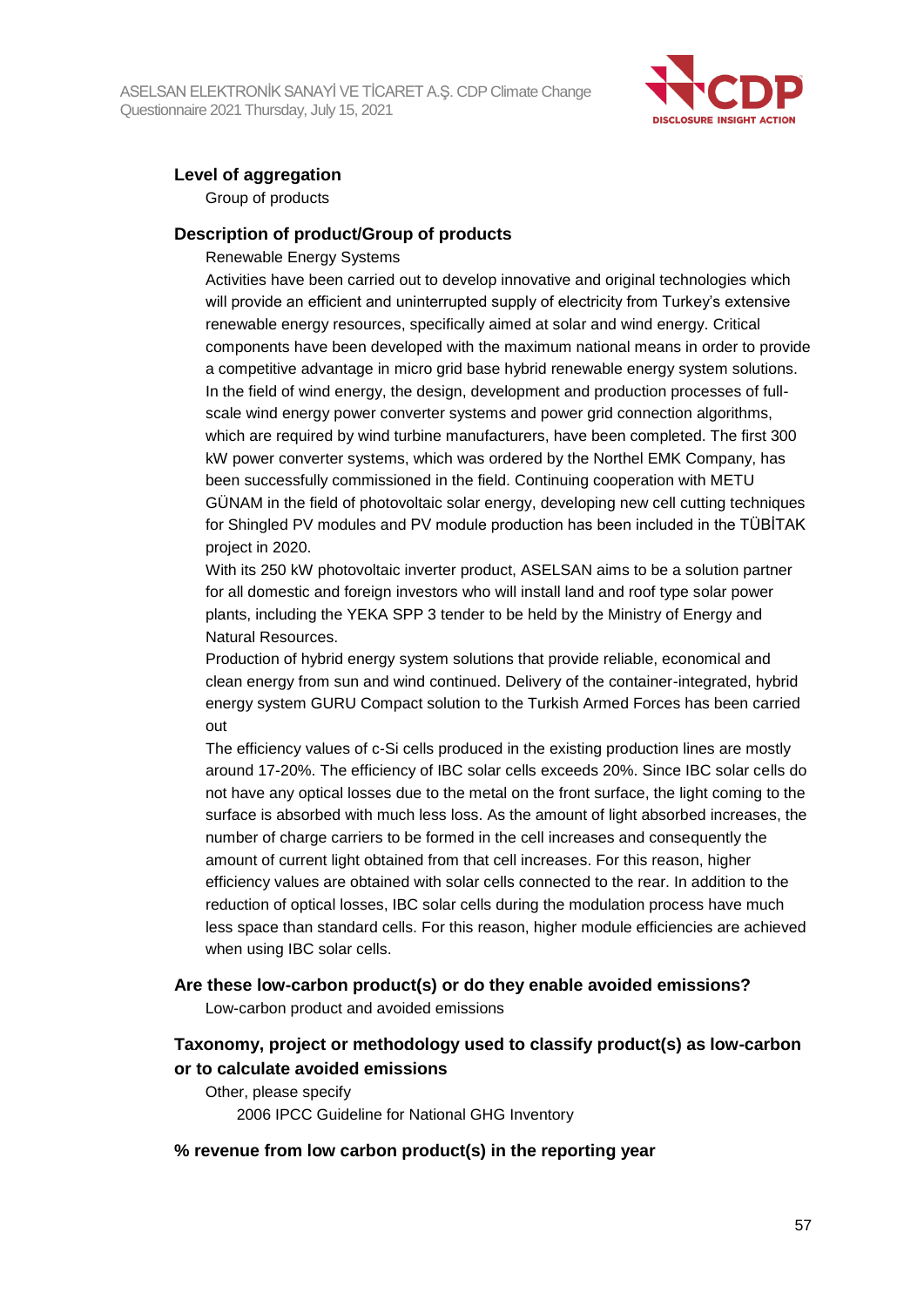### Level of aggregation

Group of products

### Description of product/Group of products

Renewable Energy Systems

Activities have been carried out to develop innovative and original technologies which will provide an efficient and uninterrupted supply of electricity from Turkey's extensive renewable energy resources, specifically aimed at solar and wind energy. Critical components have been developed with the maximum national means in order to provide a competitive advantage in micro grid base hybrid renewable energy system solutions. In the field of wind energy, the design, development and production processes of full-scale wind energy power converter systems and power grid connection algorithms, which are required by wind turbine manufacturers, have been completed. The first 300 kW power converter systems, which was ordered by the Northel EMK Company, has been successfully commissioned in the field. Continuing cooperation with METU GÜNAM in the field of photovoltaic solar energy, developing new cell cutting techniques for Shingled PV modules and PV module production has been included in the TÜBİTAK project in 2020.

With its 250 kW photovoltaic inverter product, ASELSAN aims to be a solution partner for all domestic and foreign investors who will install land and roof type solar power plants, including the YEKA SPP 3 tender to be held by the Ministry of Energy and Natural Resources.

Production of hybrid energy system solutions that provide reliable, economical and clean energy from sun and wind continued. Delivery of the container-integrated, hybrid energy system GURU Compact solution to the Turkish Armed Forces has been carried out

The efficiency values of c-Si cells produced in the existing production lines are mostly around 17-20%. The efficiency of IBC solar cells exceeds 20%. Since IBC solar cells do not have any optical losses due to the metal on the front surface, the light coming to the surface is absorbed with much less loss. As the amount of light absorbed increases, the number of charge carriers to be formed in the cell increases and consequently the amount of current light obtained from that cell increases. For this reason, higher efficiency values are obtained with solar cells connected to the rear. In addition to the reduction of optical losses, IBC solar cells during the modulation process have much less space than standard cells. For this reason, higher module efficiencies are achieved when using IBC solar cells.

### Are these low-carbon product(s) or do they enable avoided emissions?

Low-carbon product and avoided emissions

### Taxonomy, project or methodology used to classify product(s) as low-carbon or to calculate avoided emissions

Other, please specify

2006 IPCC Guideline for National GHG Inventory

### % revenue from low carbon product(s) in the reporting year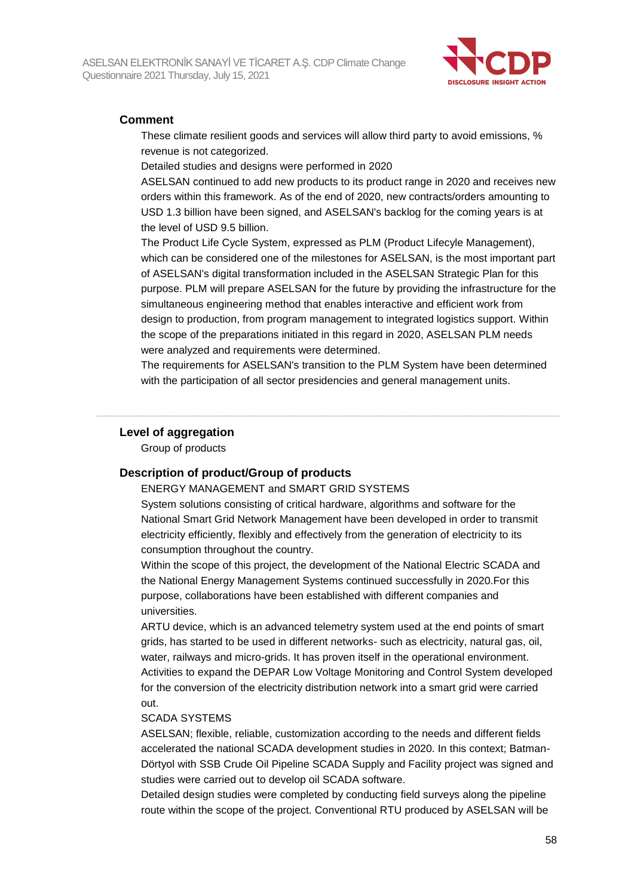### Comment

These climate resilient goods and services will allow third party to avoid emissions, % revenue is not categorized.

Detailed studies and designs were performed in 2020

ASELSAN continued to add new products to its product range in 2020 and receives new orders within this framework. As of the end of 2020, new contracts/orders amounting to USD 1.3 billion have been signed, and ASELSAN's backlog for the coming years is at the level of USD 9.5 billion.

The Product Life Cycle System, expressed as PLM (Product Lifecyle Management), which can be considered one of the milestones for ASELSAN, is the most important part of ASELSAN's digital transformation included in the ASELSAN Strategic Plan for this purpose. PLM will prepare ASELSAN for the future by providing the infrastructure for the simultaneous engineering method that enables interactive and efficient work from design to production, from program management to integrated logistics support. Within the scope of the preparations initiated in this regard in 2020, ASELSAN PLM needs were analyzed and requirements were determined.

The requirements for ASELSAN's transition to the PLM System have been determined with the participation of all sector presidencies and general management units.

---

### Level of aggregation

Group of products

### Description of product/Group of products

ENERGY MANAGEMENT and SMART GRID SYSTEMS

System solutions consisting of critical hardware, algorithms and software for the National Smart Grid Network Management have been developed in order to transmit electricity efficiently, flexibly and effectively from the generation of electricity to its consumption throughout the country.

Within the scope of this project, the development of the National Electric SCADA and the National Energy Management Systems continued successfully in 2020.For this purpose, collaborations have been established with different companies and universities.

ARTU device, which is an advanced telemetry system used at the end points of smart grids, has started to be used in different networks- such as electricity, natural gas, oil, water, railways and micro-grids. It has proven itself in the operational environment.

Activities to expand the DEPAR Low Voltage Monitoring and Control System developed for the conversion of the electricity distribution network into a smart grid were carried out.

SCADA SYSTEMS

ASELSAN; flexible, reliable, customization according to the needs and different fields accelerated the national SCADA development studies in 2020. In this context; Batman-Dörtyol with SSB Crude Oil Pipeline SCADA Supply and Facility project was signed and studies were carried out to develop oil SCADA software.

Detailed design studies were completed by conducting field surveys along the pipeline route within the scope of the project. Conventional RTU produced by ASELSAN will be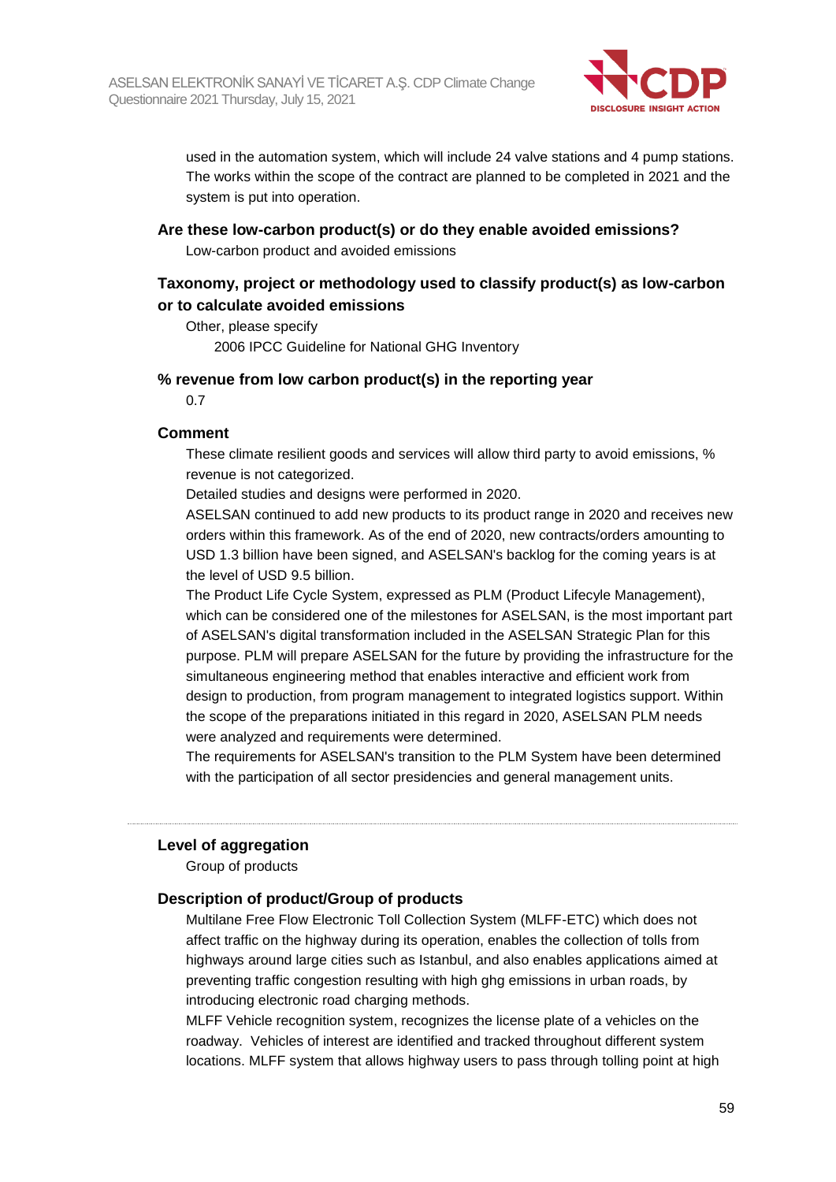used in the automation system, which will include 24 valve stations and 4 pump stations. The works within the scope of the contract are planned to be completed in 2021 and the system is put into operation.

**Are these low-carbon product(s) or do they enable avoided emissions?**

Low-carbon product and avoided emissions

**Taxonomy, project or methodology used to classify product(s) as low-carbon or to calculate avoided emissions**

Other, please specify

2006 IPCC Guideline for National GHG Inventory

**% revenue from low carbon product(s) in the reporting year**

0.7

**Comment**

These climate resilient goods and services will allow third party to avoid emissions, % revenue is not categorized.

Detailed studies and designs were performed in 2020.

ASELSAN continued to add new products to its product range in 2020 and receives new orders within this framework. As of the end of 2020, new contracts/orders amounting to USD 1.3 billion have been signed, and ASELSAN's backlog for the coming years is at the level of USD 9.5 billion.

The Product Life Cycle System, expressed as PLM (Product Lifecyle Management), which can be considered one of the milestones for ASELSAN, is the most important part of ASELSAN's digital transformation included in the ASELSAN Strategic Plan for this purpose. PLM will prepare ASELSAN for the future by providing the infrastructure for the simultaneous engineering method that enables interactive and efficient work from design to production, from program management to integrated logistics support. Within the scope of the preparations initiated in this regard in 2020, ASELSAN PLM needs were analyzed and requirements were determined.

The requirements for ASELSAN's transition to the PLM System have been determined with the participation of all sector presidencies and general management units.

---

**Level of aggregation**

Group of products

**Description of product/Group of products**

Multilane Free Flow Electronic Toll Collection System (MLFF-ETC) which does not affect traffic on the highway during its operation, enables the collection of tolls from highways around large cities such as Istanbul, and also enables applications aimed at preventing traffic congestion resulting with high ghg emissions in urban roads, by introducing electronic road charging methods.

MLFF Vehicle recognition system, recognizes the license plate of a vehicles on the roadway. Vehicles of interest are identified and tracked throughout different system locations. MLFF system that allows highway users to pass through tolling point at high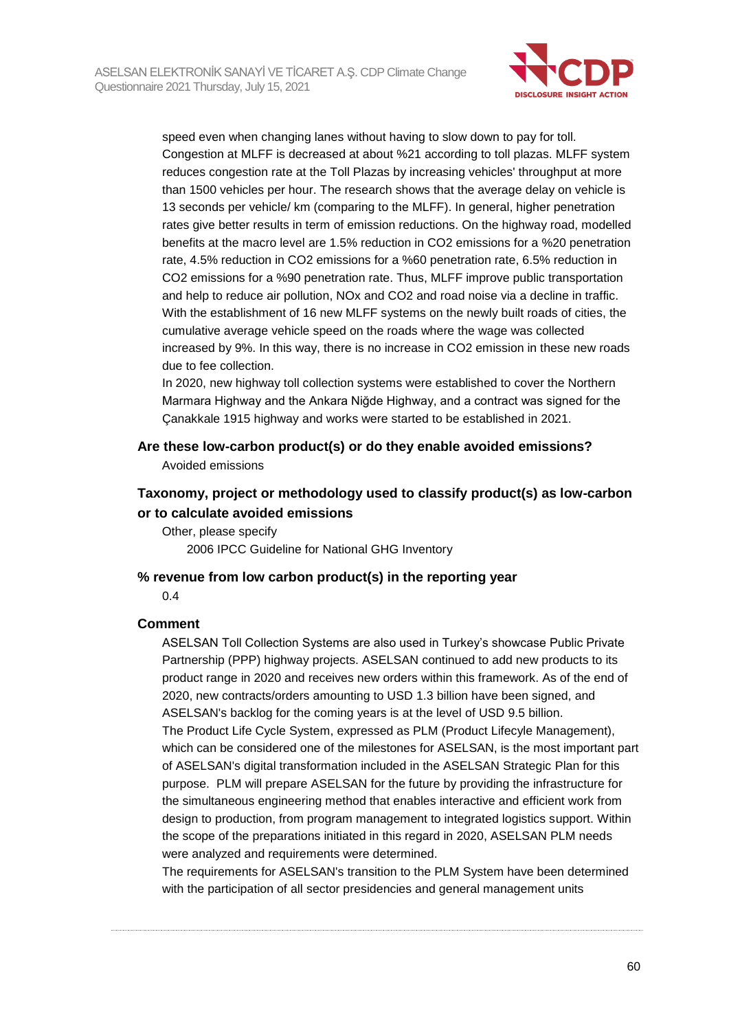speed even when changing lanes without having to slow down to pay for toll. Congestion at MLFF is decreased at about %21 according to toll plazas. MLFF system reduces congestion rate at the Toll Plazas by increasing vehicles' throughput at more than 1500 vehicles per hour. The research shows that the average delay on vehicle is 13 seconds per vehicle/ km (comparing to the MLFF). In general, higher penetration rates give better results in term of emission reductions. On the highway road, modelled benefits at the macro level are 1.5% reduction in $CO_2$ emissions for a %20 penetration rate, 4.5% reduction in $CO_2$ emissions for a %60 penetration rate, 6.5% reduction in $CO_2$ emissions for a %90 penetration rate. Thus, MLFF improve public transportation and help to reduce air pollution, $NO_x$ and $CO_2$ and road noise via a decline in traffic. With the establishment of 16 new MLFF systems on the newly built roads of cities, the cumulative average vehicle speed on the roads where the wage was collected increased by 9%. In this way, there is no increase in $CO_2$ emission in these new roads due to fee collection.

In 2020, new highway toll collection systems were established to cover the Northern Marmara Highway and the Ankara Niğde Highway, and a contract was signed for the Çanakkale 1915 highway and works were started to be established in 2021.

### Are these low-carbon product(s) or do they enable avoided emissions?

Avoided emissions

### Taxonomy, project or methodology used to classify product(s) as low-carbon or to calculate avoided emissions

Other, please specify

2006 IPCC Guideline for National GHG Inventory

### % revenue from low carbon product(s) in the reporting year

0.4

### Comment

ASELSAN Toll Collection Systems are also used in Turkey's showcase Public Private Partnership (PPP) highway projects. ASELSAN continued to add new products to its product range in 2020 and receives new orders within this framework. As of the end of 2020, new contracts/orders amounting to USD 1.3 billion have been signed, and ASELSAN's backlog for the coming years is at the level of USD 9.5 billion.

The Product Life Cycle System, expressed as PLM (Product Lifecyle Management), which can be considered one of the milestones for ASELSAN, is the most important part of ASELSAN's digital transformation included in the ASELSAN Strategic Plan for this purpose. PLM will prepare ASELSAN for the future by providing the infrastructure for the simultaneous engineering method that enables interactive and efficient work from design to production, from program management to integrated logistics support. Within the scope of the preparations initiated in this regard in 2020, ASELSAN PLM needs were analyzed and requirements were determined.

The requirements for ASELSAN's transition to the PLM System have been determined with the participation of all sector presidencies and general management units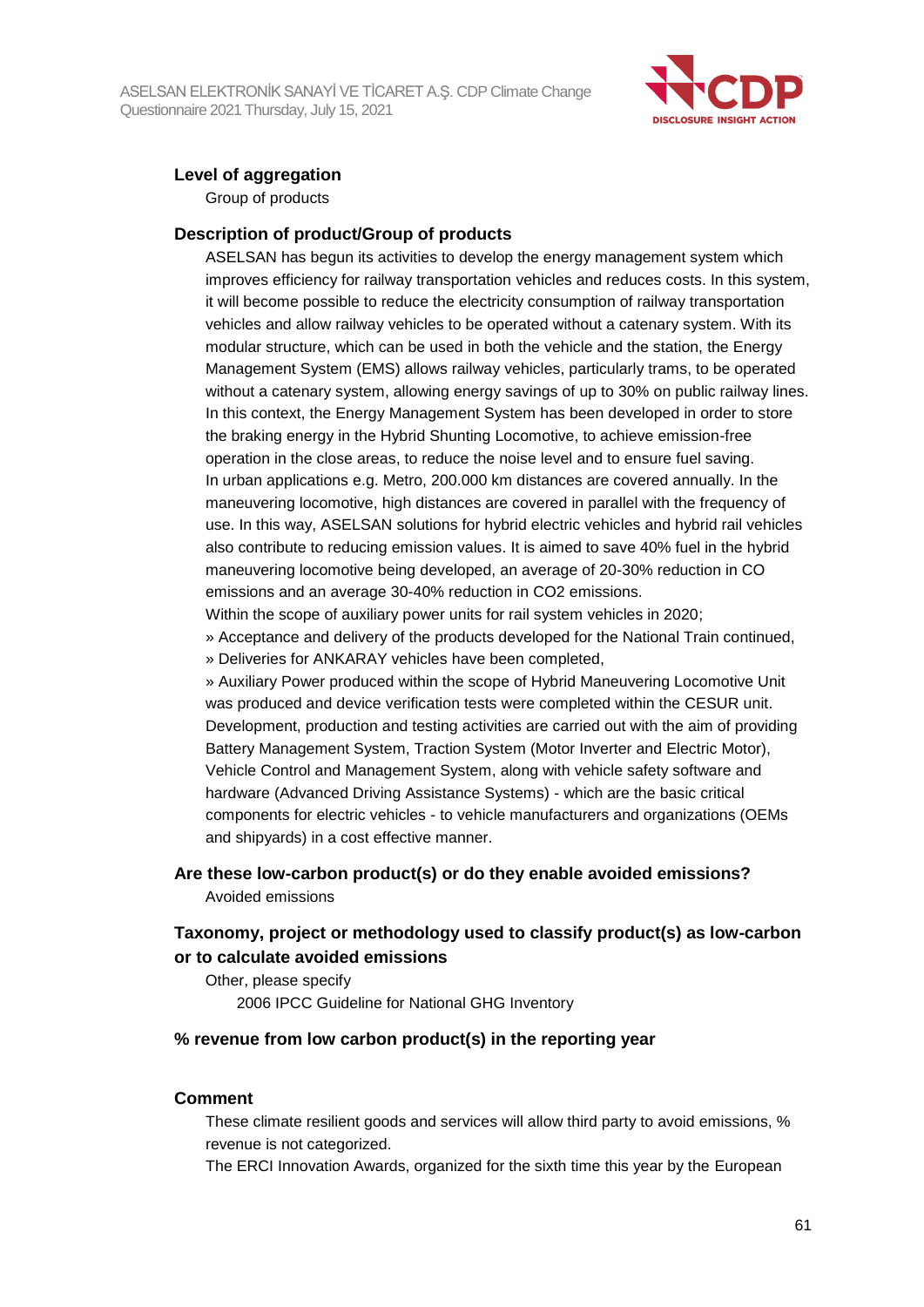### Level of aggregation

Group of products

### Description of product/Group of products

ASELSAN has begun its activities to develop the energy management system which improves efficiency for railway transportation vehicles and reduces costs. In this system, it will become possible to reduce the electricity consumption of railway transportation vehicles and allow railway vehicles to be operated without a catenary system. With its modular structure, which can be used in both the vehicle and the station, the Energy Management System (EMS) allows railway vehicles, particularly trams, to be operated without a catenary system, allowing energy savings of up to 30% on public railway lines. In this context, the Energy Management System has been developed in order to store the braking energy in the Hybrid Shunting Locomotive, to achieve emission-free operation in the close areas, to reduce the noise level and to ensure fuel saving.
In urban applications e.g. Metro, 200.000 km distances are covered annually. In the maneuvering locomotive, high distances are covered in parallel with the frequency of use. In this way, ASELSAN solutions for hybrid electric vehicles and hybrid rail vehicles also contribute to reducing emission values. It is aimed to save 40% fuel in the hybrid maneuvering locomotive being developed, an average of 20-30% reduction in CO emissions and an average 30-40% reduction in $CO_2$ emissions.
Within the scope of auxiliary power units for rail system vehicles in 2020;
» Acceptance and delivery of the products developed for the National Train continued,
» Deliveries for ANKARAY vehicles have been completed,
» Auxiliary Power produced within the scope of Hybrid Maneuvering Locomotive Unit was produced and device verification tests were completed within the CESUR unit.
Development, production and testing activities are carried out with the aim of providing Battery Management System, Traction System (Motor Inverter and Electric Motor), Vehicle Control and Management System, along with vehicle safety software and hardware (Advanced Driving Assistance Systems) - which are the basic critical components for electric vehicles - to vehicle manufacturers and organizations (OEMs and shipyards) in a cost effective manner.

### Are these low-carbon product(s) or do they enable avoided emissions?

Avoided emissions

### Taxonomy, project or methodology used to classify product(s) as low-carbon or to calculate avoided emissions

Other, please specify

2006 IPCC Guideline for National GHG Inventory

### % revenue from low carbon product(s) in the reporting year

### Comment

These climate resilient goods and services will allow third party to avoid emissions, % revenue is not categorized.
The ERCI Innovation Awards, organized for the sixth time this year by the European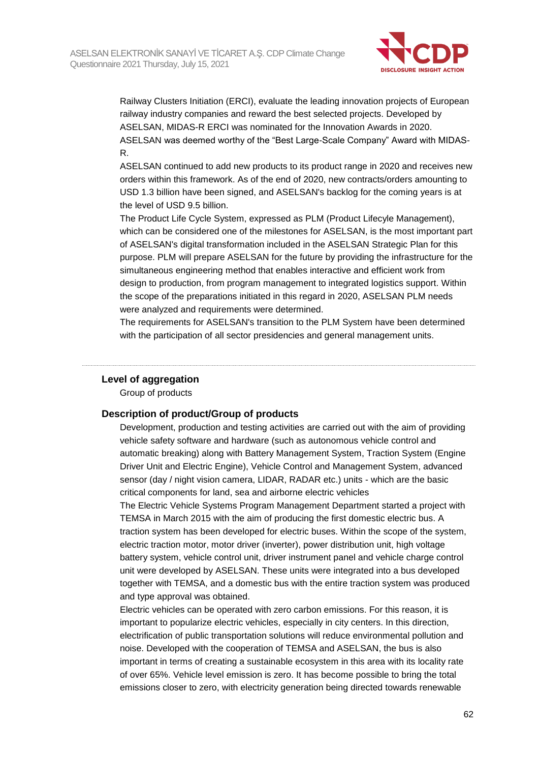Railway Clusters Initiation (ERCI), evaluate the leading innovation projects of European railway industry companies and reward the best selected projects. Developed by ASELSAN, MIDAS-R ERCI was nominated for the Innovation Awards in 2020. ASELSAN was deemed worthy of the "Best Large-Scale Company" Award with MIDAS-R.

ASELSAN continued to add new products to its product range in 2020 and receives new orders within this framework. As of the end of 2020, new contracts/orders amounting to USD 1.3 billion have been signed, and ASELSAN's backlog for the coming years is at the level of USD 9.5 billion.

The Product Life Cycle System, expressed as PLM (Product Lifecyle Management), which can be considered one of the milestones for ASELSAN, is the most important part of ASELSAN's digital transformation included in the ASELSAN Strategic Plan for this purpose. PLM will prepare ASELSAN for the future by providing the infrastructure for the simultaneous engineering method that enables interactive and efficient work from design to production, from program management to integrated logistics support. Within the scope of the preparations initiated in this regard in 2020, ASELSAN PLM needs were analyzed and requirements were determined.

The requirements for ASELSAN's transition to the PLM System have been determined with the participation of all sector presidencies and general management units.

---

### Level of aggregation

Group of products

### Description of product/Group of products

Development, production and testing activities are carried out with the aim of providing vehicle safety software and hardware (such as autonomous vehicle control and automatic breaking) along with Battery Management System, Traction System (Engine Driver Unit and Electric Engine), Vehicle Control and Management System, advanced sensor (day / night vision camera, LIDAR, RADAR etc.) units - which are the basic critical components for land, sea and airborne electric vehicles

The Electric Vehicle Systems Program Management Department started a project with TEMSA in March 2015 with the aim of producing the first domestic electric bus. A traction system has been developed for electric buses. Within the scope of the system, electric traction motor, motor driver (inverter), power distribution unit, high voltage battery system, vehicle control unit, driver instrument panel and vehicle charge control unit were developed by ASELSAN. These units were integrated into a bus developed together with TEMSA, and a domestic bus with the entire traction system was produced and type approval was obtained.

Electric vehicles can be operated with zero carbon emissions. For this reason, it is important to popularize electric vehicles, especially in city centers. In this direction, electrification of public transportation solutions will reduce environmental pollution and noise. Developed with the cooperation of TEMSA and ASELSAN, the bus is also important in terms of creating a sustainable ecosystem in this area with its locality rate of over 65%. Vehicle level emission is zero. It has become possible to bring the total emissions closer to zero, with electricity generation being directed towards renewable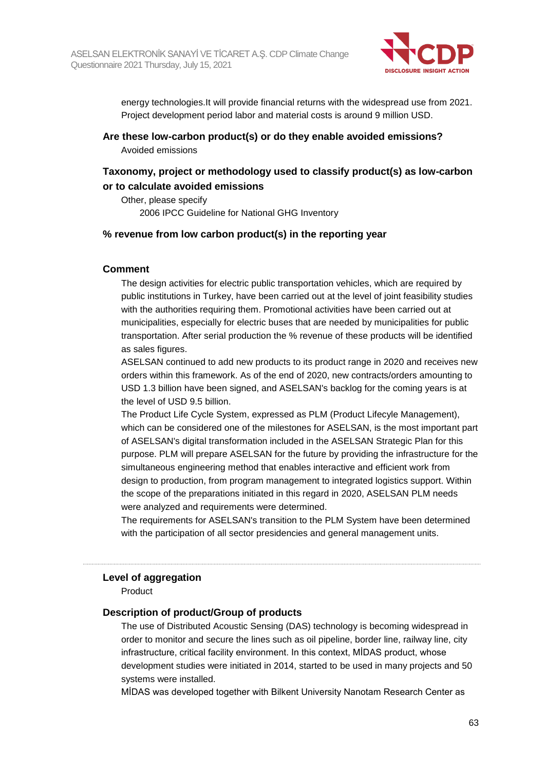energy technologies.It will provide financial returns with the widespread use from 2021. Project development period labor and material costs is around 9 million USD.

### Are these low-carbon product(s) or do they enable avoided emissions?

Avoided emissions

### Taxonomy, project or methodology used to classify product(s) as low-carbon or to calculate avoided emissions

Other, please specify

2006 IPCC Guideline for National GHG Inventory

### % revenue from low carbon product(s) in the reporting year

### Comment

The design activities for electric public transportation vehicles, which are required by public institutions in Turkey, have been carried out at the level of joint feasibility studies with the authorities requiring them. Promotional activities have been carried out at municipalities, especially for electric buses that are needed by municipalities for public transportation. After serial production the % revenue of these products will be identified as sales figures.

ASELSAN continued to add new products to its product range in 2020 and receives new orders within this framework. As of the end of 2020, new contracts/orders amounting to USD 1.3 billion have been signed, and ASELSAN's backlog for the coming years is at the level of USD 9.5 billion.

The Product Life Cycle System, expressed as PLM (Product Lifecyle Management), which can be considered one of the milestones for ASELSAN, is the most important part of ASELSAN's digital transformation included in the ASELSAN Strategic Plan for this purpose. PLM will prepare ASELSAN for the future by providing the infrastructure for the simultaneous engineering method that enables interactive and efficient work from design to production, from program management to integrated logistics support. Within the scope of the preparations initiated in this regard in 2020, ASELSAN PLM needs were analyzed and requirements were determined.

The requirements for ASELSAN's transition to the PLM System have been determined with the participation of all sector presidencies and general management units.

---

### Level of aggregation

Product

### Description of product/Group of products

The use of Distributed Acoustic Sensing (DAS) technology is becoming widespread in order to monitor and secure the lines such as oil pipeline, border line, railway line, city infrastructure, critical facility environment. In this context, MİDAS product, whose development studies were initiated in 2014, started to be used in many projects and 50 systems were installed.

MİDAS was developed together with Bilkent University Nanotam Research Center as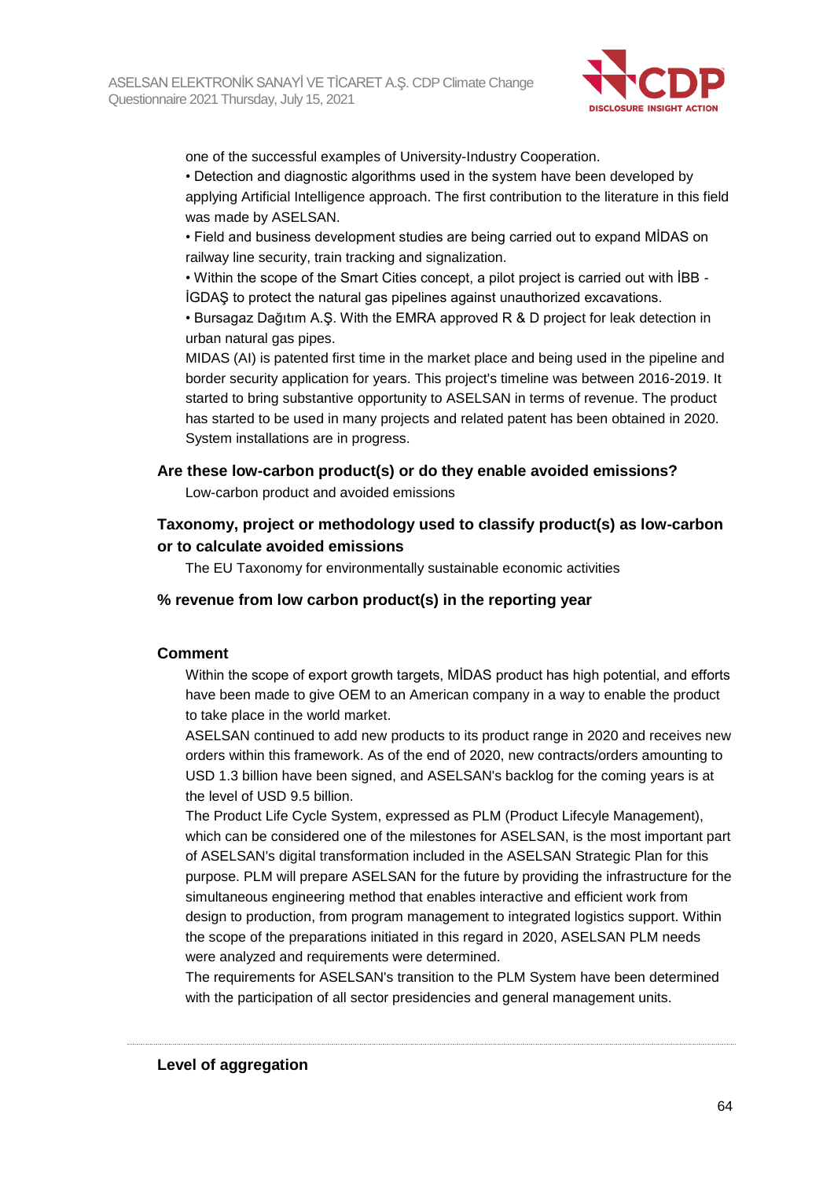one of the successful examples of University-Industry Cooperation.

• Detection and diagnostic algorithms used in the system have been developed by applying Artificial Intelligence approach. The first contribution to the literature in this field was made by ASELSAN.

• Field and business development studies are being carried out to expand MİDAS on railway line security, train tracking and signalization.

• Within the scope of the Smart Cities concept, a pilot project is carried out with İBB - İGDAŞ to protect the natural gas pipelines against unauthorized excavations.

• Bursagaz Dağıtım A.Ş. With the EMRA approved R & D project for leak detection in urban natural gas pipes.

MIDAS (AI) is patented first time in the market place and being used in the pipeline and border security application for years. This project's timeline was between 2016-2019. It started to bring substantive opportunity to ASELSAN in terms of revenue. The product has started to be used in many projects and related patent has been obtained in 2020. System installations are in progress.

### Are these low-carbon product(s) or do they enable avoided emissions?

Low-carbon product and avoided emissions

### Taxonomy, project or methodology used to classify product(s) as low-carbon or to calculate avoided emissions

The EU Taxonomy for environmentally sustainable economic activities

### % revenue from low carbon product(s) in the reporting year

### Comment

Within the scope of export growth targets, MİDAS product has high potential, and efforts have been made to give OEM to an American company in a way to enable the product to take place in the world market.

ASELSAN continued to add new products to its product range in 2020 and receives new orders within this framework. As of the end of 2020, new contracts/orders amounting to USD 1.3 billion have been signed, and ASELSAN's backlog for the coming years is at the level of USD 9.5 billion.

The Product Life Cycle System, expressed as PLM (Product Lifecyle Management), which can be considered one of the milestones for ASELSAN, is the most important part of ASELSAN's digital transformation included in the ASELSAN Strategic Plan for this purpose. PLM will prepare ASELSAN for the future by providing the infrastructure for the simultaneous engineering method that enables interactive and efficient work from design to production, from program management to integrated logistics support. Within the scope of the preparations initiated in this regard in 2020, ASELSAN PLM needs were analyzed and requirements were determined.

The requirements for ASELSAN's transition to the PLM System have been determined with the participation of all sector presidencies and general management units.

---

### Level of aggregation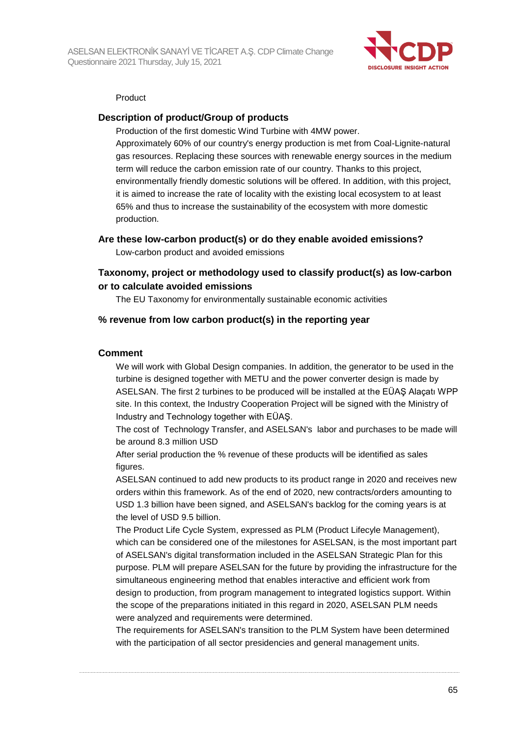Product

### Description of product/Group of products

Production of the first domestic Wind Turbine with 4MW power.
Approximately 60% of our country's energy production is met from Coal-Lignite-natural gas resources. Replacing these sources with renewable energy sources in the medium term will reduce the carbon emission rate of our country. Thanks to this project, environmentally friendly domestic solutions will be offered. In addition, with this project, it is aimed to increase the rate of locality with the existing local ecosystem to at least 65% and thus to increase the sustainability of the ecosystem with more domestic production.

### Are these low-carbon product(s) or do they enable avoided emissions?

Low-carbon product and avoided emissions

### Taxonomy, project or methodology used to classify product(s) as low-carbon or to calculate avoided emissions

The EU Taxonomy for environmentally sustainable economic activities

### % revenue from low carbon product(s) in the reporting year

### Comment

We will work with Global Design companies. In addition, the generator to be used in the turbine is designed together with METU and the power converter design is made by ASELSAN. The first 2 turbines to be produced will be installed at the EÜAŞ Alaçatı WPP site. In this context, the Industry Cooperation Project will be signed with the Ministry of Industry and Technology together with EÜAŞ.
The cost of Technology Transfer, and ASELSAN's labor and purchases to be made will be around 8.3 million USD
After serial production the % revenue of these products will be identified as sales figures.
ASELSAN continued to add new products to its product range in 2020 and receives new orders within this framework. As of the end of 2020, new contracts/orders amounting to USD 1.3 billion have been signed, and ASELSAN's backlog for the coming years is at the level of USD 9.5 billion.
The Product Life Cycle System, expressed as PLM (Product Lifecyle Management), which can be considered one of the milestones for ASELSAN, is the most important part of ASELSAN's digital transformation included in the ASELSAN Strategic Plan for this purpose. PLM will prepare ASELSAN for the future by providing the infrastructure for the simultaneous engineering method that enables interactive and efficient work from design to production, from program management to integrated logistics support. Within the scope of the preparations initiated in this regard in 2020, ASELSAN PLM needs were analyzed and requirements were determined.
The requirements for ASELSAN's transition to the PLM System have been determined with the participation of all sector presidencies and general management units.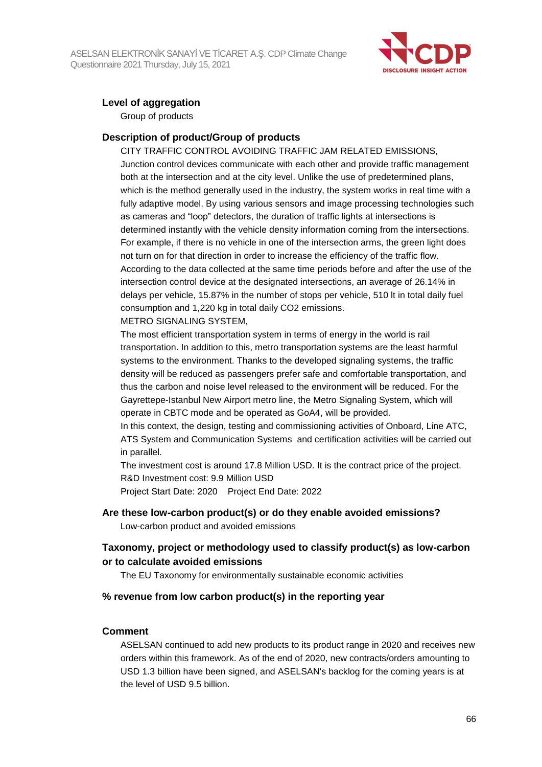### Level of aggregation

Group of products

### Description of product/Group of products

CITY TRAFFIC CONTROL AVOIDING TRAFFIC JAM RELATED EMISSIONS,
Junction control devices communicate with each other and provide traffic management both at the intersection and at the city level. Unlike the use of predetermined plans, which is the method generally used in the industry, the system works in real time with a fully adaptive model. By using various sensors and image processing technologies such as cameras and "loop" detectors, the duration of traffic lights at intersections is determined instantly with the vehicle density information coming from the intersections. For example, if there is no vehicle in one of the intersection arms, the green light does not turn on for that direction in order to increase the efficiency of the traffic flow. According to the data collected at the same time periods before and after the use of the intersection control device at the designated intersections, an average of 26.14% in delays per vehicle, 15.87% in the number of stops per vehicle, 510 lt in total daily fuel consumption and 1,220 kg in total daily $CO_2$ emissions.
METRO SIGNALING SYSTEM,
The most efficient transportation system in terms of energy in the world is rail transportation. In addition to this, metro transportation systems are the least harmful systems to the environment. Thanks to the developed signaling systems, the traffic density will be reduced as passengers prefer safe and comfortable transportation, and thus the carbon and noise level released to the environment will be reduced. For the Gayrettepe-Istanbul New Airport metro line, the Metro Signaling System, which will operate in CBTC mode and be operated as GoA4, will be provided.
In this context, the design, testing and commissioning activities of Onboard, Line ATC, ATS System and Communication Systems and certification activities will be carried out in parallel.
The investment cost is around 17.8 Million USD. It is the contract price of the project.
R&D Investment cost: 9.9 Million USD
Project Start Date: 2020  Project End Date: 2022

### Are these low-carbon product(s) or do they enable avoided emissions?

Low-carbon product and avoided emissions

### Taxonomy, project or methodology used to classify product(s) as low-carbon or to calculate avoided emissions

The EU Taxonomy for environmentally sustainable economic activities

### % revenue from low carbon product(s) in the reporting year

### Comment

ASELSAN continued to add new products to its product range in 2020 and receives new orders within this framework. As of the end of 2020, new contracts/orders amounting to USD 1.3 billion have been signed, and ASELSAN's backlog for the coming years is at the level of USD 9.5 billion.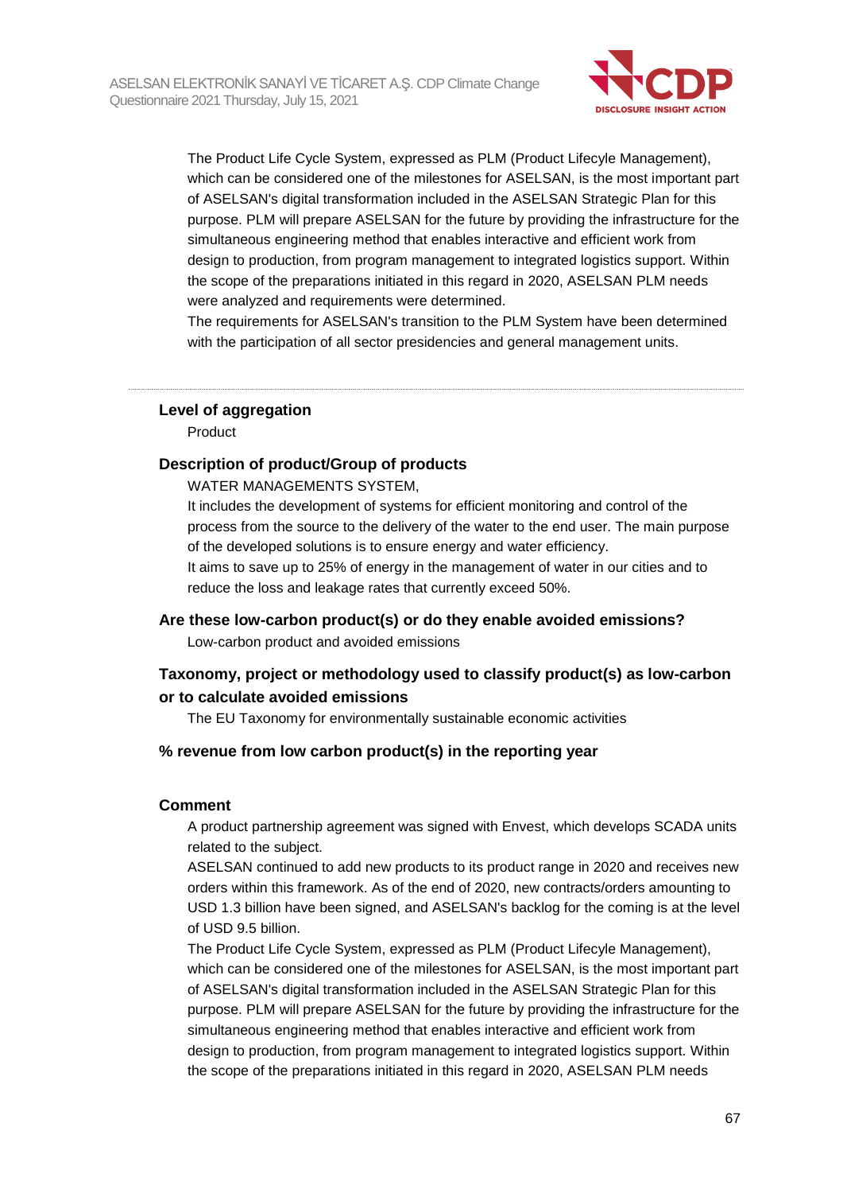The Product Life Cycle System, expressed as PLM (Product Lifecyle Management), which can be considered one of the milestones for ASELSAN, is the most important part of ASELSAN's digital transformation included in the ASELSAN Strategic Plan for this purpose. PLM will prepare ASELSAN for the future by providing the infrastructure for the simultaneous engineering method that enables interactive and efficient work from design to production, from program management to integrated logistics support. Within the scope of the preparations initiated in this regard in 2020, ASELSAN PLM needs were analyzed and requirements were determined.
The requirements for ASELSAN's transition to the PLM System have been determined with the participation of all sector presidencies and general management units.

---

### Level of aggregation

Product

### Description of product/Group of products

WATER MANAGEMENTS SYSTEM,
It includes the development of systems for efficient monitoring and control of the process from the source to the delivery of the water to the end user. The main purpose of the developed solutions is to ensure energy and water efficiency.
It aims to save up to 25% of energy in the management of water in our cities and to reduce the loss and leakage rates that currently exceed 50%.

### Are these low-carbon product(s) or do they enable avoided emissions?

Low-carbon product and avoided emissions

### Taxonomy, project or methodology used to classify product(s) as low-carbon or to calculate avoided emissions

The EU Taxonomy for environmentally sustainable economic activities

### % revenue from low carbon product(s) in the reporting year

### Comment

A product partnership agreement was signed with Envest, which develops SCADA units related to the subject.
ASELSAN continued to add new products to its product range in 2020 and receives new orders within this framework. As of the end of 2020, new contracts/orders amounting to USD 1.3 billion have been signed, and ASELSAN's backlog for the coming is at the level of USD 9.5 billion.
The Product Life Cycle System, expressed as PLM (Product Lifecyle Management), which can be considered one of the milestones for ASELSAN, is the most important part of ASELSAN's digital transformation included in the ASELSAN Strategic Plan for this purpose. PLM will prepare ASELSAN for the future by providing the infrastructure for the simultaneous engineering method that enables interactive and efficient work from design to production, from program management to integrated logistics support. Within the scope of the preparations initiated in this regard in 2020, ASELSAN PLM needs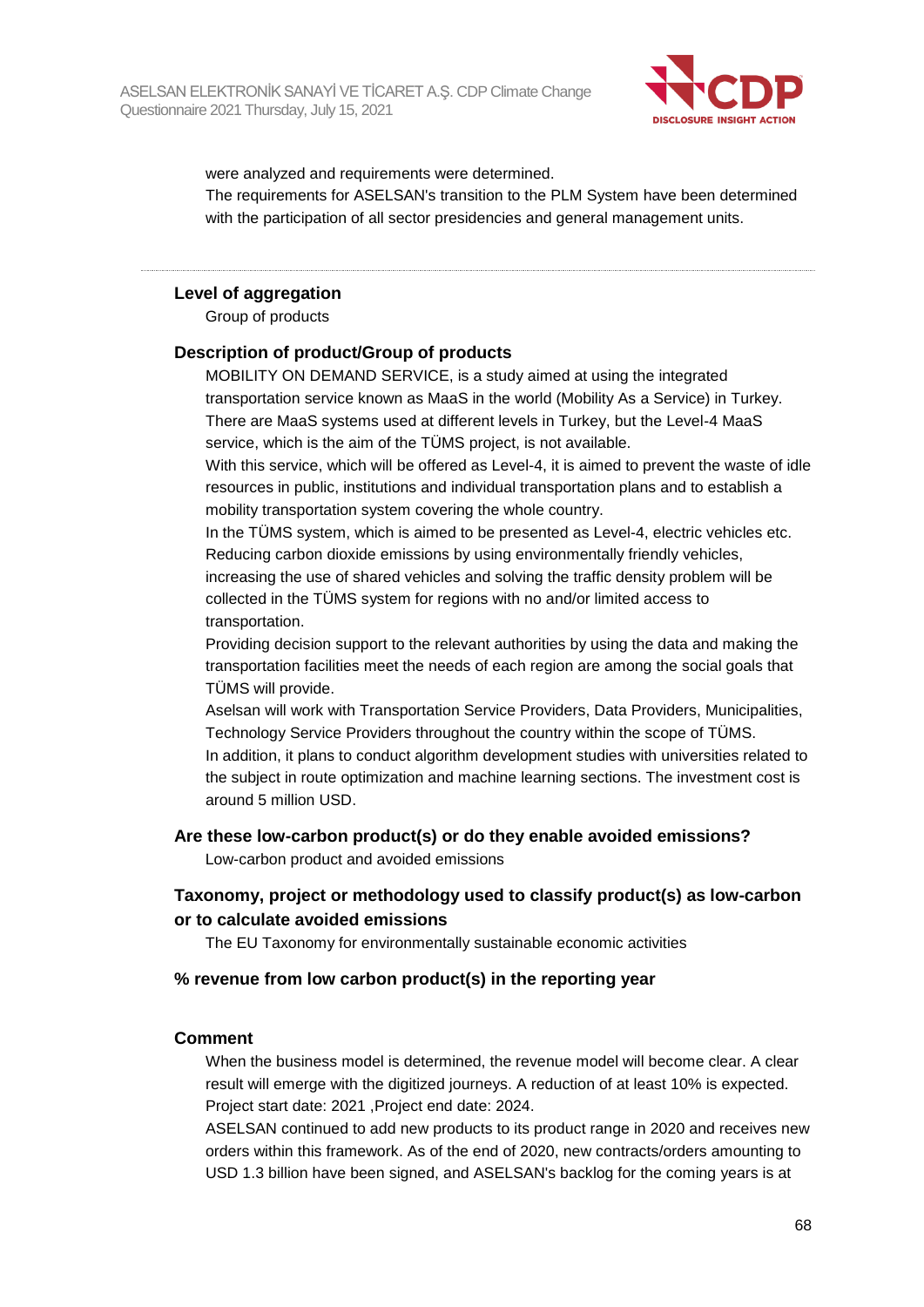were analyzed and requirements were determined.
The requirements for ASELSAN's transition to the PLM System have been determined with the participation of all sector presidencies and general management units.

---

**Level of aggregation**

Group of products

**Description of product/Group of products**

MOBILITY ON DEMAND SERVICE, is a study aimed at using the integrated transportation service known as MaaS in the world (Mobility As a Service) in Turkey. There are MaaS systems used at different levels in Turkey, but the Level-4 MaaS service, which is the aim of the TÜMS project, is not available.
With this service, which will be offered as Level-4, it is aimed to prevent the waste of idle resources in public, institutions and individual transportation plans and to establish a mobility transportation system covering the whole country.
In the TÜMS system, which is aimed to be presented as Level-4, electric vehicles etc. Reducing carbon dioxide emissions by using environmentally friendly vehicles, increasing the use of shared vehicles and solving the traffic density problem will be collected in the TÜMS system for regions with no and/or limited access to transportation.
Providing decision support to the relevant authorities by using the data and making the transportation facilities meet the needs of each region are among the social goals that TÜMS will provide.
Aselsan will work with Transportation Service Providers, Data Providers, Municipalities, Technology Service Providers throughout the country within the scope of TÜMS.
In addition, it plans to conduct algorithm development studies with universities related to the subject in route optimization and machine learning sections. The investment cost is around 5 million USD.

**Are these low-carbon product(s) or do they enable avoided emissions?**

Low-carbon product and avoided emissions

**Taxonomy, project or methodology used to classify product(s) as low-carbon or to calculate avoided emissions**

The EU Taxonomy for environmentally sustainable economic activities

**% revenue from low carbon product(s) in the reporting year**

**Comment**

When the business model is determined, the revenue model will become clear. A clear result will emerge with the digitized journeys. A reduction of at least 10% is expected. Project start date: 2021 ,Project end date: 2024.
ASELSAN continued to add new products to its product range in 2020 and receives new orders within this framework. As of the end of 2020, new contracts/orders amounting to USD 1.3 billion have been signed, and ASELSAN's backlog for the coming years is at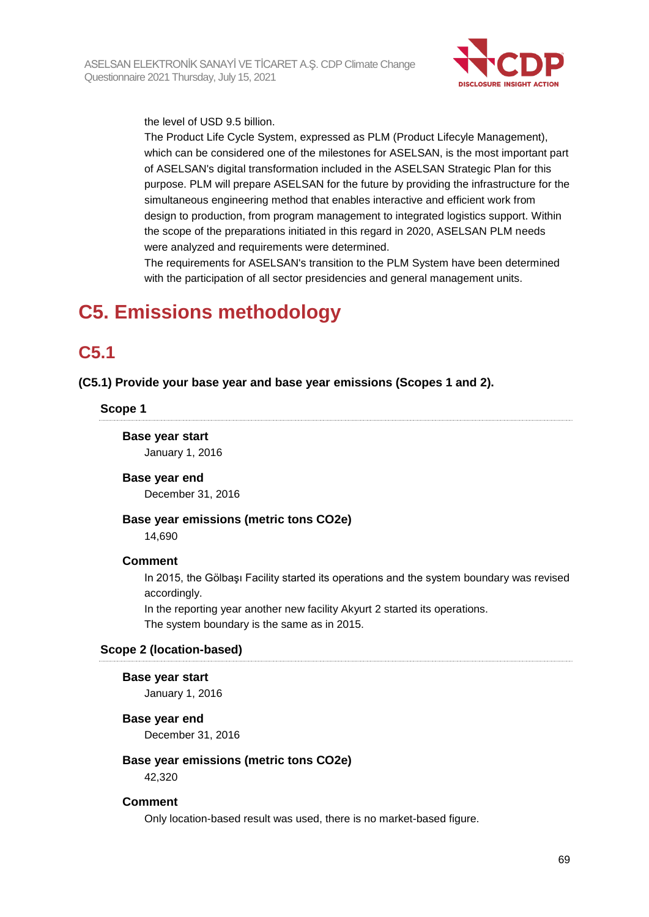the level of USD 9.5 billion.

The Product Life Cycle System, expressed as PLM (Product Lifecyle Management), which can be considered one of the milestones for ASELSAN, is the most important part of ASELSAN's digital transformation included in the ASELSAN Strategic Plan for this purpose. PLM will prepare ASELSAN for the future by providing the infrastructure for the simultaneous engineering method that enables interactive and efficient work from design to production, from program management to integrated logistics support. Within the scope of the preparations initiated in this regard in 2020, ASELSAN PLM needs were analyzed and requirements were determined.

The requirements for ASELSAN's transition to the PLM System have been determined with the participation of all sector presidencies and general management units.

# C5. Emissions methodology

## C5.1

**(C5.1) Provide your base year and base year emissions (Scopes 1 and 2).**

### Scope 1

**Base year start**

January 1, 2016

**Base year end**

December 31, 2016

**Base year emissions (metric tons CO2e)**

14,690

**Comment**

In 2015, the Gölbaşı Facility started its operations and the system boundary was revised accordingly.

In the reporting year another new facility Akyurt 2 started its operations.

The system boundary is the same as in 2015.

### Scope 2 (location-based)

**Base year start**

January 1, 2016

**Base year end**

December 31, 2016

**Base year emissions (metric tons CO2e)**

42,320

**Comment**

Only location-based result was used, there is no market-based figure.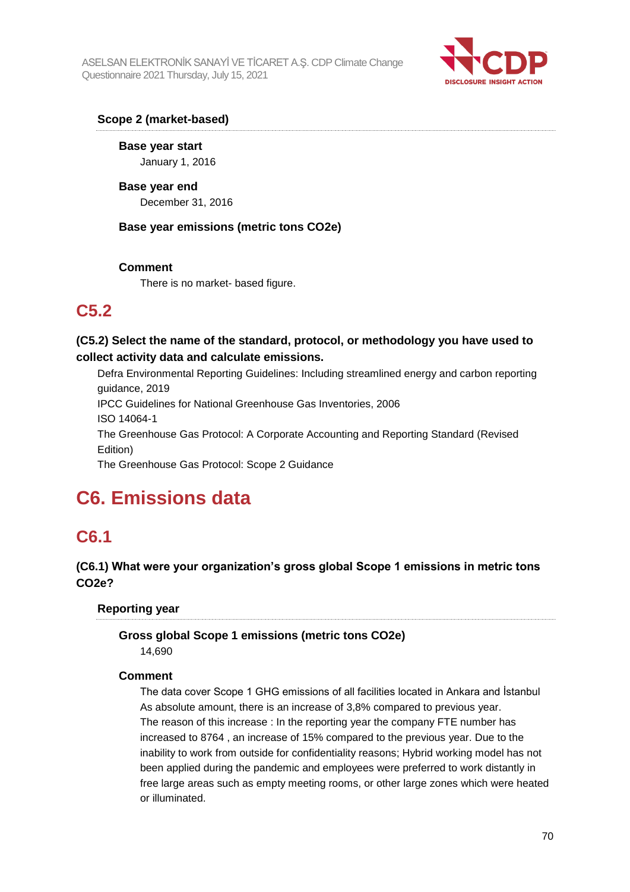### Scope 2 (market-based)

**Base year start**

January 1, 2016

**Base year end**

December 31, 2016

**Base year emissions (metric tons CO2e)**

**Comment**

There is no market- based figure.

## C5.2

### (C5.2) Select the name of the standard, protocol, or methodology you have used to collect activity data and calculate emissions.

Defra Environmental Reporting Guidelines: Including streamlined energy and carbon reporting guidance, 2019

IPCC Guidelines for National Greenhouse Gas Inventories, 2006

ISO 14064-1

The Greenhouse Gas Protocol: A Corporate Accounting and Reporting Standard (Revised Edition)

The Greenhouse Gas Protocol: Scope 2 Guidance

# C6. Emissions data

## C6.1

### (C6.1) What were your organization's gross global Scope 1 emissions in metric tons CO2e?

**Reporting year**

**Gross global Scope 1 emissions (metric tons CO2e)**

14,690

**Comment**

The data cover Scope 1 GHG emissions of all facilities located in Ankara and İstanbul
As absolute amount, there is an increase of 3,8% compared to previous year.
The reason of this increase : In the reporting year the company FTE number has increased to 8764 , an increase of 15% compared to the previous year. Due to the inability to work from outside for confidentiality reasons; Hybrid working model has not been applied during the pandemic and employees were preferred to work distantly in free large areas such as empty meeting rooms, or other large zones which were heated or illuminated.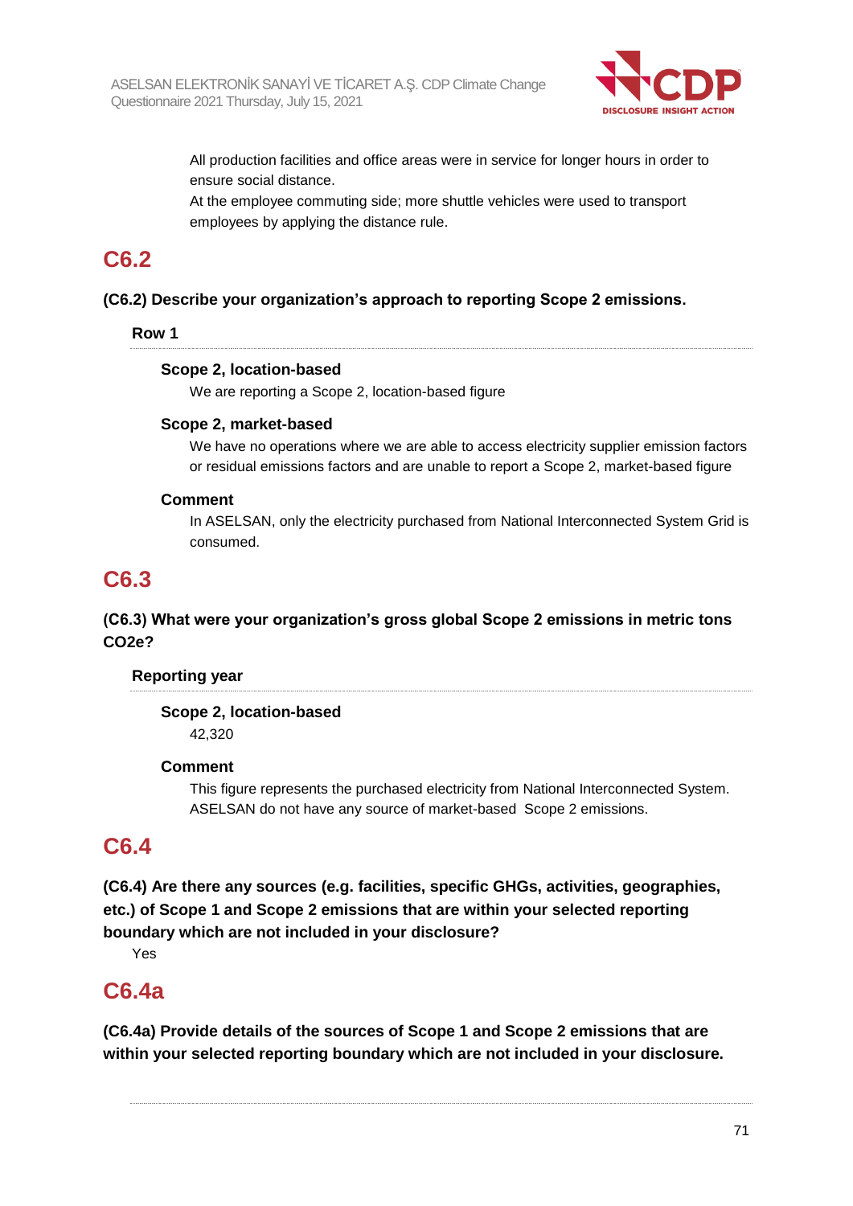All production facilities and office areas were in service for longer hours in order to ensure social distance.
At the employee commuting side; more shuttle vehicles were used to transport employees by applying the distance rule.

## C6.2

**(C6.2) Describe your organization's approach to reporting Scope 2 emissions.**

**Row 1**

**Scope 2, location-based**

We are reporting a Scope 2, location-based figure

**Scope 2, market-based**

We have no operations where we are able to access electricity supplier emission factors or residual emissions factors and are unable to report a Scope 2, market-based figure

**Comment**

In ASELSAN, only the electricity purchased from National Interconnected System Grid is consumed.

## C6.3

**(C6.3) What were your organization's gross global Scope 2 emissions in metric tons CO2e?**

**Reporting year**

**Scope 2, location-based**

42,320

**Comment**

This figure represents the purchased electricity from National Interconnected System. ASELSAN do not have any source of market-based Scope 2 emissions.

## C6.4

**(C6.4) Are there any sources (e.g. facilities, specific GHGs, activities, geographies, etc.) of Scope 1 and Scope 2 emissions that are within your selected reporting boundary which are not included in your disclosure?**

Yes

## C6.4a

**(C6.4a) Provide details of the sources of Scope 1 and Scope 2 emissions that are within your selected reporting boundary which are not included in your disclosure.**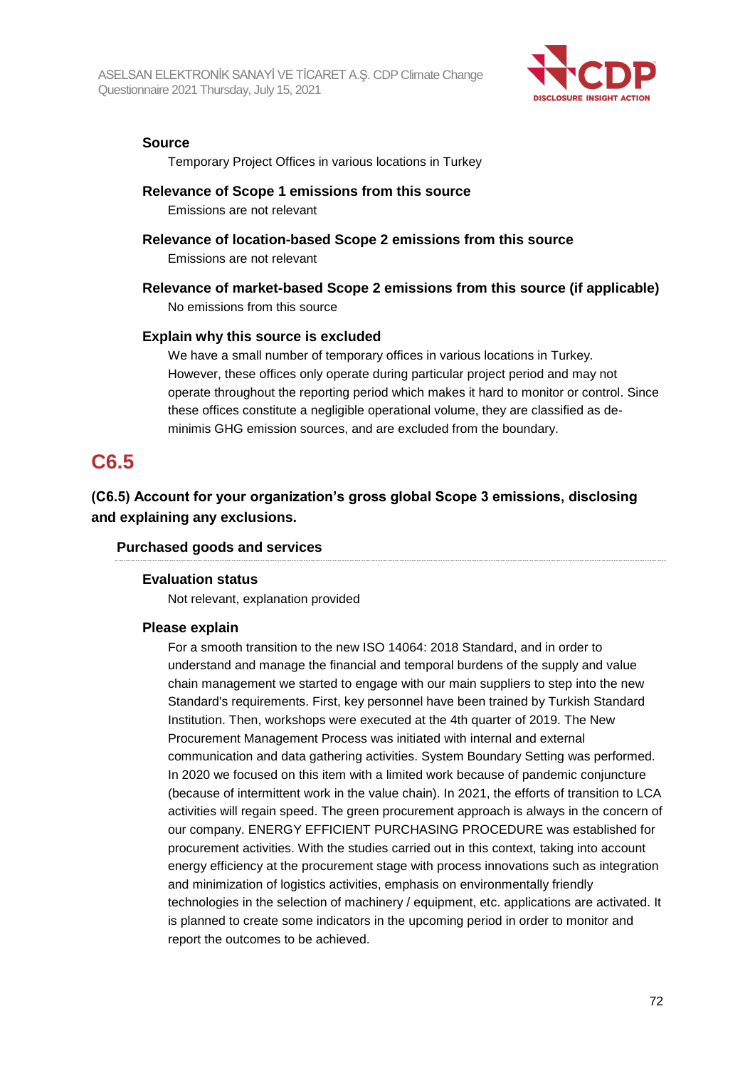**Source**

Temporary Project Offices in various locations in Turkey

**Relevance of Scope 1 emissions from this source**

Emissions are not relevant

**Relevance of location-based Scope 2 emissions from this source**

Emissions are not relevant

**Relevance of market-based Scope 2 emissions from this source (if applicable)**

No emissions from this source

**Explain why this source is excluded**

We have a small number of temporary offices in various locations in Turkey. However, these offices only operate during particular project period and may not operate throughout the reporting period which makes it hard to monitor or control. Since these offices constitute a negligible operational volume, they are classified as de-minimis GHG emission sources, and are excluded from the boundary.

## C6.5

### (C6.5) Account for your organization's gross global Scope 3 emissions, disclosing and explaining any exclusions.

**Purchased goods and services**

**Evaluation status**

Not relevant, explanation provided

**Please explain**

For a smooth transition to the new ISO 14064: 2018 Standard, and in order to understand and manage the financial and temporal burdens of the supply and value chain management we started to engage with our main suppliers to step into the new Standard's requirements. First, key personnel have been trained by Turkish Standard Institution. Then, workshops were executed at the 4th quarter of 2019. The New Procurement Management Process was initiated with internal and external communication and data gathering activities. System Boundary Setting was performed. In 2020 we focused on this item with a limited work because of pandemic conjuncture (because of intermittent work in the value chain). In 2021, the efforts of transition to LCA activities will regain speed. The green procurement approach is always in the concern of our company. ENERGY EFFICIENT PURCHASING PROCEDURE was established for procurement activities. With the studies carried out in this context, taking into account energy efficiency at the procurement stage with process innovations such as integration and minimization of logistics activities, emphasis on environmentally friendly technologies in the selection of machinery / equipment, etc. applications are activated. It is planned to create some indicators in the upcoming period in order to monitor and report the outcomes to be achieved.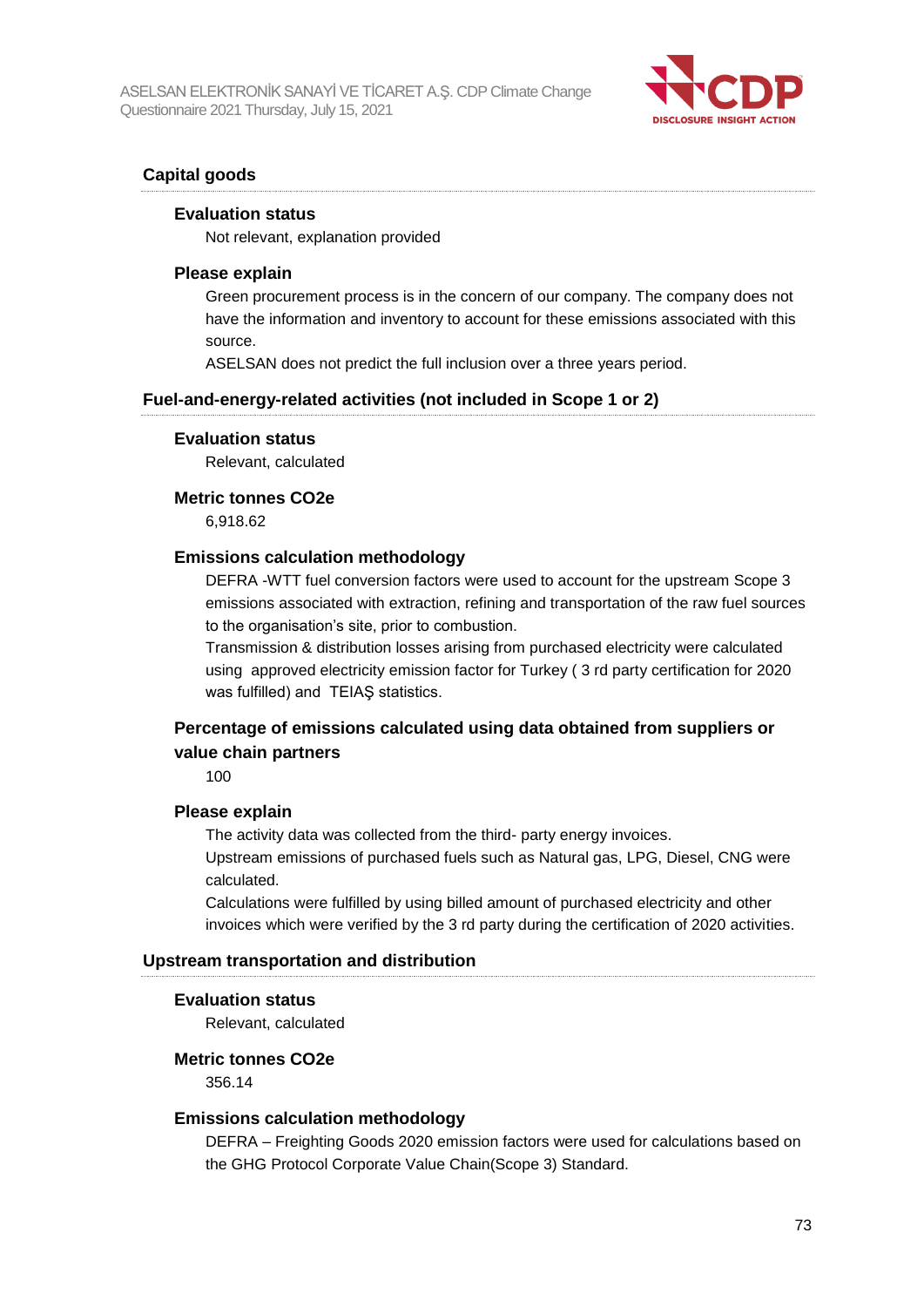### Capital goods

**Evaluation status**

Not relevant, explanation provided

**Please explain**

Green procurement process is in the concern of our company. The company does not have the information and inventory to account for these emissions associated with this source.
ASELSAN does not predict the full inclusion over a three years period.

### Fuel-and-energy-related activities (not included in Scope 1 or 2)

**Evaluation status**

Relevant, calculated

**Metric tonnes CO2e**

6,918.62

**Emissions calculation methodology**

DEFRA -WTT fuel conversion factors were used to account for the upstream Scope 3 emissions associated with extraction, refining and transportation of the raw fuel sources to the organisation's site, prior to combustion.
Transmission & distribution losses arising from purchased electricity were calculated using approved electricity emission factor for Turkey ( 3 rd party certification for 2020 was fulfilled) and TEIAŞ statistics.

**Percentage of emissions calculated using data obtained from suppliers or value chain partners**

100

**Please explain**

The activity data was collected from the third- party energy invoices.
Upstream emissions of purchased fuels such as Natural gas, LPG, Diesel, CNG were calculated.
Calculations were fulfilled by using billed amount of purchased electricity and other invoices which were verified by the 3 rd party during the certification of 2020 activities.

### Upstream transportation and distribution

**Evaluation status**

Relevant, calculated

**Metric tonnes CO2e**

356.14

**Emissions calculation methodology**

DEFRA – Freighting Goods 2020 emission factors were used for calculations based on the GHG Protocol Corporate Value Chain(Scope 3) Standard.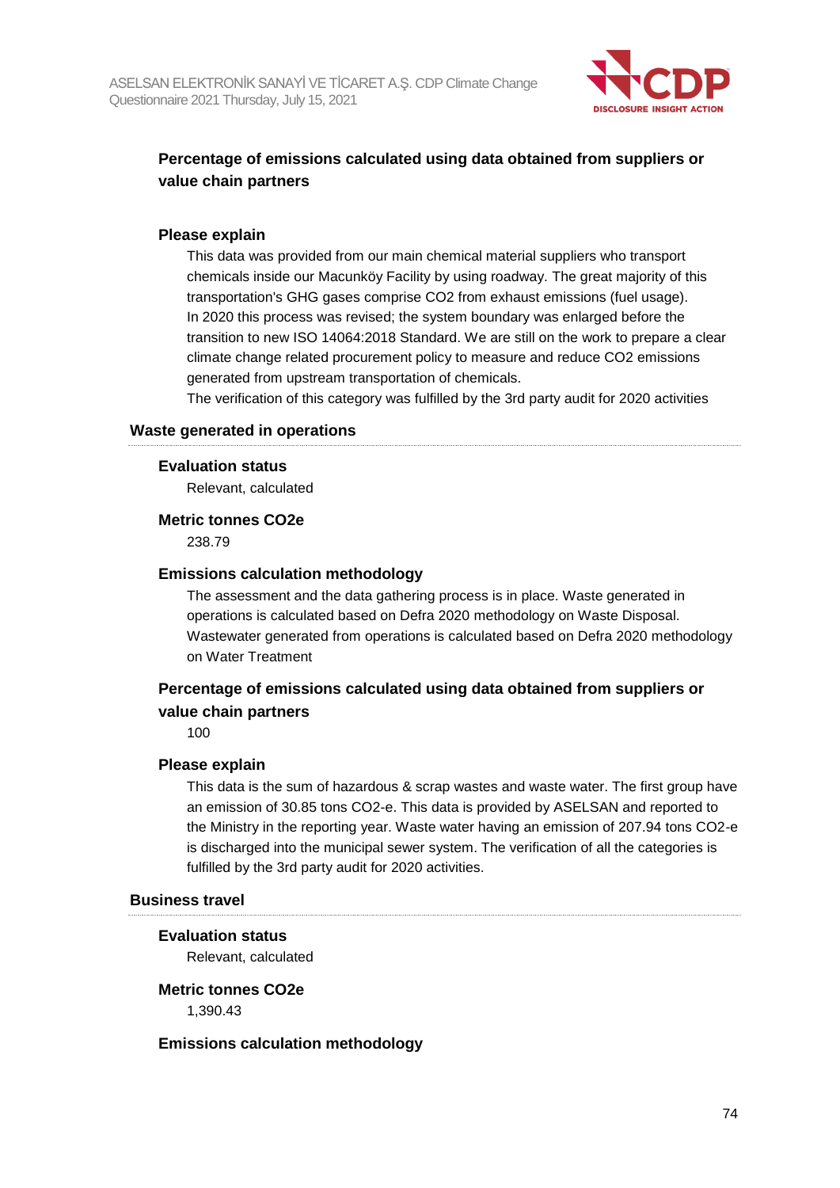**Percentage of emissions calculated using data obtained from suppliers or value chain partners**

**Please explain**

This data was provided from our main chemical material suppliers who transport chemicals inside our Macunköy Facility by using roadway. The great majority of this transportation's GHG gases comprise $CO_2$ from exhaust emissions (fuel usage). In 2020 this process was revised; the system boundary was enlarged before the transition to new ISO 14064:2018 Standard. We are still on the work to prepare a clear climate change related procurement policy to measure and reduce $CO_2$ emissions generated from upstream transportation of chemicals.
The verification of this category was fulfilled by the 3rd party audit for 2020 activities

### Waste generated in operations

**Evaluation status**

Relevant, calculated

**Metric tonnes CO2e**

238.79

**Emissions calculation methodology**

The assessment and the data gathering process is in place. Waste generated in operations is calculated based on Defra 2020 methodology on Waste Disposal. Wastewater generated from operations is calculated based on Defra 2020 methodology on Water Treatment

**Percentage of emissions calculated using data obtained from suppliers or value chain partners**

100

**Please explain**

This data is the sum of hazardous & scrap wastes and waste water. The first group have an emission of 30.85 tons $CO_2$-e. This data is provided by ASELSAN and reported to the Ministry in the reporting year. Waste water having an emission of 207.94 tons $CO_2$-e is discharged into the municipal sewer system. The verification of all the categories is fulfilled by the 3rd party audit for 2020 activities.

### Business travel

**Evaluation status**

Relevant, calculated

**Metric tonnes CO2e**

1,390.43

**Emissions calculation methodology**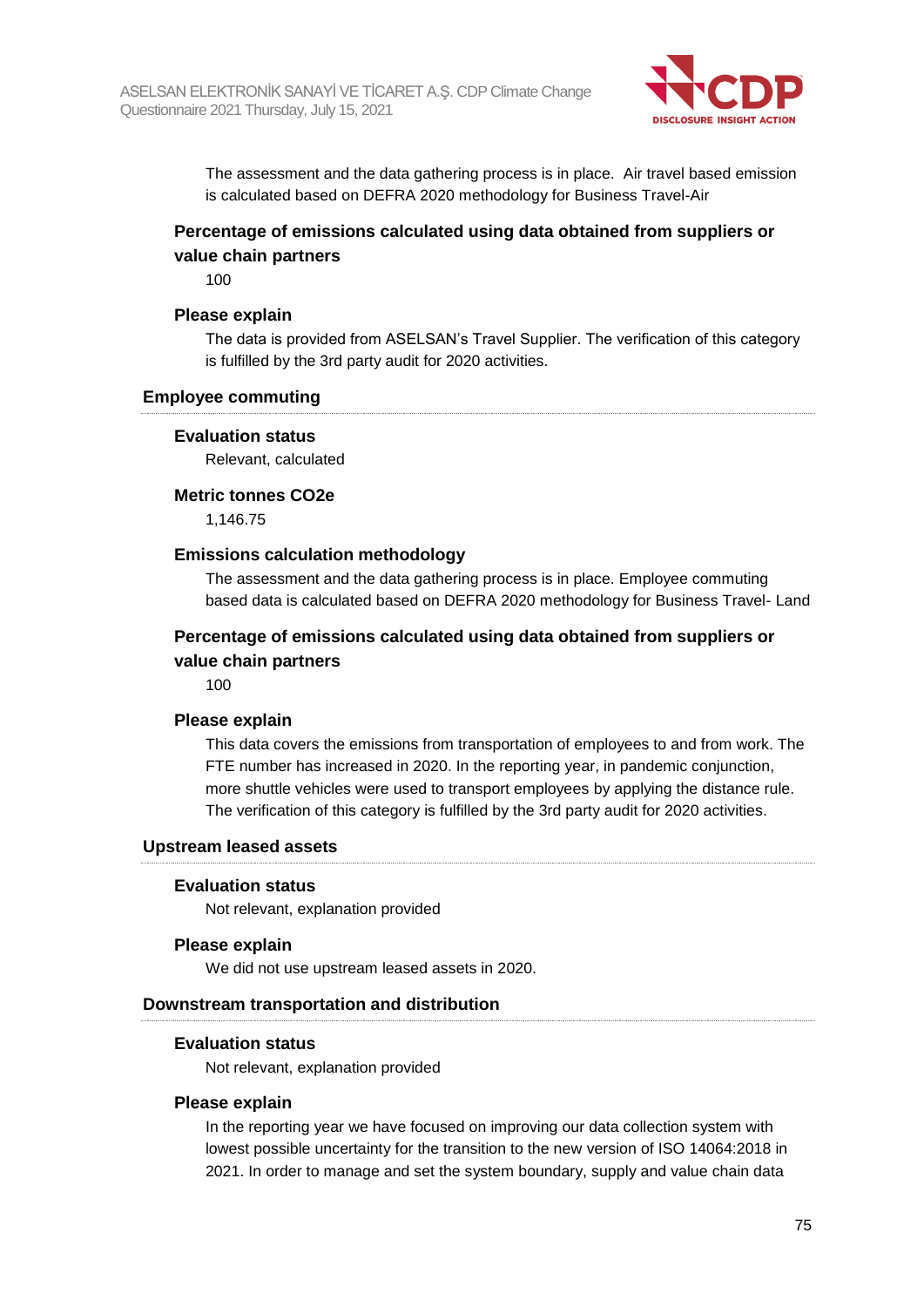The assessment and the data gathering process is in place. Air travel based emission is calculated based on DEFRA 2020 methodology for Business Travel-Air

**Percentage of emissions calculated using data obtained from suppliers or value chain partners**

100

**Please explain**

The data is provided from ASELSAN's Travel Supplier. The verification of this category is fulfilled by the 3rd party audit for 2020 activities.

### Employee commuting

**Evaluation status**

Relevant, calculated

**Metric tonnes CO2e**

1,146.75

**Emissions calculation methodology**

The assessment and the data gathering process is in place. Employee commuting based data is calculated based on DEFRA 2020 methodology for Business Travel- Land

**Percentage of emissions calculated using data obtained from suppliers or value chain partners**

100

**Please explain**

This data covers the emissions from transportation of employees to and from work. The FTE number has increased in 2020. In the reporting year, in pandemic conjunction, more shuttle vehicles were used to transport employees by applying the distance rule. The verification of this category is fulfilled by the 3rd party audit for 2020 activities.

### Upstream leased assets

**Evaluation status**

Not relevant, explanation provided

**Please explain**

We did not use upstream leased assets in 2020.

### Downstream transportation and distribution

**Evaluation status**

Not relevant, explanation provided

**Please explain**

In the reporting year we have focused on improving our data collection system with lowest possible uncertainty for the transition to the new version of ISO 14064:2018 in 2021. In order to manage and set the system boundary, supply and value chain data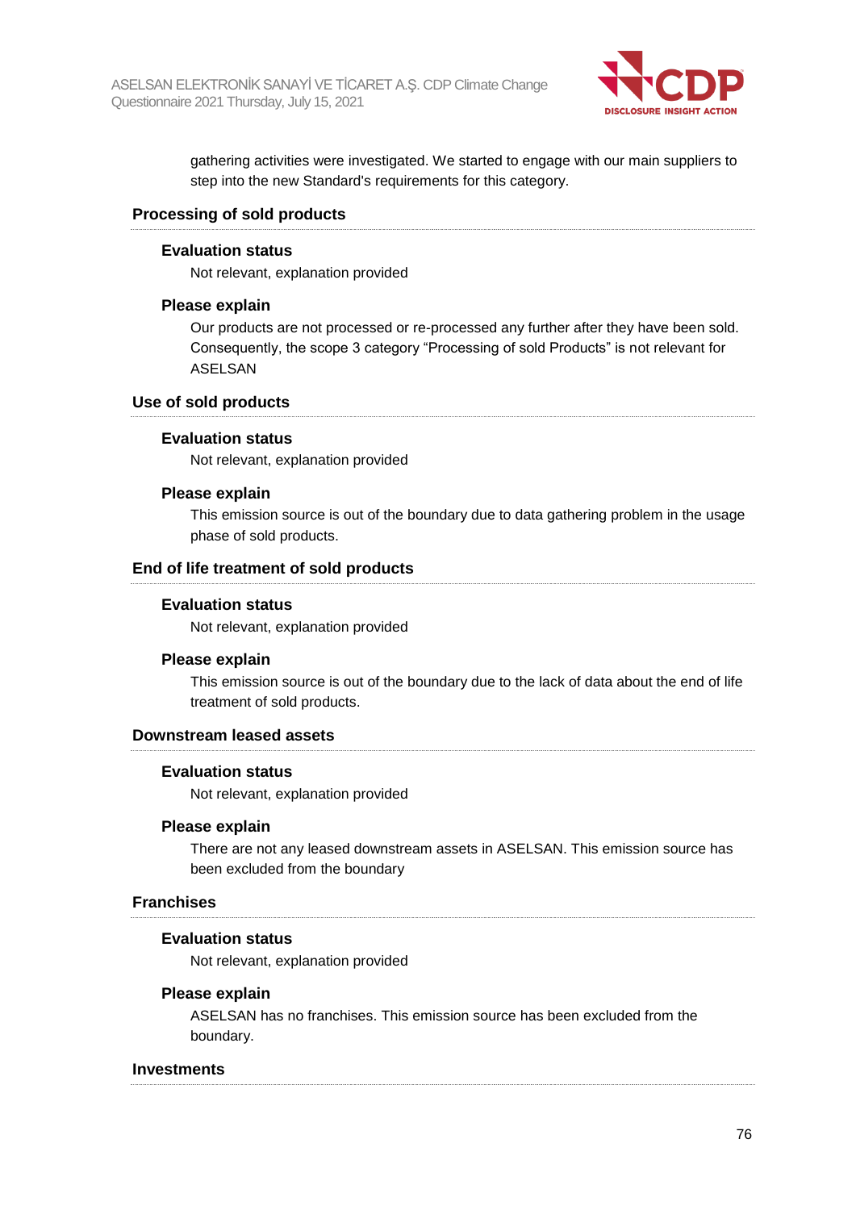gathering activities were investigated. We started to engage with our main suppliers to step into the new Standard's requirements for this category.

### Processing of sold products

#### Evaluation status

Not relevant, explanation provided

#### Please explain

Our products are not processed or re-processed any further after they have been sold. Consequently, the scope 3 category “Processing of sold Products” is not relevant for ASELSAN

### Use of sold products

#### Evaluation status

Not relevant, explanation provided

#### Please explain

This emission source is out of the boundary due to data gathering problem in the usage phase of sold products.

### End of life treatment of sold products

#### Evaluation status

Not relevant, explanation provided

#### Please explain

This emission source is out of the boundary due to the lack of data about the end of life treatment of sold products.

### Downstream leased assets

#### Evaluation status

Not relevant, explanation provided

#### Please explain

There are not any leased downstream assets in ASELSAN. This emission source has been excluded from the boundary

### Franchises

#### Evaluation status

Not relevant, explanation provided

#### Please explain

ASELSAN has no franchises. This emission source has been excluded from the boundary.

### Investments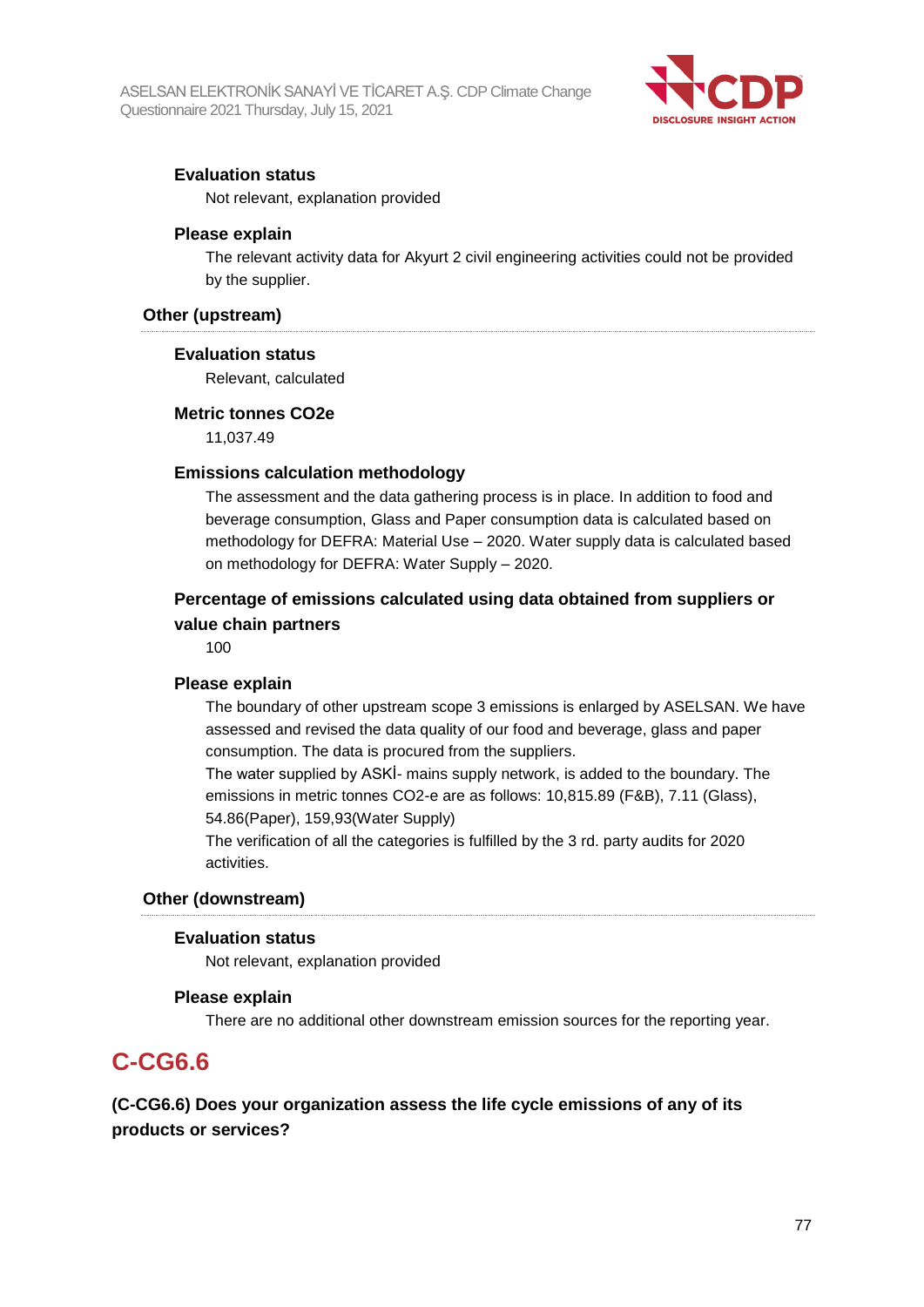#### Evaluation status

Not relevant, explanation provided

#### Please explain

The relevant activity data for Akyurt 2 civil engineering activities could not be provided by the supplier.

### Other (upstream)

#### Evaluation status

Relevant, calculated

#### Metric tonnes CO2e

11,037.49

#### Emissions calculation methodology

The assessment and the data gathering process is in place. In addition to food and beverage consumption, Glass and Paper consumption data is calculated based on methodology for DEFRA: Material Use – 2020. Water supply data is calculated based on methodology for DEFRA: Water Supply – 2020.

#### Percentage of emissions calculated using data obtained from suppliers or value chain partners

100

#### Please explain

The boundary of other upstream scope 3 emissions is enlarged by ASELSAN. We have assessed and revised the data quality of our food and beverage, glass and paper consumption. The data is procured from the suppliers.
The water supplied by ASKİ- mains supply network, is added to the boundary. The emissions in metric tonnes CO2-e are as follows: 10,815.89 (F&B), 7.11 (Glass), 54.86(Paper), 159,93(Water Supply)
The verification of all the categories is fulfilled by the 3 rd. party audits for 2020 activities.

### Other (downstream)

#### Evaluation status

Not relevant, explanation provided

#### Please explain

There are no additional other downstream emission sources for the reporting year.

## C-CG6.6

**(C-CG6.6) Does your organization assess the life cycle emissions of any of its products or services?**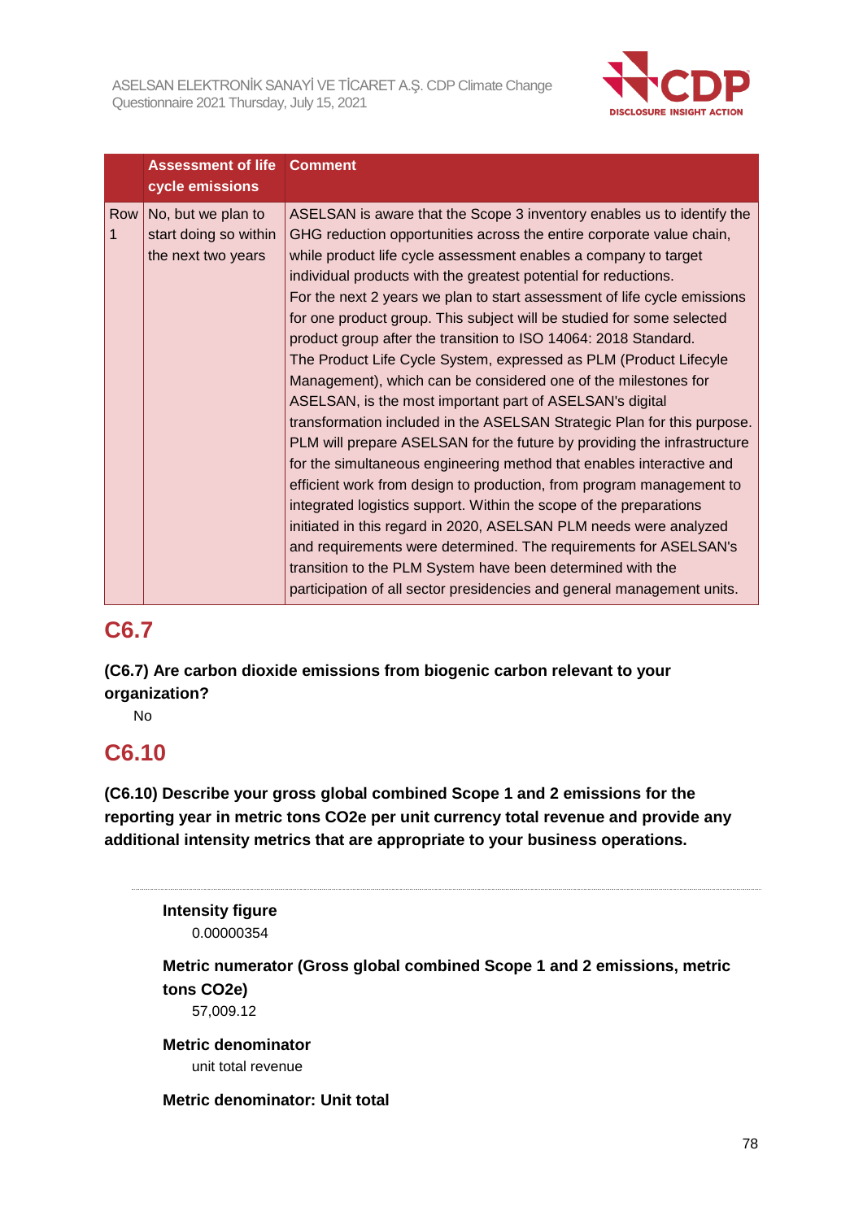|  | Assessment of life cycle emissions | Comment |
|---|---|---|
| Row 1 | No, but we plan to start doing so within the next two years | ASELSAN is aware that the Scope 3 inventory enables us to identify the GHG reduction opportunities across the entire corporate value chain, while product life cycle assessment enables a company to target individual products with the greatest potential for reductions.<br>For the next 2 years we plan to start assessment of life cycle emissions for one product group. This subject will be studied for some selected product group after the transition to ISO 14064: 2018 Standard.<br>The Product Life Cycle System, expressed as PLM (Product Lifecyle Management), which can be considered one of the milestones for ASELSAN, is the most important part of ASELSAN's digital transformation included in the ASELSAN Strategic Plan for this purpose. PLM will prepare ASELSAN for the future by providing the infrastructure for the simultaneous engineering method that enables interactive and efficient work from design to production, from program management to integrated logistics support. Within the scope of the preparations initiated in this regard in 2020, ASELSAN PLM needs were analyzed and requirements were determined. The requirements for ASELSAN's transition to the PLM System have been determined with the participation of all sector presidencies and general management units. |

## C6.7

**(C6.7) Are carbon dioxide emissions from biogenic carbon relevant to your organization?**

No

## C6.10

**(C6.10) Describe your gross global combined Scope 1 and 2 emissions for the reporting year in metric tons CO2e per unit currency total revenue and provide any additional intensity metrics that are appropriate to your business operations.**

---

**Intensity figure**

0.00000354

**Metric numerator (Gross global combined Scope 1 and 2 emissions, metric tons CO2e)**

57,009.12

**Metric denominator**

unit total revenue

**Metric denominator: Unit total**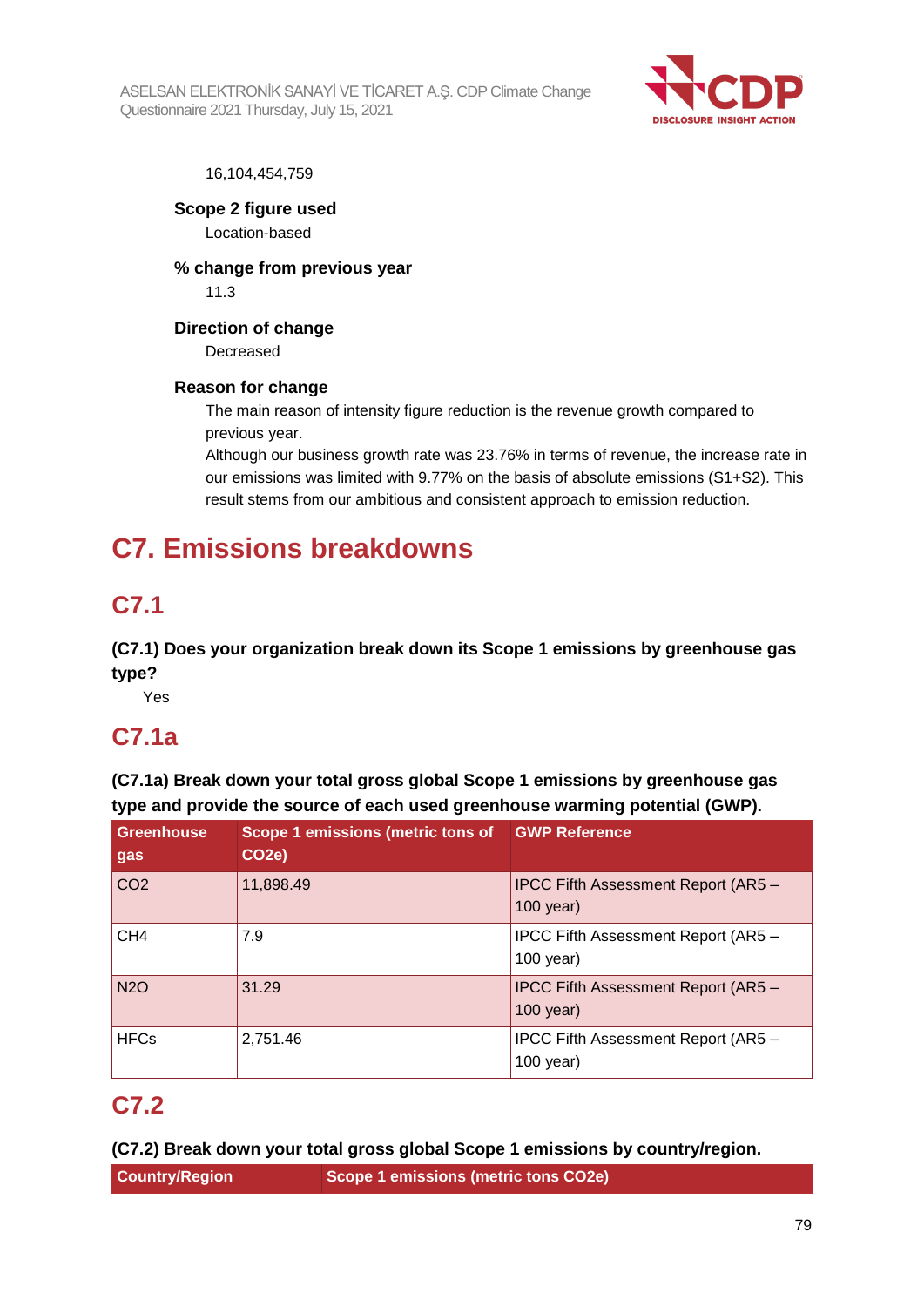16,104,454,759

**Scope 2 figure used**

Location-based

**% change from previous year**

11.3

**Direction of change**

Decreased

**Reason for change**

The main reason of intensity figure reduction is the revenue growth compared to previous year.
Although our business growth rate was 23.76% in terms of revenue, the increase rate in our emissions was limited with 9.77% on the basis of absolute emissions (S1+S2). This result stems from our ambitious and consistent approach to emission reduction.

# C7. Emissions breakdowns

## C7.1

**(C7.1) Does your organization break down its Scope 1 emissions by greenhouse gas type?**

Yes

## C7.1a

**(C7.1a) Break down your total gross global Scope 1 emissions by greenhouse gas type and provide the source of each used greenhouse warming potential (GWP).**

| Greenhouse gas | Scope 1 emissions (metric tons of CO2e) | GWP Reference |
|---|---|---|
| CO2 | 11,898.49 | IPCC Fifth Assessment Report (AR5 – 100 year) |
| CH4 | 7.9 | IPCC Fifth Assessment Report (AR5 – 100 year) |
| N2O | 31.29 | IPCC Fifth Assessment Report (AR5 – 100 year) |
| HFCs | 2,751.46 | IPCC Fifth Assessment Report (AR5 – 100 year) |

## C7.2

**(C7.2) Break down your total gross global Scope 1 emissions by country/region.**

| Country/Region | Scope 1 emissions (metric tons CO2e) |
|---|---|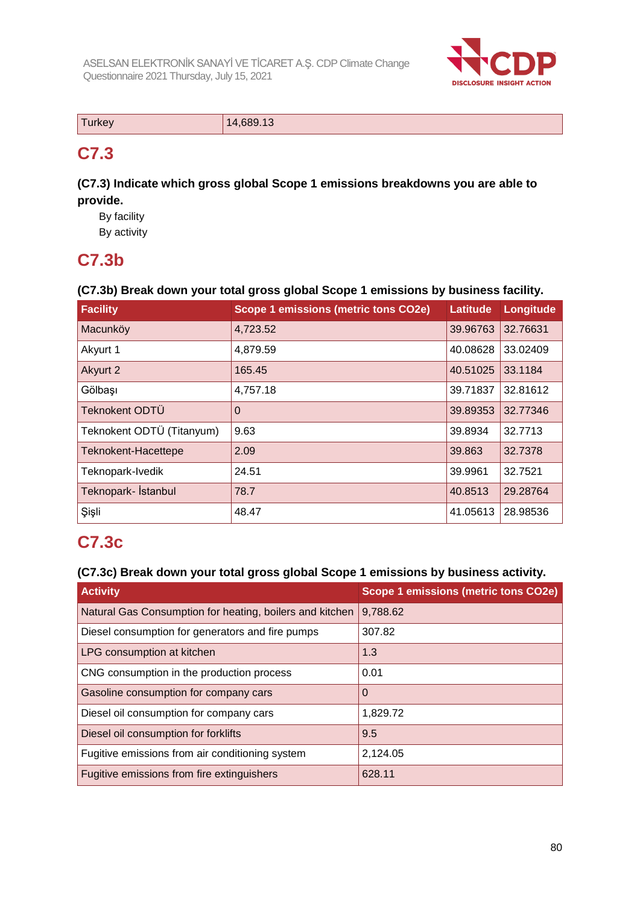| Turkey | 14,689.13 |
|---|---|

## C7.3

**(C7.3) Indicate which gross global Scope 1 emissions breakdowns you are able to provide.**

By facility

By activity

## C7.3b

**(C7.3b) Break down your total gross global Scope 1 emissions by business facility.**

| Facility | Scope 1 emissions (metric tons CO2e) | Latitude | Longitude |
|---|---|---|---|
| Macunköy | 4,723.52 | 39.96763 | 32.76631 |
| Akyurt 1 | 4,879.59 | 40.08628 | 33.02409 |
| Akyurt 2 | 165.45 | 40.51025 | 33.1184 |
| Gölbaşı | 4,757.18 | 39.71837 | 32.81612 |
| Teknokent ODTÜ | 0 | 39.89353 | 32.77346 |
| Teknokent ODTÜ (Titanyum) | 9.63 | 39.8934 | 32.7713 |
| Teknokent-Hacettepe | 2.09 | 39.863 | 32.7378 |
| Teknopark-Ivedik | 24.51 | 39.9961 | 32.7521 |
| Teknopark- İstanbul | 78.7 | 40.8513 | 29.28764 |
| Şişli | 48.47 | 41.05613 | 28.98536 |

## C7.3c

**(C7.3c) Break down your total gross global Scope 1 emissions by business activity.**

| Activity | Scope 1 emissions (metric tons CO2e) |
|---|---|
| Natural Gas Consumption for heating, boilers and kitchen | 9,788.62 |
| Diesel consumption for generators and fire pumps | 307.82 |
| LPG consumption at kitchen | 1.3 |
| CNG consumption in the production process | 0.01 |
| Gasoline consumption for company cars | 0 |
| Diesel oil consumption for company cars | 1,829.72 |
| Diesel oil consumption for forklifts | 9.5 |
| Fugitive emissions from air conditioning system | 2,124.05 |
| Fugitive emissions from fire extinguishers | 628.11 |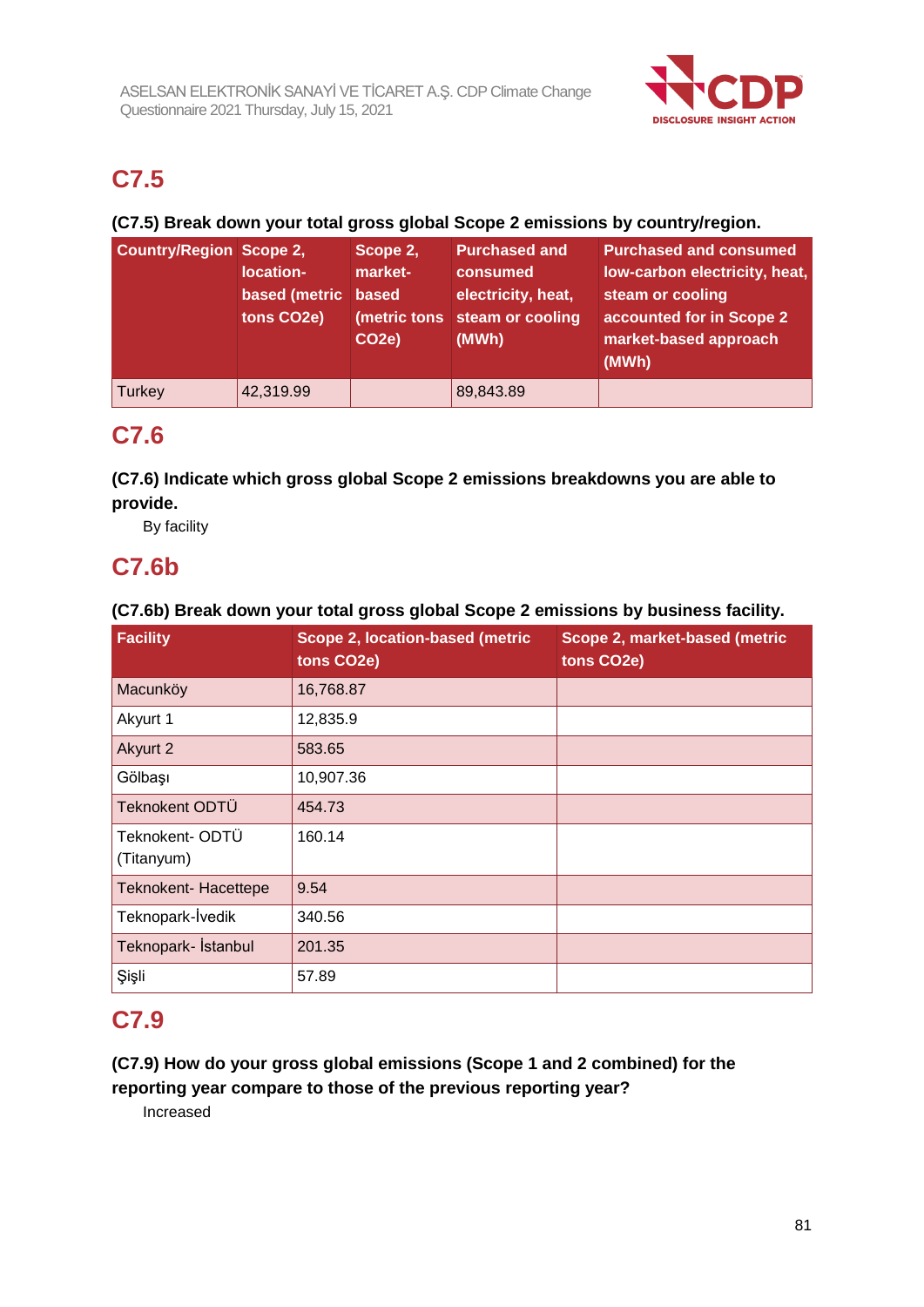## C7.5

**(C7.5) Break down your total gross global Scope 2 emissions by country/region.**

| Country/Region | Scope 2, location-based (metric tons CO2e) | Scope 2, market-based (metric tons CO2e) | Purchased and consumed electricity, heat, steam or cooling (MWh) | Purchased and consumed low-carbon electricity, heat, steam or cooling accounted for in Scope 2 market-based approach (MWh) |
|---|---|---|---|---|
| Turkey | 42,319.99 | | 89,843.89 | |

## C7.6

**(C7.6) Indicate which gross global Scope 2 emissions breakdowns you are able to provide.**

By facility

## C7.6b

**(C7.6b) Break down your total gross global Scope 2 emissions by business facility.**

| Facility | Scope 2, location-based (metric tons CO2e) | Scope 2, market-based (metric tons CO2e) |
|---|---|---|
| Macunköy | 16,768.87 | |
| Akyurt 1 | 12,835.9 | |
| Akyurt 2 | 583.65 | |
| Gölbaşı | 10,907.36 | |
| Teknokent ODTÜ | 454.73 | |
| Teknokent- ODTÜ (Titanyum) | 160.14 | |
| Teknokent- Hacettepe | 9.54 | |
| Teknopark-İvedik | 340.56 | |
| Teknopark- İstanbul | 201.35 | |
| Şişli | 57.89 | |

## C7.9

**(C7.9) How do your gross global emissions (Scope 1 and 2 combined) for the reporting year compare to those of the previous reporting year?**

Increased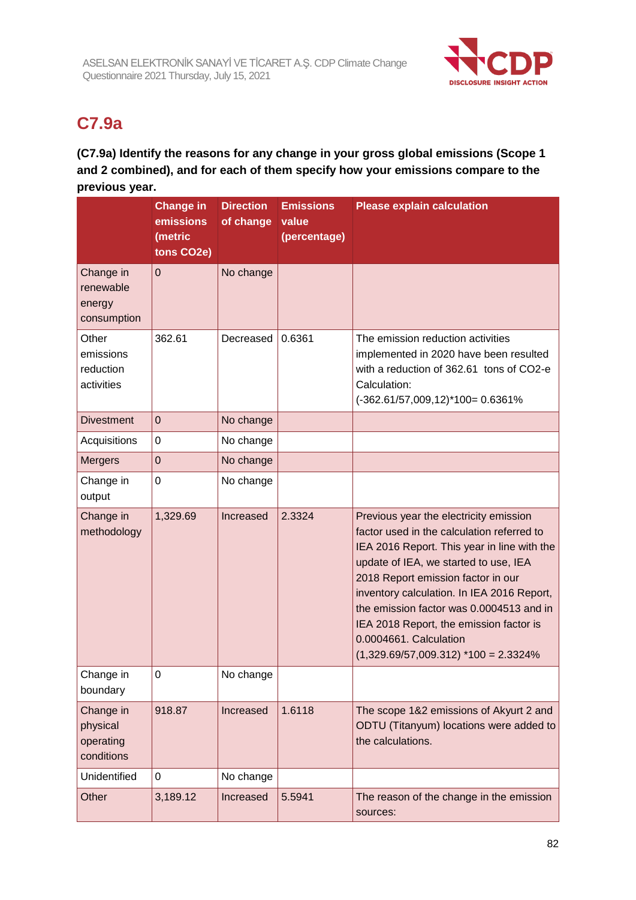## C7.9a

**(C7.9a) Identify the reasons for any change in your gross global emissions (Scope 1 and 2 combined), and for each of them specify how your emissions compare to the previous year.**

| | Change in emissions (metric tons CO2e) | Direction of change | Emissions value (percentage) | Please explain calculation |
|---|---|---|---|---|
| Change in renewable energy consumption | 0 | No change | | |
| Other emissions reduction activities | 362.61 | Decreased | 0.6361 | The emission reduction activities implemented in 2020 have been resulted with a reduction of 362.61 tons of CO2-e Calculation: (-362.61/57,009,12)*100= 0.6361% |
| Divestment | 0 | No change | | |
| Acquisitions | 0 | No change | | |
| Mergers | 0 | No change | | |
| Change in output | 0 | No change | | |
| Change in methodology | 1,329.69 | Increased | 2.3324 | Previous year the electricity emission factor used in the calculation referred to IEA 2016 Report. This year in line with the update of IEA, we started to use, IEA 2018 Report emission factor in our inventory calculation. In IEA 2016 Report, the emission factor was 0.0004513 and in IEA 2018 Report, the emission factor is 0.0004661. Calculation (1,329.69/57,009.312) *100 = 2.3324% |
| Change in boundary | 0 | No change | | |
| Change in physical operating conditions | 918.87 | Increased | 1.6118 | The scope 1&2 emissions of Akyurt 2 and ODTU (Titanyum) locations were added to the calculations. |
| Unidentified | 0 | No change | | |
| Other | 3,189.12 | Increased | 5.5941 | The reason of the change in the emission sources: |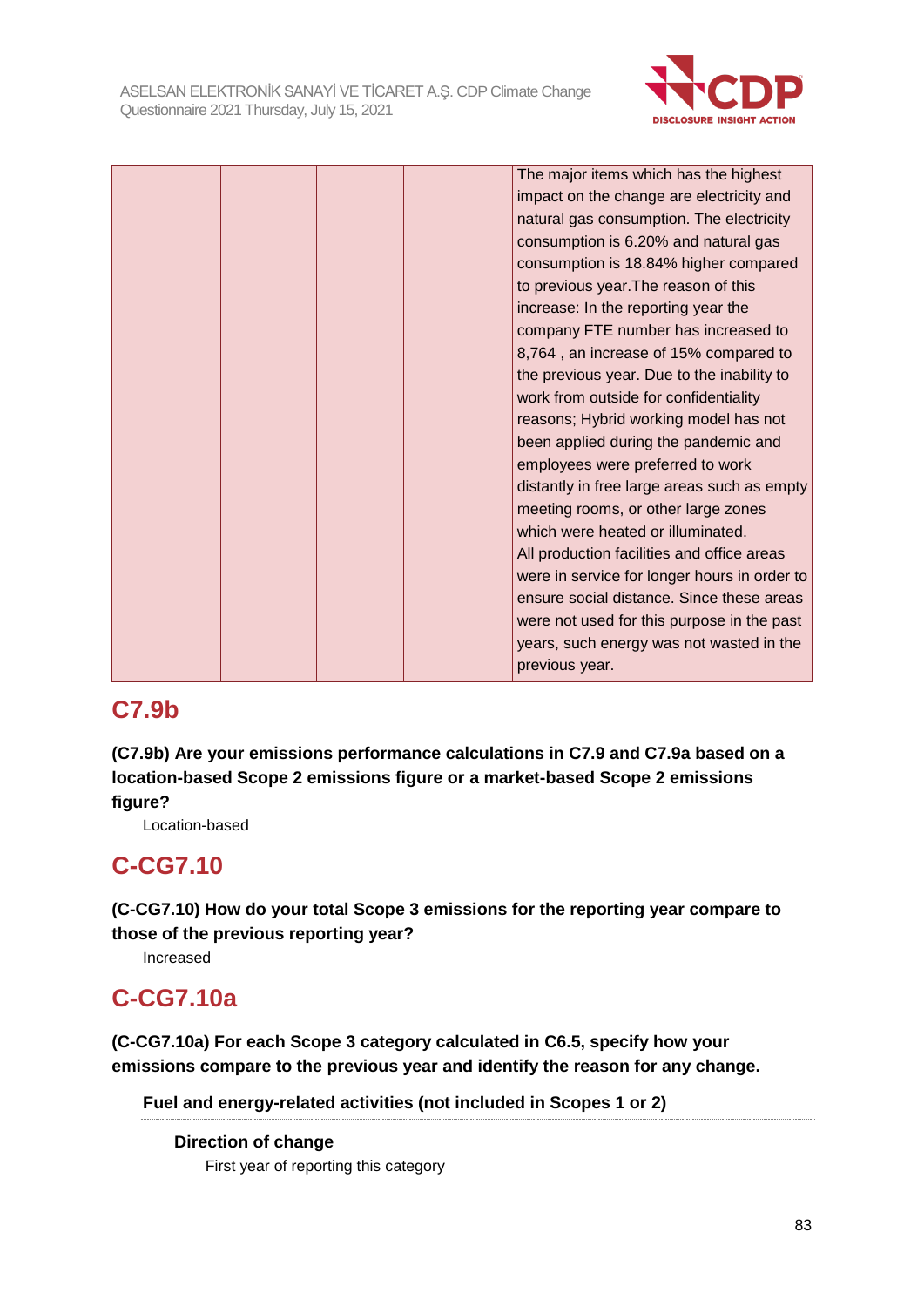| | | | | The major items which has the highest impact on the change are electricity and natural gas consumption. The electricity consumption is 6.20% and natural gas consumption is 18.84% higher compared to previous year.The reason of this increase: In the reporting year the company FTE number has increased to 8,764 , an increase of 15% compared to the previous year. Due to the inability to work from outside for confidentiality reasons; Hybrid working model has not been applied during the pandemic and employees were preferred to work distantly in free large areas such as empty meeting rooms, or other large zones which were heated or illuminated.<br>All production facilities and office areas were in service for longer hours in order to ensure social distance. Since these areas were not used for this purpose in the past years, such energy was not wasted in the previous year. |
|---|---|---|---|---|

## C7.9b

**(C7.9b) Are your emissions performance calculations in C7.9 and C7.9a based on a location-based Scope 2 emissions figure or a market-based Scope 2 emissions figure?**

Location-based

## C-CG7.10

**(C-CG7.10) How do your total Scope 3 emissions for the reporting year compare to those of the previous reporting year?**

Increased

## C-CG7.10a

**(C-CG7.10a) For each Scope 3 category calculated in C6.5, specify how your emissions compare to the previous year and identify the reason for any change.**

**Fuel and energy-related activities (not included in Scopes 1 or 2)**

**Direction of change**

First year of reporting this category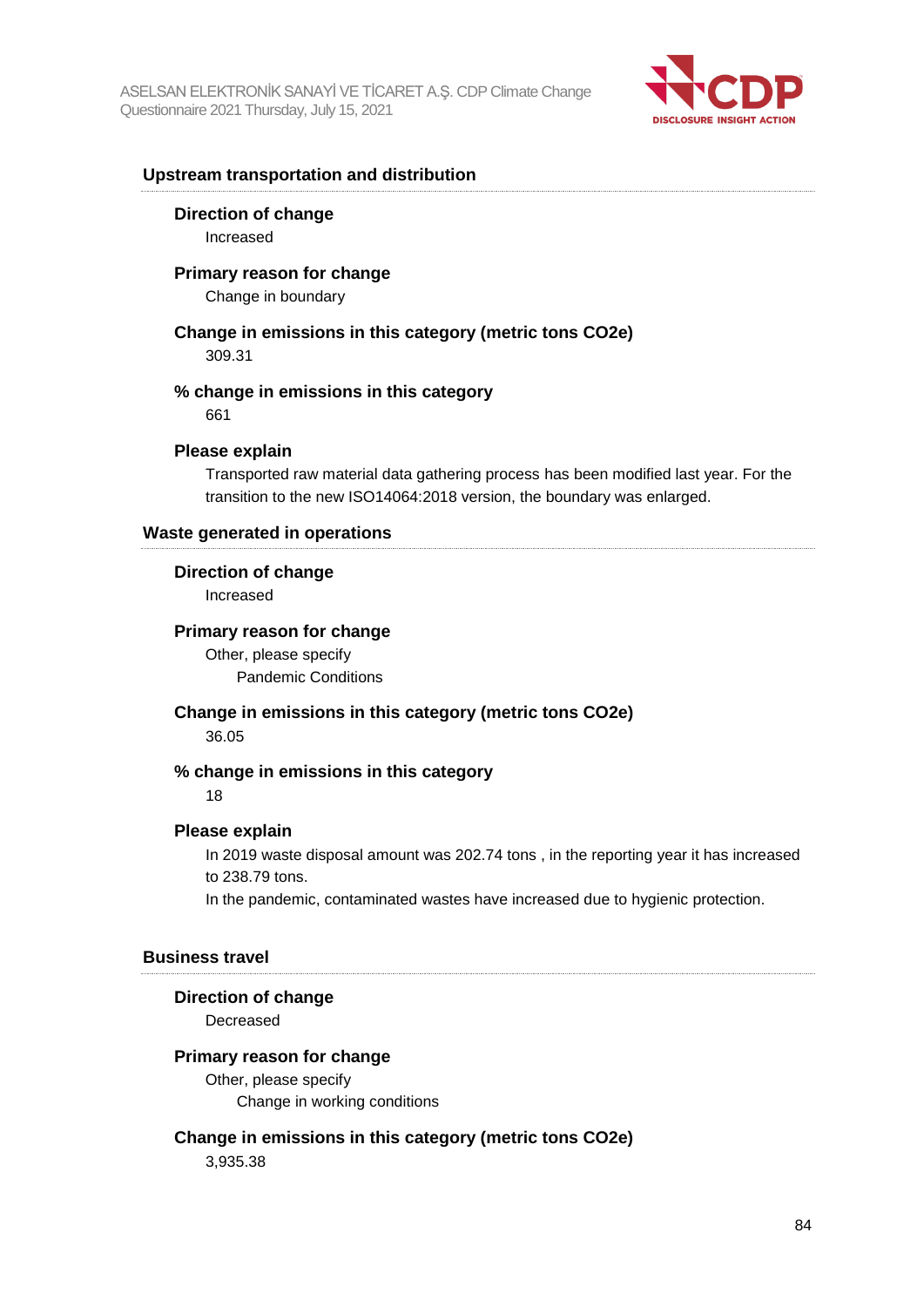### Upstream transportation and distribution

**Direction of change**

Increased

**Primary reason for change**

Change in boundary

**Change in emissions in this category (metric tons CO2e)**

309.31

**% change in emissions in this category**

661

**Please explain**

Transported raw material data gathering process has been modified last year. For the transition to the new ISO14064:2018 version, the boundary was enlarged.

### Waste generated in operations

**Direction of change**

Increased

**Primary reason for change**

Other, please specify

Pandemic Conditions

**Change in emissions in this category (metric tons CO2e)**

36.05

**% change in emissions in this category**

18

**Please explain**

In 2019 waste disposal amount was 202.74 tons , in the reporting year it has increased to 238.79 tons.

In the pandemic, contaminated wastes have increased due to hygienic protection.

### Business travel

**Direction of change**

Decreased

**Primary reason for change**

Other, please specify

Change in working conditions

**Change in emissions in this category (metric tons CO2e)**

3,935.38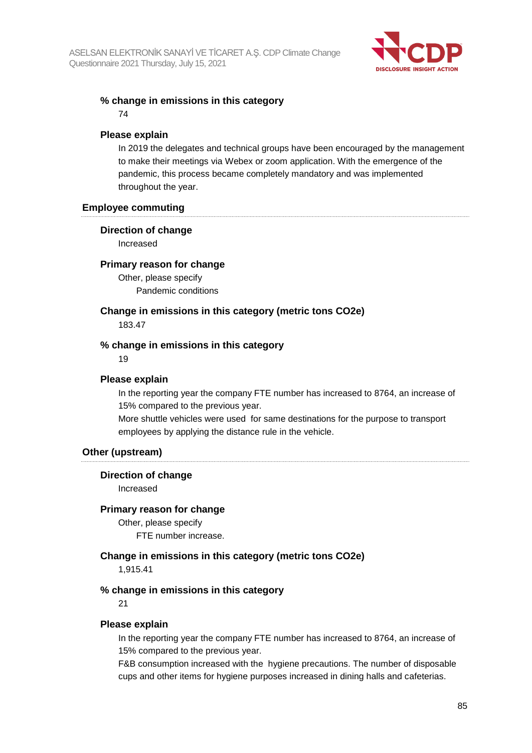#### % change in emissions in this category

74

#### Please explain

In 2019 the delegates and technical groups have been encouraged by the management to make their meetings via Webex or zoom application. With the emergence of the pandemic, this process became completely mandatory and was implemented throughout the year.

### Employee commuting

#### Direction of change

Increased

#### Primary reason for change

Other, please specify

Pandemic conditions

#### Change in emissions in this category (metric tons CO2e)

183.47

#### % change in emissions in this category

19

#### Please explain

In the reporting year the company FTE number has increased to 8764, an increase of 15% compared to the previous year.
More shuttle vehicles were used for same destinations for the purpose to transport employees by applying the distance rule in the vehicle.

### Other (upstream)

#### Direction of change

Increased

#### Primary reason for change

Other, please specify

FTE number increase.

#### Change in emissions in this category (metric tons CO2e)

1,915.41

#### % change in emissions in this category

21

#### Please explain

In the reporting year the company FTE number has increased to 8764, an increase of 15% compared to the previous year.
F&B consumption increased with the hygiene precautions. The number of disposable cups and other items for hygiene purposes increased in dining halls and cafeterias.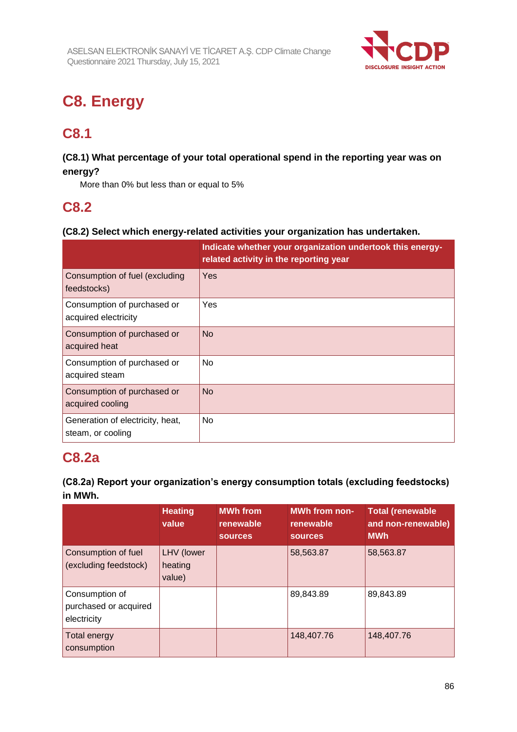# C8. Energy

## C8.1

**(C8.1) What percentage of your total operational spend in the reporting year was on energy?**

More than 0% but less than or equal to 5%

## C8.2

**(C8.2) Select which energy-related activities your organization has undertaken.**

| | Indicate whether your organization undertook this energy-related activity in the reporting year |
|---|---|
| Consumption of fuel (excluding feedstocks) | Yes |
| Consumption of purchased or acquired electricity | Yes |
| Consumption of purchased or acquired heat | No |
| Consumption of purchased or acquired steam | No |
| Consumption of purchased or acquired cooling | No |
| Generation of electricity, heat, steam, or cooling | No |

## C8.2a

**(C8.2a) Report your organization's energy consumption totals (excluding feedstocks) in MWh.**

| | Heating value | MWh from renewable sources | MWh from non-renewable sources | Total (renewable and non-renewable) MWh |
|---|---|---|---|---|
| Consumption of fuel (excluding feedstock) | LHV (lower heating value) | | 58,563.87 | 58,563.87 |
| Consumption of purchased or acquired electricity | | | 89,843.89 | 89,843.89 |
| Total energy consumption | | | 148,407.76 | 148,407.76 |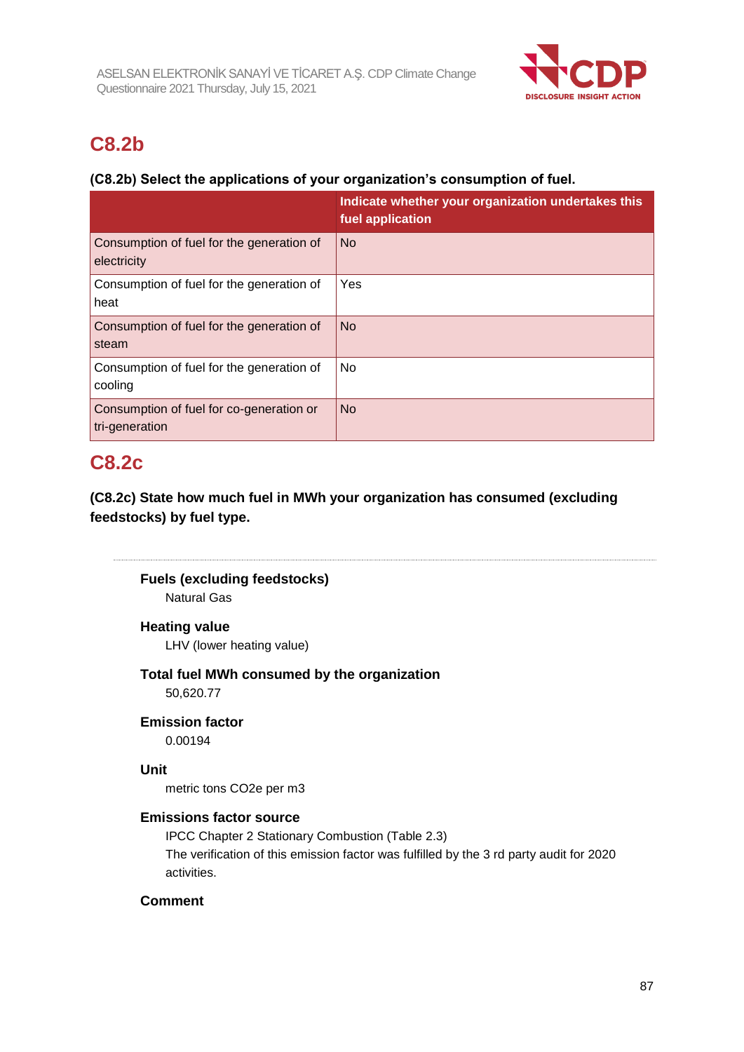## C8.2b

**(C8.2b) Select the applications of your organization's consumption of fuel.**

| | Indicate whether your organization undertakes this fuel application |
|---|---|
| Consumption of fuel for the generation of electricity | No |
| Consumption of fuel for the generation of heat | Yes |
| Consumption of fuel for the generation of steam | No |
| Consumption of fuel for the generation of cooling | No |
| Consumption of fuel for co-generation or tri-generation | No |

## C8.2c

**(C8.2c) State how much fuel in MWh your organization has consumed (excluding feedstocks) by fuel type.**

---

**Fuels (excluding feedstocks)**

Natural Gas

**Heating value**

LHV (lower heating value)

**Total fuel MWh consumed by the organization**

50,620.77

**Emission factor**

0.00194

**Unit**

metric tons CO2e per m3

**Emissions factor source**

IPCC Chapter 2 Stationary Combustion (Table 2.3)
The verification of this emission factor was fulfilled by the 3 rd party audit for 2020 activities.

**Comment**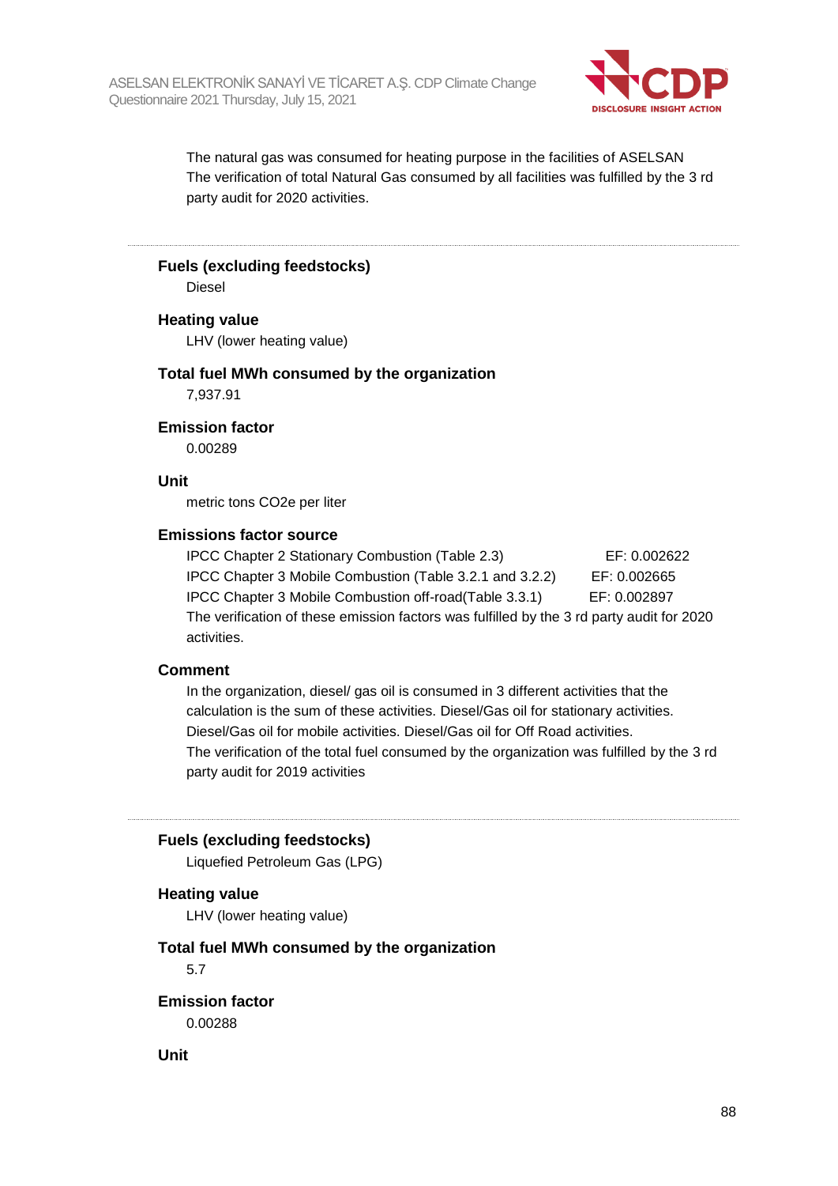The natural gas was consumed for heating purpose in the facilities of ASELSAN
The verification of total Natural Gas consumed by all facilities was fulfilled by the 3 rd party audit for 2020 activities.

---

**Fuels (excluding feedstocks)**
Diesel

**Heating value**
LHV (lower heating value)

**Total fuel MWh consumed by the organization**
7,937.91

**Emission factor**
0.00289

**Unit**
metric tons CO2e per liter

**Emissions factor source**
IPCC Chapter 2 Stationary Combustion (Table 2.3) EF: 0.002622
IPCC Chapter 3 Mobile Combustion (Table 3.2.1 and 3.2.2) EF: 0.002665
IPCC Chapter 3 Mobile Combustion off-road(Table 3.3.1) EF: 0.002897
The verification of these emission factors was fulfilled by the 3 rd party audit for 2020 activities.

**Comment**
In the organization, diesel/ gas oil is consumed in 3 different activities that the calculation is the sum of these activities. Diesel/Gas oil for stationary activities. Diesel/Gas oil for mobile activities. Diesel/Gas oil for Off Road activities.
The verification of the total fuel consumed by the organization was fulfilled by the 3 rd party audit for 2019 activities

---

**Fuels (excluding feedstocks)**
Liquefied Petroleum Gas (LPG)

**Heating value**
LHV (lower heating value)

**Total fuel MWh consumed by the organization**
5.7

**Emission factor**
0.00288

**Unit**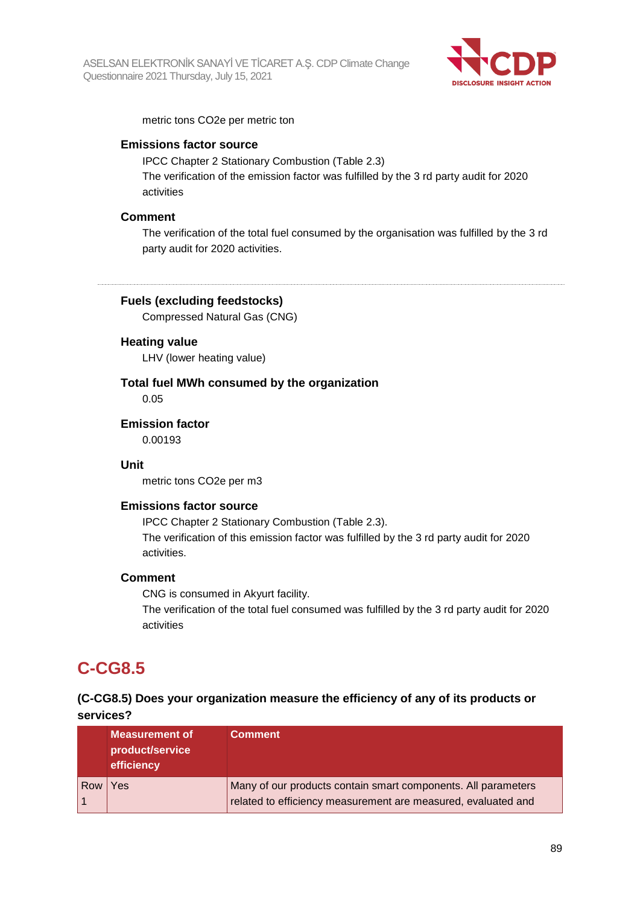metric tons CO2e per metric ton

**Emissions factor source**

IPCC Chapter 2 Stationary Combustion (Table 2.3)
The verification of the emission factor was fulfilled by the 3 rd party audit for 2020 activities

**Comment**

The verification of the total fuel consumed by the organisation was fulfilled by the 3 rd party audit for 2020 activities.

---

**Fuels (excluding feedstocks)**

Compressed Natural Gas (CNG)

**Heating value**

LHV (lower heating value)

**Total fuel MWh consumed by the organization**

0.05

**Emission factor**

0.00193

**Unit**

metric tons CO2e per m3

**Emissions factor source**

IPCC Chapter 2 Stationary Combustion (Table 2.3).
The verification of this emission factor was fulfilled by the 3 rd party audit for 2020 activities.

**Comment**

CNG is consumed in Akyurt facility.
The verification of the total fuel consumed was fulfilled by the 3 rd party audit for 2020 activities

# C-CG8.5

**(C-CG8.5) Does your organization measure the efficiency of any of its products or services?**

| | Measurement of product/service efficiency | Comment |
|---|---|---|
| Row 1 | Yes | Many of our products contain smart components. All parameters related to efficiency measurement are measured, evaluated and |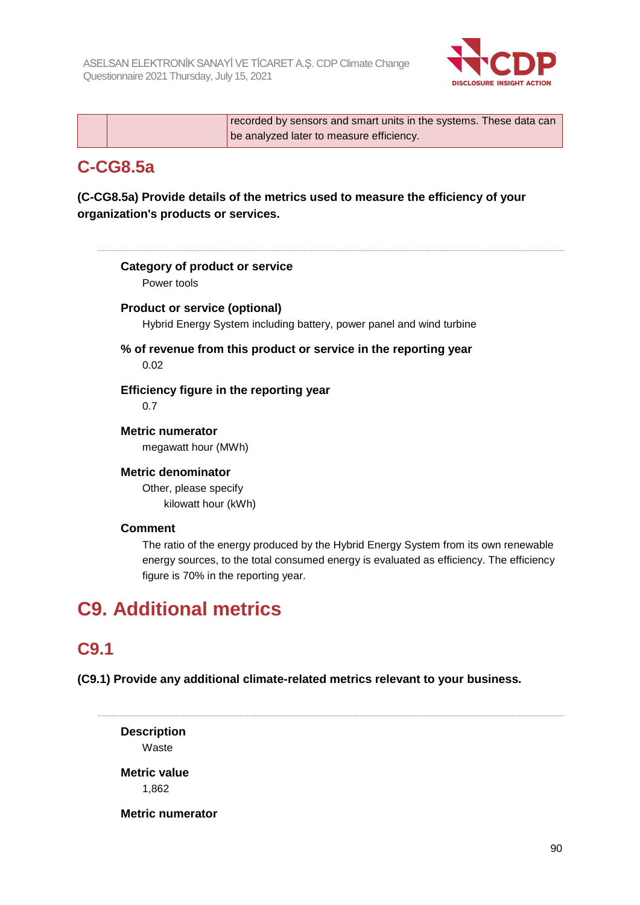| | | recorded by sensors and smart units in the systems. These data can be analyzed later to measure efficiency. |
|---|---|---|

## C-CG8.5a

**(C-CG8.5a) Provide details of the metrics used to measure the efficiency of your organization's products or services.**

**Category of product or service**

Power tools

**Product or service (optional)**

Hybrid Energy System including battery, power panel and wind turbine

**% of revenue from this product or service in the reporting year**

0.02

**Efficiency figure in the reporting year**

0.7

**Metric numerator**

megawatt hour (MWh)

**Metric denominator**

Other, please specify

kilowatt hour (kWh)

**Comment**

The ratio of the energy produced by the Hybrid Energy System from its own renewable energy sources, to the total consumed energy is evaluated as efficiency. The efficiency figure is 70% in the reporting year.

# C9. Additional metrics

## C9.1

**(C9.1) Provide any additional climate-related metrics relevant to your business.**

**Description**

Waste

**Metric value**

1,862

**Metric numerator**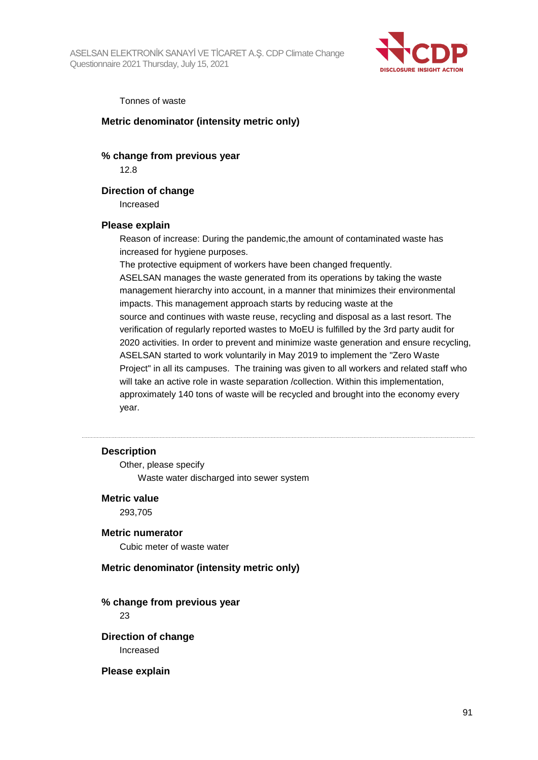Tonnes of waste

**Metric denominator (intensity metric only)**

**% change from previous year**

12.8

**Direction of change**

Increased

**Please explain**

Reason of increase: During the pandemic,the amount of contaminated waste has increased for hygiene purposes.
The protective equipment of workers have been changed frequently.
ASELSAN manages the waste generated from its operations by taking the waste management hierarchy into account, in a manner that minimizes their environmental impacts. This management approach starts by reducing waste at the source and continues with waste reuse, recycling and disposal as a last resort. The verification of regularly reported wastes to MoEU is fulfilled by the 3rd party audit for 2020 activities. In order to prevent and minimize waste generation and ensure recycling, ASELSAN started to work voluntarily in May 2019 to implement the "Zero Waste Project" in all its campuses. The training was given to all workers and related staff who will take an active role in waste separation /collection. Within this implementation, approximately 140 tons of waste will be recycled and brought into the economy every year.

---

**Description**

Other, please specify

Waste water discharged into sewer system

**Metric value**

293,705

**Metric numerator**

Cubic meter of waste water

**Metric denominator (intensity metric only)**

**% change from previous year**

23

**Direction of change**

Increased

**Please explain**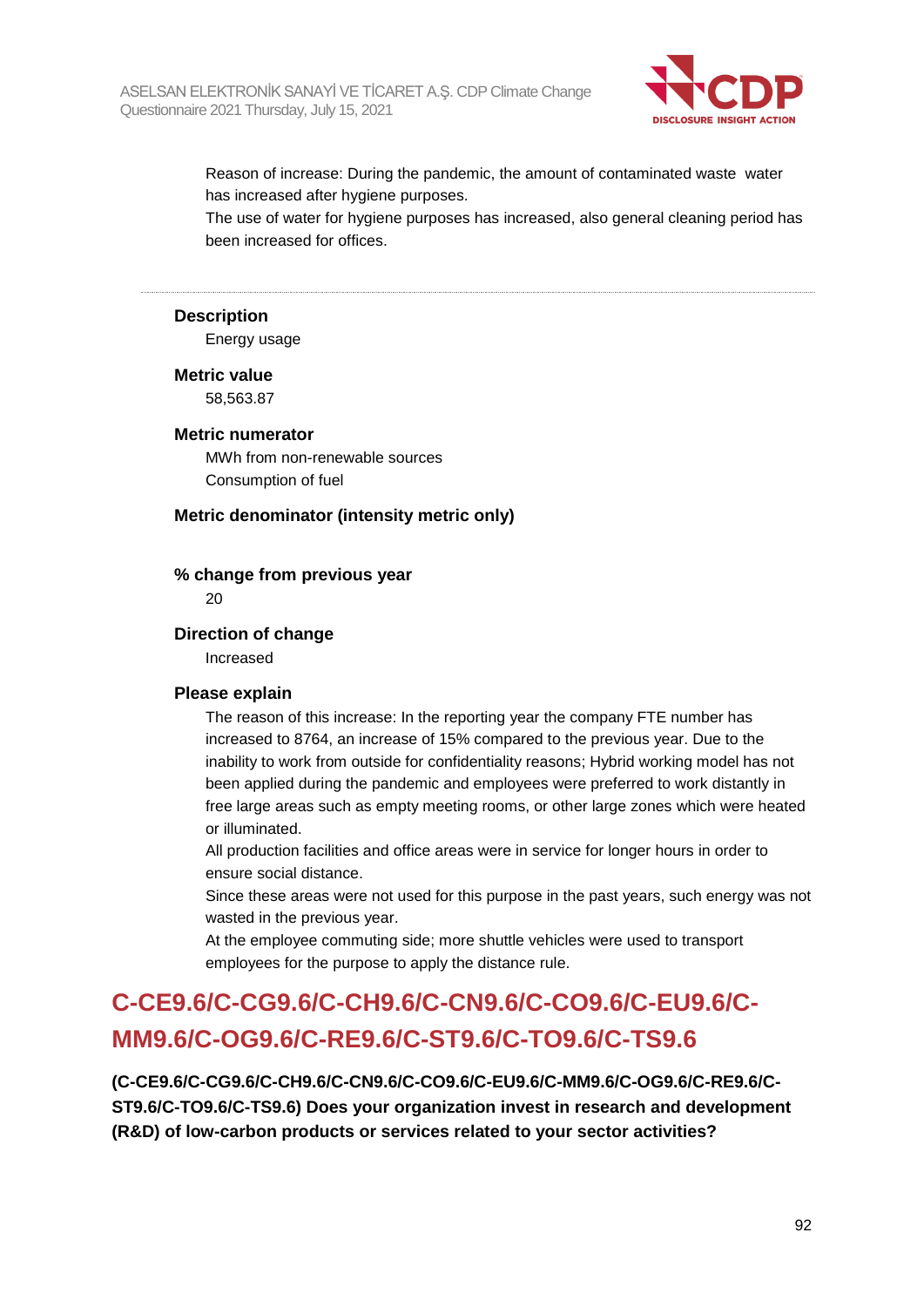Reason of increase: During the pandemic, the amount of contaminated waste water has increased after hygiene purposes.
The use of water for hygiene purposes has increased, also general cleaning period has been increased for offices.

---

**Description**
Energy usage

**Metric value**
58,563.87

**Metric numerator**
MWh from non-renewable sources
Consumption of fuel

**Metric denominator (intensity metric only)**

**% change from previous year**
20

**Direction of change**
Increased

**Please explain**
The reason of this increase: In the reporting year the company FTE number has increased to 8764, an increase of 15% compared to the previous year. Due to the inability to work from outside for confidentiality reasons; Hybrid working model has not been applied during the pandemic and employees were preferred to work distantly in free large areas such as empty meeting rooms, or other large zones which were heated or illuminated.
All production facilities and office areas were in service for longer hours in order to ensure social distance.
Since these areas were not used for this purpose in the past years, such energy was not wasted in the previous year.
At the employee commuting side; more shuttle vehicles were used to transport employees for the purpose to apply the distance rule.

## C-CE9.6/C-CG9.6/C-CH9.6/C-CN9.6/C-CO9.6/C-EU9.6/C-MM9.6/C-OG9.6/C-RE9.6/C-ST9.6/C-TO9.6/C-TS9.6

**(C-CE9.6/C-CG9.6/C-CH9.6/C-CN9.6/C-CO9.6/C-EU9.6/C-MM9.6/C-OG9.6/C-RE9.6/C-ST9.6/C-TO9.6/C-TS9.6) Does your organization invest in research and development (R&D) of low-carbon products or services related to your sector activities?**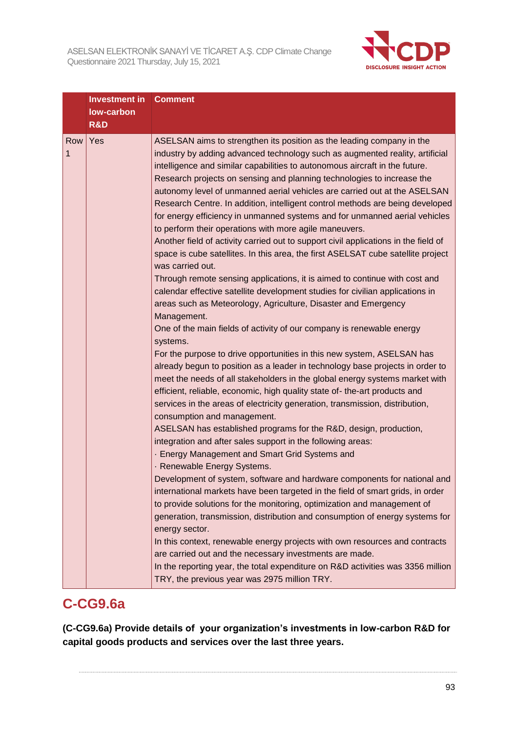| | Investment in low-carbon R&D | Comment |
|---|---|---|
| Row 1 | Yes | ASELSAN aims to strengthen its position as the leading company in the industry by adding advanced technology such as augmented reality, artificial intelligence and similar capabilities to autonomous aircraft in the future. Research projects on sensing and planning technologies to increase the autonomy level of unmanned aerial vehicles are carried out at the ASELSAN Research Centre. In addition, intelligent control methods are being developed for energy efficiency in unmanned systems and for unmanned aerial vehicles to perform their operations with more agile maneuvers.<br>Another field of activity carried out to support civil applications in the field of space is cube satellites. In this area, the first ASELSAT cube satellite project was carried out.<br>Through remote sensing applications, it is aimed to continue with cost and calendar effective satellite development studies for civilian applications in areas such as Meteorology, Agriculture, Disaster and Emergency Management.<br>One of the main fields of activity of our company is renewable energy systems.<br>For the purpose to drive opportunities in this new system, ASELSAN has already begun to position as a leader in technology base projects in order to meet the needs of all stakeholders in the global energy systems market with efficient, reliable, economic, high quality state of- the-art products and services in the areas of electricity generation, transmission, distribution, consumption and management.<br>ASELSAN has established programs for the R&D, design, production, integration and after sales support in the following areas:<br>· Energy Management and Smart Grid Systems and<br>· Renewable Energy Systems.<br>Development of system, software and hardware components for national and international markets have been targeted in the field of smart grids, in order to provide solutions for the monitoring, optimization and management of generation, transmission, distribution and consumption of energy systems for energy sector.<br>In this context, renewable energy projects with own resources and contracts are carried out and the necessary investments are made.<br>In the reporting year, the total expenditure on R&D activities was 3356 million TRY, the previous year was 2975 million TRY. |

## C-CG9.6a

**(C-CG9.6a) Provide details of your organization's investments in low-carbon R&D for capital goods products and services over the last three years.**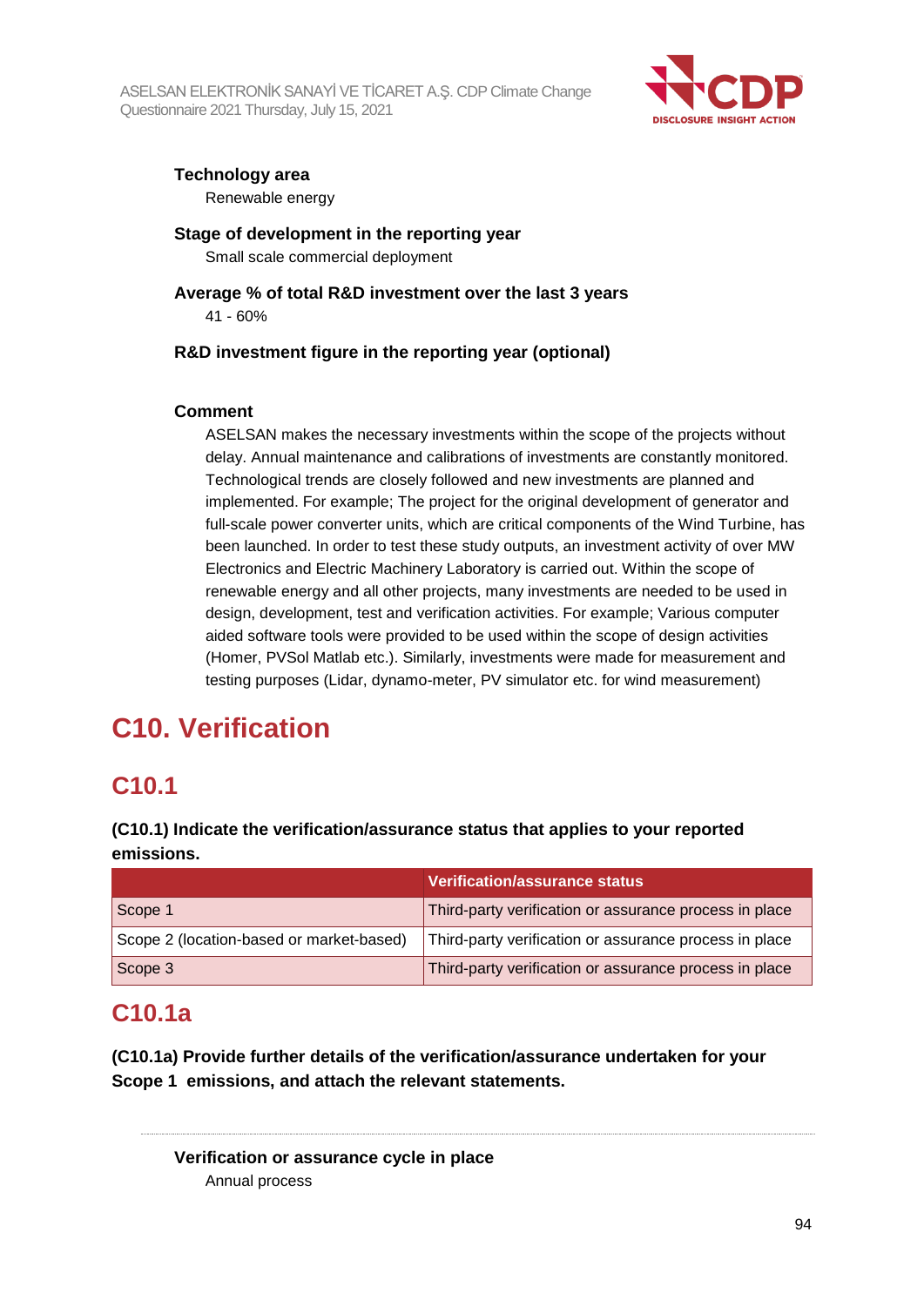**Technology area**

Renewable energy

**Stage of development in the reporting year**

Small scale commercial deployment

**Average % of total R&D investment over the last 3 years**

41 - 60%

**R&D investment figure in the reporting year (optional)**

**Comment**

ASELSAN makes the necessary investments within the scope of the projects without delay. Annual maintenance and calibrations of investments are constantly monitored. Technological trends are closely followed and new investments are planned and implemented. For example; The project for the original development of generator and full-scale power converter units, which are critical components of the Wind Turbine, has been launched. In order to test these study outputs, an investment activity of over MW Electronics and Electric Machinery Laboratory is carried out. Within the scope of renewable energy and all other projects, many investments are needed to be used in design, development, test and verification activities. For example; Various computer aided software tools were provided to be used within the scope of design activities (Homer, PVSol Matlab etc.). Similarly, investments were made for measurement and testing purposes (Lidar, dynamo-meter, PV simulator etc. for wind measurement)

# C10. Verification

## C10.1

**(C10.1) Indicate the verification/assurance status that applies to your reported emissions.**

| | Verification/assurance status |
|---|---|
| Scope 1 | Third-party verification or assurance process in place |
| Scope 2 (location-based or market-based) | Third-party verification or assurance process in place |
| Scope 3 | Third-party verification or assurance process in place |

## C10.1a

**(C10.1a) Provide further details of the verification/assurance undertaken for your Scope 1 emissions, and attach the relevant statements.**

**Verification or assurance cycle in place**

Annual process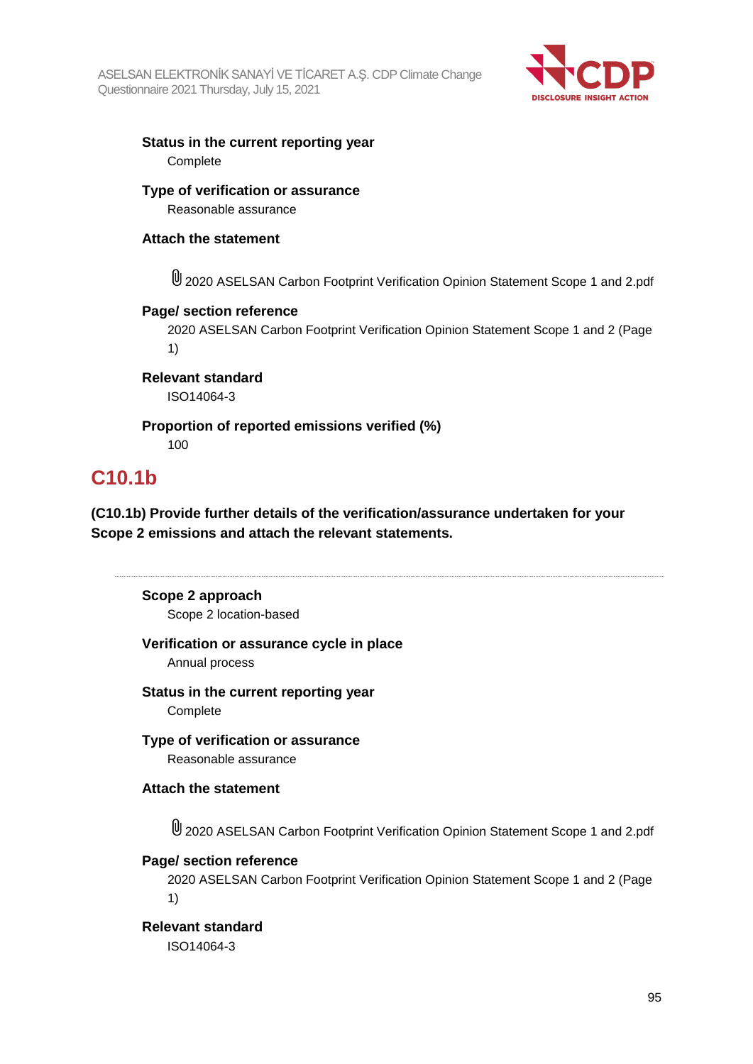**Status in the current reporting year**

Complete

**Type of verification or assurance**

Reasonable assurance

**Attach the statement**

2020 ASELSAN Carbon Footprint Verification Opinion Statement Scope 1 and 2.pdf

**Page/ section reference**

2020 ASELSAN Carbon Footprint Verification Opinion Statement Scope 1 and 2 (Page 1)

**Relevant standard**

ISO14064-3

**Proportion of reported emissions verified (%)**

100

## C10.1b

**(C10.1b) Provide further details of the verification/assurance undertaken for your Scope 2 emissions and attach the relevant statements.**

**Scope 2 approach**

Scope 2 location-based

**Verification or assurance cycle in place**

Annual process

**Status in the current reporting year**

Complete

**Type of verification or assurance**

Reasonable assurance

**Attach the statement**

2020 ASELSAN Carbon Footprint Verification Opinion Statement Scope 1 and 2.pdf

**Page/ section reference**

2020 ASELSAN Carbon Footprint Verification Opinion Statement Scope 1 and 2 (Page 1)

**Relevant standard**

ISO14064-3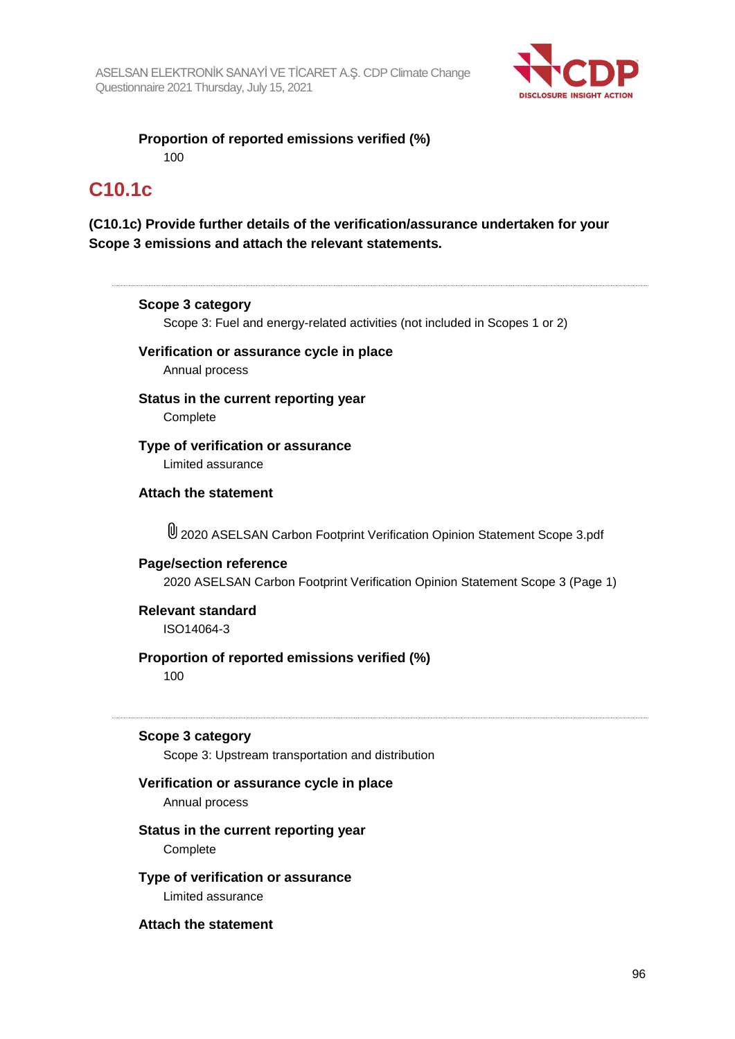**Proportion of reported emissions verified (%)**

100

## C10.1c

**(C10.1c) Provide further details of the verification/assurance undertaken for your Scope 3 emissions and attach the relevant statements.**

---

**Scope 3 category**

Scope 3: Fuel and energy-related activities (not included in Scopes 1 or 2)

**Verification or assurance cycle in place**

Annual process

**Status in the current reporting year**

Complete

**Type of verification or assurance**

Limited assurance

**Attach the statement**

2020 ASELSAN Carbon Footprint Verification Opinion Statement Scope 3.pdf

**Page/section reference**

2020 ASELSAN Carbon Footprint Verification Opinion Statement Scope 3 (Page 1)

**Relevant standard**

ISO14064-3

**Proportion of reported emissions verified (%)**

100

---

**Scope 3 category**

Scope 3: Upstream transportation and distribution

**Verification or assurance cycle in place**

Annual process

**Status in the current reporting year**

Complete

**Type of verification or assurance**

Limited assurance

**Attach the statement**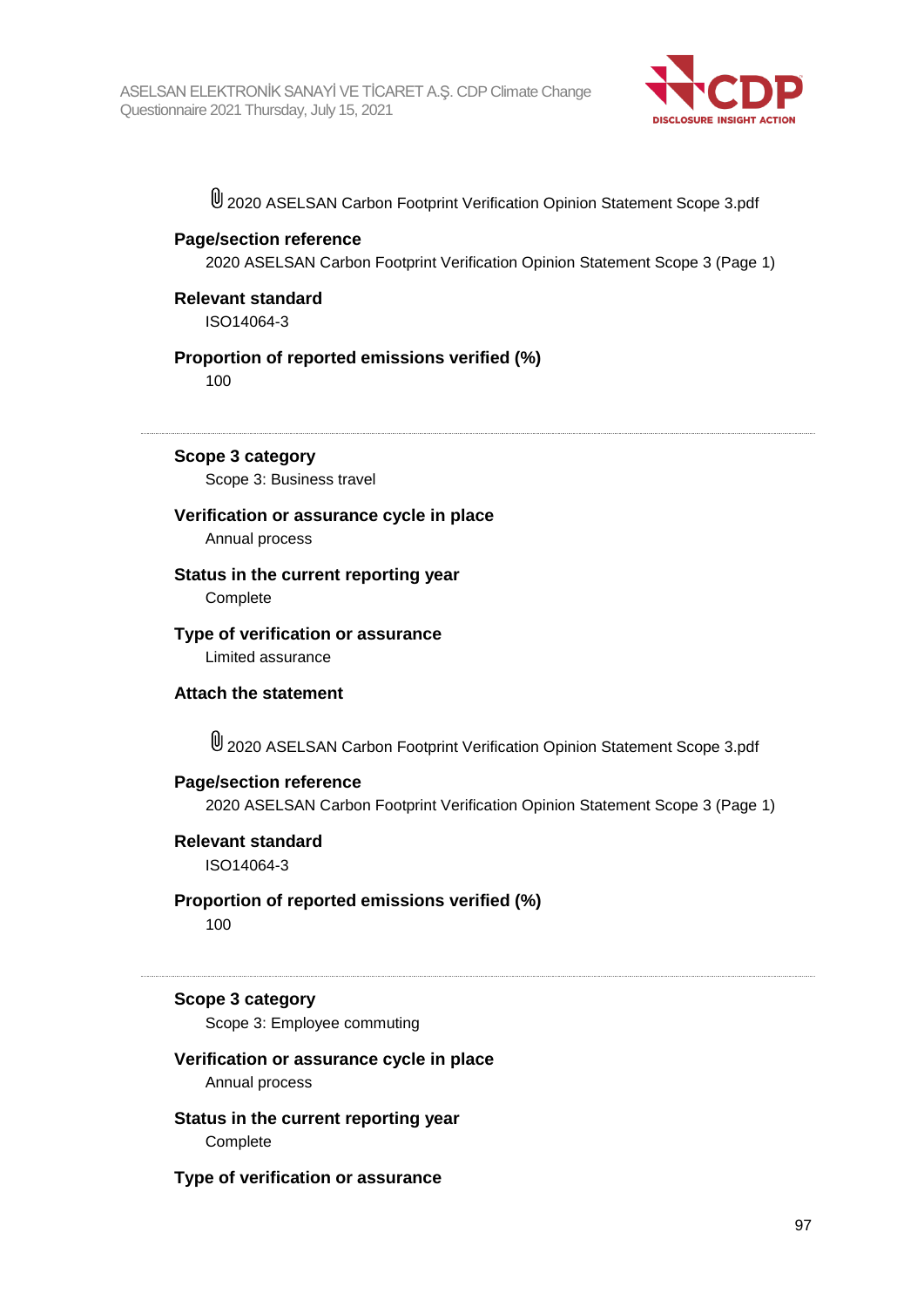2020 ASELSAN Carbon Footprint Verification Opinion Statement Scope 3.pdf

**Page/section reference**
2020 ASELSAN Carbon Footprint Verification Opinion Statement Scope 3 (Page 1)

**Relevant standard**
ISO14064-3

**Proportion of reported emissions verified (%)**
100

---

**Scope 3 category**
Scope 3: Business travel

**Verification or assurance cycle in place**
Annual process

**Status in the current reporting year**
Complete

**Type of verification or assurance**
Limited assurance

**Attach the statement**

2020 ASELSAN Carbon Footprint Verification Opinion Statement Scope 3.pdf

**Page/section reference**
2020 ASELSAN Carbon Footprint Verification Opinion Statement Scope 3 (Page 1)

**Relevant standard**
ISO14064-3

**Proportion of reported emissions verified (%)**
100

---

**Scope 3 category**
Scope 3: Employee commuting

**Verification or assurance cycle in place**
Annual process

**Status in the current reporting year**
Complete

**Type of verification or assurance**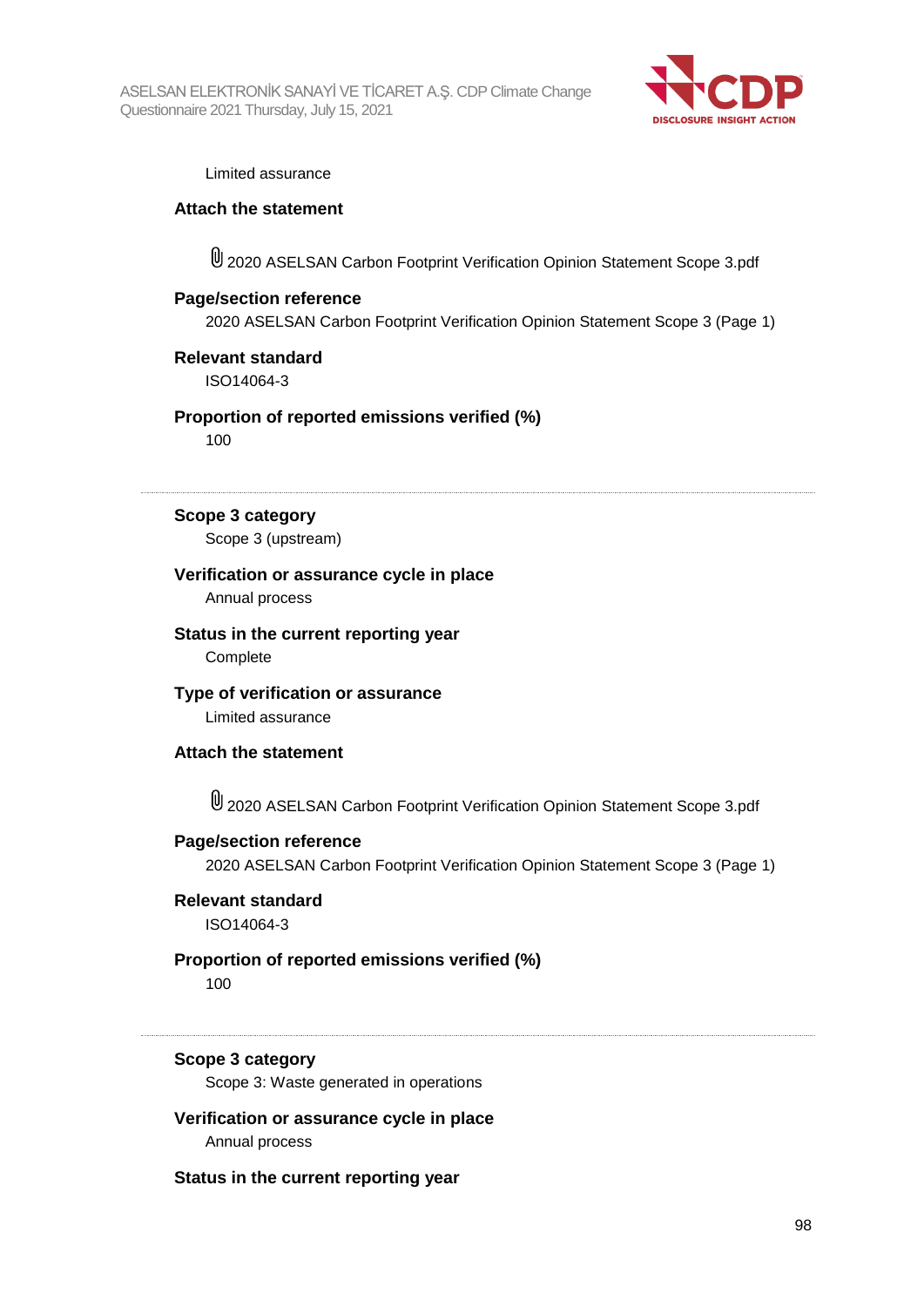Limited assurance

**Attach the statement**

2020 ASELSAN Carbon Footprint Verification Opinion Statement Scope 3.pdf

**Page/section reference**

2020 ASELSAN Carbon Footprint Verification Opinion Statement Scope 3 (Page 1)

**Relevant standard**

ISO14064-3

**Proportion of reported emissions verified (%)**

100

---

**Scope 3 category**

Scope 3 (upstream)

**Verification or assurance cycle in place**

Annual process

**Status in the current reporting year**

Complete

**Type of verification or assurance**

Limited assurance

**Attach the statement**

2020 ASELSAN Carbon Footprint Verification Opinion Statement Scope 3.pdf

**Page/section reference**

2020 ASELSAN Carbon Footprint Verification Opinion Statement Scope 3 (Page 1)

**Relevant standard**

ISO14064-3

**Proportion of reported emissions verified (%)**

100

---

**Scope 3 category**

Scope 3: Waste generated in operations

**Verification or assurance cycle in place**

Annual process

**Status in the current reporting year**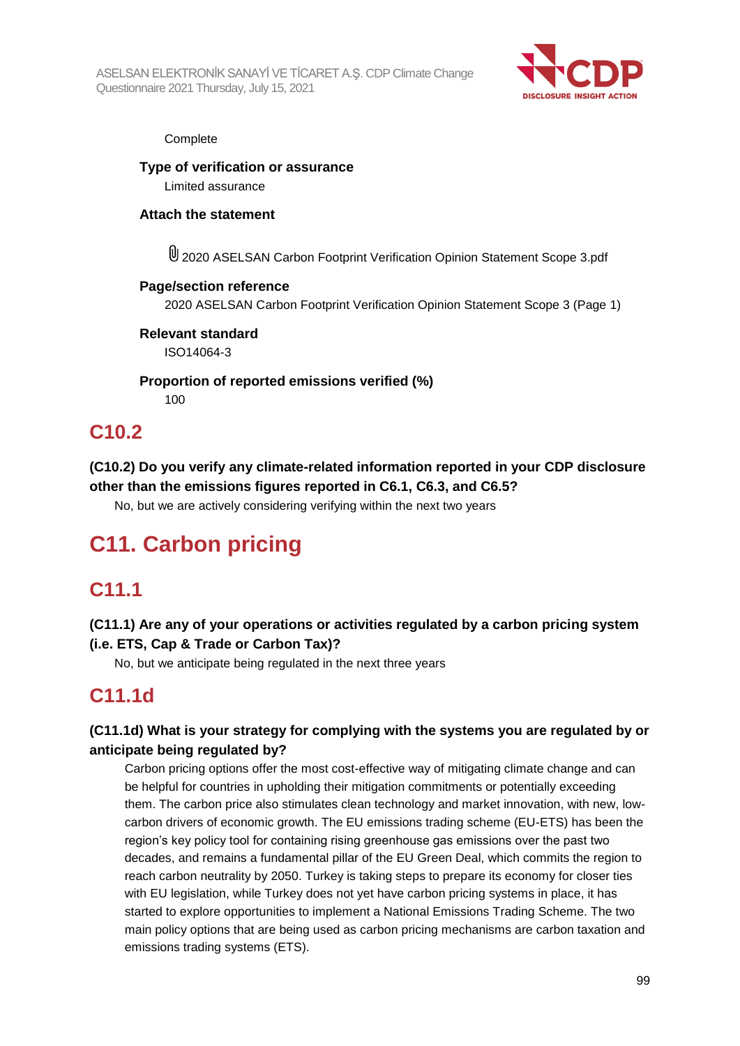Complete

**Type of verification or assurance**

Limited assurance

**Attach the statement**

2020 ASELSAN Carbon Footprint Verification Opinion Statement Scope 3.pdf

**Page/section reference**

2020 ASELSAN Carbon Footprint Verification Opinion Statement Scope 3 (Page 1)

**Relevant standard**

ISO14064-3

**Proportion of reported emissions verified (%)**

100

## C10.2

**(C10.2) Do you verify any climate-related information reported in your CDP disclosure other than the emissions figures reported in C6.1, C6.3, and C6.5?**

No, but we are actively considering verifying within the next two years

# C11. Carbon pricing

## C11.1

**(C11.1) Are any of your operations or activities regulated by a carbon pricing system (i.e. ETS, Cap & Trade or Carbon Tax)?**

No, but we anticipate being regulated in the next three years

## C11.1d

**(C11.1d) What is your strategy for complying with the systems you are regulated by or anticipate being regulated by?**

Carbon pricing options offer the most cost-effective way of mitigating climate change and can be helpful for countries in upholding their mitigation commitments or potentially exceeding them. The carbon price also stimulates clean technology and market innovation, with new, low-carbon drivers of economic growth. The EU emissions trading scheme (EU-ETS) has been the region's key policy tool for containing rising greenhouse gas emissions over the past two decades, and remains a fundamental pillar of the EU Green Deal, which commits the region to reach carbon neutrality by 2050. Turkey is taking steps to prepare its economy for closer ties with EU legislation, while Turkey does not yet have carbon pricing systems in place, it has started to explore opportunities to implement a National Emissions Trading Scheme. The two main policy options that are being used as carbon pricing mechanisms are carbon taxation and emissions trading systems (ETS).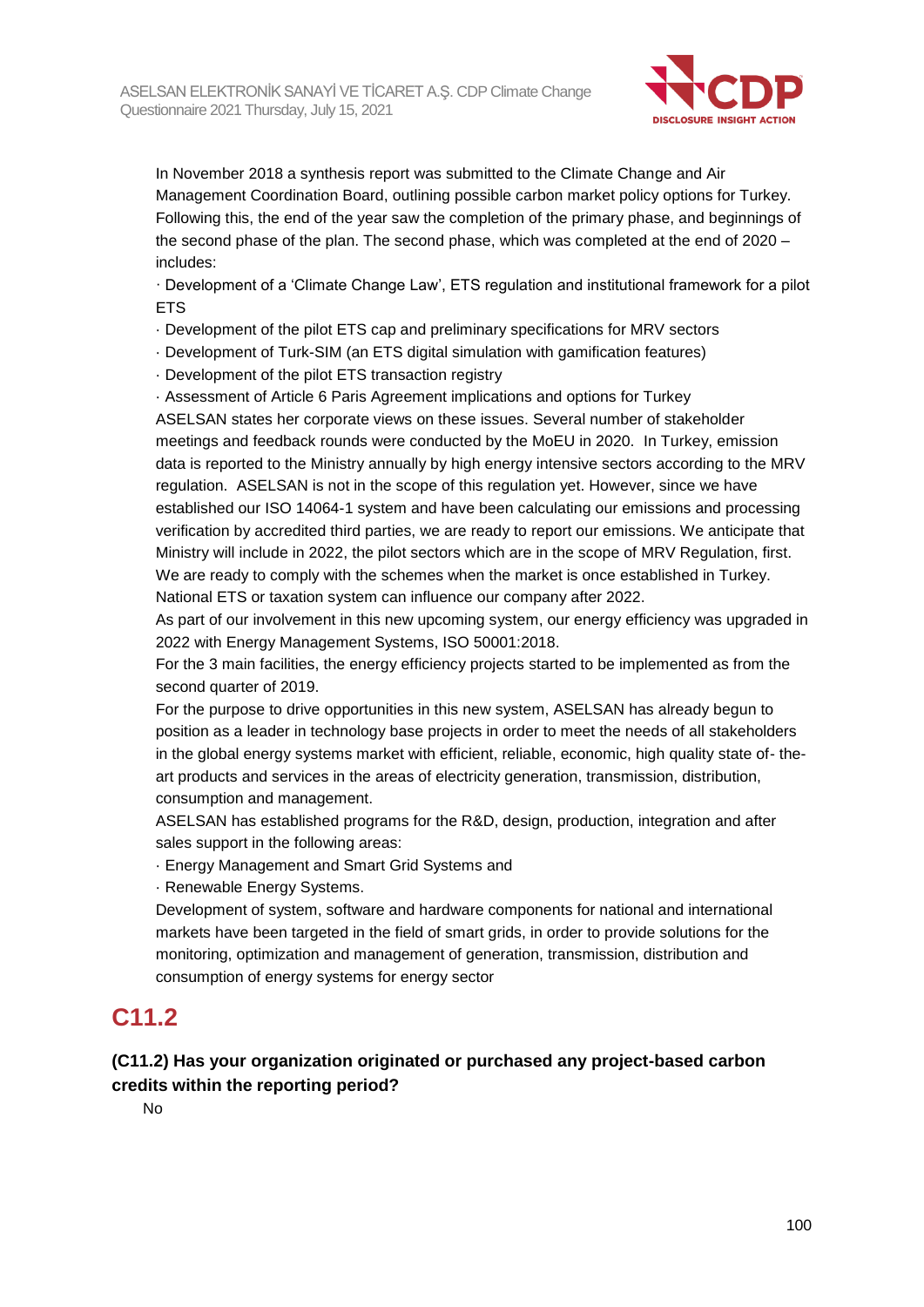In November 2018 a synthesis report was submitted to the Climate Change and Air Management Coordination Board, outlining possible carbon market policy options for Turkey. Following this, the end of the year saw the completion of the primary phase, and beginnings of the second phase of the plan. The second phase, which was completed at the end of 2020 – includes:

· Development of a 'Climate Change Law', ETS regulation and institutional framework for a pilot ETS

· Development of the pilot ETS cap and preliminary specifications for MRV sectors

· Development of Turk-SIM (an ETS digital simulation with gamification features)

· Development of the pilot ETS transaction registry

· Assessment of Article 6 Paris Agreement implications and options for Turkey

ASELSAN states her corporate views on these issues. Several number of stakeholder meetings and feedback rounds were conducted by the MoEU in 2020. In Turkey, emission data is reported to the Ministry annually by high energy intensive sectors according to the MRV regulation. ASELSAN is not in the scope of this regulation yet. However, since we have established our ISO 14064-1 system and have been calculating our emissions and processing verification by accredited third parties, we are ready to report our emissions. We anticipate that Ministry will include in 2022, the pilot sectors which are in the scope of MRV Regulation, first. We are ready to comply with the schemes when the market is once established in Turkey. National ETS or taxation system can influence our company after 2022.

As part of our involvement in this new upcoming system, our energy efficiency was upgraded in 2022 with Energy Management Systems, ISO 50001:2018.

For the 3 main facilities, the energy efficiency projects started to be implemented as from the second quarter of 2019.

For the purpose to drive opportunities in this new system, ASELSAN has already begun to position as a leader in technology base projects in order to meet the needs of all stakeholders in the global energy systems market with efficient, reliable, economic, high quality state of- the-art products and services in the areas of electricity generation, transmission, distribution, consumption and management.

ASELSAN has established programs for the R&D, design, production, integration and after sales support in the following areas:

· Energy Management and Smart Grid Systems and

· Renewable Energy Systems.

Development of system, software and hardware components for national and international markets have been targeted in the field of smart grids, in order to provide solutions for the monitoring, optimization and management of generation, transmission, distribution and consumption of energy systems for energy sector

# C11.2

### (C11.2) Has your organization originated or purchased any project-based carbon credits within the reporting period?

No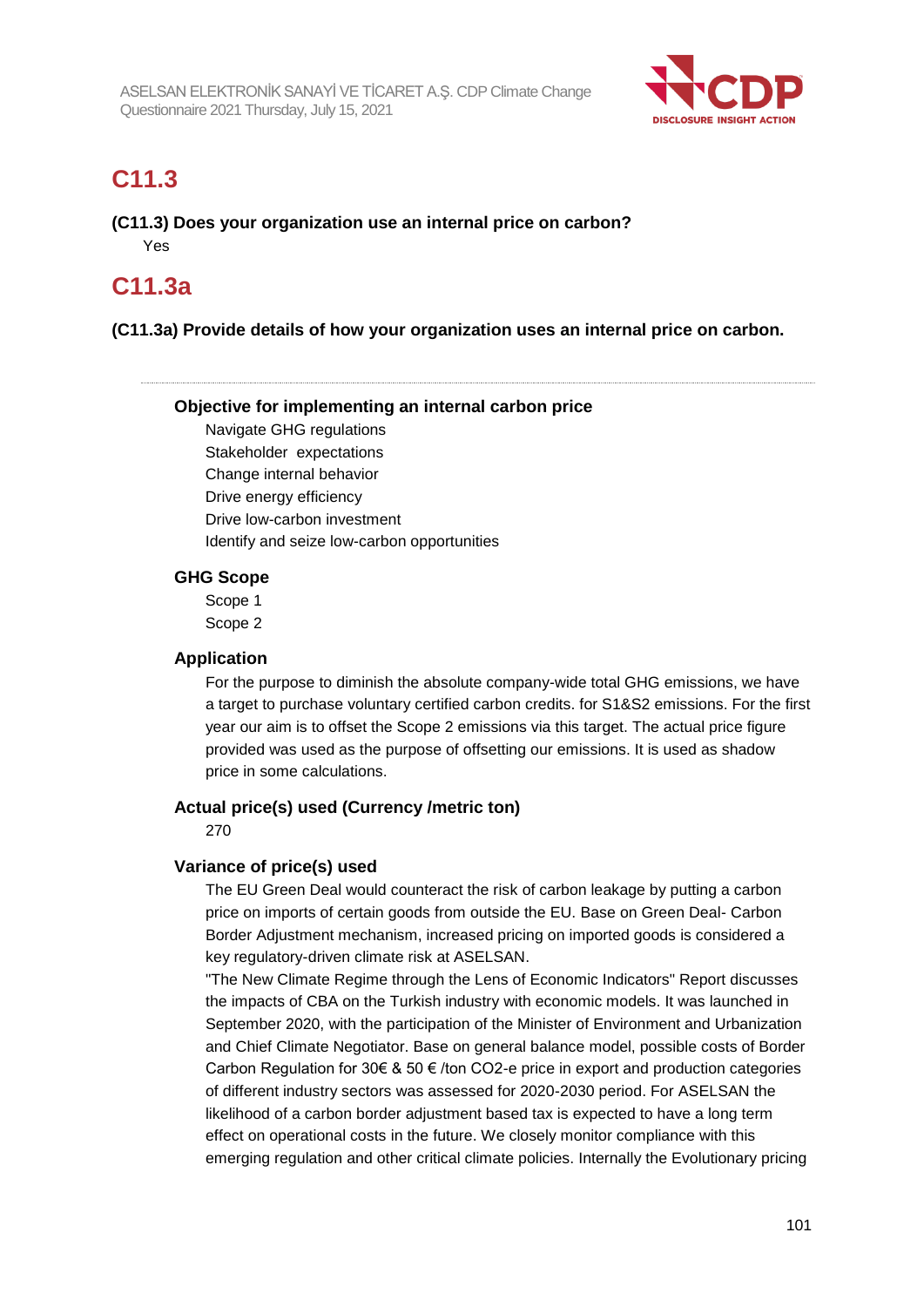## C11.3

**(C11.3) Does your organization use an internal price on carbon?**

Yes

## C11.3a

**(C11.3a) Provide details of how your organization uses an internal price on carbon.**

---

**Objective for implementing an internal carbon price**

Navigate GHG regulations
Stakeholder expectations
Change internal behavior
Drive energy efficiency
Drive low-carbon investment
Identify and seize low-carbon opportunities

**GHG Scope**

Scope 1
Scope 2

**Application**

For the purpose to diminish the absolute company-wide total GHG emissions, we have a target to purchase voluntary certified carbon credits. for S1&S2 emissions. For the first year our aim is to offset the Scope 2 emissions via this target. The actual price figure provided was used as the purpose of offsetting our emissions. It is used as shadow price in some calculations.

**Actual price(s) used (Currency /metric ton)**

270

**Variance of price(s) used**

The EU Green Deal would counteract the risk of carbon leakage by putting a carbon price on imports of certain goods from outside the EU. Base on Green Deal- Carbon Border Adjustment mechanism, increased pricing on imported goods is considered a key regulatory-driven climate risk at ASELSAN.

"The New Climate Regime through the Lens of Economic Indicators" Report discusses the impacts of CBA on the Turkish industry with economic models. It was launched in September 2020, with the participation of the Minister of Environment and Urbanization and Chief Climate Negotiator. Base on general balance model, possible costs of Border Carbon Regulation for 30€ & 50 € /ton CO2-e price in export and production categories of different industry sectors was assessed for 2020-2030 period. For ASELSAN the likelihood of a carbon border adjustment based tax is expected to have a long term effect on operational costs in the future. We closely monitor compliance with this emerging regulation and other critical climate policies. Internally the Evolutionary pricing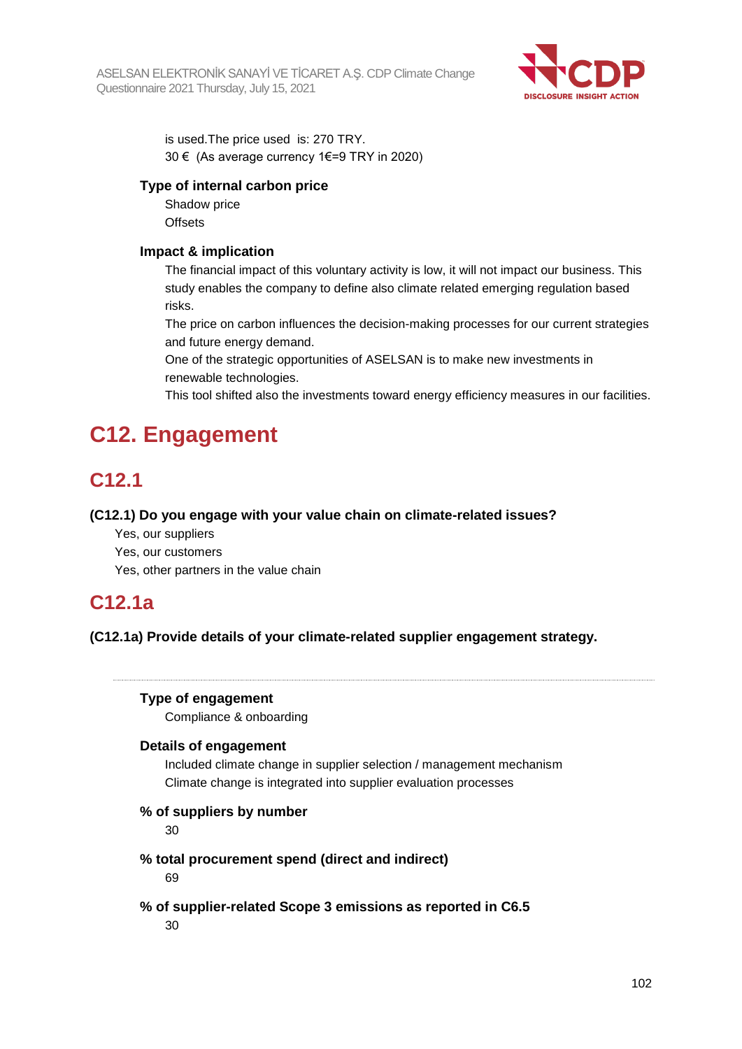is used.The price used is: 270 TRY.
30 € (As average currency 1€=9 TRY in 2020)

**Type of internal carbon price**

Shadow price
Offsets

**Impact & implication**

The financial impact of this voluntary activity is low, it will not impact our business. This study enables the company to define also climate related emerging regulation based risks.
The price on carbon influences the decision-making processes for our current strategies and future energy demand.
One of the strategic opportunities of ASELSAN is to make new investments in renewable technologies.
This tool shifted also the investments toward energy efficiency measures in our facilities.

# C12. Engagement

## C12.1

**(C12.1) Do you engage with your value chain on climate-related issues?**

Yes, our suppliers
Yes, our customers
Yes, other partners in the value chain

## C12.1a

**(C12.1a) Provide details of your climate-related supplier engagement strategy.**

---

**Type of engagement**

Compliance & onboarding

**Details of engagement**

Included climate change in supplier selection / management mechanism
Climate change is integrated into supplier evaluation processes

**% of suppliers by number**

30

**% total procurement spend (direct and indirect)**

69

**% of supplier-related Scope 3 emissions as reported in C6.5**

30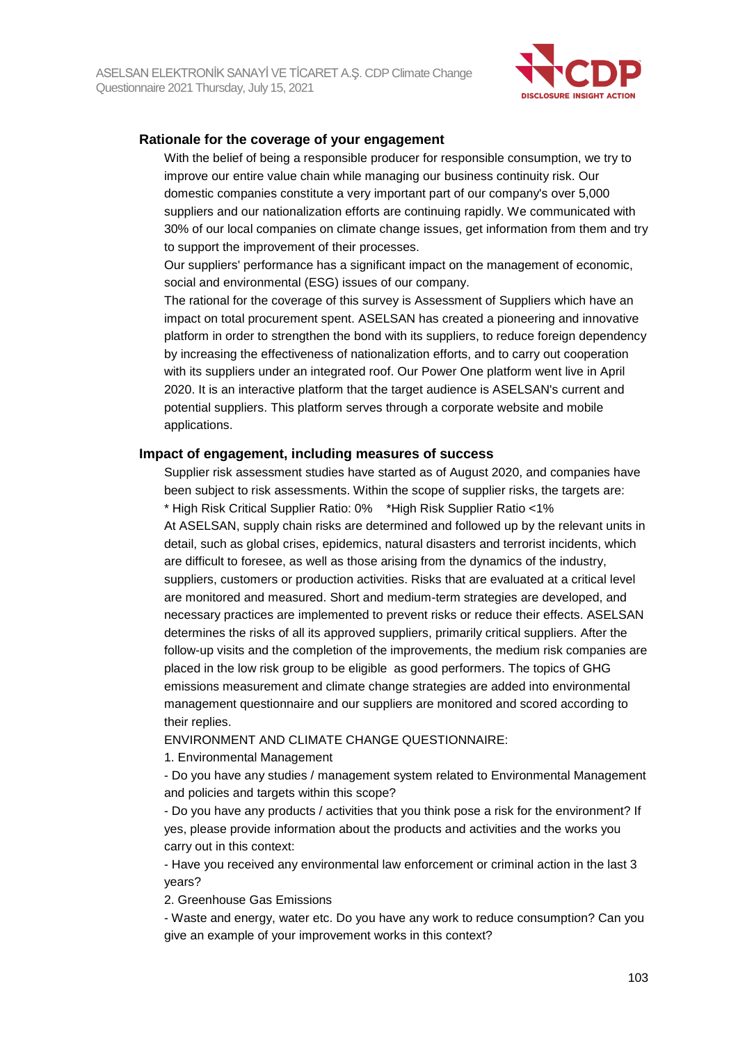### Rationale for the coverage of your engagement

With the belief of being a responsible producer for responsible consumption, we try to improve our entire value chain while managing our business continuity risk. Our domestic companies constitute a very important part of our company's over 5,000 suppliers and our nationalization efforts are continuing rapidly. We communicated with 30% of our local companies on climate change issues, get information from them and try to support the improvement of their processes.

Our suppliers' performance has a significant impact on the management of economic, social and environmental (ESG) issues of our company.

The rational for the coverage of this survey is Assessment of Suppliers which have an impact on total procurement spent. ASELSAN has created a pioneering and innovative platform in order to strengthen the bond with its suppliers, to reduce foreign dependency by increasing the effectiveness of nationalization efforts, and to carry out cooperation with its suppliers under an integrated roof. Our Power One platform went live in April 2020. It is an interactive platform that the target audience is ASELSAN's current and potential suppliers. This platform serves through a corporate website and mobile applications.

### Impact of engagement, including measures of success

Supplier risk assessment studies have started as of August 2020, and companies have been subject to risk assessments. Within the scope of supplier risks, the targets are:

* High Risk Critical Supplier Ratio: 0%    *High Risk Supplier Ratio <1%

At ASELSAN, supply chain risks are determined and followed up by the relevant units in detail, such as global crises, epidemics, natural disasters and terrorist incidents, which are difficult to foresee, as well as those arising from the dynamics of the industry, suppliers, customers or production activities. Risks that are evaluated at a critical level are monitored and measured. Short and medium-term strategies are developed, and necessary practices are implemented to prevent risks or reduce their effects. ASELSAN determines the risks of all its approved suppliers, primarily critical suppliers. After the follow-up visits and the completion of the improvements, the medium risk companies are placed in the low risk group to be eligible  as good performers. The topics of GHG emissions measurement and climate change strategies are added into environmental management questionnaire and our suppliers are monitored and scored according to their replies.

ENVIRONMENT AND CLIMATE CHANGE QUESTIONNAIRE:

1. Environmental Management

- Do you have any studies / management system related to Environmental Management and policies and targets within this scope?
- Do you have any products / activities that you think pose a risk for the environment? If yes, please provide information about the products and activities and the works you carry out in this context:
- Have you received any environmental law enforcement or criminal action in the last 3 years?

2. Greenhouse Gas Emissions

- Waste and energy, water etc. Do you have any work to reduce consumption? Can you give an example of your improvement works in this context?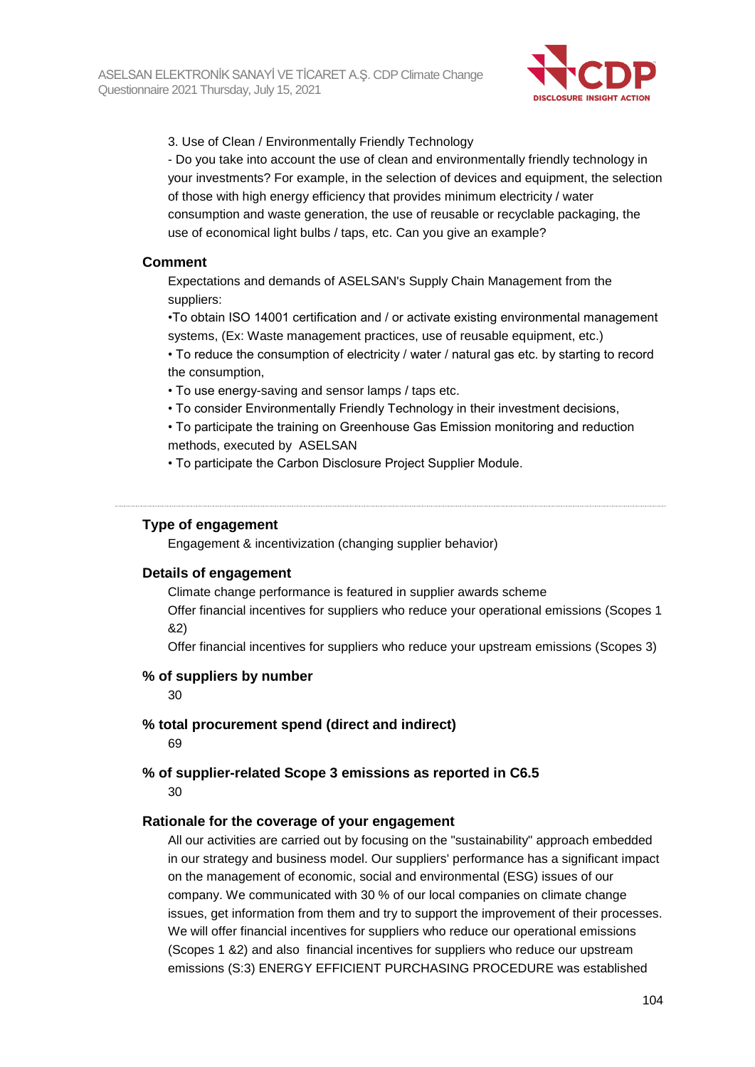3. Use of Clean / Environmentally Friendly Technology

- Do you take into account the use of clean and environmentally friendly technology in your investments? For example, in the selection of devices and equipment, the selection of those with high energy efficiency that provides minimum electricity / water consumption and waste generation, the use of reusable or recyclable packaging, the use of economical light bulbs / taps, etc. Can you give an example?

### Comment

Expectations and demands of ASELSAN's Supply Chain Management from the suppliers:

•To obtain ISO 14001 certification and / or activate existing environmental management systems, (Ex: Waste management practices, use of reusable equipment, etc.)

• To reduce the consumption of electricity / water / natural gas etc. by starting to record the consumption,

• To use energy-saving and sensor lamps / taps etc.

• To consider Environmentally Friendly Technology in their investment decisions,

• To participate the training on Greenhouse Gas Emission monitoring and reduction methods, executed by ASELSAN

• To participate the Carbon Disclosure Project Supplier Module.

---

### Type of engagement

Engagement & incentivization (changing supplier behavior)

### Details of engagement

Climate change performance is featured in supplier awards scheme

Offer financial incentives for suppliers who reduce your operational emissions (Scopes 1 &2)

Offer financial incentives for suppliers who reduce your upstream emissions (Scopes 3)

### % of suppliers by number

30

### % total procurement spend (direct and indirect)

69

### % of supplier-related Scope 3 emissions as reported in C6.5

30

### Rationale for the coverage of your engagement

All our activities are carried out by focusing on the "sustainability" approach embedded in our strategy and business model. Our suppliers' performance has a significant impact on the management of economic, social and environmental (ESG) issues of our company. We communicated with 30 % of our local companies on climate change issues, get information from them and try to support the improvement of their processes. We will offer financial incentives for suppliers who reduce our operational emissions (Scopes 1 &2) and also financial incentives for suppliers who reduce our upstream emissions (S:3) ENERGY EFFICIENT PURCHASING PROCEDURE was established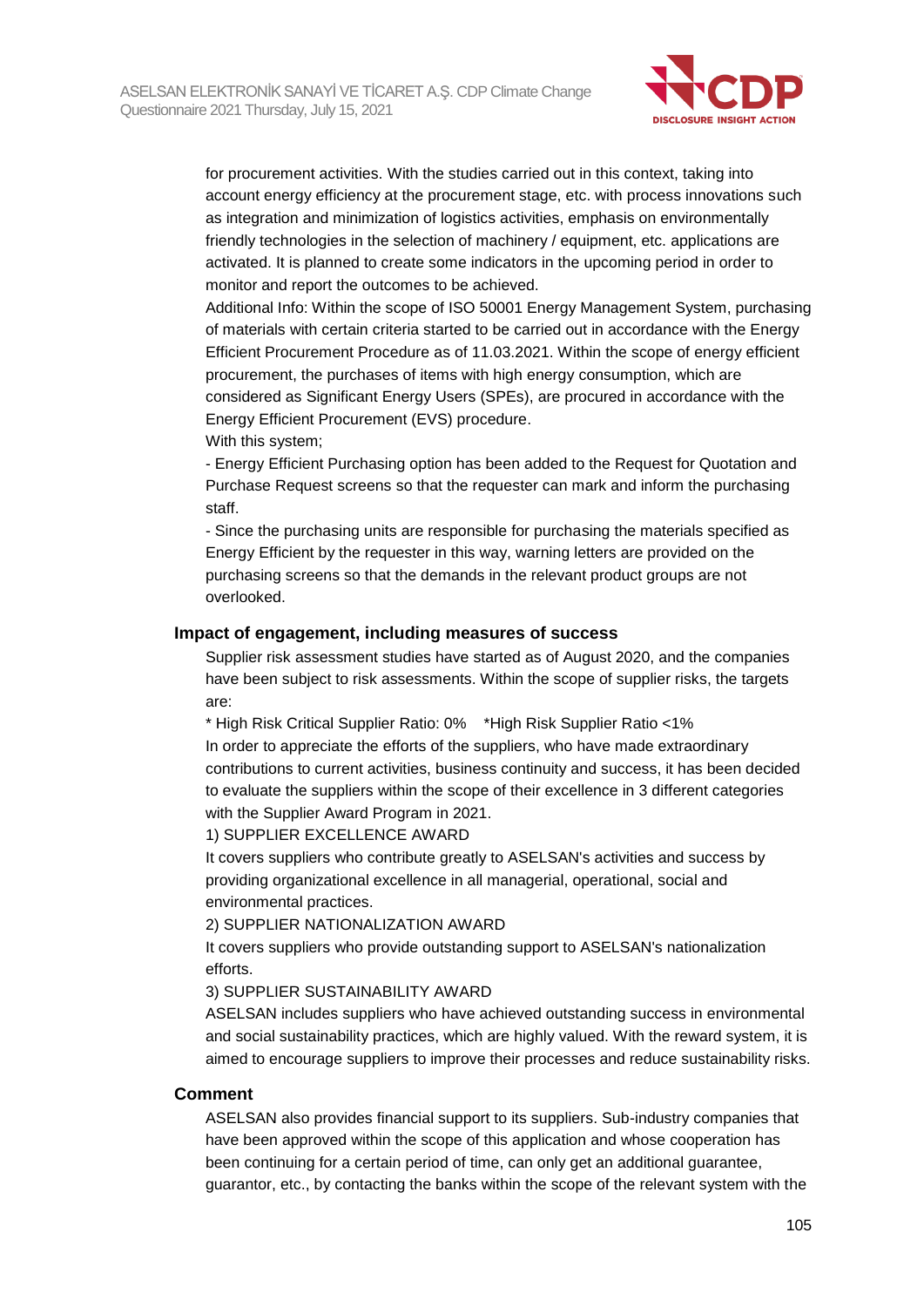for procurement activities. With the studies carried out in this context, taking into account energy efficiency at the procurement stage, etc. with process innovations such as integration and minimization of logistics activities, emphasis on environmentally friendly technologies in the selection of machinery / equipment, etc. applications are activated. It is planned to create some indicators in the upcoming period in order to monitor and report the outcomes to be achieved.

Additional Info: Within the scope of ISO 50001 Energy Management System, purchasing of materials with certain criteria started to be carried out in accordance with the Energy Efficient Procurement Procedure as of 11.03.2021. Within the scope of energy efficient procurement, the purchases of items with high energy consumption, which are considered as Significant Energy Users (SPEs), are procured in accordance with the Energy Efficient Procurement (EVS) procedure.

With this system;

- Energy Efficient Purchasing option has been added to the Request for Quotation and Purchase Request screens so that the requester can mark and inform the purchasing staff.
- Since the purchasing units are responsible for purchasing the materials specified as Energy Efficient by the requester in this way, warning letters are provided on the purchasing screens so that the demands in the relevant product groups are not overlooked.

### Impact of engagement, including measures of success

Supplier risk assessment studies have started as of August 2020, and the companies have been subject to risk assessments. Within the scope of supplier risks, the targets are:

* High Risk Critical Supplier Ratio: 0%  *High Risk Supplier Ratio <1%

In order to appreciate the efforts of the suppliers, who have made extraordinary contributions to current activities, business continuity and success, it has been decided to evaluate the suppliers within the scope of their excellence in 3 different categories with the Supplier Award Program in 2021.

1) SUPPLIER EXCELLENCE AWARD

It covers suppliers who contribute greatly to ASELSAN's activities and success by providing organizational excellence in all managerial, operational, social and environmental practices.

2) SUPPLIER NATIONALIZATION AWARD

It covers suppliers who provide outstanding support to ASELSAN's nationalization efforts.

3) SUPPLIER SUSTAINABILITY AWARD

ASELSAN includes suppliers who have achieved outstanding success in environmental and social sustainability practices, which are highly valued. With the reward system, it is aimed to encourage suppliers to improve their processes and reduce sustainability risks.

### Comment

ASELSAN also provides financial support to its suppliers. Sub-industry companies that have been approved within the scope of this application and whose cooperation has been continuing for a certain period of time, can only get an additional guarantee, guarantor, etc., by contacting the banks within the scope of the relevant system with the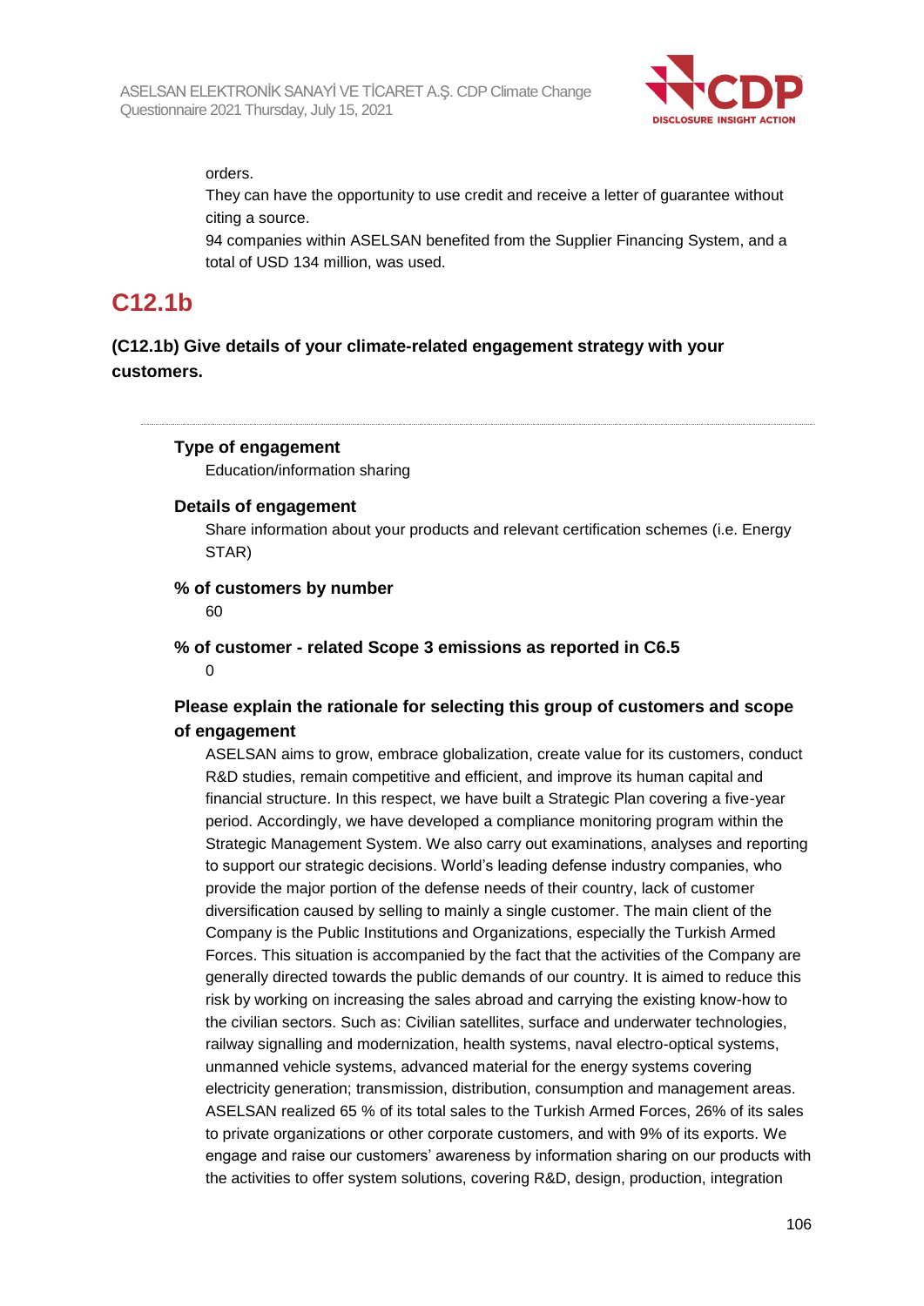orders.

They can have the opportunity to use credit and receive a letter of guarantee without citing a source.

94 companies within ASELSAN benefited from the Supplier Financing System, and a total of USD 134 million, was used.

## C12.1b

**(C12.1b) Give details of your climate-related engagement strategy with your customers.**

---

**Type of engagement**

Education/information sharing

**Details of engagement**

Share information about your products and relevant certification schemes (i.e. Energy STAR)

**% of customers by number**

60

**% of customer - related Scope 3 emissions as reported in C6.5**

0

**Please explain the rationale for selecting this group of customers and scope of engagement**

ASELSAN aims to grow, embrace globalization, create value for its customers, conduct R&D studies, remain competitive and efficient, and improve its human capital and financial structure. In this respect, we have built a Strategic Plan covering a five-year period. Accordingly, we have developed a compliance monitoring program within the Strategic Management System. We also carry out examinations, analyses and reporting to support our strategic decisions. World's leading defense industry companies, who provide the major portion of the defense needs of their country, lack of customer diversification caused by selling to mainly a single customer. The main client of the Company is the Public Institutions and Organizations, especially the Turkish Armed Forces. This situation is accompanied by the fact that the activities of the Company are generally directed towards the public demands of our country. It is aimed to reduce this risk by working on increasing the sales abroad and carrying the existing know-how to the civilian sectors. Such as: Civilian satellites, surface and underwater technologies, railway signalling and modernization, health systems, naval electro-optical systems, unmanned vehicle systems, advanced material for the energy systems covering electricity generation; transmission, distribution, consumption and management areas. ASELSAN realized 65 % of its total sales to the Turkish Armed Forces, 26% of its sales to private organizations or other corporate customers, and with 9% of its exports. We engage and raise our customers' awareness by information sharing on our products with the activities to offer system solutions, covering R&D, design, production, integration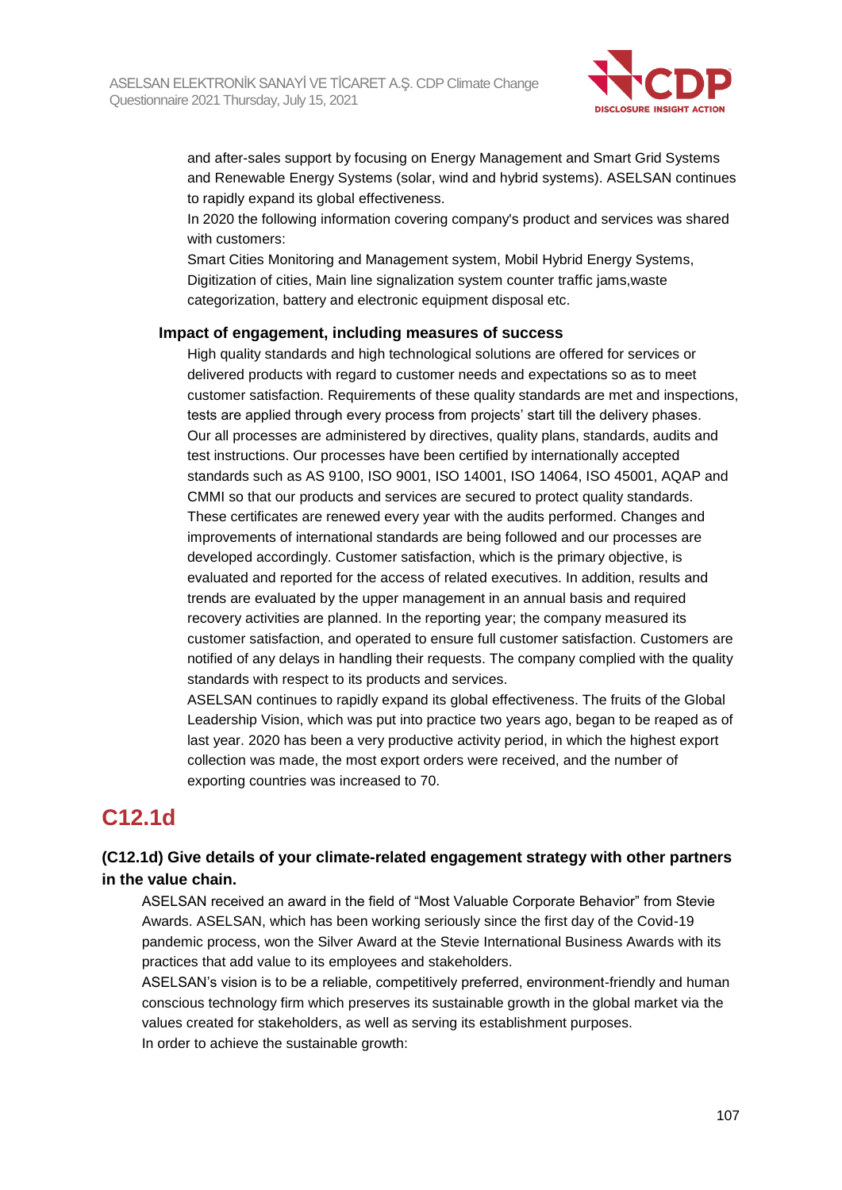and after-sales support by focusing on Energy Management and Smart Grid Systems and Renewable Energy Systems (solar, wind and hybrid systems). ASELSAN continues to rapidly expand its global effectiveness.
In 2020 the following information covering company's product and services was shared with customers:
Smart Cities Monitoring and Management system, Mobil Hybrid Energy Systems, Digitization of cities, Main line signalization system counter traffic jams,waste categorization, battery and electronic equipment disposal etc.

**Impact of engagement, including measures of success**

High quality standards and high technological solutions are offered for services or delivered products with regard to customer needs and expectations so as to meet customer satisfaction. Requirements of these quality standards are met and inspections, tests are applied through every process from projects' start till the delivery phases. Our all processes are administered by directives, quality plans, standards, audits and test instructions. Our processes have been certified by internationally accepted standards such as AS 9100, ISO 9001, ISO 14001, ISO 14064, ISO 45001, AQAP and CMMI so that our products and services are secured to protect quality standards. These certificates are renewed every year with the audits performed. Changes and improvements of international standards are being followed and our processes are developed accordingly. Customer satisfaction, which is the primary objective, is evaluated and reported for the access of related executives. In addition, results and trends are evaluated by the upper management in an annual basis and required recovery activities are planned. In the reporting year; the company measured its customer satisfaction, and operated to ensure full customer satisfaction. Customers are notified of any delays in handling their requests. The company complied with the quality standards with respect to its products and services.
ASELSAN continues to rapidly expand its global effectiveness. The fruits of the Global Leadership Vision, which was put into practice two years ago, began to be reaped as of last year. 2020 has been a very productive activity period, in which the highest export collection was made, the most export orders were received, and the number of exporting countries was increased to 70.

# C12.1d

**(C12.1d) Give details of your climate-related engagement strategy with other partners in the value chain.**

ASELSAN received an award in the field of “Most Valuable Corporate Behavior” from Stevie Awards. ASELSAN, which has been working seriously since the first day of the Covid-19 pandemic process, won the Silver Award at the Stevie International Business Awards with its practices that add value to its employees and stakeholders.
ASELSAN's vision is to be a reliable, competitively preferred, environment-friendly and human conscious technology firm which preserves its sustainable growth in the global market via the values created for stakeholders, as well as serving its establishment purposes.
In order to achieve the sustainable growth: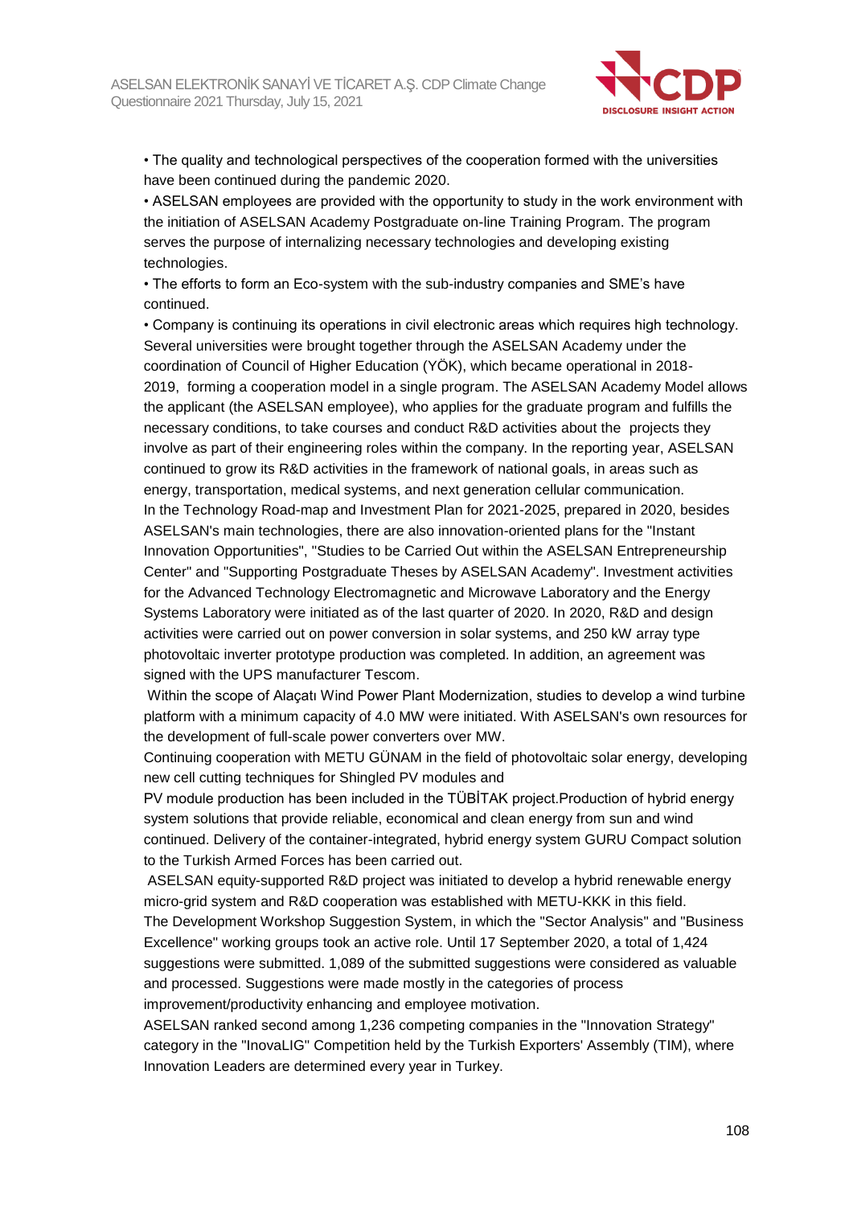• The quality and technological perspectives of the cooperation formed with the universities have been continued during the pandemic 2020.

• ASELSAN employees are provided with the opportunity to study in the work environment with the initiation of ASELSAN Academy Postgraduate on-line Training Program. The program serves the purpose of internalizing necessary technologies and developing existing technologies.

• The efforts to form an Eco-system with the sub-industry companies and SME's have continued.

• Company is continuing its operations in civil electronic areas which requires high technology. Several universities were brought together through the ASELSAN Academy under the coordination of Council of Higher Education (YÖK), which became operational in 2018-2019, forming a cooperation model in a single program. The ASELSAN Academy Model allows the applicant (the ASELSAN employee), who applies for the graduate program and fulfills the necessary conditions, to take courses and conduct R&D activities about the projects they involve as part of their engineering roles within the company. In the reporting year, ASELSAN continued to grow its R&D activities in the framework of national goals, in areas such as energy, transportation, medical systems, and next generation cellular communication.

In the Technology Road-map and Investment Plan for 2021-2025, prepared in 2020, besides ASELSAN's main technologies, there are also innovation-oriented plans for the "Instant Innovation Opportunities", "Studies to be Carried Out within the ASELSAN Entrepreneurship Center" and "Supporting Postgraduate Theses by ASELSAN Academy". Investment activities for the Advanced Technology Electromagnetic and Microwave Laboratory and the Energy Systems Laboratory were initiated as of the last quarter of 2020. In 2020, R&D and design activities were carried out on power conversion in solar systems, and 250 kW array type photovoltaic inverter prototype production was completed. In addition, an agreement was signed with the UPS manufacturer Tescom.

Within the scope of Alaçatı Wind Power Plant Modernization, studies to develop a wind turbine platform with a minimum capacity of 4.0 MW were initiated. With ASELSAN's own resources for the development of full-scale power converters over MW.

Continuing cooperation with METU GÜNAM in the field of photovoltaic solar energy, developing new cell cutting techniques for Shingled PV modules and PV module production has been included in the TÜBİTAK project.Production of hybrid energy system solutions that provide reliable, economical and clean energy from sun and wind continued. Delivery of the container-integrated, hybrid energy system GURU Compact solution to the Turkish Armed Forces has been carried out.

ASELSAN equity-supported R&D project was initiated to develop a hybrid renewable energy micro-grid system and R&D cooperation was established with METU-KKK in this field.

The Development Workshop Suggestion System, in which the "Sector Analysis" and "Business Excellence" working groups took an active role. Until 17 September 2020, a total of 1,424 suggestions were submitted. 1,089 of the submitted suggestions were considered as valuable and processed. Suggestions were made mostly in the categories of process improvement/productivity enhancing and employee motivation.

ASELSAN ranked second among 1,236 competing companies in the "Innovation Strategy" category in the "InovaLIG" Competition held by the Turkish Exporters' Assembly (TIM), where Innovation Leaders are determined every year in Turkey.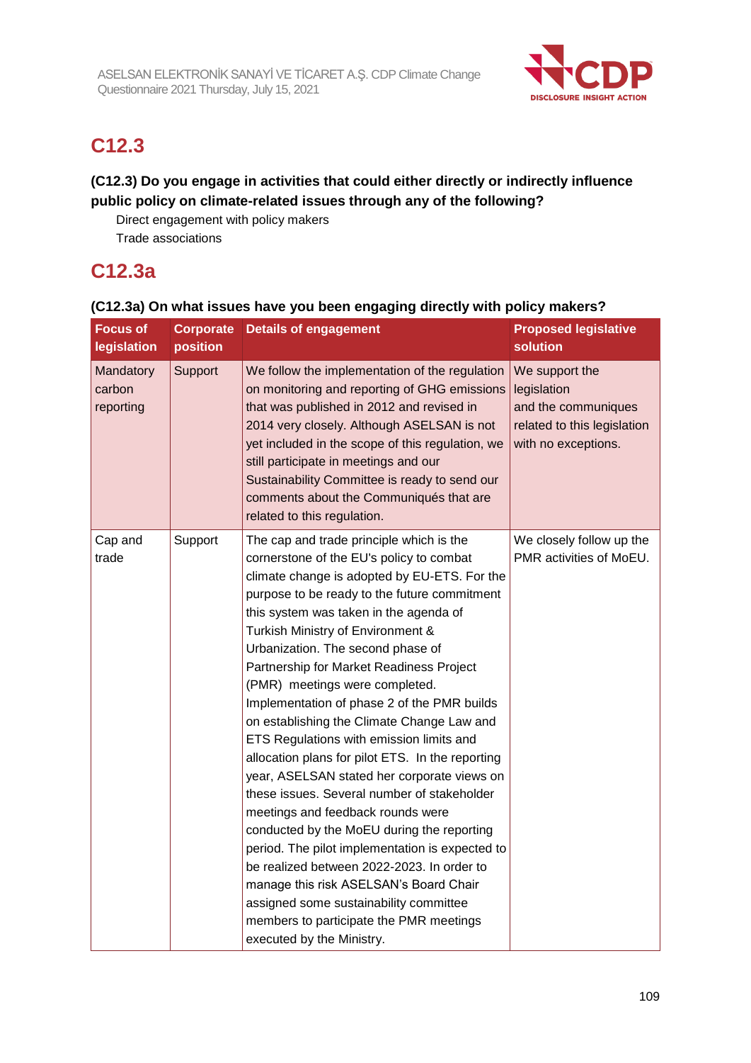## C12.3

**(C12.3) Do you engage in activities that could either directly or indirectly influence public policy on climate-related issues through any of the following?**

Direct engagement with policy makers
Trade associations

## C12.3a

**(C12.3a) On what issues have you been engaging directly with policy makers?**

| Focus of legislation | Corporate position | Details of engagement | Proposed legislative solution |
|---|---|---|---|
| Mandatory carbon reporting | Support | We follow the implementation of the regulation on monitoring and reporting of GHG emissions that was published in 2012 and revised in 2014 very closely. Although ASELSAN is not yet included in the scope of this regulation, we still participate in meetings and our Sustainability Committee is ready to send our comments about the Communiqués that are related to this regulation. | We support the legislation and the communiques related to this legislation with no exceptions. |
| Cap and trade | Support | The cap and trade principle which is the cornerstone of the EU's policy to combat climate change is adopted by EU-ETS. For the purpose to be ready to the future commitment this system was taken in the agenda of Turkish Ministry of Environment & Urbanization. The second phase of Partnership for Market Readiness Project (PMR) meetings were completed. Implementation of phase 2 of the PMR builds on establishing the Climate Change Law and ETS Regulations with emission limits and allocation plans for pilot ETS. In the reporting year, ASELSAN stated her corporate views on these issues. Several number of stakeholder meetings and feedback rounds were conducted by the MoEU during the reporting period. The pilot implementation is expected to be realized between 2022-2023. In order to manage this risk ASELSAN's Board Chair assigned some sustainability committee members to participate the PMR meetings executed by the Ministry. | We closely follow up the PMR activities of MoEU. |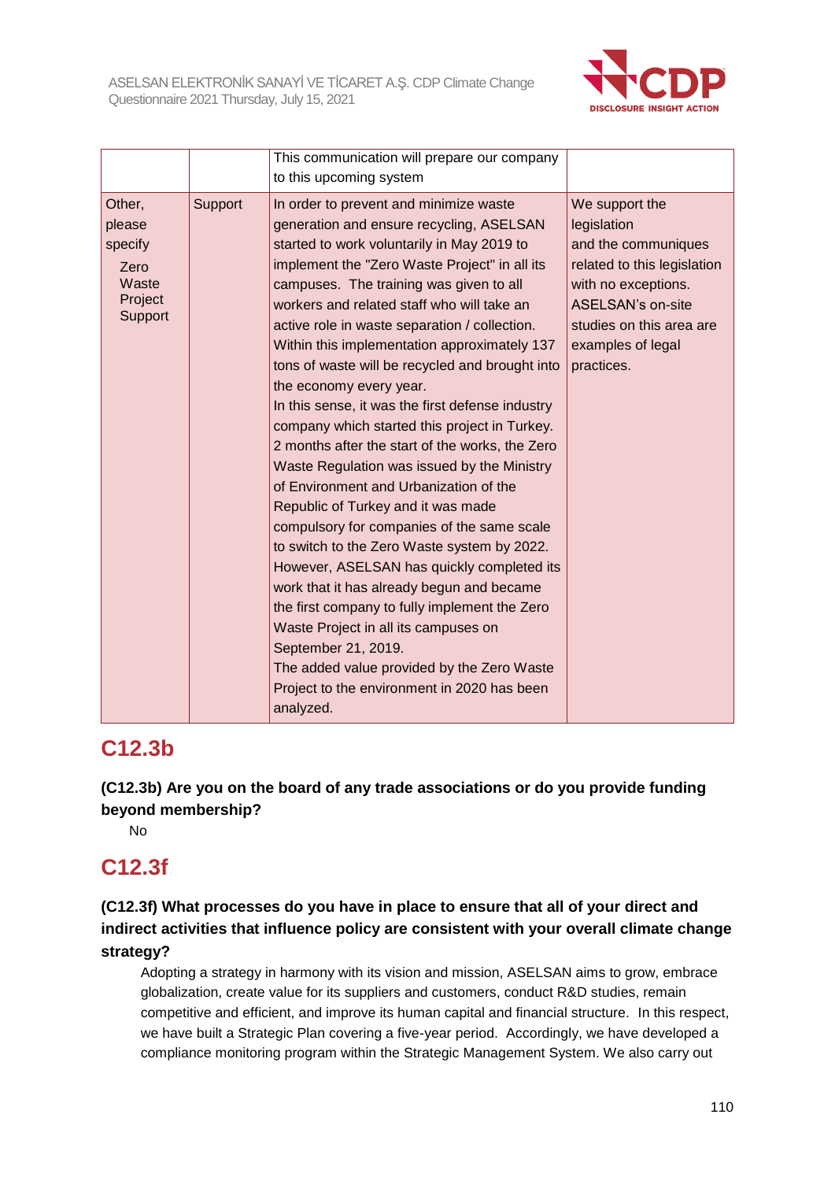| | | | |
|---|---|---|---|
| | | This communication will prepare our company to this upcoming system | |
| Other, please specify<br>Zero Waste Project Support | Support | In order to prevent and minimize waste generation and ensure recycling, ASELSAN started to work voluntarily in May 2019 to implement the "Zero Waste Project" in all its campuses. The training was given to all workers and related staff who will take an active role in waste separation / collection. Within this implementation approximately 137 tons of waste will be recycled and brought into the economy every year.<br>In this sense, it was the first defense industry company which started this project in Turkey. 2 months after the start of the works, the Zero Waste Regulation was issued by the Ministry of Environment and Urbanization of the Republic of Turkey and it was made compulsory for companies of the same scale to switch to the Zero Waste system by 2022. However, ASELSAN has quickly completed its work that it has already begun and became the first company to fully implement the Zero Waste Project in all its campuses on September 21, 2019.<br>The added value provided by the Zero Waste Project to the environment in 2020 has been analyzed. | We support the legislation and the communiques related to this legislation with no exceptions. ASELSAN's on-site studies on this area are examples of legal practices. |

## C12.3b

**(C12.3b) Are you on the board of any trade associations or do you provide funding beyond membership?**

No

## C12.3f

**(C12.3f) What processes do you have in place to ensure that all of your direct and indirect activities that influence policy are consistent with your overall climate change strategy?**

Adopting a strategy in harmony with its vision and mission, ASELSAN aims to grow, embrace globalization, create value for its suppliers and customers, conduct R&D studies, remain competitive and efficient, and improve its human capital and financial structure. In this respect, we have built a Strategic Plan covering a five-year period. Accordingly, we have developed a compliance monitoring program within the Strategic Management System. We also carry out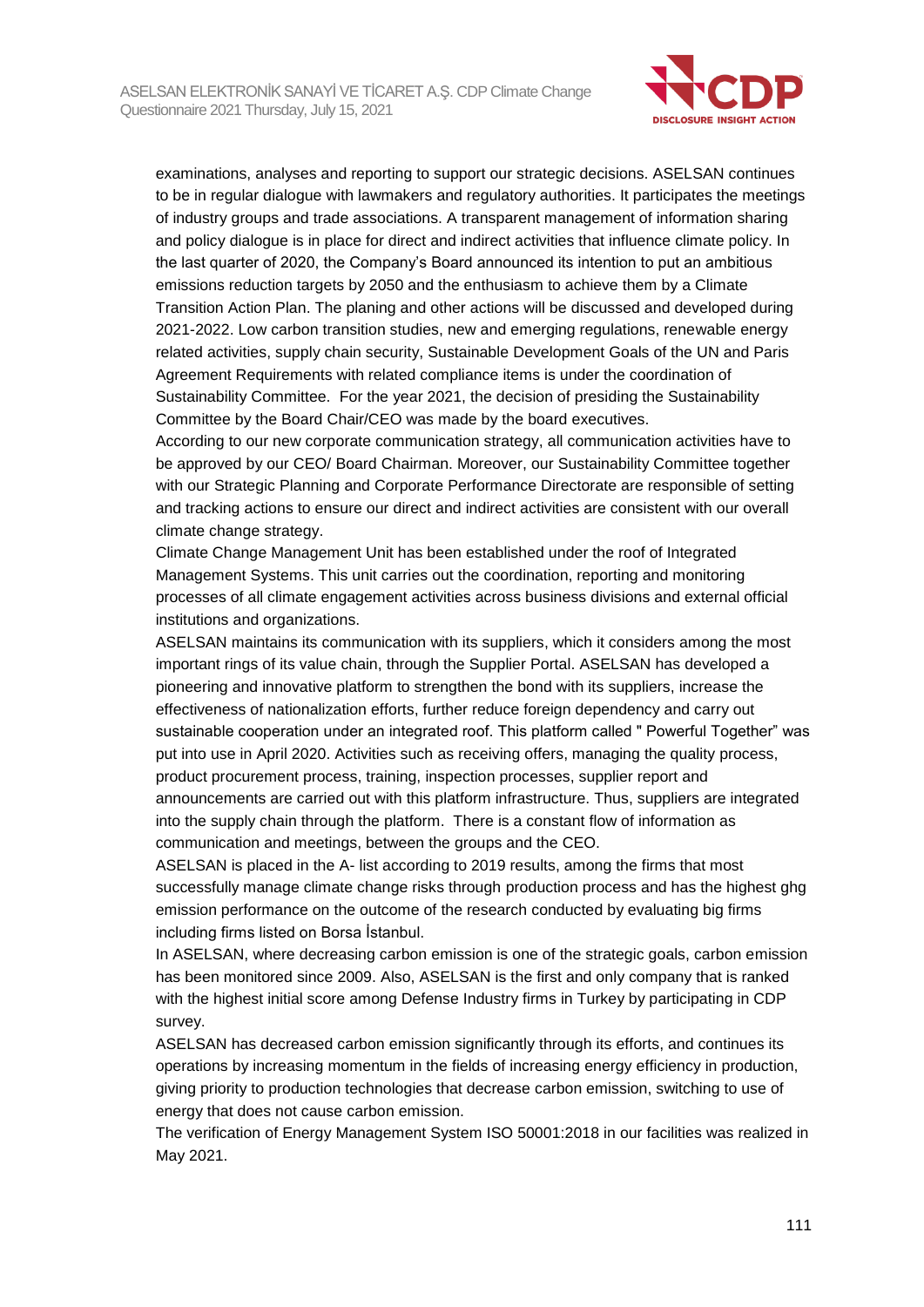examinations, analyses and reporting to support our strategic decisions. ASELSAN continues to be in regular dialogue with lawmakers and regulatory authorities. It participates the meetings of industry groups and trade associations. A transparent management of information sharing and policy dialogue is in place for direct and indirect activities that influence climate policy. In the last quarter of 2020, the Company's Board announced its intention to put an ambitious emissions reduction targets by 2050 and the enthusiasm to achieve them by a Climate Transition Action Plan. The planing and other actions will be discussed and developed during 2021-2022. Low carbon transition studies, new and emerging regulations, renewable energy related activities, supply chain security, Sustainable Development Goals of the UN and Paris Agreement Requirements with related compliance items is under the coordination of Sustainability Committee. For the year 2021, the decision of presiding the Sustainability Committee by the Board Chair/CEO was made by the board executives.

According to our new corporate communication strategy, all communication activities have to be approved by our CEO/ Board Chairman. Moreover, our Sustainability Committee together with our Strategic Planning and Corporate Performance Directorate are responsible of setting and tracking actions to ensure our direct and indirect activities are consistent with our overall climate change strategy.

Climate Change Management Unit has been established under the roof of Integrated Management Systems. This unit carries out the coordination, reporting and monitoring processes of all climate engagement activities across business divisions and external official institutions and organizations.

ASELSAN maintains its communication with its suppliers, which it considers among the most important rings of its value chain, through the Supplier Portal. ASELSAN has developed a pioneering and innovative platform to strengthen the bond with its suppliers, increase the effectiveness of nationalization efforts, further reduce foreign dependency and carry out sustainable cooperation under an integrated roof. This platform called " Powerful Together" was put into use in April 2020. Activities such as receiving offers, managing the quality process, product procurement process, training, inspection processes, supplier report and announcements are carried out with this platform infrastructure. Thus, suppliers are integrated into the supply chain through the platform. There is a constant flow of information as communication and meetings, between the groups and the CEO.

ASELSAN is placed in the A- list according to 2019 results, among the firms that most successfully manage climate change risks through production process and has the highest ghg emission performance on the outcome of the research conducted by evaluating big firms including firms listed on Borsa İstanbul.

In ASELSAN, where decreasing carbon emission is one of the strategic goals, carbon emission has been monitored since 2009. Also, ASELSAN is the first and only company that is ranked with the highest initial score among Defense Industry firms in Turkey by participating in CDP survey.

ASELSAN has decreased carbon emission significantly through its efforts, and continues its operations by increasing momentum in the fields of increasing energy efficiency in production, giving priority to production technologies that decrease carbon emission, switching to use of energy that does not cause carbon emission.

The verification of Energy Management System ISO 50001:2018 in our facilities was realized in May 2021.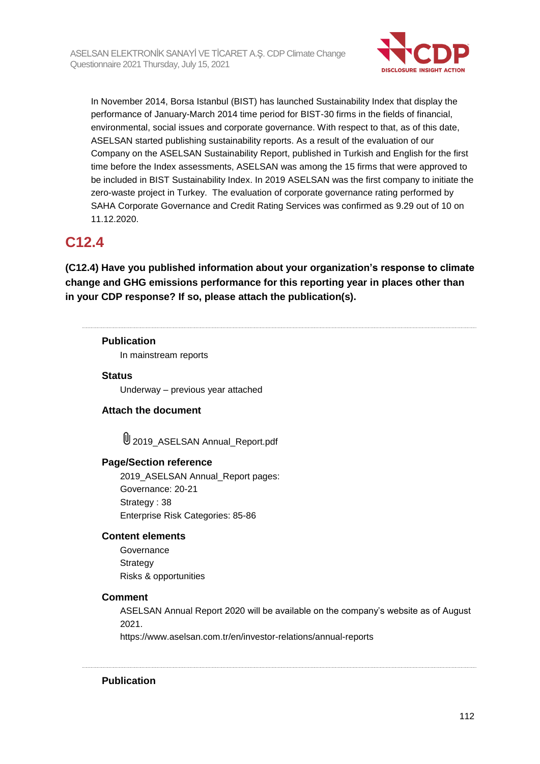In November 2014, Borsa Istanbul (BIST) has launched Sustainability Index that display the performance of January-March 2014 time period for BIST-30 firms in the fields of financial, environmental, social issues and corporate governance. With respect to that, as of this date, ASELSAN started publishing sustainability reports. As a result of the evaluation of our Company on the ASELSAN Sustainability Report, published in Turkish and English for the first time before the Index assessments, ASELSAN was among the 15 firms that were approved to be included in BIST Sustainability Index. In 2019 ASELSAN was the first company to initiate the zero-waste project in Turkey. The evaluation of corporate governance rating performed by SAHA Corporate Governance and Credit Rating Services was confirmed as 9.29 out of 10 on 11.12.2020.

## C12.4

**(C12.4) Have you published information about your organization's response to climate change and GHG emissions performance for this reporting year in places other than in your CDP response? If so, please attach the publication(s).**

---

**Publication**

In mainstream reports

**Status**

Underway – previous year attached

**Attach the document**

2019_ASELSAN Annual_Report.pdf

**Page/Section reference**

2019_ASELSAN Annual_Report pages:
Governance: 20-21
Strategy : 38
Enterprise Risk Categories: 85-86

**Content elements**

Governance
Strategy
Risks & opportunities

**Comment**

ASELSAN Annual Report 2020 will be available on the company's website as of August 2021.
https://www.aselsan.com.tr/en/investor-relations/annual-reports

---

**Publication**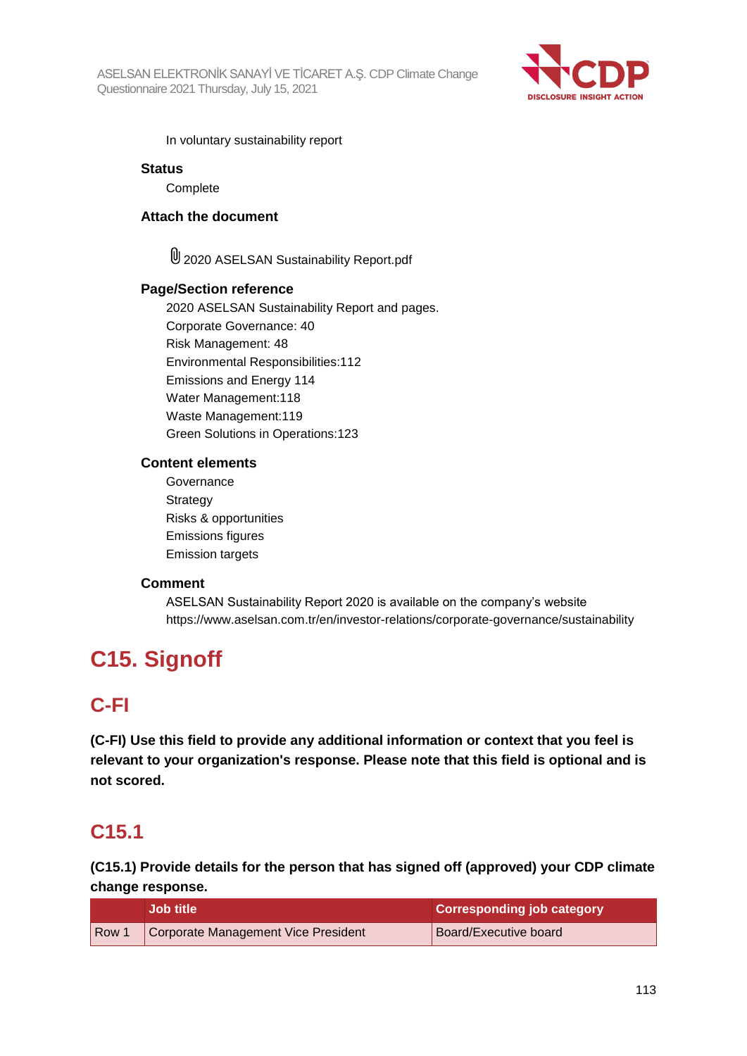In voluntary sustainability report

**Status**

Complete

**Attach the document**

2020 ASELSAN Sustainability Report.pdf

**Page/Section reference**

2020 ASELSAN Sustainability Report and pages.
Corporate Governance: 40
Risk Management: 48
Environmental Responsibilities:112
Emissions and Energy 114
Water Management:118
Waste Management:119
Green Solutions in Operations:123

**Content elements**

Governance
Strategy
Risks & opportunities
Emissions figures
Emission targets

**Comment**

ASELSAN Sustainability Report 2020 is available on the company's website
https://www.aselsan.com.tr/en/investor-relations/corporate-governance/sustainability

# C15. Signoff

## C-FI

**(C-FI) Use this field to provide any additional information or context that you feel is relevant to your organization's response. Please note that this field is optional and is not scored.**

## C15.1

**(C15.1) Provide details for the person that has signed off (approved) your CDP climate change response.**

| | Job title | Corresponding job category |
|---|---|---|
| Row 1 | Corporate Management Vice President | Board/Executive board |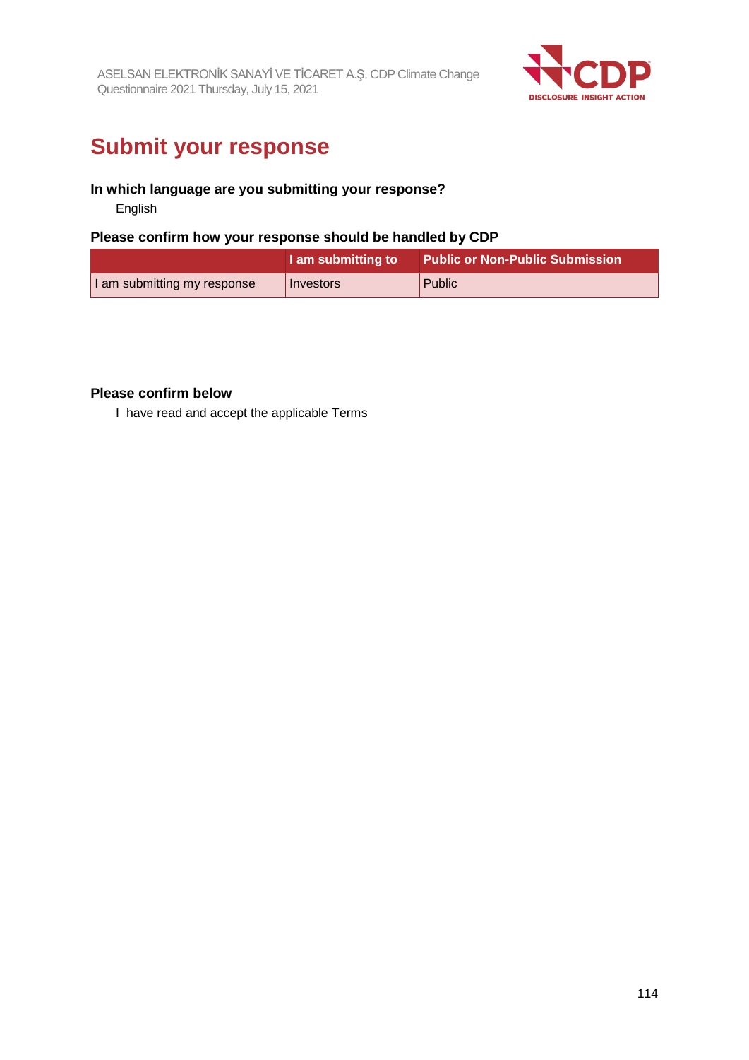# Submit your response

### In which language are you submitting your response?

English

### Please confirm how your response should be handled by CDP

| | I am submitting to | Public or Non-Public Submission |
|---|---|---|
| I am submitting my response | Investors | Public |

### Please confirm below

I have read and accept the applicable Terms